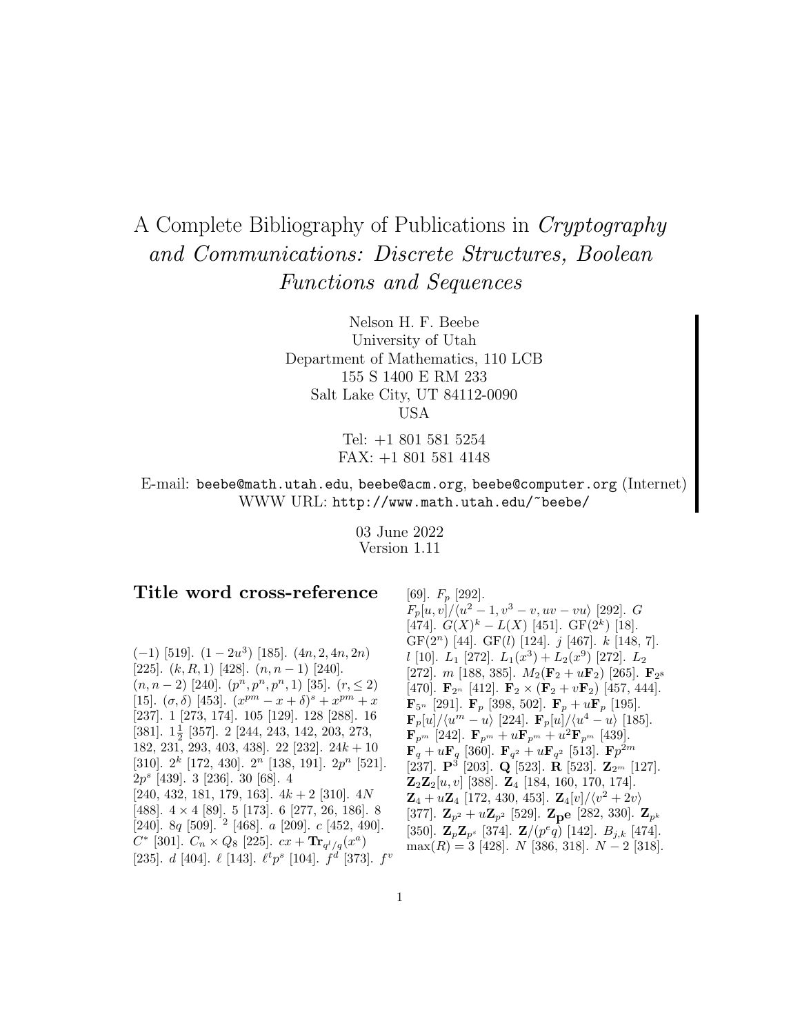# A Complete Bibliography of Publications in *Cryptography and Communications: Discrete Structures, Boolean Functions and Sequences*

Nelson H. F. Beebe
University of Utah
Department of Mathematics, 110 LCB
155 S 1400 E RM 233
Salt Lake City, UT 84112-0090
USA

Tel: +1 801 581 5254
FAX: +1 801 581 4148

E-mail: `beebe@math.utah.edu`, `beebe@acm.org`, `beebe@computer.org` (Internet)
WWW URL: `http://www.math.utah.edu/~beebe/`

03 June 2022
Version 1.11

## Title word cross-reference

$(-1)$ [519]. $(1-2u^3)$ [185]. $(4n, 2, 4n, 2n)$ [225]. $(k, R, 1)$ [428]. $(n, n-1)$ [240]. $(n, n-2)$ [240]. $(p^n, p^n, p^n, 1)$ [35]. $(r, \leq 2)$ [15]. $(\sigma, \delta)$ [453]. $(x^{pm} - x + \delta)^s + x^{pm} + x$ [237]. 1 [273, 174]. 105 [129]. 128 [288]. 16 [381]. $1\frac{1}{2}$ [357]. 2 [244, 243, 142, 203, 273, 182, 231, 293, 403, 438]. 22 [232]. $24k+10$ [310]. $2^k$ [172, 430]. $2^n$ [138, 191]. $2p^n$ [521]. $2p^s$ [439]. 3 [236]. 30 [68]. 4 [240, 432, 181, 179, 163]. $4k+2$ [310]. $4N$ [488]. $4 \times 4$ [89]. 5 [173]. 6 [277, 26, 186]. 8 [240]. $8q$ [509]. $^2$ [468]. $a$ [209]. $c$ [452, 490]. $C^*$ [301]. $C_n \times Q_8$ [225]. $cx + \mathbf{Tr}_{q^l/q}(x^a)$ [235]. $d$ [404]. $\ell$ [143]. $\ell^t p^s$ [104]. $f^d$ [373]. $f^v$ [69]. $F_p$ [292]. $F_p[u, v]/\langle u^2-1, v^3-v, uv-vu \rangle$ [292]. $G$ [474]. $G(X)^k - L(X)$ [451]. GF$(2^k)$ [18]. GF$(2^n)$ [44]. GF$(l)$ [124]. $j$ [467]. $k$ [148, 7]. $l$ [10]. $L_1$ [272]. $L_1(x^3) + L_2(x^9)$ [272]. $L_2$ [272]. $m$ [188, 385]. $M_2(\mathbf{F}_2 + u\mathbf{F}_2)$ [265]. $\mathbf{F}_{2^s}$ [470]. $\mathbf{F}_{2^n}$ [412]. $\mathbf{F}_2 \times (\mathbf{F}_2 + v\mathbf{F}_2)$ [457, 444]. $\mathbf{F}_{5^n}$ [291]. $\mathbf{F}_p$ [398, 502]. $\mathbf{F}_p + u\mathbf{F}_p$ [195]. $\mathbf{F}_p[u]/\langle u^m - u \rangle$ [224]. $\mathbf{F}_p[u]/\langle u^4 - u \rangle$ [185]. $\mathbf{F}_{p^m}$ [242]. $\mathbf{F}_{p^m} + u\mathbf{F}_{p^m} + u^2\mathbf{F}_{p^m}$ [439]. $\mathbf{F}_q + u\mathbf{F}_q$ [360]. $\mathbf{F}_{q^2} + u\mathbf{F}_{q^2}$ [513]. $\mathbf{F}p^{2m}$ [237]. $\mathbf{P}^3$ [203]. $\mathbf{Q}$ [523]. $\mathbf{R}$ [523]. $\mathbf{Z}_{2^m}$ [127]. $\mathbf{Z}_2\mathbf{Z}_2[u, v]$ [388]. $\mathbf{Z}_4$ [184, 160, 170, 174]. $\mathbf{Z}_4 + u\mathbf{Z}_4$ [172, 430, 453]. $\mathbf{Z}_4[v]/\langle v^2 + 2v \rangle$ [377]. $\mathbf{Z}_{p^2} + u\mathbf{Z}_{p^2}$ [529]. $\mathbf{Z}_{\mathbf{p}}\mathbf{e}$ [282, 330]. $\mathbf{Z}_{p^k}$ [350]. $\mathbf{Z}_p\mathbf{Z}_{p^s}$ [374]. $\mathbf{Z}/(p^e q)$ [142]. $B_{j,k}$ [474]. $\max(R) = 3$ [428]. $N$ [386, 318]. $N-2$ [318].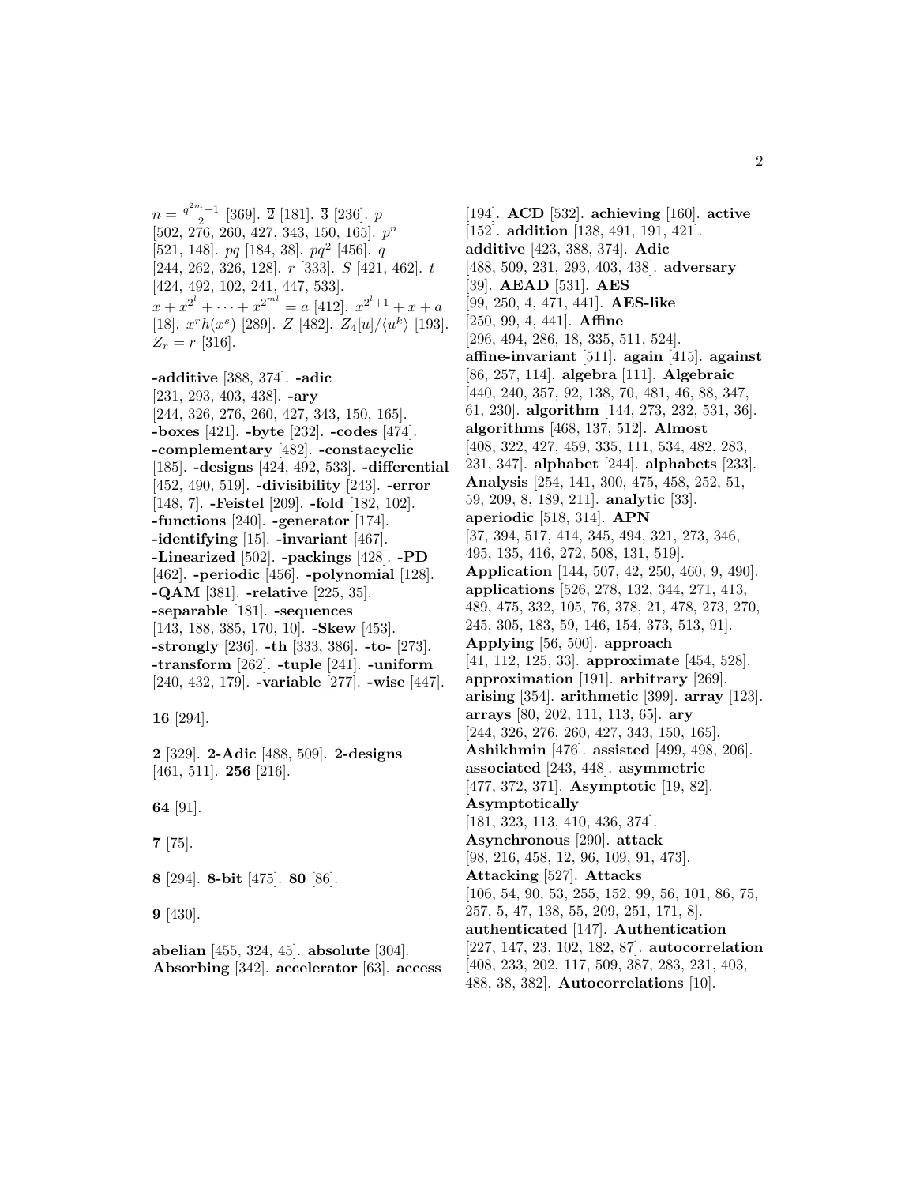$n = \frac{q^{2m}-1}{2}$ [369]. $\overline{2}$ [181]. $\overline{3}$ [236]. $p$ [502, 276, 260, 427, 343, 150, 165]. $p^n$ [521, 148]. $pq$ [184, 38]. $pq^2$ [456]. $q$ [244, 262, 326, 128]. $r$ [333]. $S$ [421, 462]. $t$ [424, 492, 102, 241, 447, 533]. $x + x^{2^l} + \cdots + x^{2^{ml}} = a$ [412]. $x^{2^l+1} + x + a$ [18]. $x^r h(x^s)$ [289]. $Z$ [482]. $Z_4[u]/\langle u^k \rangle$ [193]. $Z_r = r$ [316].

**-additive** [388, 374]. **-adic** [231, 293, 403, 438]. **-ary** [244, 326, 276, 260, 427, 343, 150, 165]. **-boxes** [421]. **-byte** [232]. **-codes** [474]. **-complementary** [482]. **-constacyclic** [185]. **-designs** [424, 492, 533]. **-differential** [452, 490, 519]. **-divisibility** [243]. **-error** [148, 7]. **-Feistel** [209]. **-fold** [182, 102]. **-functions** [240]. **-generator** [174]. **-identifying** [15]. **-invariant** [467]. **-Linearized** [502]. **-packings** [428]. **-PD** [462]. **-periodic** [456]. **-polynomial** [128]. **-QAM** [381]. **-relative** [225, 35]. **-separable** [181]. **-sequences** [143, 188, 385, 170, 10]. **-Skew** [453]. **-strongly** [236]. **-th** [333, 386]. **-to-** [273]. **-transform** [262]. **-tuple** [241]. **-uniform** [240, 432, 179]. **-variable** [277]. **-wise** [447].

**16** [294].

**2** [329]. **2-Adic** [488, 509]. **2-designs** [461, 511]. **256** [216].

**64** [91].

**7** [75].

**8** [294]. **8-bit** [475]. **80** [86].

**9** [430].

**abelian** [455, 324, 45]. **absolute** [304]. **Absorbing** [342]. **accelerator** [63]. **access** [194]. **ACD** [532]. **achieving** [160]. **active** [152]. **addition** [138, 491, 191, 421]. **additive** [423, 388, 374]. **Adic** [488, 509, 231, 293, 403, 438]. **adversary** [39]. **AEAD** [531]. **AES** [99, 250, 4, 471, 441]. **AES-like** [250, 99, 4, 441]. **Affine** [296, 494, 286, 18, 335, 511, 524]. **affine-invariant** [511]. **again** [415]. **against** [86, 257, 114]. **algebra** [111]. **Algebraic** [440, 240, 357, 92, 138, 70, 481, 46, 88, 347, 61, 230]. **algorithm** [144, 273, 232, 531, 36]. **algorithms** [468, 137, 512]. **Almost** [408, 322, 427, 459, 335, 111, 534, 482, 283, 231, 347]. **alphabet** [244]. **alphabets** [233]. **Analysis** [254, 141, 300, 475, 458, 252, 51, 59, 209, 8, 189, 211]. **analytic** [33]. **aperiodic** [518, 314]. **APN** [37, 394, 517, 414, 345, 494, 321, 273, 346, 495, 135, 416, 272, 508, 131, 519]. **Application** [144, 507, 42, 250, 460, 9, 490]. **applications** [526, 278, 132, 344, 271, 413, 489, 475, 332, 105, 76, 378, 21, 478, 273, 270, 245, 305, 183, 59, 146, 154, 373, 513, 91]. **Applying** [56, 500]. **approach** [41, 112, 125, 33]. **approximate** [454, 528]. **approximation** [191]. **arbitrary** [269]. **arising** [354]. **arithmetic** [399]. **array** [123]. **arrays** [80, 202, 111, 113, 65]. **ary** [244, 326, 276, 260, 427, 343, 150, 165]. **Ashikhmin** [476]. **assisted** [499, 498, 206]. **associated** [243, 448]. **asymmetric** [477, 372, 371]. **Asymptotic** [19, 82]. **Asymptotically** [181, 323, 113, 410, 436, 374]. **Asynchronous** [290]. **attack** [98, 216, 458, 12, 96, 109, 91, 473]. **Attacking** [527]. **Attacks** [106, 54, 90, 53, 255, 152, 99, 56, 101, 86, 75, 257, 5, 47, 138, 55, 209, 251, 171, 8]. **authenticated** [147]. **Authentication** [227, 147, 23, 102, 182, 87]. **autocorrelation** [408, 233, 202, 117, 509, 387, 283, 231, 403, 488, 38, 382]. **Autocorrelations** [10].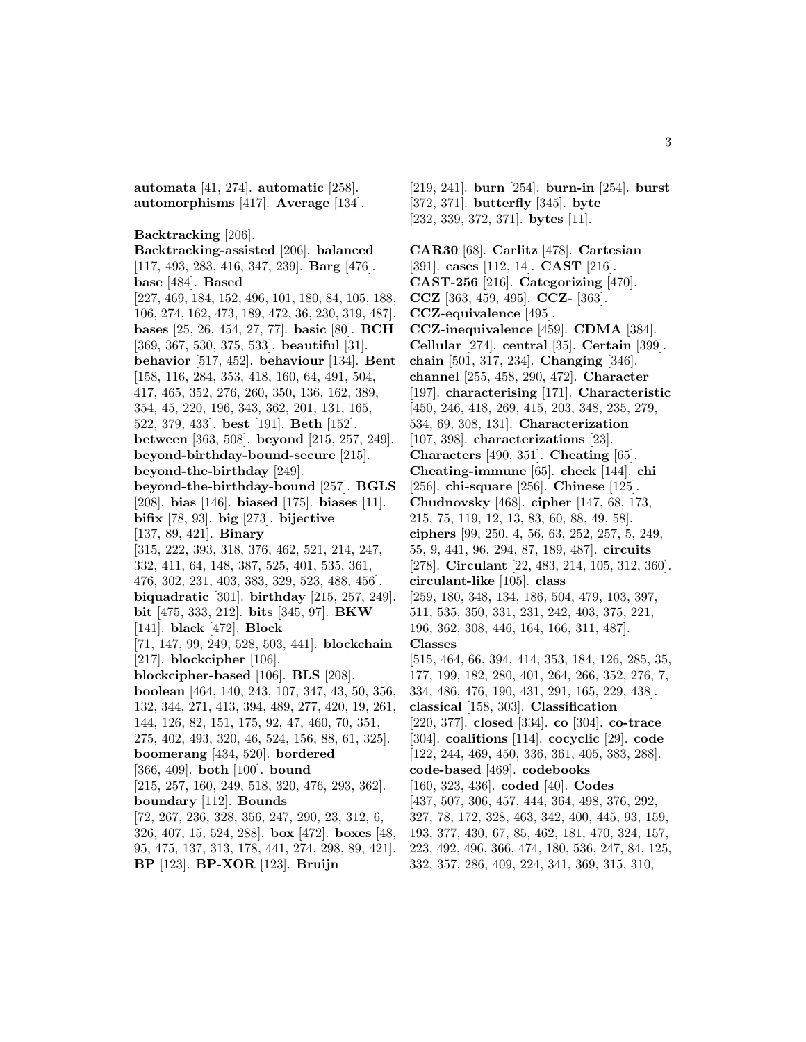**automata** [41, 274]. **automatic** [258]. **automorphisms** [417]. **Average** [134].

**Backtracking** [206]. **Backtracking-assisted** [206]. **balanced** [117, 493, 283, 416, 347, 239]. **Barg** [476]. **base** [484]. **Based** [227, 469, 184, 152, 496, 101, 180, 84, 105, 188, 106, 274, 162, 473, 189, 472, 36, 230, 319, 487]. **bases** [25, 26, 454, 27, 77]. **basic** [80]. **BCH** [369, 367, 530, 375, 533]. **beautiful** [31]. **behavior** [517, 452]. **behaviour** [134]. **Bent** [158, 116, 284, 353, 418, 160, 64, 491, 504, 417, 465, 352, 276, 260, 350, 136, 162, 389, 354, 45, 220, 196, 343, 362, 201, 131, 165, 522, 379, 433]. **best** [191]. **Beth** [152]. **between** [363, 508]. **beyond** [215, 257, 249]. **beyond-birthday-bound-secure** [215]. **beyond-the-birthday** [249]. **beyond-the-birthday-bound** [257]. **BGLS** [208]. **bias** [146]. **biased** [175]. **biases** [11]. **bifix** [78, 93]. **big** [273]. **bijective** [137, 89, 421]. **Binary** [315, 222, 393, 318, 376, 462, 521, 214, 247, 332, 411, 64, 148, 387, 525, 401, 535, 361, 476, 302, 231, 403, 383, 329, 523, 488, 456]. **biquadratic** [301]. **birthday** [215, 257, 249]. **bit** [475, 333, 212]. **bits** [345, 97]. **BKW** [141]. **black** [472]. **Block** [71, 147, 99, 249, 528, 503, 441]. **blockchain** [217]. **blockcipher** [106]. **blockcipher-based** [106]. **BLS** [208]. **boolean** [464, 140, 243, 107, 347, 43, 50, 356, 132, 344, 271, 413, 394, 489, 277, 420, 19, 261, 144, 126, 82, 151, 175, 92, 47, 460, 70, 351, 275, 402, 493, 320, 46, 524, 156, 88, 61, 325]. **boomerang** [434, 520]. **bordered** [366, 409]. **both** [100]. **bound** [215, 257, 160, 249, 518, 320, 476, 293, 362]. **boundary** [112]. **Bounds** [72, 267, 236, 328, 356, 247, 290, 23, 312, 6, 326, 407, 15, 524, 288]. **box** [472]. **boxes** [48, 95, 475, 137, 313, 178, 441, 274, 298, 89, 421]. **BP** [123]. **BP-XOR** [123]. **Bruijn** [219, 241]. **burn** [254]. **burn-in** [254]. **burst** [372, 371]. **butterfly** [345]. **byte** [232, 339, 372, 371]. **bytes** [11].

**CAR30** [68]. **Carlitz** [478]. **Cartesian** [391]. **cases** [112, 14]. **CAST** [216]. **CAST-256** [216]. **Categorizing** [470]. **CCZ** [363, 459, 495]. **CCZ-** [363]. **CCZ-equivalence** [495]. **CCZ-inequivalence** [459]. **CDMA** [384]. **Cellular** [274]. **central** [35]. **Certain** [399]. **chain** [501, 317, 234]. **Changing** [346]. **channel** [255, 458, 290, 472]. **Character** [197]. **characterising** [171]. **Characteristic** [450, 246, 418, 269, 415, 203, 348, 235, 279, 534, 69, 308, 131]. **Characterization** [107, 398]. **characterizations** [23]. **Characters** [490, 351]. **Cheating** [65]. **Cheating-immune** [65]. **check** [144]. **chi** [256]. **chi-square** [256]. **Chinese** [125]. **Chudnovsky** [468]. **cipher** [147, 68, 173, 215, 75, 119, 12, 13, 83, 60, 88, 49, 58]. **ciphers** [99, 250, 4, 56, 63, 252, 257, 5, 249, 55, 9, 441, 96, 294, 87, 189, 487]. **circuits** [278]. **Circulant** [22, 483, 214, 105, 312, 360]. **circulant-like** [105]. **class** [259, 180, 348, 134, 186, 504, 479, 103, 397, 511, 535, 350, 331, 231, 242, 403, 375, 221, 196, 362, 308, 446, 164, 166, 311, 487]. **Classes** [515, 464, 66, 394, 414, 353, 184, 126, 285, 35, 177, 199, 182, 280, 401, 264, 266, 352, 276, 7, 334, 486, 476, 190, 431, 291, 165, 229, 438]. **classical** [158, 303]. **Classification** [220, 377]. **closed** [334]. **co** [304]. **co-trace** [304]. **coalitions** [114]. **cocyclic** [29]. **code** [122, 244, 469, 450, 336, 361, 405, 383, 288]. **code-based** [469]. **codebooks** [160, 323, 436]. **coded** [40]. **Codes** [437, 507, 306, 457, 444, 364, 498, 376, 292, 327, 78, 172, 328, 463, 342, 400, 445, 93, 159, 193, 377, 430, 67, 85, 462, 181, 470, 324, 157, 223, 492, 496, 366, 474, 180, 536, 247, 84, 125, 332, 357, 286, 409, 224, 341, 369, 315, 310,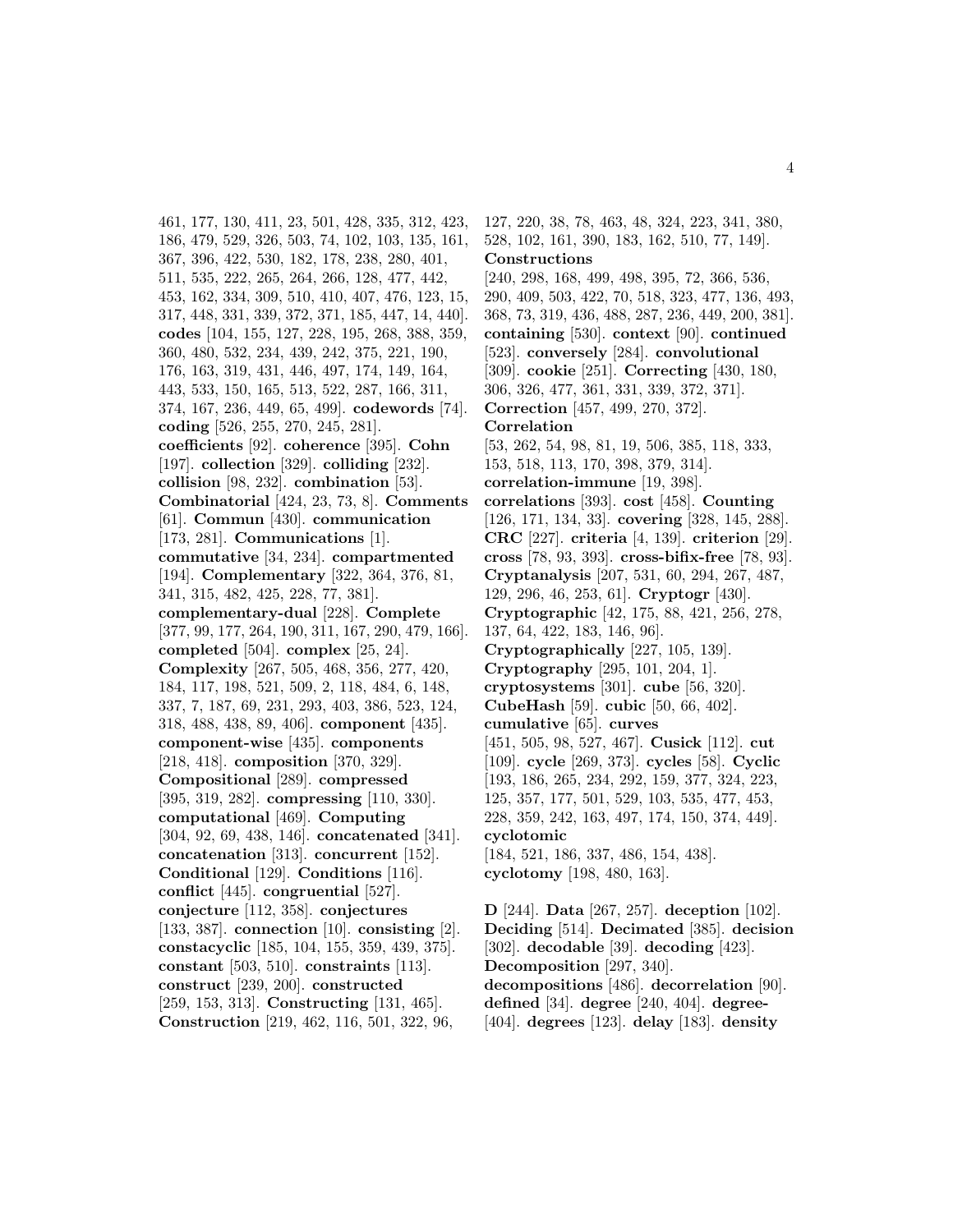461, 177, 130, 411, 23, 501, 428, 335, 312, 423, 186, 479, 529, 326, 503, 74, 102, 103, 135, 161, 367, 396, 422, 530, 182, 178, 238, 280, 401, 511, 535, 222, 265, 264, 266, 128, 477, 442, 453, 162, 334, 309, 510, 410, 407, 476, 123, 15, 317, 448, 331, 339, 372, 371, 185, 447, 14, 440]. **codes** [104, 155, 127, 228, 195, 268, 388, 359, 360, 480, 532, 234, 439, 242, 375, 221, 190, 176, 163, 319, 431, 446, 497, 174, 149, 164, 443, 533, 150, 165, 513, 522, 287, 166, 311, 374, 167, 236, 449, 65, 499]. **codewords** [74]. **coding** [526, 255, 270, 245, 281]. **coefficients** [92]. **coherence** [395]. **Cohn** [197]. **collection** [329]. **colliding** [232]. **collision** [98, 232]. **combination** [53]. **Combinatorial** [424, 23, 73, 8]. **Comments** [61]. **Commun** [430]. **communication** [173, 281]. **Communications** [1]. **commutative** [34, 234]. **compartmented** [194]. **Complementary** [322, 364, 376, 81, 341, 315, 482, 425, 228, 77, 381]. **complementary-dual** [228]. **Complete** [377, 99, 177, 264, 190, 311, 167, 290, 479, 166]. **completed** [504]. **complex** [25, 24]. **Complexity** [267, 505, 468, 356, 277, 420, 184, 117, 198, 521, 509, 2, 118, 484, 6, 148, 337, 7, 187, 69, 231, 293, 403, 386, 523, 124, 318, 488, 438, 89, 406]. **component** [435]. **component-wise** [435]. **components** [218, 418]. **composition** [370, 329]. **Compositional** [289]. **compressed** [395, 319, 282]. **compressing** [110, 330]. **computational** [469]. **Computing** [304, 92, 69, 438, 146]. **concatenated** [341]. **concatenation** [313]. **concurrent** [152]. **Conditional** [129]. **Conditions** [116]. **conflict** [445]. **congruential** [527]. **conjecture** [112, 358]. **conjectures** [133, 387]. **connection** [10]. **consisting** [2]. **constacyclic** [185, 104, 155, 359, 439, 375]. **constant** [503, 510]. **constraints** [113]. **construct** [239, 200]. **constructed** [259, 153, 313]. **Constructing** [131, 465]. **Construction** [219, 462, 116, 501, 322, 96, 127, 220, 38, 78, 463, 48, 324, 223, 341, 380, 528, 102, 161, 390, 183, 162, 510, 77, 149]. **Constructions** [240, 298, 168, 499, 498, 395, 72, 366, 536, 290, 409, 503, 422, 70, 518, 323, 477, 136, 493, 368, 73, 319, 436, 488, 287, 236, 449, 200, 381]. **containing** [530]. **context** [90]. **continued** [523]. **conversely** [284]. **convolutional** [309]. **cookie** [251]. **Correcting** [430, 180, 306, 326, 477, 361, 331, 339, 372, 371]. **Correction** [457, 499, 270, 372]. **Correlation** [53, 262, 54, 98, 81, 19, 506, 385, 118, 333, 153, 518, 113, 170, 398, 379, 314]. **correlation-immune** [19, 398]. **correlations** [393]. **cost** [458]. **Counting** [126, 171, 134, 33]. **covering** [328, 145, 288]. **CRC** [227]. **criteria** [4, 139]. **criterion** [29]. **cross** [78, 93, 393]. **cross-bifix-free** [78, 93]. **Cryptanalysis** [207, 531, 60, 294, 267, 487, 129, 296, 46, 253, 61]. **Cryptogr** [430]. **Cryptographic** [42, 175, 88, 421, 256, 278, 137, 64, 422, 183, 146, 96]. **Cryptographically** [227, 105, 139]. **Cryptography** [295, 101, 204, 1]. **cryptosystems** [301]. **cube** [56, 320]. **CubeHash** [59]. **cubic** [50, 66, 402]. **cumulative** [65]. **curves** [451, 505, 98, 527, 467]. **Cusick** [112]. **cut** [109]. **cycle** [269, 373]. **cycles** [58]. **Cyclic** [193, 186, 265, 234, 292, 159, 377, 324, 223, 125, 357, 177, 501, 529, 103, 535, 477, 453, 228, 359, 242, 163, 497, 174, 150, 374, 449]. **cyclotomic** [184, 521, 186, 337, 486, 154, 438]. **cyclotomy** [198, 480, 163].

**D** [244]. **Data** [267, 257]. **deception** [102]. **Deciding** [514]. **Decimated** [385]. **decision** [302]. **decodable** [39]. **decoding** [423]. **Decomposition** [297, 340]. **decompositions** [486]. **decorrelation** [90]. **defined** [34]. **degree** [240, 404]. **degree-** [404]. **degrees** [123]. **delay** [183]. **density**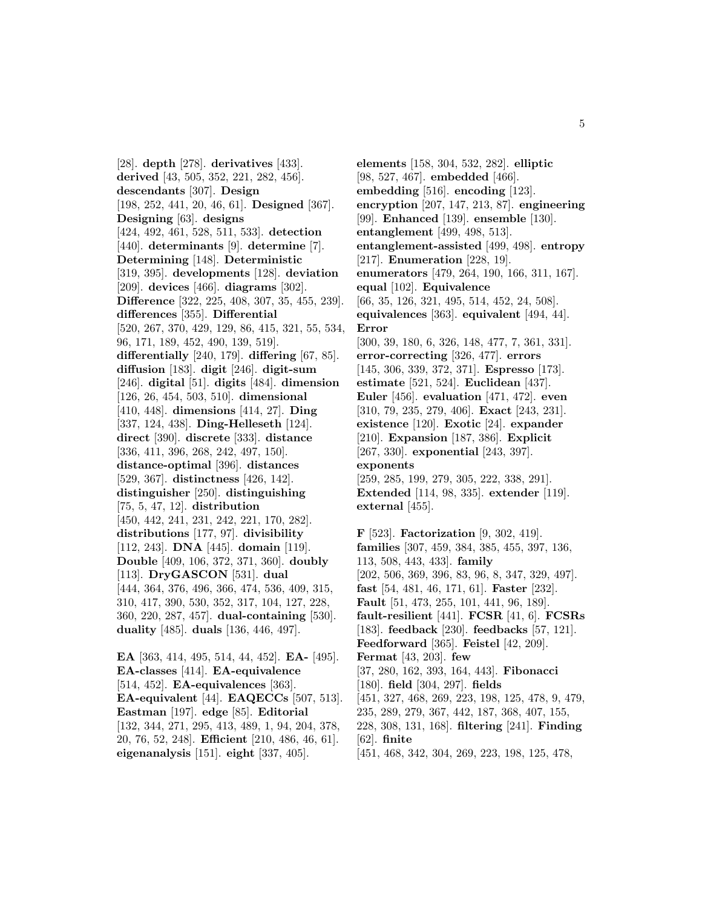[28]. **depth** [278]. **derivatives** [433]. **derived** [43, 505, 352, 221, 282, 456]. **descendants** [307]. **Design** [198, 252, 441, 20, 46, 61]. **Designed** [367]. **Designing** [63]. **designs** [424, 492, 461, 528, 511, 533]. **detection** [440]. **determinants** [9]. **determine** [7]. **Determining** [148]. **Deterministic** [319, 395]. **developments** [128]. **deviation** [209]. **devices** [466]. **diagrams** [302]. **Difference** [322, 225, 408, 307, 35, 455, 239]. **differences** [355]. **Differential** [520, 267, 370, 429, 129, 86, 415, 321, 55, 534, 96, 171, 189, 452, 490, 139, 519]. **differentially** [240, 179]. **differing** [67, 85]. **diffusion** [183]. **digit** [246]. **digit-sum** [246]. **digital** [51]. **digits** [484]. **dimension** [126, 26, 454, 503, 510]. **dimensional** [410, 448]. **dimensions** [414, 27]. **Ding** [337, 124, 438]. **Ding-Helleseth** [124]. **direct** [390]. **discrete** [333]. **distance** [336, 411, 396, 268, 242, 497, 150]. **distance-optimal** [396]. **distances** [529, 367]. **distinctness** [426, 142]. **distinguisher** [250]. **distinguishing** [75, 5, 47, 12]. **distribution** [450, 442, 241, 231, 242, 221, 170, 282]. **distributions** [177, 97]. **divisibility** [112, 243]. **DNA** [445]. **domain** [119]. **Double** [409, 106, 372, 371, 360]. **doubly** [113]. **DryGASCON** [531]. **dual** [444, 364, 376, 496, 366, 474, 536, 409, 315, 310, 417, 390, 530, 352, 317, 104, 127, 228, 360, 220, 287, 457]. **dual-containing** [530]. **duality** [485]. **duals** [136, 446, 497].

**EA** [363, 414, 495, 514, 44, 452]. **EA-** [495]. **EA-classes** [414]. **EA-equivalence** [514, 452]. **EA-equivalences** [363]. **EA-equivalent** [44]. **EAQECCs** [507, 513]. **Eastman** [197]. **edge** [85]. **Editorial** [132, 344, 271, 295, 413, 489, 1, 94, 204, 378, 20, 76, 52, 248]. **Efficient** [210, 486, 46, 61]. **eigenanalysis** [151]. **eight** [337, 405]. **elements** [158, 304, 532, 282]. **elliptic** [98, 527, 467]. **embedded** [466]. **embedding** [516]. **encoding** [123]. **encryption** [207, 147, 213, 87]. **engineering** [99]. **Enhanced** [139]. **ensemble** [130]. **entanglement** [499, 498, 513]. **entanglement-assisted** [499, 498]. **entropy** [217]. **Enumeration** [228, 19]. **enumerators** [479, 264, 190, 166, 311, 167]. **equal** [102]. **Equivalence** [66, 35, 126, 321, 495, 514, 452, 24, 508]. **equivalences** [363]. **equivalent** [494, 44]. **Error** [300, 39, 180, 6, 326, 148, 477, 7, 361, 331]. **error-correcting** [326, 477]. **errors** [145, 306, 339, 372, 371]. **Espresso** [173]. **estimate** [521, 524]. **Euclidean** [437]. **Euler** [456]. **evaluation** [471, 472]. **even** [310, 79, 235, 279, 406]. **Exact** [243, 231]. **existence** [120]. **Exotic** [24]. **expander** [210]. **Expansion** [187, 386]. **Explicit** [267, 330]. **exponential** [243, 397]. **exponents** [259, 285, 199, 279, 305, 222, 338, 291]. **Extended** [114, 98, 335]. **extender** [119]. **external** [455].

**F** [523]. **Factorization** [9, 302, 419]. **families** [307, 459, 384, 385, 455, 397, 136, 113, 508, 443, 433]. **family** [202, 506, 369, 396, 83, 96, 8, 347, 329, 497]. **fast** [54, 481, 46, 171, 61]. **Faster** [232]. **Fault** [51, 473, 255, 101, 441, 96, 189]. **fault-resilient** [441]. **FCSR** [41, 6]. **FCSRs** [183]. **feedback** [230]. **feedbacks** [57, 121]. **Feedforward** [365]. **Feistel** [42, 209]. **Fermat** [43, 203]. **few** [37, 280, 162, 393, 164, 443]. **Fibonacci** [180]. **field** [304, 297]. **fields** [451, 327, 468, 269, 223, 198, 125, 478, 9, 479, 235, 289, 279, 367, 442, 187, 368, 407, 155, 228, 308, 131, 168]. **filtering** [241]. **Finding** [62]. **finite** [451, 468, 342, 304, 269, 223, 198, 125, 478,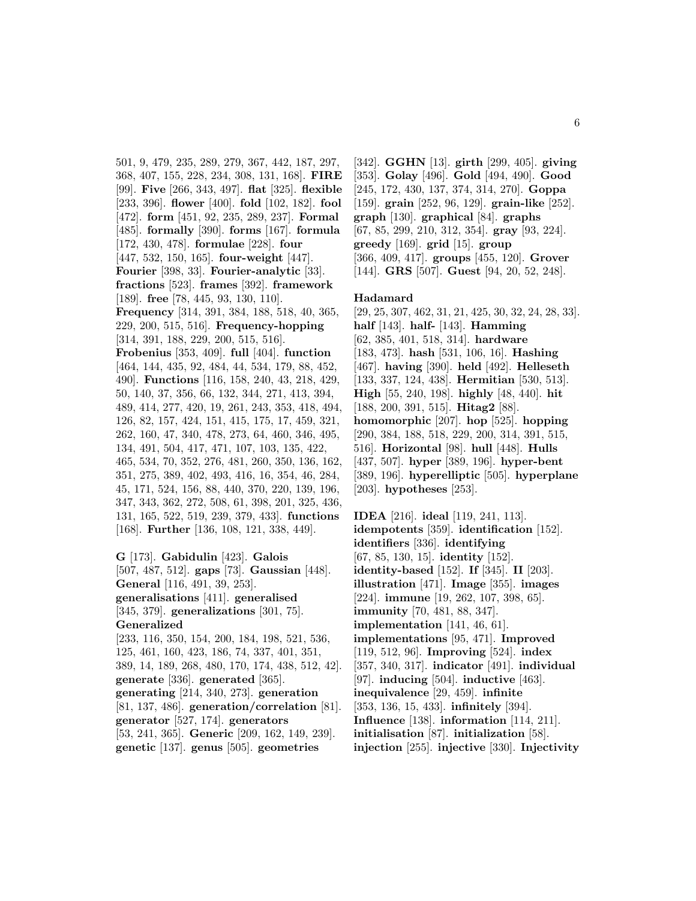501, 9, 479, 235, 289, 279, 367, 442, 187, 297, 368, 407, 155, 228, 234, 308, 131, 168]. **FIRE** [99]. **Five** [266, 343, 497]. **flat** [325]. **flexible** [233, 396]. **flower** [400]. **fold** [102, 182]. **fool** [472]. **form** [451, 92, 235, 289, 237]. **Formal** [485]. **formally** [390]. **forms** [167]. **formula** [172, 430, 478]. **formulae** [228]. **four** [447, 532, 150, 165]. **four-weight** [447]. **Fourier** [398, 33]. **Fourier-analytic** [33]. **fractions** [523]. **frames** [392]. **framework** [189]. **free** [78, 445, 93, 130, 110]. **Frequency** [314, 391, 384, 188, 518, 40, 365, 229, 200, 515, 516]. **Frequency-hopping** [314, 391, 188, 229, 200, 515, 516]. **Frobenius** [353, 409]. **full** [404]. **function** [464, 144, 435, 92, 484, 44, 534, 179, 88, 452, 490]. **Functions** [116, 158, 240, 43, 218, 429, 50, 140, 37, 356, 66, 132, 344, 271, 413, 394, 489, 414, 277, 420, 19, 261, 243, 353, 418, 494, 126, 82, 157, 424, 151, 415, 175, 17, 459, 321, 262, 160, 47, 340, 478, 273, 64, 460, 346, 495, 134, 491, 504, 417, 471, 107, 103, 135, 422, 465, 534, 70, 352, 276, 481, 260, 350, 136, 162, 351, 275, 389, 402, 493, 416, 16, 354, 46, 284, 45, 171, 524, 156, 88, 440, 370, 220, 139, 196, 347, 343, 362, 272, 508, 61, 398, 201, 325, 436, 131, 165, 522, 519, 239, 379, 433]. **functions** [168]. **Further** [136, 108, 121, 338, 449].

**G** [173]. **Gabidulin** [423]. **Galois** [507, 487, 512]. **gaps** [73]. **Gaussian** [448]. **General** [116, 491, 39, 253]. **generalisations** [411]. **generalised** [345, 379]. **generalizations** [301, 75]. **Generalized** [233, 116, 350, 154, 200, 184, 198, 521, 536, 125, 461, 160, 423, 186, 74, 337, 401, 351, 389, 14, 189, 268, 480, 170, 174, 438, 512, 42]. **generate** [336]. **generated** [365]. **generating** [214, 340, 273]. **generation** [81, 137, 486]. **generation/correlation** [81]. **generator** [527, 174]. **generators** [53, 241, 365]. **Generic** [209, 162, 149, 239]. **genetic** [137]. **genus** [505]. **geometries** [342]. **GGHN** [13]. **girth** [299, 405]. **giving** [353]. **Golay** [496]. **Gold** [494, 490]. **Good** [245, 172, 430, 137, 374, 314, 270]. **Goppa** [159]. **grain** [252, 96, 129]. **grain-like** [252]. **graph** [130]. **graphical** [84]. **graphs** [67, 85, 299, 210, 312, 354]. **gray** [93, 224]. **greedy** [169]. **grid** [15]. **group** [366, 409, 417]. **groups** [455, 120]. **Grover** [144]. **GRS** [507]. **Guest** [94, 20, 52, 248].

**Hadamard** [29, 25, 307, 462, 31, 21, 425, 30, 32, 24, 28, 33]. **half** [143]. **half-** [143]. **Hamming** [62, 385, 401, 518, 314]. **hardware** [183, 473]. **hash** [531, 106, 16]. **Hashing** [467]. **having** [390]. **held** [492]. **Helleseth** [133, 337, 124, 438]. **Hermitian** [530, 513]. **High** [55, 240, 198]. **highly** [48, 440]. **hit** [188, 200, 391, 515]. **Hitag2** [88]. **homomorphic** [207]. **hop** [525]. **hopping** [290, 384, 188, 518, 229, 200, 314, 391, 515, 516]. **Horizontal** [98]. **hull** [448]. **Hulls** [437, 507]. **hyper** [389, 196]. **hyper-bent** [389, 196]. **hyperelliptic** [505]. **hyperplane** [203]. **hypotheses** [253].

**IDEA** [216]. **ideal** [119, 241, 113]. **idempotents** [359]. **identification** [152]. **identifiers** [336]. **identifying** [67, 85, 130, 15]. **identity** [152]. **identity-based** [152]. **If** [345]. **II** [203]. **illustration** [471]. **Image** [355]. **images** [224]. **immune** [19, 262, 107, 398, 65]. **immunity** [70, 481, 88, 347]. **implementation** [141, 46, 61]. **implementations** [95, 471]. **Improved** [119, 512, 96]. **Improving** [524]. **index** [357, 340, 317]. **indicator** [491]. **individual** [97]. **inducing** [504]. **inductive** [463]. **inequivalence** [29, 459]. **infinite** [353, 136, 15, 433]. **infinitely** [394]. **Influence** [138]. **information** [114, 211]. **initialisation** [87]. **initialization** [58]. **injection** [255]. **injective** [330]. **Injectivity**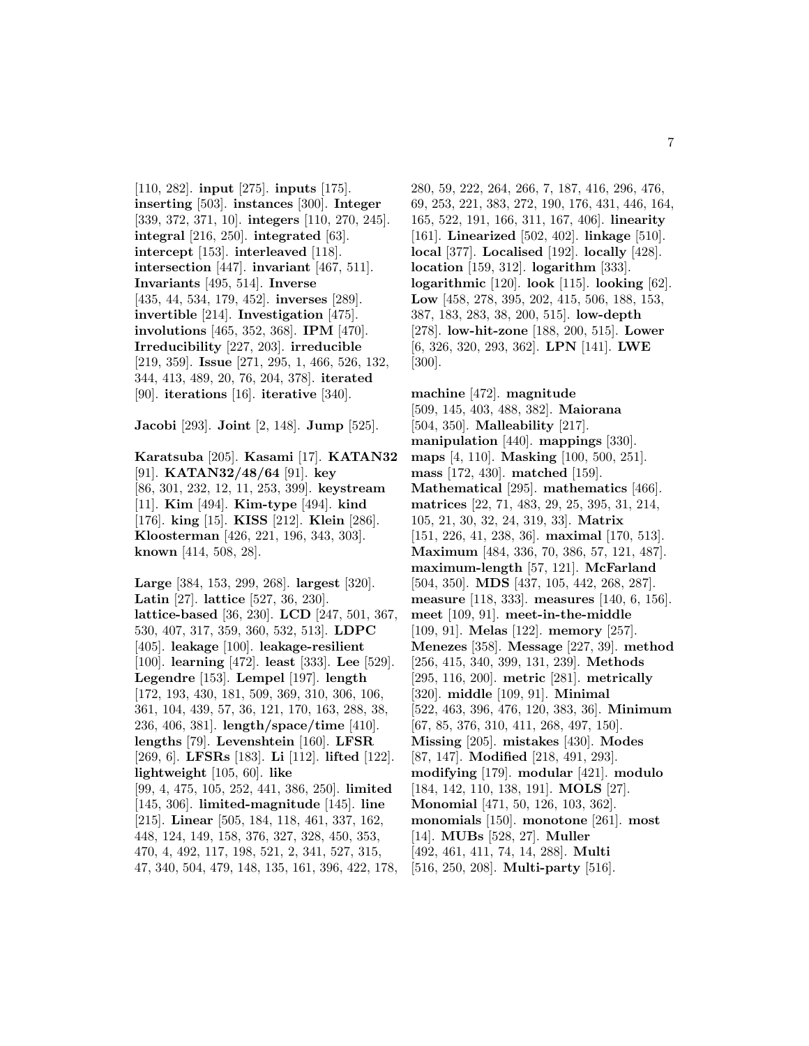[110, 282]. **input** [275]. **inputs** [175]. **inserting** [503]. **instances** [300]. **Integer** [339, 372, 371, 10]. **integers** [110, 270, 245]. **integral** [216, 250]. **integrated** [63]. **intercept** [153]. **interleaved** [118]. **intersection** [447]. **invariant** [467, 511]. **Invariants** [495, 514]. **Inverse** [435, 44, 534, 179, 452]. **inverses** [289]. **invertible** [214]. **Investigation** [475]. **involutions** [465, 352, 368]. **IPM** [470]. **Irreducibility** [227, 203]. **irreducible** [219, 359]. **Issue** [271, 295, 1, 466, 526, 132, 344, 413, 489, 20, 76, 204, 378]. **iterated** [90]. **iterations** [16]. **iterative** [340].

**Jacobi** [293]. **Joint** [2, 148]. **Jump** [525].

**Karatsuba** [205]. **Kasami** [17]. **KATAN32** [91]. **KATAN32/48/64** [91]. **key** [86, 301, 232, 12, 11, 253, 399]. **keystream** [11]. **Kim** [494]. **Kim-type** [494]. **kind** [176]. **king** [15]. **KISS** [212]. **Klein** [286]. **Kloosterman** [426, 221, 196, 343, 303]. **known** [414, 508, 28].

**Large** [384, 153, 299, 268]. **largest** [320]. **Latin** [27]. **lattice** [527, 36, 230]. **lattice-based** [36, 230]. **LCD** [247, 501, 367, 530, 407, 317, 359, 360, 532, 513]. **LDPC** [405]. **leakage** [100]. **leakage-resilient** [100]. **learning** [472]. **least** [333]. **Lee** [529]. **Legendre** [153]. **Lempel** [197]. **length** [172, 193, 430, 181, 509, 369, 310, 306, 106, 361, 104, 439, 57, 36, 121, 170, 163, 288, 38, 236, 406, 381]. **length/space/time** [410]. **lengths** [79]. **Levenshtein** [160]. **LFSR** [269, 6]. **LFSRs** [183]. **Li** [112]. **lifted** [122]. **lightweight** [105, 60]. **like** [99, 4, 475, 105, 252, 441, 386, 250]. **limited** [145, 306]. **limited-magnitude** [145]. **line** [215]. **Linear** [505, 184, 118, 461, 337, 162, 448, 124, 149, 158, 376, 327, 328, 450, 353, 470, 4, 492, 117, 198, 521, 2, 341, 527, 315, 47, 340, 504, 479, 148, 135, 161, 396, 422, 178, 280, 59, 222, 264, 266, 7, 187, 416, 296, 476, 69, 253, 221, 383, 272, 190, 176, 431, 446, 164, 165, 522, 191, 166, 311, 167, 406]. **linearity** [161]. **Linearized** [502, 402]. **linkage** [510]. **local** [377]. **Localised** [192]. **locally** [428]. **location** [159, 312]. **logarithm** [333]. **logarithmic** [120]. **look** [115]. **looking** [62]. **Low** [458, 278, 395, 202, 415, 506, 188, 153, 387, 183, 283, 38, 200, 515]. **low-depth** [278]. **low-hit-zone** [188, 200, 515]. **Lower** [6, 326, 320, 293, 362]. **LPN** [141]. **LWE** [300].

**machine** [472]. **magnitude** [509, 145, 403, 488, 382]. **Maiorana** [504, 350]. **Malleability** [217]. **manipulation** [440]. **mappings** [330]. **maps** [4, 110]. **Masking** [100, 500, 251]. **mass** [172, 430]. **matched** [159]. **Mathematical** [295]. **mathematics** [466]. **matrices** [22, 71, 483, 29, 25, 395, 31, 214, 105, 21, 30, 32, 24, 319, 33]. **Matrix** [151, 226, 41, 238, 36]. **maximal** [170, 513]. **Maximum** [484, 336, 70, 386, 57, 121, 487]. **maximum-length** [57, 121]. **McFarland** [504, 350]. **MDS** [437, 105, 442, 268, 287]. **measure** [118, 333]. **measures** [140, 6, 156]. **meet** [109, 91]. **meet-in-the-middle** [109, 91]. **Melas** [122]. **memory** [257]. **Menezes** [358]. **Message** [227, 39]. **method** [256, 415, 340, 399, 131, 239]. **Methods** [295, 116, 200]. **metric** [281]. **metrically** [320]. **middle** [109, 91]. **Minimal** [522, 463, 396, 476, 120, 383, 36]. **Minimum** [67, 85, 376, 310, 411, 268, 497, 150]. **Missing** [205]. **mistakes** [430]. **Modes** [87, 147]. **Modified** [218, 491, 293]. **modifying** [179]. **modular** [421]. **modulo** [184, 142, 110, 138, 191]. **MOLS** [27]. **Monomial** [471, 50, 126, 103, 362]. **monomials** [150]. **monotone** [261]. **most** [14]. **MUBs** [528, 27]. **Muller** [492, 461, 411, 74, 14, 288]. **Multi** [516, 250, 208]. **Multi-party** [516].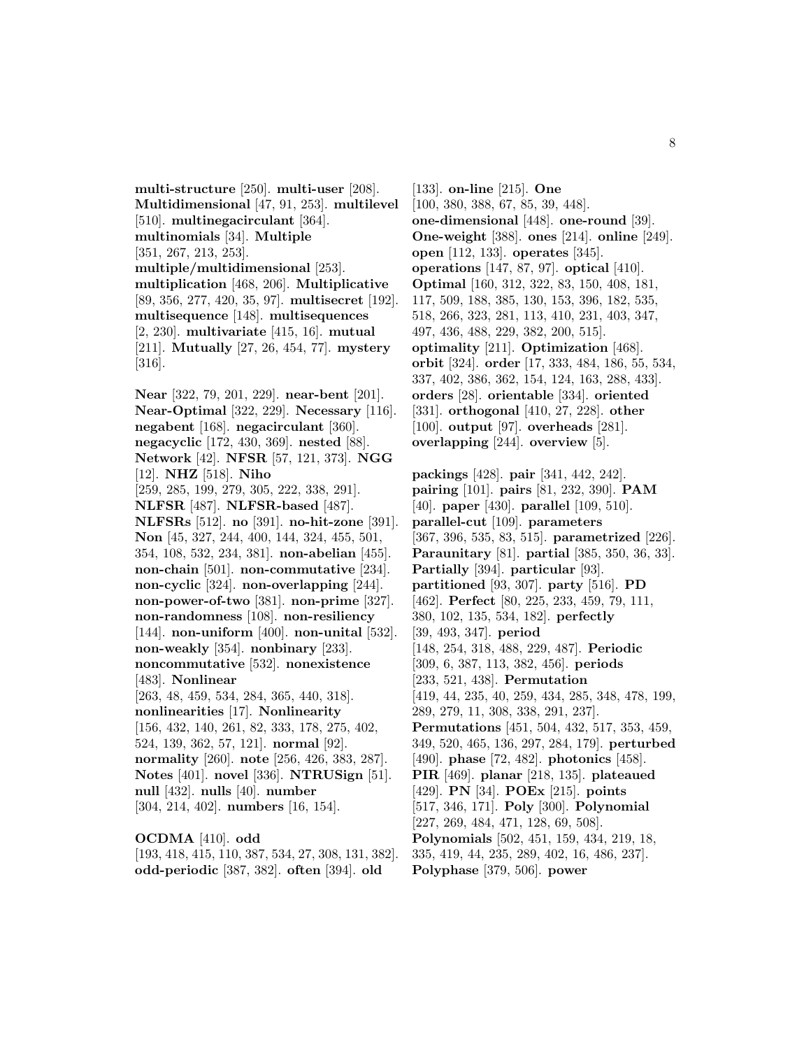**multi-structure** [250]. **multi-user** [208]. **Multidimensional** [47, 91, 253]. **multilevel** [510]. **multinegacirculant** [364]. **multinomials** [34]. **Multiple** [351, 267, 213, 253]. **multiple/multidimensional** [253]. **multiplication** [468, 206]. **Multiplicative** [89, 356, 277, 420, 25, 35, 97]. **multisecret** [192]. **multisequence** [148]. **multisequences** [2, 230]. **multivariate** [415, 16]. **mutual** [211]. **Mutually** [27, 26, 454, 77]. **mystery** [316].

**Near** [322, 79, 201, 229]. **near-bent** [201]. **Near-Optimal** [322, 229]. **Necessary** [116]. **negabent** [168]. **negacirculant** [360]. **negacyclic** [172, 430, 369]. **nested** [88]. **Network** [42]. **NFSR** [57, 121, 373]. **NGG** [12]. **NHZ** [518]. **Niho** [259, 285, 199, 279, 305, 222, 338, 291]. **NLFSR** [487]. **NLFSR-based** [487]. **NLFSRs** [512]. **no** [391]. **no-hit-zone** [391]. **Non** [45, 327, 244, 400, 144, 324, 455, 501, 354, 108, 532, 234, 381]. **non-abelian** [455]. **non-chain** [501]. **non-commutative** [234]. **non-cyclic** [324]. **non-overlapping** [244]. **non-power-of-two** [381]. **non-prime** [327]. **non-randomness** [108]. **non-resiliency** [144]. **non-uniform** [400]. **non-unital** [532]. **non-weakly** [354]. **nonbinary** [233]. **noncommutative** [532]. **nonexistence** [483]. **Nonlinear** [263, 48, 459, 534, 284, 365, 440, 318]. **nonlinearities** [17]. **Nonlinearity** [156, 432, 140, 261, 82, 333, 178, 275, 402, 524, 139, 362, 57, 121]. **normal** [92]. **normality** [260]. **note** [256, 426, 383, 287]. **Notes** [401]. **novel** [336]. **NTRUSign** [51]. **null** [432]. **nulls** [40]. **number** [304, 214, 402]. **numbers** [16, 154].

**OCDMA** [410]. **odd** [193, 418, 415, 110, 387, 534, 27, 308, 131, 382]. **odd-periodic** [387, 382]. **often** [394]. **old** [133]. **on-line** [215]. **One** [100, 380, 388, 67, 85, 39, 448]. **one-dimensional** [448]. **one-round** [39]. **One-weight** [388]. **ones** [214]. **online** [249]. **open** [112, 133]. **operates** [345]. **operations** [147, 87, 97]. **optical** [410]. **Optimal** [160, 312, 322, 83, 150, 408, 181, 117, 509, 188, 385, 130, 153, 396, 182, 535, 518, 266, 323, 281, 113, 410, 231, 403, 347, 497, 436, 488, 229, 382, 200, 515]. **optimality** [211]. **Optimization** [468]. **orbit** [324]. **order** [17, 333, 484, 186, 55, 534, 337, 402, 386, 362, 154, 124, 163, 288, 433]. **orders** [28]. **orientable** [334]. **oriented** [331]. **orthogonal** [410, 27, 228]. **other** [100]. **output** [97]. **overheads** [281]. **overlapping** [244]. **overview** [5].

**packings** [428]. **pair** [341, 442, 242]. **pairing** [101]. **pairs** [81, 232, 390]. **PAM** [40]. **paper** [430]. **parallel** [109, 510]. **parallel-cut** [109]. **parameters** [367, 396, 535, 83, 515]. **parametrized** [226]. **Paraunitary** [81]. **partial** [385, 350, 36, 33]. **Partially** [394]. **particular** [93]. **partitioned** [93, 307]. **party** [516]. **PD** [462]. **Perfect** [80, 225, 233, 459, 79, 111, 380, 102, 135, 534, 182]. **perfectly** [39, 493, 347]. **period** [148, 254, 318, 488, 229, 487]. **Periodic** [309, 6, 387, 113, 382, 456]. **periods** [233, 521, 438]. **Permutation** [419, 44, 235, 40, 259, 434, 285, 348, 478, 199, 289, 279, 11, 308, 338, 291, 237]. **Permutations** [451, 504, 432, 517, 353, 459, 349, 520, 465, 136, 297, 284, 179]. **perturbed** [490]. **phase** [72, 482]. **photonics** [458]. **PIR** [469]. **planar** [218, 135]. **plateaued** [429]. **PN** [34]. **POEx** [215]. **points** [517, 346, 171]. **Poly** [300]. **Polynomial** [227, 269, 484, 471, 128, 69, 508]. **Polynomials** [502, 451, 159, 434, 219, 18, 335, 419, 44, 235, 289, 402, 16, 486, 237]. **Polyphase** [379, 506]. **power**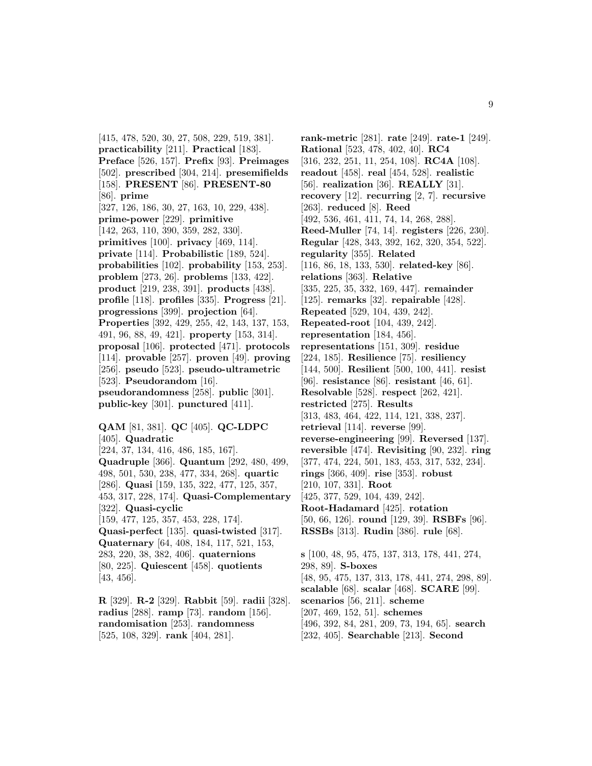[415, 478, 520, 30, 27, 508, 229, 519, 381]. **practicability** [211]. **Practical** [183]. **Preface** [526, 157]. **Prefix** [93]. **Preimages** [502]. **prescribed** [304, 214]. **presemifields** [158]. **PRESENT** [86]. **PRESENT-80** [86]. **prime** [327, 126, 186, 30, 27, 163, 10, 229, 438]. **prime-power** [229]. **primitive** [142, 263, 110, 390, 359, 282, 330]. **primitives** [100]. **privacy** [469, 114]. **private** [114]. **Probabilistic** [189, 524]. **probabilities** [102]. **probability** [153, 253]. **problem** [273, 26]. **problems** [133, 422]. **product** [219, 238, 391]. **products** [438]. **profile** [118]. **profiles** [335]. **Progress** [21]. **progressions** [399]. **projection** [64]. **Properties** [392, 429, 255, 42, 143, 137, 153, 491, 96, 88, 49, 421]. **property** [153, 314]. **proposal** [106]. **protected** [471]. **protocols** [114]. **provable** [257]. **proven** [49]. **proving** [256]. **pseudo** [523]. **pseudo-ultrametric** [523]. **Pseudorandom** [16]. **pseudorandomness** [258]. **public** [301]. **public-key** [301]. **punctured** [411].

**QAM** [81, 381]. **QC** [405]. **QC-LDPC** [405]. **Quadratic** [224, 37, 134, 416, 486, 185, 167]. **Quadruple** [366]. **Quantum** [292, 480, 499, 498, 501, 530, 238, 477, 334, 268]. **quartic** [286]. **Quasi** [159, 135, 322, 477, 125, 357, 453, 317, 228, 174]. **Quasi-Complementary** [322]. **Quasi-cyclic** [159, 477, 125, 357, 453, 228, 174]. **Quasi-perfect** [135]. **quasi-twisted** [317]. **Quaternary** [64, 408, 184, 117, 521, 153, 283, 220, 38, 382, 406]. **quaternions** [80, 225]. **Quiescent** [458]. **quotients** [43, 456].

**R** [329]. **R-2** [329]. **Rabbit** [59]. **radii** [328]. **radius** [288]. **ramp** [73]. **random** [156]. **randomisation** [253]. **randomness** [525, 108, 329]. **rank** [404, 281]. **rank-metric** [281]. **rate** [249]. **rate-1** [249]. **Rational** [523, 478, 402, 40]. **RC4** [316, 232, 251, 11, 254, 108]. **RC4A** [108]. **readout** [458]. **real** [454, 528]. **realistic** [56]. **realization** [36]. **REALLY** [31]. **recovery** [12]. **recurring** [2, 7]. **recursive** [263]. **reduced** [8]. **Reed** [492, 536, 461, 411, 74, 14, 268, 288]. **Reed-Muller** [74, 14]. **registers** [226, 230]. **Regular** [428, 343, 392, 162, 320, 354, 522]. **regularity** [355]. **Related** [116, 86, 18, 133, 530]. **related-key** [86]. **relations** [363]. **Relative** [335, 225, 35, 332, 169, 447]. **remainder** [125]. **remarks** [32]. **repairable** [428]. **Repeated** [529, 104, 439, 242]. **Repeated-root** [104, 439, 242]. **representation** [184, 456]. **representations** [151, 309]. **residue** [224, 185]. **Resilience** [75]. **resiliency** [144, 500]. **Resilient** [500, 100, 441]. **resist** [96]. **resistance** [86]. **resistant** [46, 61]. **Resolvable** [528]. **respect** [262, 421]. **restricted** [275]. **Results** [313, 483, 464, 422, 114, 121, 338, 237]. **retrieval** [114]. **reverse** [99]. **reverse-engineering** [99]. **Reversed** [137]. **reversible** [474]. **Revisiting** [90, 232]. **ring** [377, 474, 224, 501, 183, 453, 317, 532, 234]. **rings** [366, 409]. **rise** [353]. **robust** [210, 107, 331]. **Root** [425, 377, 529, 104, 439, 242]. **Root-Hadamard** [425]. **rotation** [50, 66, 126]. **round** [129, 39]. **RSBFs** [96]. **RSSBs** [313]. **Rudin** [386]. **rule** [68].

**s** [100, 48, 95, 475, 137, 313, 178, 441, 274, 298, 89]. **S-boxes** [48, 95, 475, 137, 313, 178, 441, 274, 298, 89]. **scalable** [68]. **scalar** [468]. **SCARE** [99]. **scenarios** [56, 211]. **scheme** [207, 469, 152, 51]. **schemes** [496, 392, 84, 281, 209, 73, 194, 65]. **search** [232, 405]. **Searchable** [213]. **Second**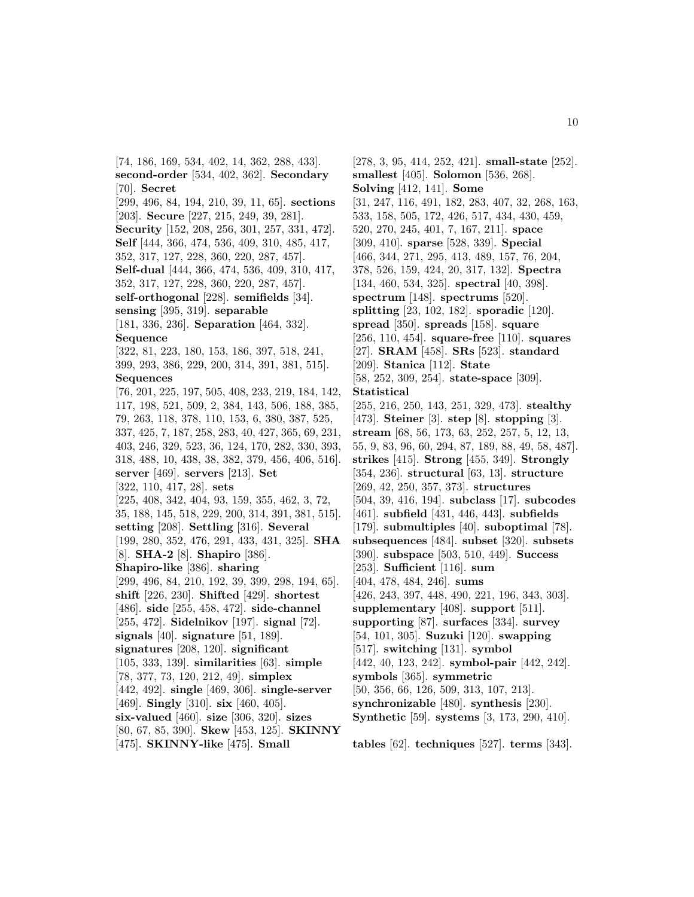[74, 186, 169, 534, 402, 14, 362, 288, 433]. **second-order** [534, 402, 362]. **Secondary** [70]. **Secret** [299, 496, 84, 194, 210, 39, 11, 65]. **sections** [203]. **Secure** [227, 215, 249, 39, 281]. **Security** [152, 208, 256, 301, 257, 331, 472]. **Self** [444, 366, 474, 536, 409, 310, 485, 417, 352, 317, 127, 228, 360, 220, 287, 457]. **Self-dual** [444, 366, 474, 536, 409, 310, 417, 352, 317, 127, 228, 360, 220, 287, 457]. **self-orthogonal** [228]. **semifields** [34]. **sensing** [395, 319]. **separable** [181, 336, 236]. **Separation** [464, 332]. **Sequence** [322, 81, 223, 180, 153, 186, 397, 518, 241, 399, 293, 386, 229, 200, 314, 391, 381, 515]. **Sequences** [76, 201, 225, 197, 505, 408, 233, 219, 184, 142, 117, 198, 521, 509, 2, 384, 143, 506, 188, 385, 79, 263, 118, 378, 110, 153, 6, 380, 387, 525, 337, 425, 7, 187, 258, 283, 40, 427, 365, 69, 231, 403, 246, 329, 523, 36, 124, 170, 282, 330, 393, 318, 488, 10, 438, 38, 382, 379, 456, 406, 516]. **server** [469]. **servers** [213]. **Set** [322, 110, 417, 28]. **sets** [225, 408, 342, 404, 93, 159, 355, 462, 3, 72, 35, 188, 145, 518, 229, 200, 314, 391, 381, 515]. **setting** [208]. **Settling** [316]. **Several** [199, 280, 352, 476, 291, 433, 431, 325]. **SHA** [8]. **SHA-2** [8]. **Shapiro** [386]. **Shapiro-like** [386]. **sharing** [299, 496, 84, 210, 192, 39, 399, 298, 194, 65]. **shift** [226, 230]. **Shifted** [429]. **shortest** [486]. **side** [255, 458, 472]. **side-channel** [255, 472]. **Sidelnikov** [197]. **signal** [72]. **signals** [40]. **signature** [51, 189]. **signatures** [208, 120]. **significant** [105, 333, 139]. **similarities** [63]. **simple** [78, 377, 73, 120, 212, 49]. **simplex** [442, 492]. **single** [469, 306]. **single-server** [469]. **Singly** [310]. **six** [460, 405]. **six-valued** [460]. **size** [306, 320]. **sizes** [80, 67, 85, 390]. **Skew** [453, 125]. **SKINNY** [475]. **SKINNY-like** [475]. **Small** [278, 3, 95, 414, 252, 421]. **small-state** [252]. **smallest** [405]. **Solomon** [536, 268]. **Solving** [412, 141]. **Some** [31, 247, 116, 491, 182, 283, 407, 32, 268, 163, 533, 158, 505, 172, 426, 517, 434, 430, 459, 520, 270, 245, 401, 7, 167, 211]. **space** [309, 410]. **sparse** [528, 339]. **Special** [466, 344, 271, 295, 413, 489, 157, 76, 204, 378, 526, 159, 424, 20, 317, 132]. **Spectra** [134, 460, 534, 325]. **spectral** [40, 398]. **spectrum** [148]. **spectrums** [520]. **splitting** [23, 102, 182]. **sporadic** [120]. **spread** [350]. **spreads** [158]. **square** [256, 110, 454]. **square-free** [110]. **squares** [27]. **SRAM** [458]. **SRs** [523]. **standard** [209]. **Stanica** [112]. **State** [58, 252, 309, 254]. **state-space** [309]. **Statistical** [255, 216, 250, 143, 251, 329, 473]. **stealthy** [473]. **Steiner** [3]. **step** [8]. **stopping** [3]. **stream** [68, 56, 173, 63, 252, 257, 5, 12, 13, 55, 9, 83, 96, 60, 294, 87, 189, 88, 49, 58, 487]. **strikes** [415]. **Strong** [455, 349]. **Strongly** [354, 236]. **structural** [63, 13]. **structure** [269, 42, 250, 357, 373]. **structures** [504, 39, 416, 194]. **subclass** [17]. **subcodes** [461]. **subfield** [431, 446, 443]. **subfields** [179]. **submultiples** [40]. **suboptimal** [78]. **subsequences** [484]. **subset** [320]. **subsets** [390]. **subspace** [503, 510, 449]. **Success** [253]. **Sufficient** [116]. **sum** [404, 478, 484, 246]. **sums** [426, 243, 397, 448, 490, 221, 196, 343, 303]. **supplementary** [408]. **support** [511]. **supporting** [87]. **surfaces** [334]. **survey** [54, 101, 305]. **Suzuki** [120]. **swapping** [517]. **switching** [131]. **symbol** [442, 40, 123, 242]. **symbol-pair** [442, 242]. **symbols** [365]. **symmetric** [50, 356, 66, 126, 509, 313, 107, 213]. **synchronizable** [480]. **synthesis** [230]. **Synthetic** [59]. **systems** [3, 173, 290, 410].

**tables** [62]. **techniques** [527]. **terms** [343].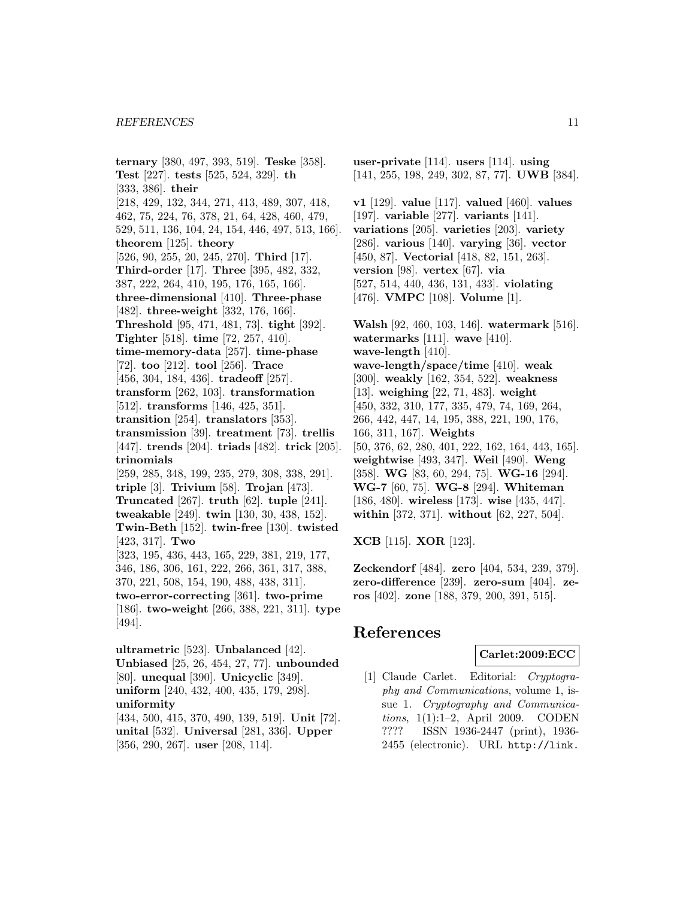**ternary** [380, 497, 393, 519]. **Teske** [358]. **Test** [227]. **tests** [525, 524, 329]. **th** [333, 386]. **their** [218, 429, 132, 344, 271, 413, 489, 307, 418, 462, 75, 224, 76, 378, 21, 64, 428, 460, 479, 529, 511, 136, 104, 24, 154, 446, 497, 513, 166]. **theorem** [125]. **theory** [526, 90, 255, 20, 245, 270]. **Third** [17]. **Third-order** [17]. **Three** [395, 482, 332, 387, 222, 264, 410, 195, 176, 165, 166]. **three-dimensional** [410]. **Three-phase** [482]. **three-weight** [332, 176, 166]. **Threshold** [95, 471, 481, 73]. **tight** [392]. **Tighter** [518]. **time** [72, 257, 410]. **time-memory-data** [257]. **time-phase** [72]. **too** [212]. **tool** [256]. **Trace** [456, 304, 184, 436]. **tradeoff** [257]. **transform** [262, 103]. **transformation** [512]. **transforms** [146, 425, 351]. **transition** [254]. **translators** [353]. **transmission** [39]. **treatment** [73]. **trellis** [447]. **trends** [204]. **triads** [482]. **trick** [205]. **trinomials** [259, 285, 348, 199, 235, 279, 308, 338, 291]. **triple** [3]. **Trivium** [58]. **Trojan** [473]. **Truncated** [267]. **truth** [62]. **tuple** [241]. **tweakable** [249]. **twin** [130, 30, 438, 152]. **Twin-Beth** [152]. **twin-free** [130]. **twisted** [423, 317]. **Two** [323, 195, 436, 443, 165, 229, 381, 219, 177, 346, 186, 306, 161, 222, 266, 361, 317, 388, 370, 221, 508, 154, 190, 488, 438, 311]. **two-error-correcting** [361]. **two-prime** [186]. **two-weight** [266, 388, 221, 311]. **type** [494].

**ultrametric** [523]. **Unbalanced** [42]. **Unbiased** [25, 26, 454, 27, 77]. **unbounded** [80]. **unequal** [390]. **Unicyclic** [349]. **uniform** [240, 432, 400, 435, 179, 298]. **uniformity** [434, 500, 415, 370, 490, 139, 519]. **Unit** [72]. **unital** [532]. **Universal** [281, 336]. **Upper** [356, 290, 267]. **user** [208, 114]. **user-private** [114]. **users** [114]. **using** [141, 255, 198, 249, 302, 87, 77]. **UWB** [384].

**v1** [129]. **value** [117]. **valued** [460]. **values** [197]. **variable** [277]. **variants** [141]. **variations** [205]. **varieties** [203]. **variety** [286]. **various** [140]. **varying** [36]. **vector** [450, 87]. **Vectorial** [418, 82, 151, 263]. **version** [98]. **vertex** [67]. **via** [527, 514, 440, 436, 131, 433]. **violating** [476]. **VMPC** [108]. **Volume** [1].

**Walsh** [92, 460, 103, 146]. **watermark** [516]. **watermarks** [111]. **wave** [410]. **wave-length** [410]. **wave-length/space/time** [410]. **weak** [300]. **weakly** [162, 354, 522]. **weakness** [13]. **weighing** [22, 71, 483]. **weight** [450, 332, 310, 177, 335, 479, 74, 169, 264, 266, 442, 447, 14, 195, 388, 221, 190, 176, 166, 311, 167]. **Weights** [50, 376, 62, 280, 401, 222, 162, 164, 443, 165]. **weightwise** [493, 347]. **Weil** [490]. **Weng** [358]. **WG** [83, 60, 294, 75]. **WG-16** [294]. **WG-7** [60, 75]. **WG-8** [294]. **Whiteman** [186, 480]. **wireless** [173]. **wise** [435, 447]. **within** [372, 371]. **without** [62, 227, 504].

**XCB** [115]. **XOR** [123].

**Zeckendorf** [484]. **zero** [404, 534, 239, 379]. **zero-difference** [239]. **zero-sum** [404]. **zeros** [402]. **zone** [188, 379, 200, 391, 515].

# References

**Carlet:2009:ECC**

[1] Claude Carlet. Editorial: *Cryptography and Communications*, volume 1, issue 1. *Cryptography and Communications*, 1(1):1–2, April 2009. CODEN ???? ISSN 1936-2447 (print), 1936-2455 (electronic). URL http://link.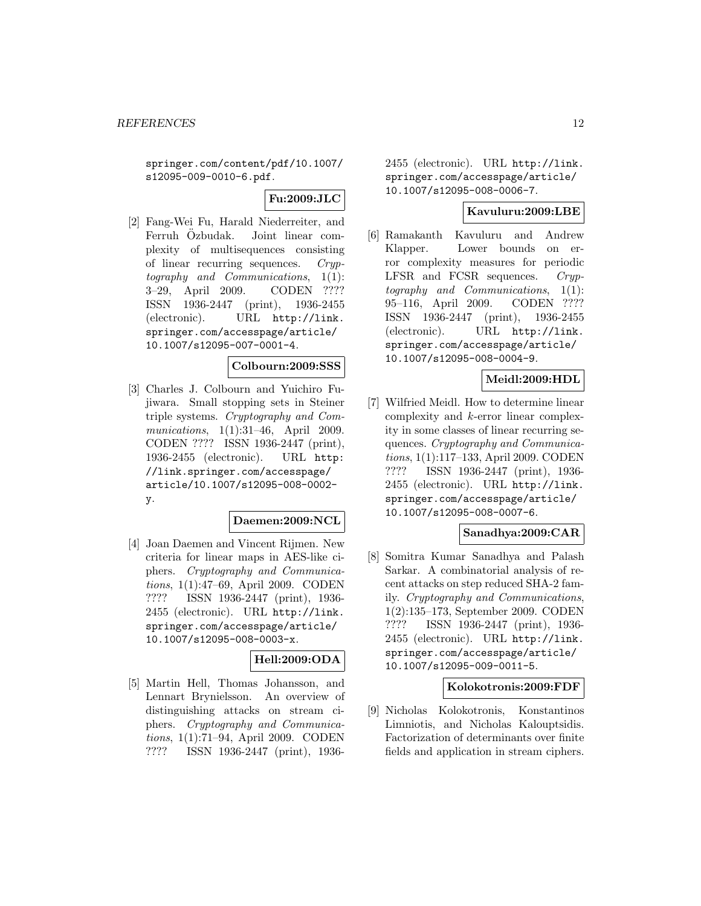springer.com/content/pdf/10.1007/s12095-009-0010-6.pdf.

**Fu:2009:JLC**

[2] Fang-Wei Fu, Harald Niederreiter, and Ferruh Özbudak. Joint linear complexity of multisequences consisting of linear recurring sequences. *Cryptography and Communications*, 1(1): 3–29, April 2009. CODEN ???? ISSN 1936-2447 (print), 1936-2455 (electronic). URL http://link.springer.com/accesspage/article/10.1007/s12095-007-0001-4.

**Colbourn:2009:SSS**

[3] Charles J. Colbourn and Yuichiro Fujiwara. Small stopping sets in Steiner triple systems. *Cryptography and Communications*, 1(1):31–46, April 2009. CODEN ???? ISSN 1936-2447 (print), 1936-2455 (electronic). URL http://link.springer.com/accesspage/article/10.1007/s12095-008-0002-y.

**Daemen:2009:NCL**

[4] Joan Daemen and Vincent Rijmen. New criteria for linear maps in AES-like ciphers. *Cryptography and Communications*, 1(1):47–69, April 2009. CODEN ???? ISSN 1936-2447 (print), 1936-2455 (electronic). URL http://link.springer.com/accesspage/article/10.1007/s12095-008-0003-x.

**Hell:2009:ODA**

[5] Martin Hell, Thomas Johansson, and Lennart Brynielsson. An overview of distinguishing attacks on stream ciphers. *Cryptography and Communications*, 1(1):71–94, April 2009. CODEN ???? ISSN 1936-2447 (print), 1936-2455 (electronic). URL http://link.springer.com/accesspage/article/10.1007/s12095-008-0006-7.

**Kavuluru:2009:LBE**

[6] Ramakanth Kavuluru and Andrew Klapper. Lower bounds on error complexity measures for periodic LFSR and FCSR sequences. *Cryptography and Communications*, 1(1): 95–116, April 2009. CODEN ???? ISSN 1936-2447 (print), 1936-2455 (electronic). URL http://link.springer.com/accesspage/article/10.1007/s12095-008-0004-9.

**Meidl:2009:HDL**

[7] Wilfried Meidl. How to determine linear complexity and $k$-error linear complexity in some classes of linear recurring sequences. *Cryptography and Communications*, 1(1):117–133, April 2009. CODEN ???? ISSN 1936-2447 (print), 1936-2455 (electronic). URL http://link.springer.com/accesspage/article/10.1007/s12095-008-0007-6.

**Sanadhya:2009:CAR**

[8] Somitra Kumar Sanadhya and Palash Sarkar. A combinatorial analysis of recent attacks on step reduced SHA-2 family. *Cryptography and Communications*, 1(2):135–173, September 2009. CODEN ???? ISSN 1936-2447 (print), 1936-2455 (electronic). URL http://link.springer.com/accesspage/article/10.1007/s12095-009-0011-5.

**Kolokotronis:2009:FDF**

[9] Nicholas Kolokotronis, Konstantinos Limniotis, and Nicholas Kalouptsidis. Factorization of determinants over finite fields and application in stream ciphers.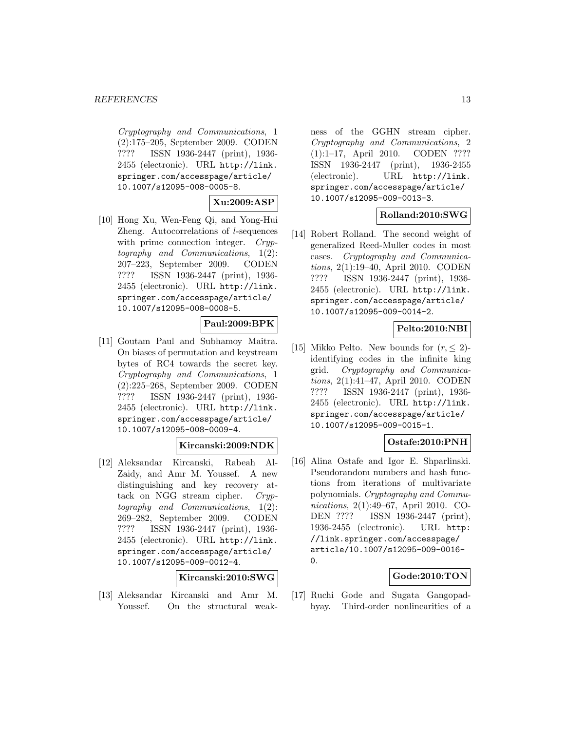*Cryptography and Communications*, 1 (2):175–205, September 2009. CODEN ???? ISSN 1936-2447 (print), 1936-2455 (electronic). URL http://link.springer.com/accesspage/article/10.1007/s12095-008-0005-8.

**Xu:2009:ASP**

[10] Hong Xu, Wen-Feng Qi, and Yong-Hui Zheng. Autocorrelations of $l$-sequences with prime connection integer. *Cryptography and Communications*, 1(2): 207–223, September 2009. CODEN ???? ISSN 1936-2447 (print), 1936-2455 (electronic). URL http://link.springer.com/accesspage/article/10.1007/s12095-008-0008-5.

**Paul:2009:BPK**

[11] Goutam Paul and Subhamoy Maitra. On biases of permutation and keystream bytes of RC4 towards the secret key. *Cryptography and Communications*, 1 (2):225–268, September 2009. CODEN ???? ISSN 1936-2447 (print), 1936-2455 (electronic). URL http://link.springer.com/accesspage/article/10.1007/s12095-008-0009-4.

**Kircanski:2009:NDK**

[12] Aleksandar Kircanski, Rabeah Al-Zaidy, and Amr M. Youssef. A new distinguishing and key recovery attack on NGG stream cipher. *Cryptography and Communications*, 1(2): 269–282, September 2009. CODEN ???? ISSN 1936-2447 (print), 1936-2455 (electronic). URL http://link.springer.com/accesspage/article/10.1007/s12095-009-0012-4.

**Kircanski:2010:SWG**

[13] Aleksandar Kircanski and Amr M. Youssef. On the structural weakness of the GGHN stream cipher. *Cryptography and Communications*, 2 (1):1–17, April 2010. CODEN ???? ISSN 1936-2447 (print), 1936-2455 (electronic). URL http://link.springer.com/accesspage/article/10.1007/s12095-009-0013-3.

**Rolland:2010:SWG**

[14] Robert Rolland. The second weight of generalized Reed-Muller codes in most cases. *Cryptography and Communications*, 2(1):19–40, April 2010. CODEN ???? ISSN 1936-2447 (print), 1936-2455 (electronic). URL http://link.springer.com/accesspage/article/10.1007/s12095-009-0014-2.

**Pelto:2010:NBI**

[15] Mikko Pelto. New bounds for $(r, \leq 2)$-identifying codes in the infinite king grid. *Cryptography and Communications*, 2(1):41–47, April 2010. CODEN ???? ISSN 1936-2447 (print), 1936-2455 (electronic). URL http://link.springer.com/accesspage/article/10.1007/s12095-009-0015-1.

**Ostafe:2010:PNH**

[16] Alina Ostafe and Igor E. Shparlinski. Pseudorandom numbers and hash functions from iterations of multivariate polynomials. *Cryptography and Communications*, 2(1):49–67, April 2010. CODEN ???? ISSN 1936-2447 (print), 1936-2455 (electronic). URL http://link.springer.com/accesspage/article/10.1007/s12095-009-0016-0.

**Gode:2010:TON**

[17] Ruchi Gode and Sugata Gangopadhyay. Third-order nonlinearities of a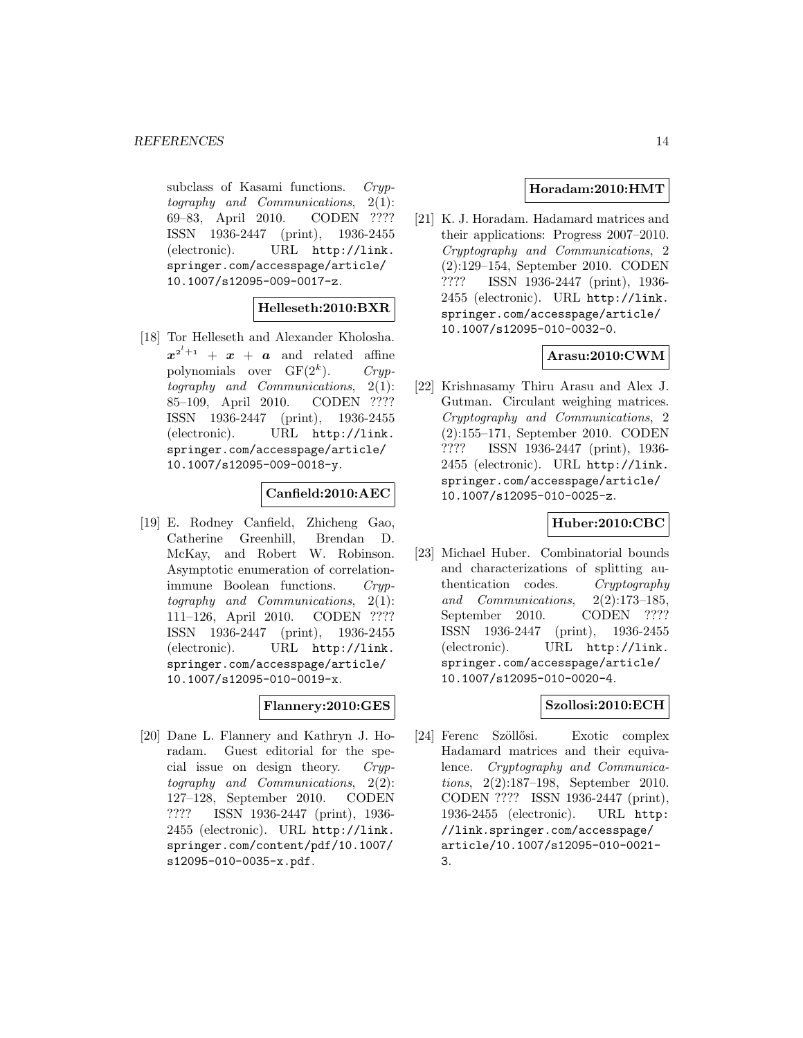subclass of Kasami functions. *Cryptography and Communications*, 2(1): 69–83, April 2010. CODEN ???? ISSN 1936-2447 (print), 1936-2455 (electronic). URL http://link.springer.com/accesspage/article/10.1007/s12095-009-0017-z.

**Helleseth:2010:BXR**

[18] Tor Helleseth and Alexander Kholosha. $\boldsymbol{x}^{2^l+1} + \boldsymbol{x} + \boldsymbol{a}$ and related affine polynomials over $\mathrm{GF}(2^k)$. *Cryptography and Communications*, 2(1): 85–109, April 2010. CODEN ???? ISSN 1936-2447 (print), 1936-2455 (electronic). URL http://link.springer.com/accesspage/article/10.1007/s12095-009-0018-y.

**Canfield:2010:AEC**

[19] E. Rodney Canfield, Zhicheng Gao, Catherine Greenhill, Brendan D. McKay, and Robert W. Robinson. Asymptotic enumeration of correlation-immune Boolean functions. *Cryptography and Communications*, 2(1): 111–126, April 2010. CODEN ???? ISSN 1936-2447 (print), 1936-2455 (electronic). URL http://link.springer.com/accesspage/article/10.1007/s12095-010-0019-x.

**Flannery:2010:GES**

[20] Dane L. Flannery and Kathryn J. Horadam. Guest editorial for the special issue on design theory. *Cryptography and Communications*, 2(2): 127–128, September 2010. CODEN ???? ISSN 1936-2447 (print), 1936-2455 (electronic). URL http://link.springer.com/content/pdf/10.1007/s12095-010-0035-x.pdf.

**Horadam:2010:HMT**

[21] K. J. Horadam. Hadamard matrices and their applications: Progress 2007–2010. *Cryptography and Communications*, 2 (2):129–154, September 2010. CODEN ???? ISSN 1936-2447 (print), 1936-2455 (electronic). URL http://link.springer.com/accesspage/article/10.1007/s12095-010-0032-0.

**Arasu:2010:CWM**

[22] Krishnasamy Thiru Arasu and Alex J. Gutman. Circulant weighing matrices. *Cryptography and Communications*, 2 (2):155–171, September 2010. CODEN ???? ISSN 1936-2447 (print), 1936-2455 (electronic). URL http://link.springer.com/accesspage/article/10.1007/s12095-010-0025-z.

**Huber:2010:CBC**

[23] Michael Huber. Combinatorial bounds and characterizations of splitting authentication codes. *Cryptography and Communications*, 2(2):173–185, September 2010. CODEN ???? ISSN 1936-2447 (print), 1936-2455 (electronic). URL http://link.springer.com/accesspage/article/10.1007/s12095-010-0020-4.

**Szollosi:2010:ECH**

[24] Ferenc Szöllősi. Exotic complex Hadamard matrices and their equivalence. *Cryptography and Communications*, 2(2):187–198, September 2010. CODEN ???? ISSN 1936-2447 (print), 1936-2455 (electronic). URL http://link.springer.com/accesspage/article/10.1007/s12095-010-0021-3.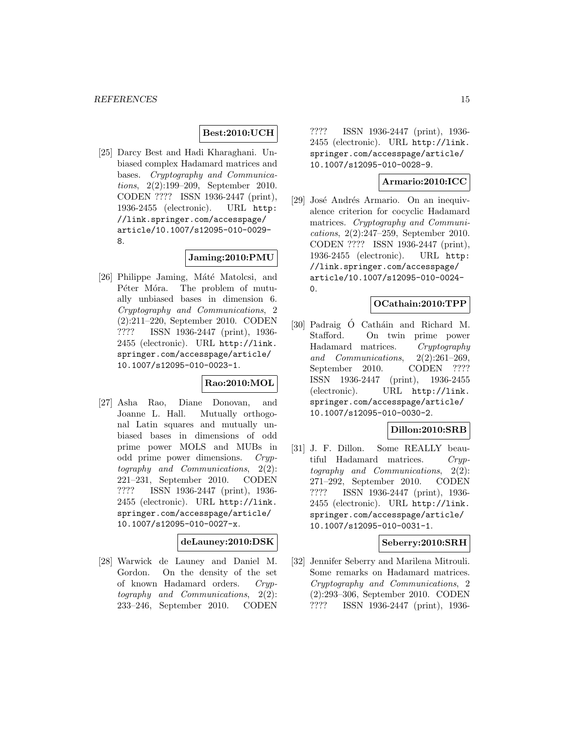**Best:2010:UCH**

[25] Darcy Best and Hadi Kharaghani. Unbiased complex Hadamard matrices and bases. *Cryptography and Communications*, 2(2):199–209, September 2010. CODEN ???? ISSN 1936-2447 (print), 1936-2455 (electronic). URL http://link.springer.com/accesspage/article/10.1007/s12095-010-0029-8.

**Jaming:2010:PMU**

[26] Philippe Jaming, Máté Matolcsi, and Péter Móra. The problem of mutually unbiased bases in dimension 6. *Cryptography and Communications*, 2 (2):211–220, September 2010. CODEN ???? ISSN 1936-2447 (print), 1936-2455 (electronic). URL http://link.springer.com/accesspage/article/10.1007/s12095-010-0023-1.

**Rao:2010:MOL**

[27] Asha Rao, Diane Donovan, and Joanne L. Hall. Mutually orthogonal Latin squares and mutually unbiased bases in dimensions of odd prime power MOLS and MUBs in odd prime power dimensions. *Cryptography and Communications*, 2(2): 221–231, September 2010. CODEN ???? ISSN 1936-2447 (print), 1936-2455 (electronic). URL http://link.springer.com/accesspage/article/10.1007/s12095-010-0027-x.

**deLauney:2010:DSK**

[28] Warwick de Launey and Daniel M. Gordon. On the density of the set of known Hadamard orders. *Cryptography and Communications*, 2(2): 233–246, September 2010. CODEN ???? ISSN 1936-2447 (print), 1936-2455 (electronic). URL http://link.springer.com/accesspage/article/10.1007/s12095-010-0028-9.

**Armario:2010:ICC**

[29] José Andrés Armario. On an inequivalence criterion for cocyclic Hadamard matrices. *Cryptography and Communications*, 2(2):247–259, September 2010. CODEN ???? ISSN 1936-2447 (print), 1936-2455 (electronic). URL http://link.springer.com/accesspage/article/10.1007/s12095-010-0024-0.

**OCathain:2010:TPP**

[30] Padraig Ó Catháin and Richard M. Stafford. On twin prime power Hadamard matrices. *Cryptography and Communications*, 2(2):261–269, September 2010. CODEN ???? ISSN 1936-2447 (print), 1936-2455 (electronic). URL http://link.springer.com/accesspage/article/10.1007/s12095-010-0030-2.

**Dillon:2010:SRB**

[31] J. F. Dillon. Some REALLY beautiful Hadamard matrices. *Cryptography and Communications*, 2(2): 271–292, September 2010. CODEN ???? ISSN 1936-2447 (print), 1936-2455 (electronic). URL http://link.springer.com/accesspage/article/10.1007/s12095-010-0031-1.

**Seberry:2010:SRH**

[32] Jennifer Seberry and Marilena Mitrouli. Some remarks on Hadamard matrices. *Cryptography and Communications*, 2 (2):293–306, September 2010. CODEN ???? ISSN 1936-2447 (print), 1936-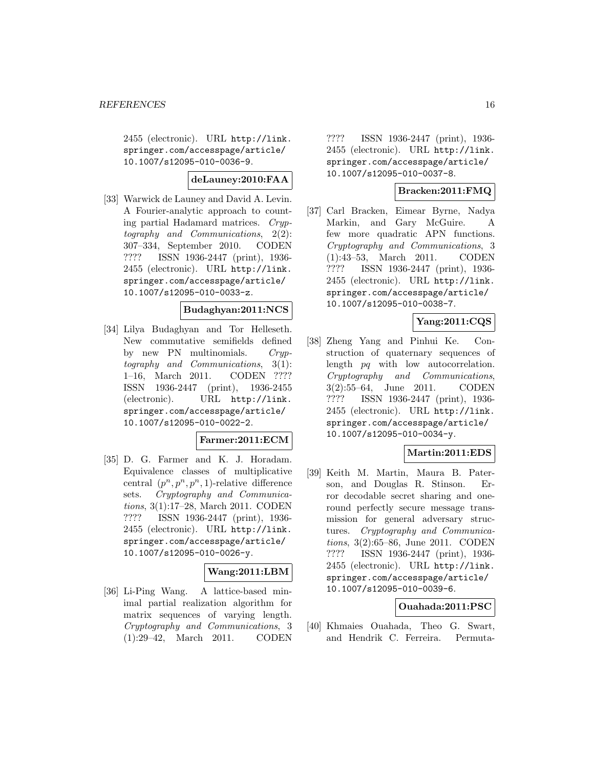2455 (electronic). URL http://link.springer.com/accesspage/article/10.1007/s12095-010-0036-9.

**deLauney:2010:FAA**

[33] Warwick de Launey and David A. Levin. A Fourier-analytic approach to counting partial Hadamard matrices. *Cryptography and Communications*, 2(2): 307–334, September 2010. CODEN ???? ISSN 1936-2447 (print), 1936-2455 (electronic). URL http://link.springer.com/accesspage/article/10.1007/s12095-010-0033-z.

**Budaghyan:2011:NCS**

[34] Lilya Budaghyan and Tor Helleseth. New commutative semifields defined by new PN multinomials. *Cryptography and Communications*, 3(1): 1–16, March 2011. CODEN ???? ISSN 1936-2447 (print), 1936-2455 (electronic). URL http://link.springer.com/accesspage/article/10.1007/s12095-010-0022-2.

**Farmer:2011:ECM**

[35] D. G. Farmer and K. J. Horadam. Equivalence classes of multiplicative central $(p^n, p^n, p^n, 1)$-relative difference sets. *Cryptography and Communications*, 3(1):17–28, March 2011. CODEN ???? ISSN 1936-2447 (print), 1936-2455 (electronic). URL http://link.springer.com/accesspage/article/10.1007/s12095-010-0026-y.

**Wang:2011:LBM**

[36] Li-Ping Wang. A lattice-based minimal partial realization algorithm for matrix sequences of varying length. *Cryptography and Communications*, 3 (1):29–42, March 2011. CODEN ???? ISSN 1936-2447 (print), 1936-2455 (electronic). URL http://link.springer.com/accesspage/article/10.1007/s12095-010-0037-8.

**Bracken:2011:FMQ**

[37] Carl Bracken, Eimear Byrne, Nadya Markin, and Gary McGuire. A few more quadratic APN functions. *Cryptography and Communications*, 3 (1):43–53, March 2011. CODEN ???? ISSN 1936-2447 (print), 1936-2455 (electronic). URL http://link.springer.com/accesspage/article/10.1007/s12095-010-0038-7.

**Yang:2011:CQS**

[38] Zheng Yang and Pinhui Ke. Construction of quaternary sequences of length $pq$ with low autocorrelation. *Cryptography and Communications*, 3(2):55–64, June 2011. CODEN ???? ISSN 1936-2447 (print), 1936-2455 (electronic). URL http://link.springer.com/accesspage/article/10.1007/s12095-010-0034-y.

**Martin:2011:EDS**

[39] Keith M. Martin, Maura B. Paterson, and Douglas R. Stinson. Error decodable secret sharing and one-round perfectly secure message transmission for general adversary structures. *Cryptography and Communications*, 3(2):65–86, June 2011. CODEN ???? ISSN 1936-2447 (print), 1936-2455 (electronic). URL http://link.springer.com/accesspage/article/10.1007/s12095-010-0039-6.

**Ouahada:2011:PSC**

[40] Khmaies Ouahada, Theo G. Swart, and Hendrik C. Ferreira. Permuta-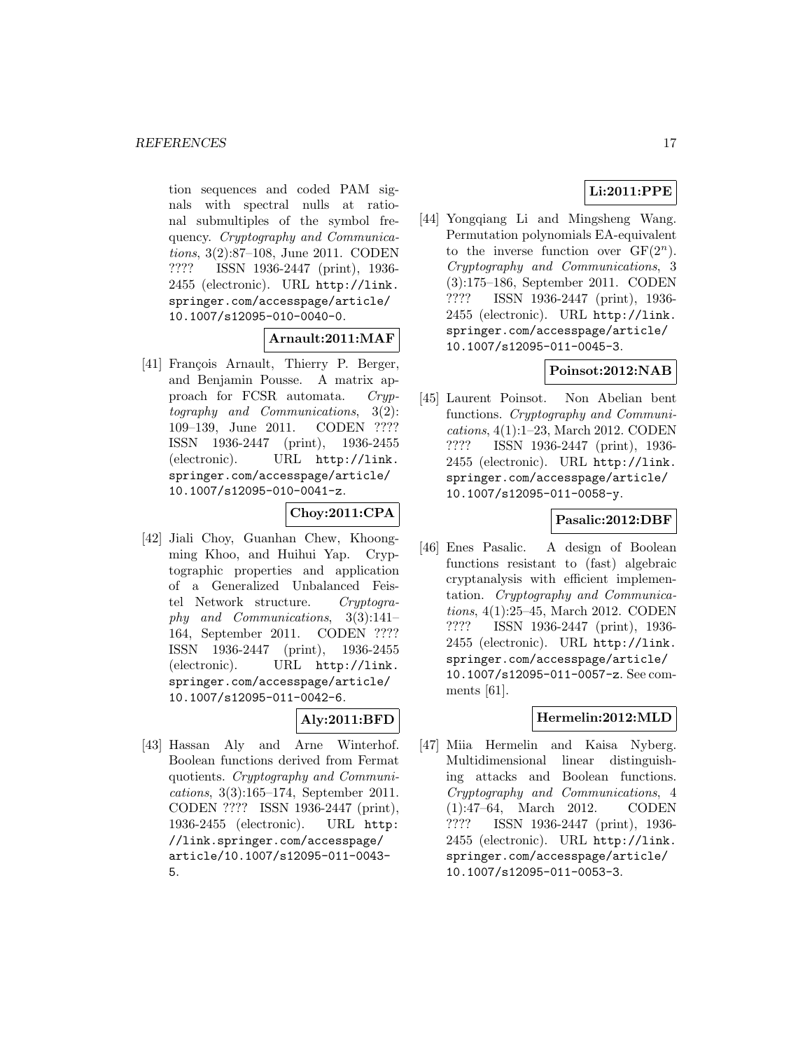tion sequences and coded PAM signals with spectral nulls at rational submultiples of the symbol frequency. *Cryptography and Communications*, 3(2):87–108, June 2011. CODEN ???? ISSN 1936-2447 (print), 1936-2455 (electronic). URL http://link.springer.com/accesspage/article/10.1007/s12095-010-0040-0.

**Arnault:2011:MAF**

[41] François Arnault, Thierry P. Berger, and Benjamin Pousse. A matrix approach for FCSR automata. *Cryptography and Communications*, 3(2):109–139, June 2011. CODEN ???? ISSN 1936-2447 (print), 1936-2455 (electronic). URL http://link.springer.com/accesspage/article/10.1007/s12095-010-0041-z.

**Choy:2011:CPA**

[42] Jiali Choy, Guanhan Chew, Khoongming Khoo, and Huihui Yap. Cryptographic properties and application of a Generalized Unbalanced Feistel Network structure. *Cryptography and Communications*, 3(3):141–164, September 2011. CODEN ???? ISSN 1936-2447 (print), 1936-2455 (electronic). URL http://link.springer.com/accesspage/article/10.1007/s12095-011-0042-6.

**Aly:2011:BFD**

[43] Hassan Aly and Arne Winterhof. Boolean functions derived from Fermat quotients. *Cryptography and Communications*, 3(3):165–174, September 2011. CODEN ???? ISSN 1936-2447 (print), 1936-2455 (electronic). URL http://link.springer.com/accesspage/article/10.1007/s12095-011-0043-5.

**Li:2011:PPE**

[44] Yongqiang Li and Mingsheng Wang. Permutation polynomials EA-equivalent to the inverse function over $GF(2^n)$. *Cryptography and Communications*, 3(3):175–186, September 2011. CODEN ???? ISSN 1936-2447 (print), 1936-2455 (electronic). URL http://link.springer.com/accesspage/article/10.1007/s12095-011-0045-3.

**Poinsot:2012:NAB**

[45] Laurent Poinsot. Non Abelian bent functions. *Cryptography and Communications*, 4(1):1–23, March 2012. CODEN ???? ISSN 1936-2447 (print), 1936-2455 (electronic). URL http://link.springer.com/accesspage/article/10.1007/s12095-011-0058-y.

**Pasalic:2012:DBF**

[46] Enes Pasalic. A design of Boolean functions resistant to (fast) algebraic cryptanalysis with efficient implementation. *Cryptography and Communications*, 4(1):25–45, March 2012. CODEN ???? ISSN 1936-2447 (print), 1936-2455 (electronic). URL http://link.springer.com/accesspage/article/10.1007/s12095-011-0057-z. See comments [61].

**Hermelin:2012:MLD**

[47] Miia Hermelin and Kaisa Nyberg. Multidimensional linear distinguishing attacks and Boolean functions. *Cryptography and Communications*, 4(1):47–64, March 2012. CODEN ???? ISSN 1936-2447 (print), 1936-2455 (electronic). URL http://link.springer.com/accesspage/article/10.1007/s12095-011-0053-3.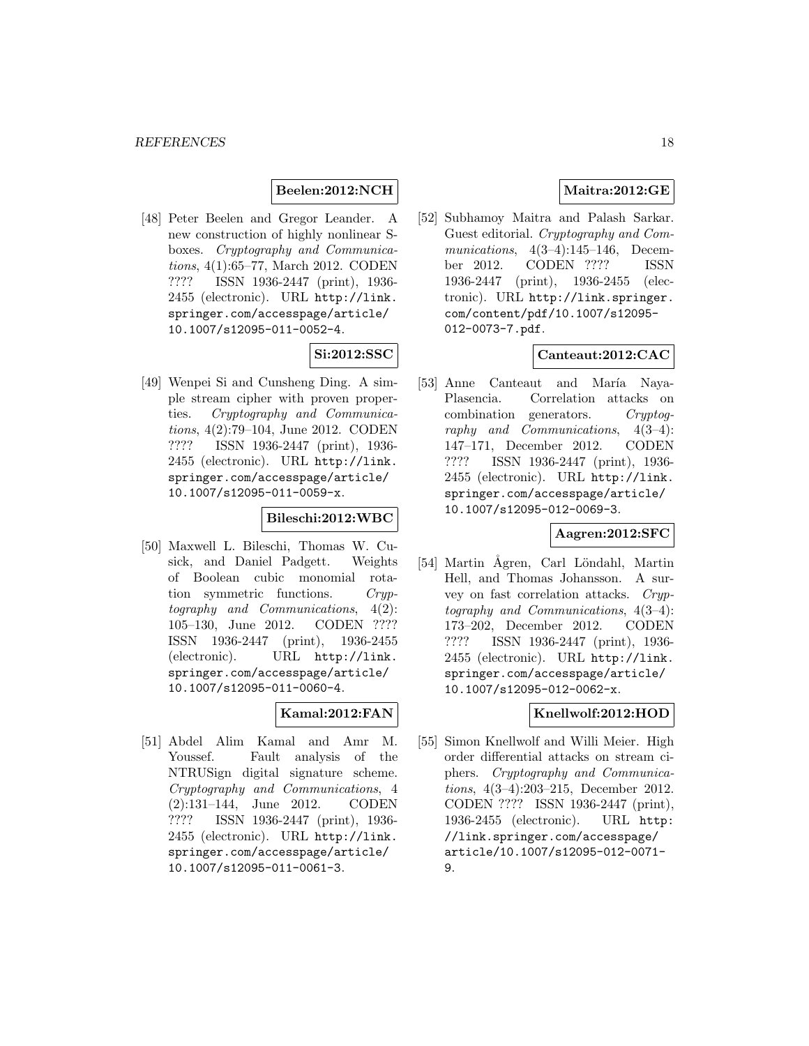**Beelen:2012:NCH**

[48] Peter Beelen and Gregor Leander. A new construction of highly nonlinear S-boxes. *Cryptography and Communications*, 4(1):65–77, March 2012. CODEN ???? ISSN 1936-2447 (print), 1936-2455 (electronic). URL http://link.springer.com/accesspage/article/10.1007/s12095-011-0052-4.

**Si:2012:SSC**

[49] Wenpei Si and Cunsheng Ding. A simple stream cipher with proven properties. *Cryptography and Communications*, 4(2):79–104, June 2012. CODEN ???? ISSN 1936-2447 (print), 1936-2455 (electronic). URL http://link.springer.com/accesspage/article/10.1007/s12095-011-0059-x.

**Bileschi:2012:WBC**

[50] Maxwell L. Bileschi, Thomas W. Cusick, and Daniel Padgett. Weights of Boolean cubic monomial rotation symmetric functions. *Cryptography and Communications*, 4(2):105–130, June 2012. CODEN ???? ISSN 1936-2447 (print), 1936-2455 (electronic). URL http://link.springer.com/accesspage/article/10.1007/s12095-011-0060-4.

**Kamal:2012:FAN**

[51] Abdel Alim Kamal and Amr M. Youssef. Fault analysis of the NTRUSign digital signature scheme. *Cryptography and Communications*, 4(2):131–144, June 2012. CODEN ???? ISSN 1936-2447 (print), 1936-2455 (electronic). URL http://link.springer.com/accesspage/article/10.1007/s12095-011-0061-3.

**Maitra:2012:GE**

[52] Subhamoy Maitra and Palash Sarkar. Guest editorial. *Cryptography and Communications*, 4(3–4):145–146, December 2012. CODEN ???? ISSN 1936-2447 (print), 1936-2455 (electronic). URL http://link.springer.com/content/pdf/10.1007/s12095-012-0073-7.pdf.

**Canteaut:2012:CAC**

[53] Anne Canteaut and María Naya-Plasencia. Correlation attacks on combination generators. *Cryptography and Communications*, 4(3–4):147–171, December 2012. CODEN ???? ISSN 1936-2447 (print), 1936-2455 (electronic). URL http://link.springer.com/accesspage/article/10.1007/s12095-012-0069-3.

**Aagren:2012:SFC**

[54] Martin Ågren, Carl Löndahl, Martin Hell, and Thomas Johansson. A survey on fast correlation attacks. *Cryptography and Communications*, 4(3–4):173–202, December 2012. CODEN ???? ISSN 1936-2447 (print), 1936-2455 (electronic). URL http://link.springer.com/accesspage/article/10.1007/s12095-012-0062-x.

**Knellwolf:2012:HOD**

[55] Simon Knellwolf and Willi Meier. High order differential attacks on stream ciphers. *Cryptography and Communications*, 4(3–4):203–215, December 2012. CODEN ???? ISSN 1936-2447 (print), 1936-2455 (electronic). URL http://link.springer.com/accesspage/article/10.1007/s12095-012-0071-9.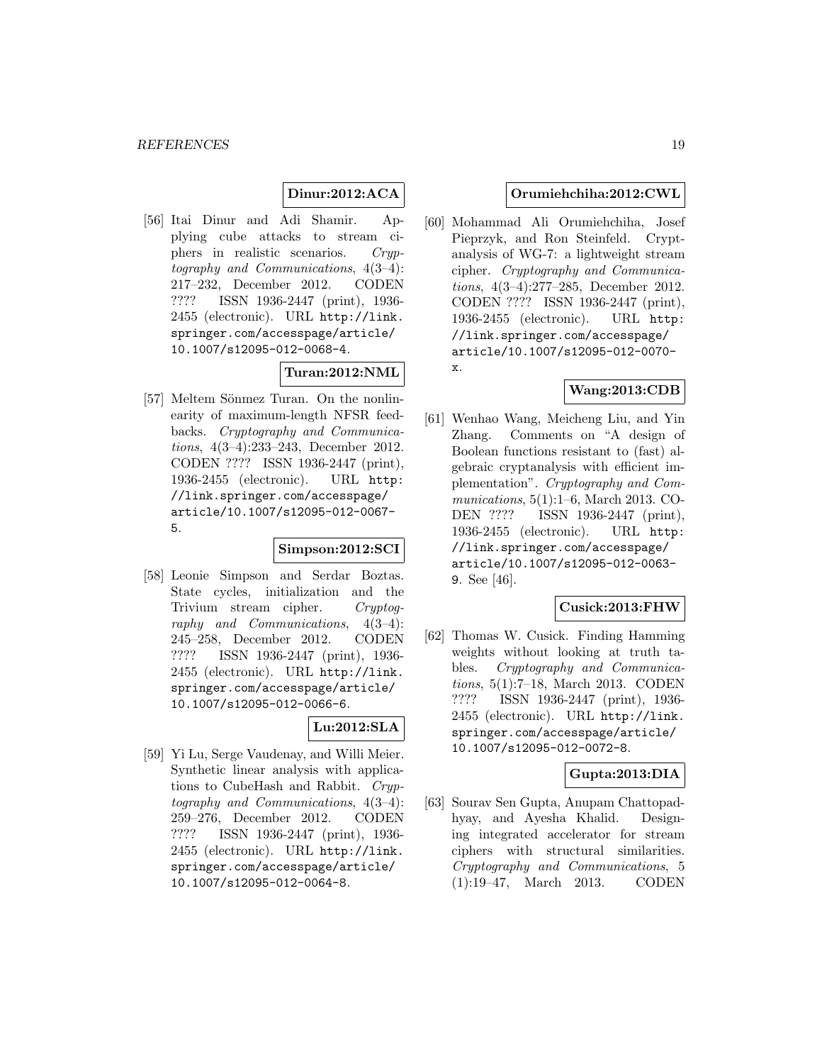**Dinur:2012:ACA**

[56] Itai Dinur and Adi Shamir. Applying cube attacks to stream ciphers in realistic scenarios. *Cryptography and Communications*, 4(3–4): 217–232, December 2012. CODEN ???? ISSN 1936-2447 (print), 1936-2455 (electronic). URL http://link.springer.com/accesspage/article/10.1007/s12095-012-0068-4.

**Turan:2012:NML**

[57] Meltem Sönmez Turan. On the nonlinearity of maximum-length NFSR feedbacks. *Cryptography and Communications*, 4(3–4):233–243, December 2012. CODEN ???? ISSN 1936-2447 (print), 1936-2455 (electronic). URL http://link.springer.com/accesspage/article/10.1007/s12095-012-0067-5.

**Simpson:2012:SCI**

[58] Leonie Simpson and Serdar Boztas. State cycles, initialization and the Trivium stream cipher. *Cryptography and Communications*, 4(3–4): 245–258, December 2012. CODEN ???? ISSN 1936-2447 (print), 1936-2455 (electronic). URL http://link.springer.com/accesspage/article/10.1007/s12095-012-0066-6.

**Lu:2012:SLA**

[59] Yi Lu, Serge Vaudenay, and Willi Meier. Synthetic linear analysis with applications to CubeHash and Rabbit. *Cryptography and Communications*, 4(3–4): 259–276, December 2012. CODEN ???? ISSN 1936-2447 (print), 1936-2455 (electronic). URL http://link.springer.com/accesspage/article/10.1007/s12095-012-0064-8.

**Orumiehchiha:2012:CWL**

[60] Mohammad Ali Orumiehchiha, Josef Pieprzyk, and Ron Steinfeld. Cryptanalysis of WG-7: a lightweight stream cipher. *Cryptography and Communications*, 4(3–4):277–285, December 2012. CODEN ???? ISSN 1936-2447 (print), 1936-2455 (electronic). URL http://link.springer.com/accesspage/article/10.1007/s12095-012-0070-x.

**Wang:2013:CDB**

[61] Wenhao Wang, Meicheng Liu, and Yin Zhang. Comments on "A design of Boolean functions resistant to (fast) algebraic cryptanalysis with efficient implementation". *Cryptography and Communications*, 5(1):1–6, March 2013. CODEN ???? ISSN 1936-2447 (print), 1936-2455 (electronic). URL http://link.springer.com/accesspage/article/10.1007/s12095-012-0063-9. See [46].

**Cusick:2013:FHW**

[62] Thomas W. Cusick. Finding Hamming weights without looking at truth tables. *Cryptography and Communications*, 5(1):7–18, March 2013. CODEN ???? ISSN 1936-2447 (print), 1936-2455 (electronic). URL http://link.springer.com/accesspage/article/10.1007/s12095-012-0072-8.

**Gupta:2013:DIA**

[63] Sourav Sen Gupta, Anupam Chattopadhyay, and Ayesha Khalid. Designing integrated accelerator for stream ciphers with structural similarities. *Cryptography and Communications*, 5 (1):19–47, March 2013. CODEN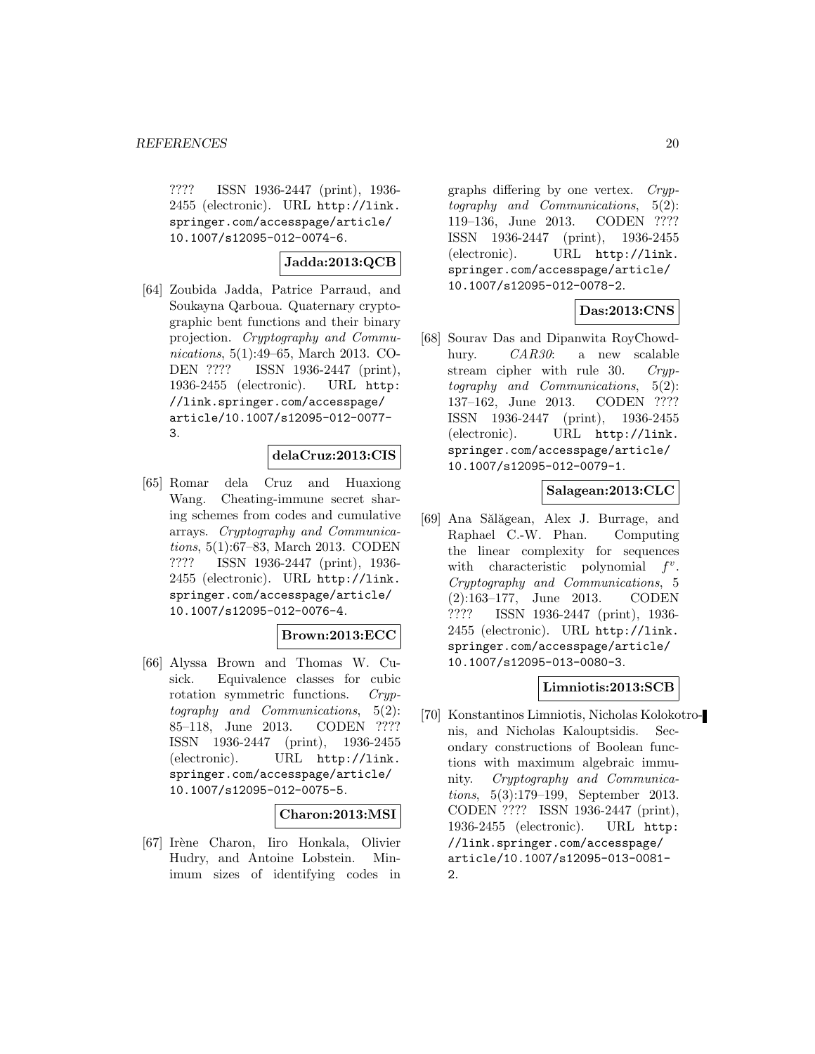???? ISSN 1936-2447 (print), 1936-2455 (electronic). URL http://link.springer.com/accesspage/article/10.1007/s12095-012-0074-6.

**Jadda:2013:QCB**

[64] Zoubida Jadda, Patrice Parraud, and Soukayna Qarboua. Quaternary cryptographic bent functions and their binary projection. *Cryptography and Communications*, 5(1):49–65, March 2013. CODEN ???? ISSN 1936-2447 (print), 1936-2455 (electronic). URL http://link.springer.com/accesspage/article/10.1007/s12095-012-0077-3.

**delaCruz:2013:CIS**

[65] Romar dela Cruz and Huaxiong Wang. Cheating-immune secret sharing schemes from codes and cumulative arrays. *Cryptography and Communications*, 5(1):67–83, March 2013. CODEN ???? ISSN 1936-2447 (print), 1936-2455 (electronic). URL http://link.springer.com/accesspage/article/10.1007/s12095-012-0076-4.

**Brown:2013:ECC**

[66] Alyssa Brown and Thomas W. Cusick. Equivalence classes for cubic rotation symmetric functions. *Cryptography and Communications*, 5(2):85–118, June 2013. CODEN ???? ISSN 1936-2447 (print), 1936-2455 (electronic). URL http://link.springer.com/accesspage/article/10.1007/s12095-012-0075-5.

**Charon:2013:MSI**

[67] Irène Charon, Iiro Honkala, Olivier Hudry, and Antoine Lobstein. Minimum sizes of identifying codes in graphs differing by one vertex. *Cryptography and Communications*, 5(2):119–136, June 2013. CODEN ???? ISSN 1936-2447 (print), 1936-2455 (electronic). URL http://link.springer.com/accesspage/article/10.1007/s12095-012-0078-2.

**Das:2013:CNS**

[68] Sourav Das and Dipanwita RoyChowdhury. *CAR30*: a new scalable stream cipher with rule 30. *Cryptography and Communications*, 5(2):137–162, June 2013. CODEN ???? ISSN 1936-2447 (print), 1936-2455 (electronic). URL http://link.springer.com/accesspage/article/10.1007/s12095-012-0079-1.

**Salagean:2013:CLC**

[69] Ana Sălăgean, Alex J. Burrage, and Raphael C.-W. Phan. Computing the linear complexity for sequences with characteristic polynomial $f^v$. *Cryptography and Communications*, 5(2):163–177, June 2013. CODEN ???? ISSN 1936-2447 (print), 1936-2455 (electronic). URL http://link.springer.com/accesspage/article/10.1007/s12095-013-0080-3.

**Limniotis:2013:SCB**

[70] Konstantinos Limniotis, Nicholas Kolokotronis, and Nicholas Kalouptsidis. Secondary constructions of Boolean functions with maximum algebraic immunity. *Cryptography and Communications*, 5(3):179–199, September 2013. CODEN ???? ISSN 1936-2447 (print), 1936-2455 (electronic). URL http://link.springer.com/accesspage/article/10.1007/s12095-013-0081-2.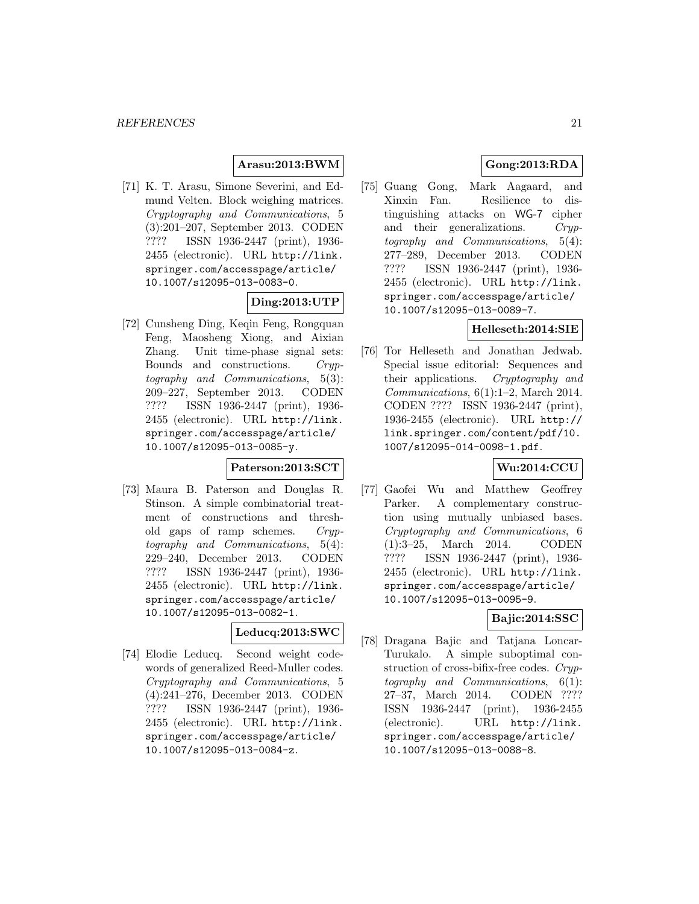**Arasu:2013:BWM**

[71] K. T. Arasu, Simone Severini, and Edmund Velten. Block weighing matrices. *Cryptography and Communications*, 5 (3):201–207, September 2013. CODEN ???? ISSN 1936-2447 (print), 1936-2455 (electronic). URL http://link.springer.com/accesspage/article/10.1007/s12095-013-0083-0.

**Ding:2013:UTP**

[72] Cunsheng Ding, Keqin Feng, Rongquan Feng, Maosheng Xiong, and Aixian Zhang. Unit time-phase signal sets: Bounds and constructions. *Cryptography and Communications*, 5(3): 209–227, September 2013. CODEN ???? ISSN 1936-2447 (print), 1936-2455 (electronic). URL http://link.springer.com/accesspage/article/10.1007/s12095-013-0085-y.

**Paterson:2013:SCT**

[73] Maura B. Paterson and Douglas R. Stinson. A simple combinatorial treatment of constructions and threshold gaps of ramp schemes. *Cryptography and Communications*, 5(4): 229–240, December 2013. CODEN ???? ISSN 1936-2447 (print), 1936-2455 (electronic). URL http://link.springer.com/accesspage/article/10.1007/s12095-013-0082-1.

**Leducq:2013:SWC**

[74] Elodie Leducq. Second weight codewords of generalized Reed-Muller codes. *Cryptography and Communications*, 5 (4):241–276, December 2013. CODEN ???? ISSN 1936-2447 (print), 1936-2455 (electronic). URL http://link.springer.com/accesspage/article/10.1007/s12095-013-0084-z.

**Gong:2013:RDA**

[75] Guang Gong, Mark Aagaard, and Xinxin Fan. Resilience to distinguishing attacks on WG-7 cipher and their generalizations. *Cryptography and Communications*, 5(4): 277–289, December 2013. CODEN ???? ISSN 1936-2447 (print), 1936-2455 (electronic). URL http://link.springer.com/accesspage/article/10.1007/s12095-013-0089-7.

**Helleseth:2014:SIE**

[76] Tor Helleseth and Jonathan Jedwab. Special issue editorial: Sequences and their applications. *Cryptography and Communications*, 6(1):1–2, March 2014. CODEN ???? ISSN 1936-2447 (print), 1936-2455 (electronic). URL http://link.springer.com/content/pdf/10.1007/s12095-014-0098-1.pdf.

**Wu:2014:CCU**

[77] Gaofei Wu and Matthew Geoffrey Parker. A complementary construction using mutually unbiased bases. *Cryptography and Communications*, 6 (1):3–25, March 2014. CODEN ???? ISSN 1936-2447 (print), 1936-2455 (electronic). URL http://link.springer.com/accesspage/article/10.1007/s12095-013-0095-9.

**Bajic:2014:SSC**

[78] Dragana Bajic and Tatjana Loncar-Turukalo. A simple suboptimal construction of cross-bifix-free codes. *Cryptography and Communications*, 6(1): 27–37, March 2014. CODEN ???? ISSN 1936-2447 (print), 1936-2455 (electronic). URL http://link.springer.com/accesspage/article/10.1007/s12095-013-0088-8.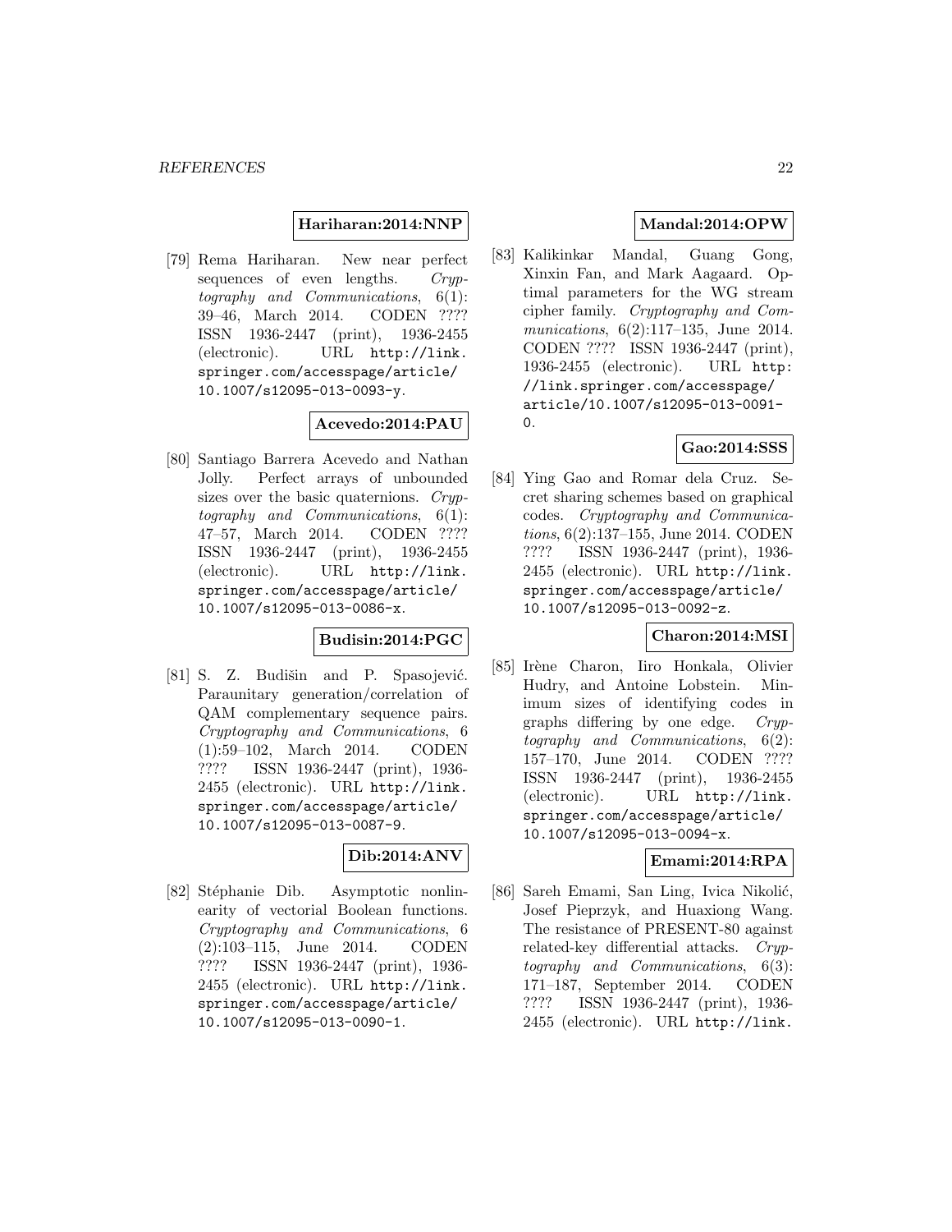**Hariharan:2014:NNP**

[79] Rema Hariharan. New near perfect sequences of even lengths. *Cryptography and Communications*, 6(1): 39–46, March 2014. CODEN ???? ISSN 1936-2447 (print), 1936-2455 (electronic). URL http://link.springer.com/accesspage/article/10.1007/s12095-013-0093-y.

**Acevedo:2014:PAU**

[80] Santiago Barrera Acevedo and Nathan Jolly. Perfect arrays of unbounded sizes over the basic quaternions. *Cryptography and Communications*, 6(1): 47–57, March 2014. CODEN ???? ISSN 1936-2447 (print), 1936-2455 (electronic). URL http://link.springer.com/accesspage/article/10.1007/s12095-013-0086-x.

**Budisin:2014:PGC**

[81] S. Z. Budišin and P. Spasojević. Paraunitary generation/correlation of QAM complementary sequence pairs. *Cryptography and Communications*, 6 (1):59–102, March 2014. CODEN ???? ISSN 1936-2447 (print), 1936-2455 (electronic). URL http://link.springer.com/accesspage/article/10.1007/s12095-013-0087-9.

**Dib:2014:ANV**

[82] Stéphanie Dib. Asymptotic nonlinearity of vectorial Boolean functions. *Cryptography and Communications*, 6 (2):103–115, June 2014. CODEN ???? ISSN 1936-2447 (print), 1936-2455 (electronic). URL http://link.springer.com/accesspage/article/10.1007/s12095-013-0090-1.

**Mandal:2014:OPW**

[83] Kalikinkar Mandal, Guang Gong, Xinxin Fan, and Mark Aagaard. Optimal parameters for the WG stream cipher family. *Cryptography and Communications*, 6(2):117–135, June 2014. CODEN ???? ISSN 1936-2447 (print), 1936-2455 (electronic). URL http://link.springer.com/accesspage/article/10.1007/s12095-013-0091-0.

**Gao:2014:SSS**

[84] Ying Gao and Romar dela Cruz. Secret sharing schemes based on graphical codes. *Cryptography and Communications*, 6(2):137–155, June 2014. CODEN ???? ISSN 1936-2447 (print), 1936-2455 (electronic). URL http://link.springer.com/accesspage/article/10.1007/s12095-013-0092-z.

**Charon:2014:MSI**

[85] Irène Charon, Iiro Honkala, Olivier Hudry, and Antoine Lobstein. Minimum sizes of identifying codes in graphs differing by one edge. *Cryptography and Communications*, 6(2): 157–170, June 2014. CODEN ???? ISSN 1936-2447 (print), 1936-2455 (electronic). URL http://link.springer.com/accesspage/article/10.1007/s12095-013-0094-x.

**Emami:2014:RPA**

[86] Sareh Emami, San Ling, Ivica Nikolić, Josef Pieprzyk, and Huaxiong Wang. The resistance of PRESENT-80 against related-key differential attacks. *Cryptography and Communications*, 6(3): 171–187, September 2014. CODEN ???? ISSN 1936-2447 (print), 1936-2455 (electronic). URL http://link.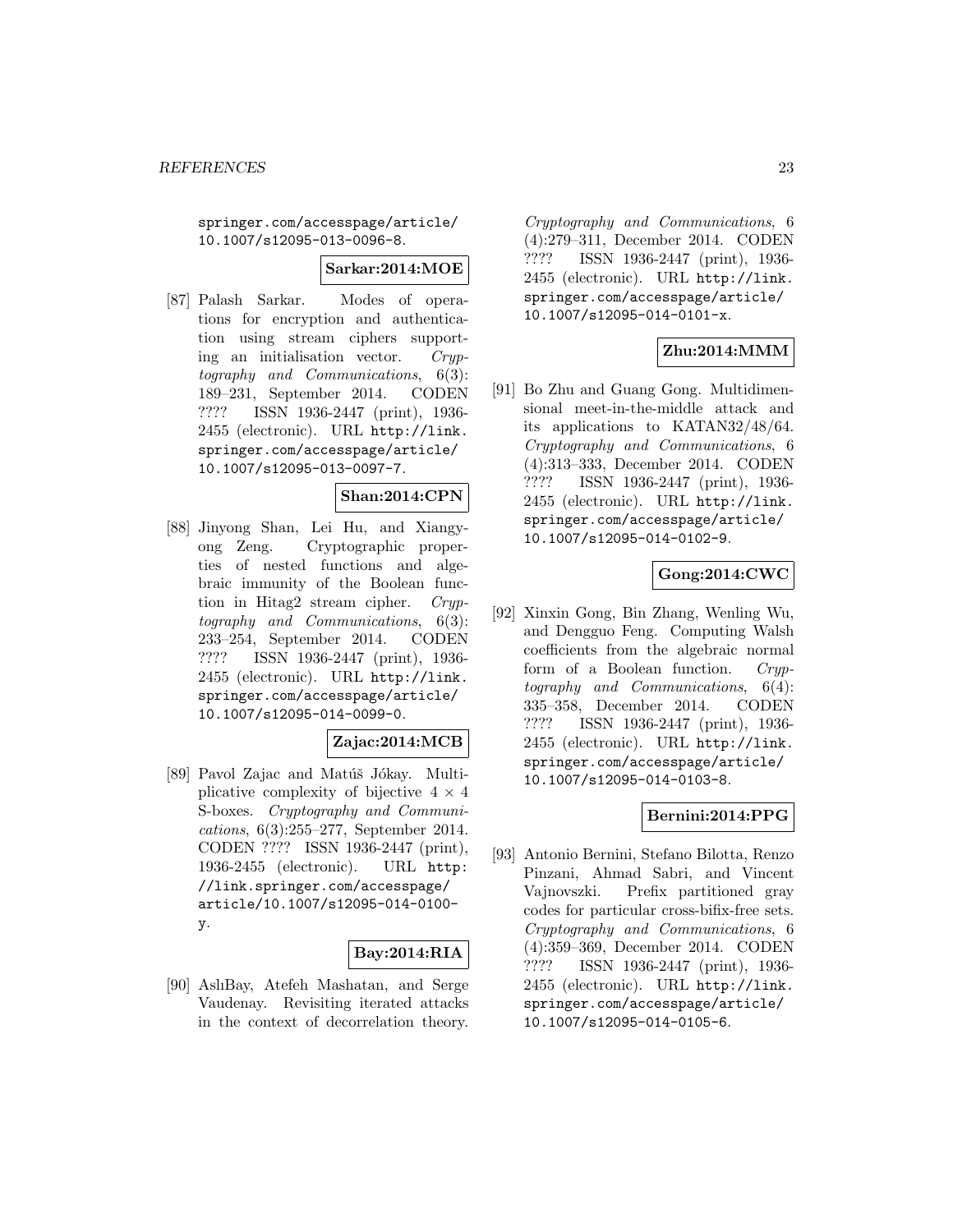springer.com/accesspage/article/10.1007/s12095-013-0096-8.

**Sarkar:2014:MOE**

[87] Palash Sarkar. Modes of operations for encryption and authentication using stream ciphers supporting an initialisation vector. *Cryptography and Communications*, 6(3): 189–231, September 2014. CODEN ???? ISSN 1936-2447 (print), 1936-2455 (electronic). URL http://link.springer.com/accesspage/article/10.1007/s12095-013-0097-7.

**Shan:2014:CPN**

[88] Jinyong Shan, Lei Hu, and Xiangyong Zeng. Cryptographic properties of nested functions and algebraic immunity of the Boolean function in Hitag2 stream cipher. *Cryptography and Communications*, 6(3): 233–254, September 2014. CODEN ???? ISSN 1936-2447 (print), 1936-2455 (electronic). URL http://link.springer.com/accesspage/article/10.1007/s12095-014-0099-0.

**Zajac:2014:MCB**

[89] Pavol Zajac and Matúš Jókay. Multiplicative complexity of bijective $4 \times 4$ S-boxes. *Cryptography and Communications*, 6(3):255–277, September 2014. CODEN ???? ISSN 1936-2447 (print), 1936-2455 (electronic). URL http://link.springer.com/accesspage/article/10.1007/s12095-014-0100-y.

**Bay:2014:RIA**

[90] AslıBay, Atefeh Mashatan, and Serge Vaudenay. Revisiting iterated attacks in the context of decorrelation theory. *Cryptography and Communications*, 6 (4):279–311, December 2014. CODEN ???? ISSN 1936-2447 (print), 1936-2455 (electronic). URL http://link.springer.com/accesspage/article/10.1007/s12095-014-0101-x.

**Zhu:2014:MMM**

[91] Bo Zhu and Guang Gong. Multidimensional meet-in-the-middle attack and its applications to KATAN32/48/64. *Cryptography and Communications*, 6 (4):313–333, December 2014. CODEN ???? ISSN 1936-2447 (print), 1936-2455 (electronic). URL http://link.springer.com/accesspage/article/10.1007/s12095-014-0102-9.

**Gong:2014:CWC**

[92] Xinxin Gong, Bin Zhang, Wenling Wu, and Dengguo Feng. Computing Walsh coefficients from the algebraic normal form of a Boolean function. *Cryptography and Communications*, 6(4): 335–358, December 2014. CODEN ???? ISSN 1936-2447 (print), 1936-2455 (electronic). URL http://link.springer.com/accesspage/article/10.1007/s12095-014-0103-8.

**Bernini:2014:PPG**

[93] Antonio Bernini, Stefano Bilotta, Renzo Pinzani, Ahmad Sabri, and Vincent Vajnovszki. Prefix partitioned gray codes for particular cross-bifix-free sets. *Cryptography and Communications*, 6 (4):359–369, December 2014. CODEN ???? ISSN 1936-2447 (print), 1936-2455 (electronic). URL http://link.springer.com/accesspage/article/10.1007/s12095-014-0105-6.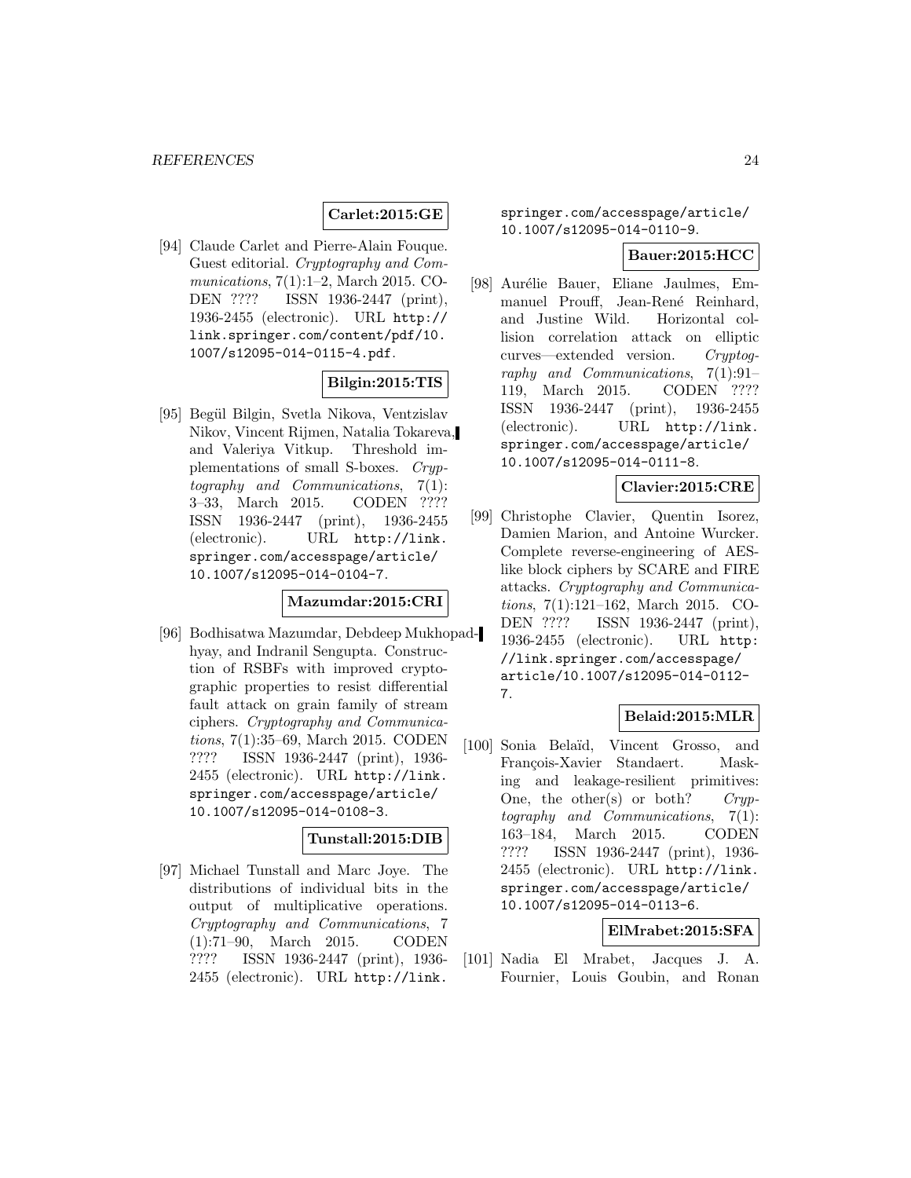**Carlet:2015:GE**

[94] Claude Carlet and Pierre-Alain Fouque. Guest editorial. *Cryptography and Communications*, 7(1):1–2, March 2015. CODEN ???? ISSN 1936-2447 (print), 1936-2455 (electronic). URL http://link.springer.com/content/pdf/10.1007/s12095-014-0115-4.pdf.

**Bilgin:2015:TIS**

[95] Begül Bilgin, Svetla Nikova, Ventzislav Nikov, Vincent Rijmen, Natalia Tokareva, and Valeriya Vitkup. Threshold implementations of small S-boxes. *Cryptography and Communications*, 7(1): 3–33, March 2015. CODEN ???? ISSN 1936-2447 (print), 1936-2455 (electronic). URL http://link.springer.com/accesspage/article/10.1007/s12095-014-0104-7.

**Mazumdar:2015:CRI**

[96] Bodhisatwa Mazumdar, Debdeep Mukhopadhyay, and Indranil Sengupta. Construction of RSBFs with improved cryptographic properties to resist differential fault attack on grain family of stream ciphers. *Cryptography and Communications*, 7(1):35–69, March 2015. CODEN ???? ISSN 1936-2447 (print), 1936-2455 (electronic). URL http://link.springer.com/accesspage/article/10.1007/s12095-014-0108-3.

**Tunstall:2015:DIB**

[97] Michael Tunstall and Marc Joye. The distributions of individual bits in the output of multiplicative operations. *Cryptography and Communications*, 7 (1):71–90, March 2015. CODEN ???? ISSN 1936-2447 (print), 1936-2455 (electronic). URL http://link.springer.com/accesspage/article/10.1007/s12095-014-0110-9.

**Bauer:2015:HCC**

[98] Aurélie Bauer, Eliane Jaulmes, Emmanuel Prouff, Jean-René Reinhard, and Justine Wild. Horizontal collision correlation attack on elliptic curves—extended version. *Cryptography and Communications*, 7(1):91–119, March 2015. CODEN ???? ISSN 1936-2447 (print), 1936-2455 (electronic). URL http://link.springer.com/accesspage/article/10.1007/s12095-014-0111-8.

**Clavier:2015:CRE**

[99] Christophe Clavier, Quentin Isorez, Damien Marion, and Antoine Wurcker. Complete reverse-engineering of AES-like block ciphers by SCARE and FIRE attacks. *Cryptography and Communications*, 7(1):121–162, March 2015. CODEN ???? ISSN 1936-2447 (print), 1936-2455 (electronic). URL http://link.springer.com/accesspage/article/10.1007/s12095-014-0112-7.

**Belaid:2015:MLR**

[100] Sonia Belaïd, Vincent Grosso, and François-Xavier Standaert. Masking and leakage-resilient primitives: One, the other(s) or both? *Cryptography and Communications*, 7(1): 163–184, March 2015. CODEN ???? ISSN 1936-2447 (print), 1936-2455 (electronic). URL http://link.springer.com/accesspage/article/10.1007/s12095-014-0113-6.

**ElMrabet:2015:SFA**

[101] Nadia El Mrabet, Jacques J. A. Fournier, Louis Goubin, and Ronan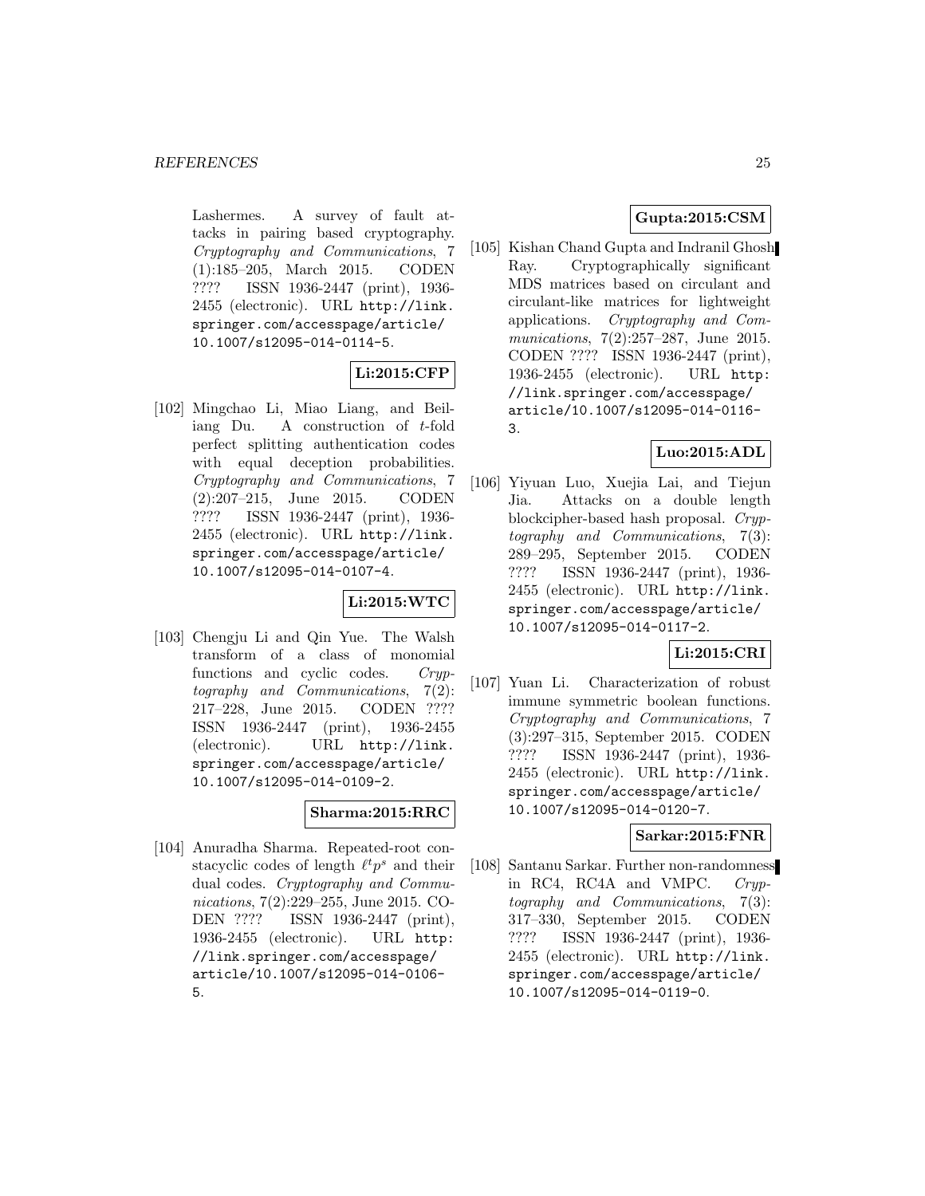Lashermes. A survey of fault attacks in pairing based cryptography. *Cryptography and Communications*, 7 (1):185–205, March 2015. CODEN ???? ISSN 1936-2447 (print), 1936-2455 (electronic). URL http://link.springer.com/accesspage/article/10.1007/s12095-014-0114-5.

**Li:2015:CFP**

[102] Mingchao Li, Miao Liang, and Beiliang Du. A construction of $t$-fold perfect splitting authentication codes with equal deception probabilities. *Cryptography and Communications*, 7 (2):207–215, June 2015. CODEN ???? ISSN 1936-2447 (print), 1936-2455 (electronic). URL http://link.springer.com/accesspage/article/10.1007/s12095-014-0107-4.

**Li:2015:WTC**

[103] Chengju Li and Qin Yue. The Walsh transform of a class of monomial functions and cyclic codes. *Cryptography and Communications*, 7(2): 217–228, June 2015. CODEN ???? ISSN 1936-2447 (print), 1936-2455 (electronic). URL http://link.springer.com/accesspage/article/10.1007/s12095-014-0109-2.

**Sharma:2015:RRC**

[104] Anuradha Sharma. Repeated-root constacyclic codes of length $\ell^t p^s$ and their dual codes. *Cryptography and Communications*, 7(2):229–255, June 2015. CODEN ???? ISSN 1936-2447 (print), 1936-2455 (electronic). URL http://link.springer.com/accesspage/article/10.1007/s12095-014-0106-5.

**Gupta:2015:CSM**

[105] Kishan Chand Gupta and Indranil Ghosh Ray. Cryptographically significant MDS matrices based on circulant and circulant-like matrices for lightweight applications. *Cryptography and Communications*, 7(2):257–287, June 2015. CODEN ???? ISSN 1936-2447 (print), 1936-2455 (electronic). URL http://link.springer.com/accesspage/article/10.1007/s12095-014-0116-3.

**Luo:2015:ADL**

[106] Yiyuan Luo, Xuejia Lai, and Tiejun Jia. Attacks on a double length blockcipher-based hash proposal. *Cryptography and Communications*, 7(3): 289–295, September 2015. CODEN ???? ISSN 1936-2447 (print), 1936-2455 (electronic). URL http://link.springer.com/accesspage/article/10.1007/s12095-014-0117-2.

**Li:2015:CRI**

[107] Yuan Li. Characterization of robust immune symmetric boolean functions. *Cryptography and Communications*, 7 (3):297–315, September 2015. CODEN ???? ISSN 1936-2447 (print), 1936-2455 (electronic). URL http://link.springer.com/accesspage/article/10.1007/s12095-014-0120-7.

**Sarkar:2015:FNR**

[108] Santanu Sarkar. Further non-randomness in RC4, RC4A and VMPC. *Cryptography and Communications*, 7(3): 317–330, September 2015. CODEN ???? ISSN 1936-2447 (print), 1936-2455 (electronic). URL http://link.springer.com/accesspage/article/10.1007/s12095-014-0119-0.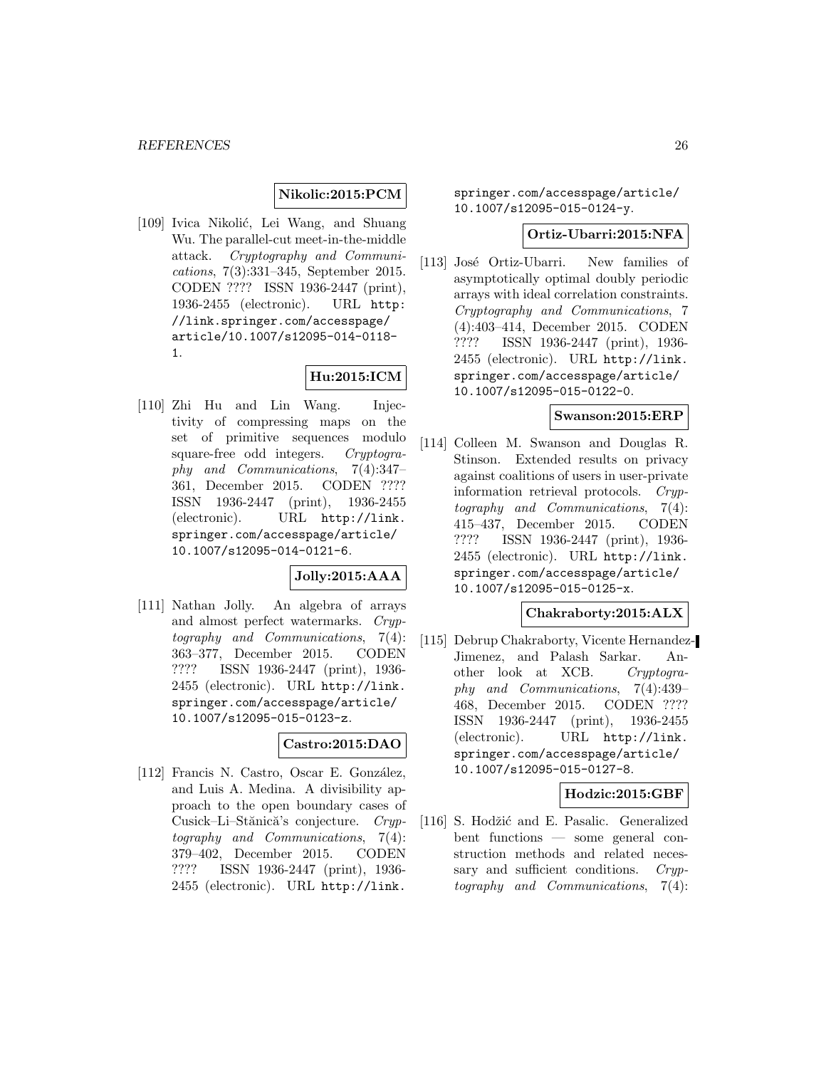**Nikolic:2015:PCM**

[109] Ivica Nikolić, Lei Wang, and Shuang Wu. The parallel-cut meet-in-the-middle attack. *Cryptography and Communications*, 7(3):331–345, September 2015. CODEN ???? ISSN 1936-2447 (print), 1936-2455 (electronic). URL http://link.springer.com/accesspage/article/10.1007/s12095-014-0118-1.

**Hu:2015:ICM**

[110] Zhi Hu and Lin Wang. Injectivity of compressing maps on the set of primitive sequences modulo square-free odd integers. *Cryptography and Communications*, 7(4):347–361, December 2015. CODEN ???? ISSN 1936-2447 (print), 1936-2455 (electronic). URL http://link.springer.com/accesspage/article/10.1007/s12095-014-0121-6.

**Jolly:2015:AAA**

[111] Nathan Jolly. An algebra of arrays and almost perfect watermarks. *Cryptography and Communications*, 7(4):363–377, December 2015. CODEN ???? ISSN 1936-2447 (print), 1936-2455 (electronic). URL http://link.springer.com/accesspage/article/10.1007/s12095-015-0123-z.

**Castro:2015:DAO**

[112] Francis N. Castro, Oscar E. González, and Luis A. Medina. A divisibility approach to the open boundary cases of Cusick–Li–Stănică's conjecture. *Cryptography and Communications*, 7(4):379–402, December 2015. CODEN ???? ISSN 1936-2447 (print), 1936-2455 (electronic). URL http://link.springer.com/accesspage/article/10.1007/s12095-015-0124-y.

**Ortiz-Ubarri:2015:NFA**

[113] José Ortiz-Ubarri. New families of asymptotically optimal doubly periodic arrays with ideal correlation constraints. *Cryptography and Communications*, 7(4):403–414, December 2015. CODEN ???? ISSN 1936-2447 (print), 1936-2455 (electronic). URL http://link.springer.com/accesspage/article/10.1007/s12095-015-0122-0.

**Swanson:2015:ERP**

[114] Colleen M. Swanson and Douglas R. Stinson. Extended results on privacy against coalitions of users in user-private information retrieval protocols. *Cryptography and Communications*, 7(4):415–437, December 2015. CODEN ???? ISSN 1936-2447 (print), 1936-2455 (electronic). URL http://link.springer.com/accesspage/article/10.1007/s12095-015-0125-x.

**Chakraborty:2015:ALX**

[115] Debrup Chakraborty, Vicente Hernandez-Jimenez, and Palash Sarkar. Another look at XCB. *Cryptography and Communications*, 7(4):439–468, December 2015. CODEN ???? ISSN 1936-2447 (print), 1936-2455 (electronic). URL http://link.springer.com/accesspage/article/10.1007/s12095-015-0127-8.

**Hodzic:2015:GBF**

[116] S. Hodžić and E. Pasalic. Generalized bent functions — some general construction methods and related necessary and sufficient conditions. *Cryptography and Communications*, 7(4):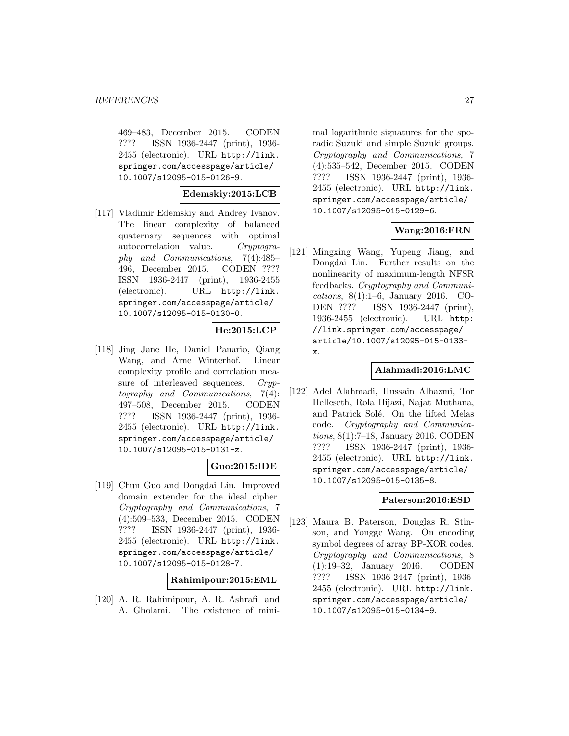469–483, December 2015. CODEN ???? ISSN 1936-2447 (print), 1936-2455 (electronic). URL http://link.springer.com/accesspage/article/10.1007/s12095-015-0126-9.

**Edemskiy:2015:LCB**

[117] Vladimir Edemskiy and Andrey Ivanov. The linear complexity of balanced quaternary sequences with optimal autocorrelation value. *Cryptography and Communications*, 7(4):485–496, December 2015. CODEN ???? ISSN 1936-2447 (print), 1936-2455 (electronic). URL http://link.springer.com/accesspage/article/10.1007/s12095-015-0130-0.

**He:2015:LCP**

[118] Jing Jane He, Daniel Panario, Qiang Wang, and Arne Winterhof. Linear complexity profile and correlation measure of interleaved sequences. *Cryptography and Communications*, 7(4):497–508, December 2015. CODEN ???? ISSN 1936-2447 (print), 1936-2455 (electronic). URL http://link.springer.com/accesspage/article/10.1007/s12095-015-0131-z.

**Guo:2015:IDE**

[119] Chun Guo and Dongdai Lin. Improved domain extender for the ideal cipher. *Cryptography and Communications*, 7(4):509–533, December 2015. CODEN ???? ISSN 1936-2447 (print), 1936-2455 (electronic). URL http://link.springer.com/accesspage/article/10.1007/s12095-015-0128-7.

**Rahimipour:2015:EML**

[120] A. R. Rahimipour, A. R. Ashrafi, and A. Gholami. The existence of minimal logarithmic signatures for the sporadic Suzuki and simple Suzuki groups. *Cryptography and Communications*, 7(4):535–542, December 2015. CODEN ???? ISSN 1936-2447 (print), 1936-2455 (electronic). URL http://link.springer.com/accesspage/article/10.1007/s12095-015-0129-6.

**Wang:2016:FRN**

[121] Mingxing Wang, Yupeng Jiang, and Dongdai Lin. Further results on the nonlinearity of maximum-length NFSR feedbacks. *Cryptography and Communications*, 8(1):1–6, January 2016. CODEN ???? ISSN 1936-2447 (print), 1936-2455 (electronic). URL http://link.springer.com/accesspage/article/10.1007/s12095-015-0133-x.

**Alahmadi:2016:LMC**

[122] Adel Alahmadi, Hussain Alhazmi, Tor Helleseth, Rola Hijazi, Najat Muthana, and Patrick Solé. On the lifted Melas code. *Cryptography and Communications*, 8(1):7–18, January 2016. CODEN ???? ISSN 1936-2447 (print), 1936-2455 (electronic). URL http://link.springer.com/accesspage/article/10.1007/s12095-015-0135-8.

**Paterson:2016:ESD**

[123] Maura B. Paterson, Douglas R. Stinson, and Yongge Wang. On encoding symbol degrees of array BP-XOR codes. *Cryptography and Communications*, 8(1):19–32, January 2016. CODEN ???? ISSN 1936-2447 (print), 1936-2455 (electronic). URL http://link.springer.com/accesspage/article/10.1007/s12095-015-0134-9.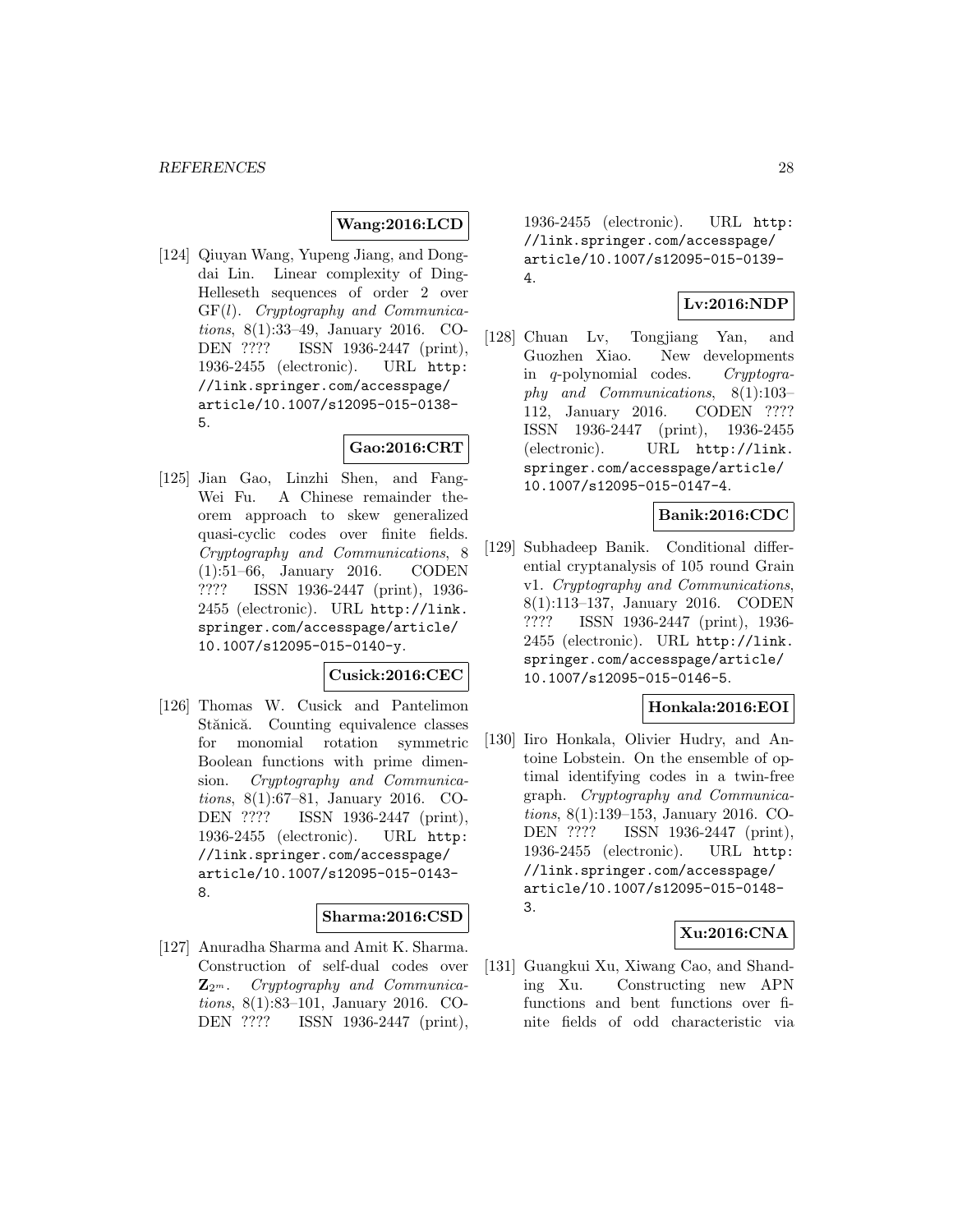**Wang:2016:LCD**

[124] Qiuyan Wang, Yupeng Jiang, and Dongdai Lin. Linear complexity of Ding-Helleseth sequences of order 2 over GF($l$). *Cryptography and Communications*, 8(1):33–49, January 2016. CODEN ???? ISSN 1936-2447 (print), 1936-2455 (electronic). URL `http://link.springer.com/accesspage/article/10.1007/s12095-015-0138-5`.

**Gao:2016:CRT**

[125] Jian Gao, Linzhi Shen, and Fang-Wei Fu. A Chinese remainder theorem approach to skew generalized quasi-cyclic codes over finite fields. *Cryptography and Communications*, 8 (1):51–66, January 2016. CODEN ???? ISSN 1936-2447 (print), 1936-2455 (electronic). URL `http://link.springer.com/accesspage/article/10.1007/s12095-015-0140-y`.

**Cusick:2016:CEC**

[126] Thomas W. Cusick and Pantelimon Stănică. Counting equivalence classes for monomial rotation symmetric Boolean functions with prime dimension. *Cryptography and Communications*, 8(1):67–81, January 2016. CODEN ???? ISSN 1936-2447 (print), 1936-2455 (electronic). URL `http://link.springer.com/accesspage/article/10.1007/s12095-015-0143-8`.

**Sharma:2016:CSD**

[127] Anuradha Sharma and Amit K. Sharma. Construction of self-dual codes over $\mathbf{Z}_{2^m}$. *Cryptography and Communications*, 8(1):83–101, January 2016. CODEN ???? ISSN 1936-2447 (print), 1936-2455 (electronic). URL `http://link.springer.com/accesspage/article/10.1007/s12095-015-0139-4`.

**Lv:2016:NDP**

[128] Chuan Lv, Tongjiang Yan, and Guozhen Xiao. New developments in $q$-polynomial codes. *Cryptography and Communications*, 8(1):103–112, January 2016. CODEN ???? ISSN 1936-2447 (print), 1936-2455 (electronic). URL `http://link.springer.com/accesspage/article/10.1007/s12095-015-0147-4`.

**Banik:2016:CDC**

[129] Subhadeep Banik. Conditional differential cryptanalysis of 105 round Grain v1. *Cryptography and Communications*, 8(1):113–137, January 2016. CODEN ???? ISSN 1936-2447 (print), 1936-2455 (electronic). URL `http://link.springer.com/accesspage/article/10.1007/s12095-015-0146-5`.

**Honkala:2016:EOI**

[130] Iiro Honkala, Olivier Hudry, and Antoine Lobstein. On the ensemble of optimal identifying codes in a twin-free graph. *Cryptography and Communications*, 8(1):139–153, January 2016. CODEN ???? ISSN 1936-2447 (print), 1936-2455 (electronic). URL `http://link.springer.com/accesspage/article/10.1007/s12095-015-0148-3`.

**Xu:2016:CNA**

[131] Guangkui Xu, Xiwang Cao, and Shanding Xu. Constructing new APN functions and bent functions over finite fields of odd characteristic via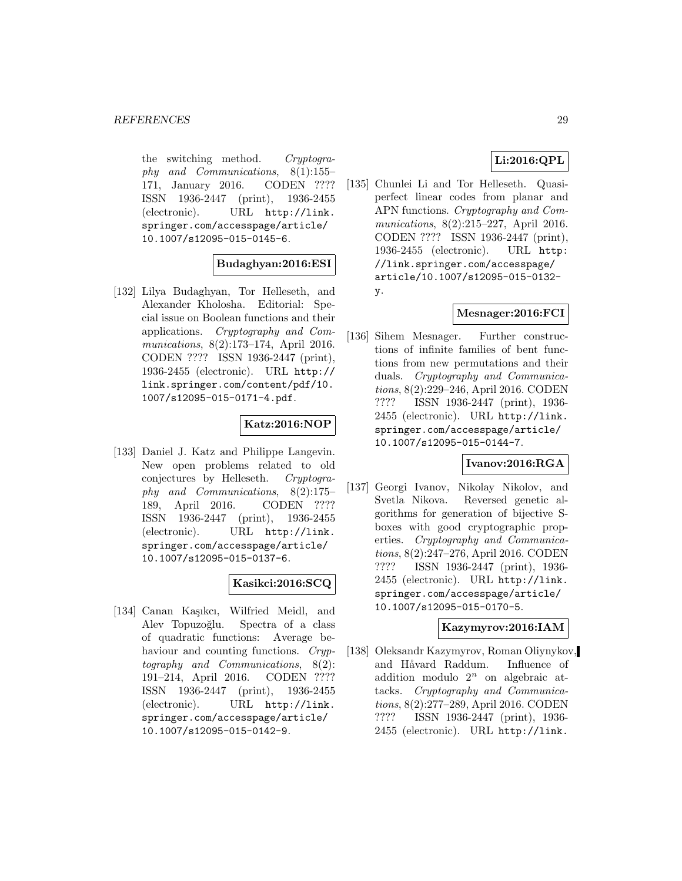the switching method. *Cryptography and Communications*, 8(1):155–171, January 2016. CODEN ???? ISSN 1936-2447 (print), 1936-2455 (electronic). URL http://link.springer.com/accesspage/article/10.1007/s12095-015-0145-6.

**Budaghyan:2016:ESI**

[132] Lilya Budaghyan, Tor Helleseth, and Alexander Kholosha. Editorial: Special issue on Boolean functions and their applications. *Cryptography and Communications*, 8(2):173–174, April 2016. CODEN ???? ISSN 1936-2447 (print), 1936-2455 (electronic). URL http://link.springer.com/content/pdf/10.1007/s12095-015-0171-4.pdf.

**Katz:2016:NOP**

[133] Daniel J. Katz and Philippe Langevin. New open problems related to old conjectures by Helleseth. *Cryptography and Communications*, 8(2):175–189, April 2016. CODEN ???? ISSN 1936-2447 (print), 1936-2455 (electronic). URL http://link.springer.com/accesspage/article/10.1007/s12095-015-0137-6.

**Kasikci:2016:SCQ**

[134] Canan Kaşıkcı, Wilfried Meidl, and Alev Topuzoğlu. Spectra of a class of quadratic functions: Average behaviour and counting functions. *Cryptography and Communications*, 8(2):191–214, April 2016. CODEN ???? ISSN 1936-2447 (print), 1936-2455 (electronic). URL http://link.springer.com/accesspage/article/10.1007/s12095-015-0142-9.

**Li:2016:QPL**

[135] Chunlei Li and Tor Helleseth. Quasi-perfect linear codes from planar and APN functions. *Cryptography and Communications*, 8(2):215–227, April 2016. CODEN ???? ISSN 1936-2447 (print), 1936-2455 (electronic). URL http://link.springer.com/accesspage/article/10.1007/s12095-015-0132-y.

**Mesnager:2016:FCI**

[136] Sihem Mesnager. Further constructions of infinite families of bent functions from new permutations and their duals. *Cryptography and Communications*, 8(2):229–246, April 2016. CODEN ???? ISSN 1936-2447 (print), 1936-2455 (electronic). URL http://link.springer.com/accesspage/article/10.1007/s12095-015-0144-7.

**Ivanov:2016:RGA**

[137] Georgi Ivanov, Nikolay Nikolov, and Svetla Nikova. Reversed genetic algorithms for generation of bijective S-boxes with good cryptographic properties. *Cryptography and Communications*, 8(2):247–276, April 2016. CODEN ???? ISSN 1936-2447 (print), 1936-2455 (electronic). URL http://link.springer.com/accesspage/article/10.1007/s12095-015-0170-5.

**Kazymyrov:2016:IAM**

[138] Oleksandr Kazymyrov, Roman Oliynykov, and Håvard Raddum. Influence of addition modulo $2^n$ on algebraic attacks. *Cryptography and Communications*, 8(2):277–289, April 2016. CODEN ???? ISSN 1936-2447 (print), 1936-2455 (electronic). URL http://link.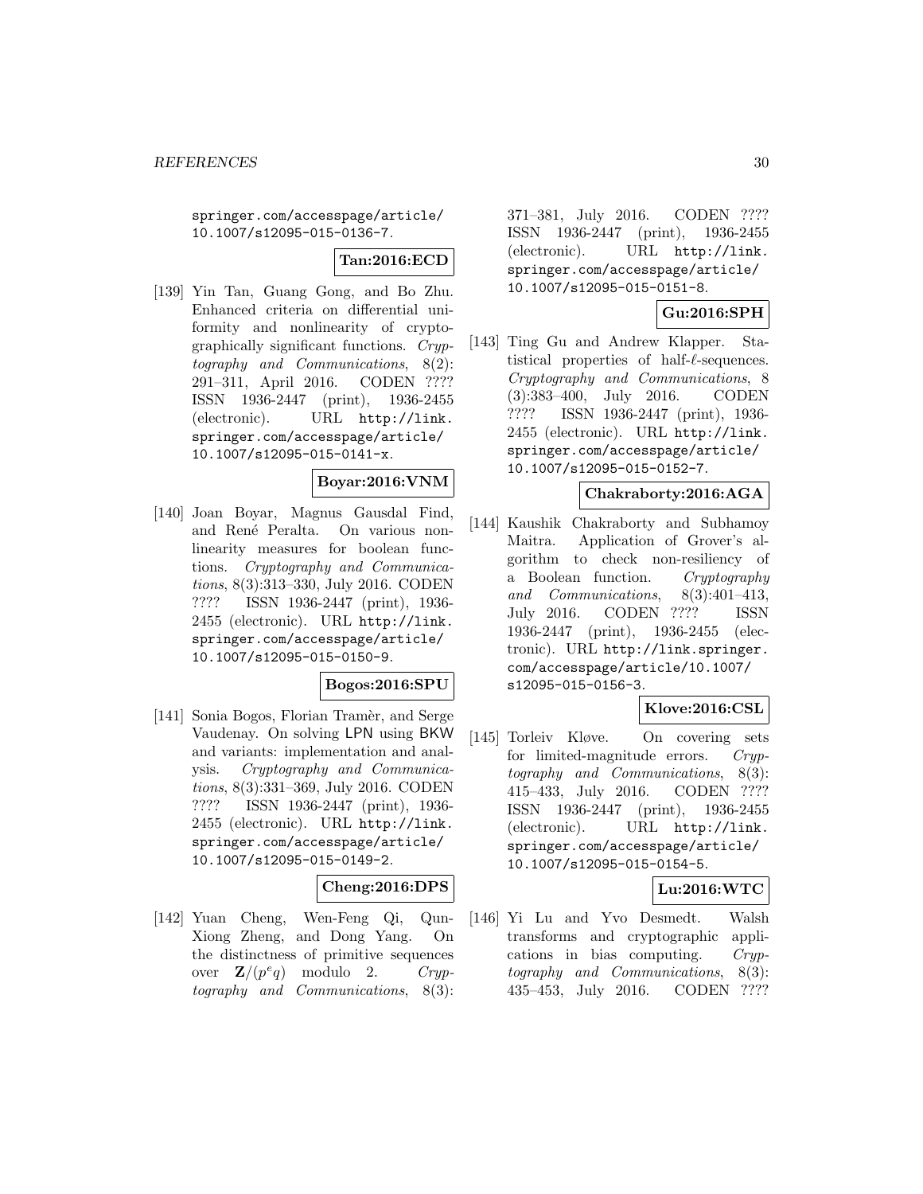springer.com/accesspage/article/10.1007/s12095-015-0136-7.

**Tan:2016:ECD**

[139] Yin Tan, Guang Gong, and Bo Zhu. Enhanced criteria on differential uniformity and nonlinearity of cryptographically significant functions. *Cryptography and Communications*, 8(2): 291–311, April 2016. CODEN ???? ISSN 1936-2447 (print), 1936-2455 (electronic). URL http://link.springer.com/accesspage/article/10.1007/s12095-015-0141-x.

**Boyar:2016:VNM**

[140] Joan Boyar, Magnus Gausdal Find, and René Peralta. On various nonlinearity measures for boolean functions. *Cryptography and Communications*, 8(3):313–330, July 2016. CODEN ???? ISSN 1936-2447 (print), 1936-2455 (electronic). URL http://link.springer.com/accesspage/article/10.1007/s12095-015-0150-9.

**Bogos:2016:SPU**

[141] Sonia Bogos, Florian Tramèr, and Serge Vaudenay. On solving LPN using BKW and variants: implementation and analysis. *Cryptography and Communications*, 8(3):331–369, July 2016. CODEN ???? ISSN 1936-2447 (print), 1936-2455 (electronic). URL http://link.springer.com/accesspage/article/10.1007/s12095-015-0149-2.

**Cheng:2016:DPS**

[142] Yuan Cheng, Wen-Feng Qi, Qun-Xiong Zheng, and Dong Yang. On the distinctness of primitive sequences over $\mathbf{Z}/(p^e q)$ modulo 2. *Cryptography and Communications*, 8(3): 371–381, July 2016. CODEN ???? ISSN 1936-2447 (print), 1936-2455 (electronic). URL http://link.springer.com/accesspage/article/10.1007/s12095-015-0151-8.

**Gu:2016:SPH**

[143] Ting Gu and Andrew Klapper. Statistical properties of half-$\ell$-sequences. *Cryptography and Communications*, 8 (3):383–400, July 2016. CODEN ???? ISSN 1936-2447 (print), 1936-2455 (electronic). URL http://link.springer.com/accesspage/article/10.1007/s12095-015-0152-7.

**Chakraborty:2016:AGA**

[144] Kaushik Chakraborty and Subhamoy Maitra. Application of Grover's algorithm to check non-resiliency of a Boolean function. *Cryptography and Communications*, 8(3):401–413, July 2016. CODEN ???? ISSN 1936-2447 (print), 1936-2455 (electronic). URL http://link.springer.com/accesspage/article/10.1007/s12095-015-0156-3.

**Klove:2016:CSL**

[145] Torleiv Kløve. On covering sets for limited-magnitude errors. *Cryptography and Communications*, 8(3): 415–433, July 2016. CODEN ???? ISSN 1936-2447 (print), 1936-2455 (electronic). URL http://link.springer.com/accesspage/article/10.1007/s12095-015-0154-5.

**Lu:2016:WTC**

[146] Yi Lu and Yvo Desmedt. Walsh transforms and cryptographic applications in bias computing. *Cryptography and Communications*, 8(3): 435–453, July 2016. CODEN ????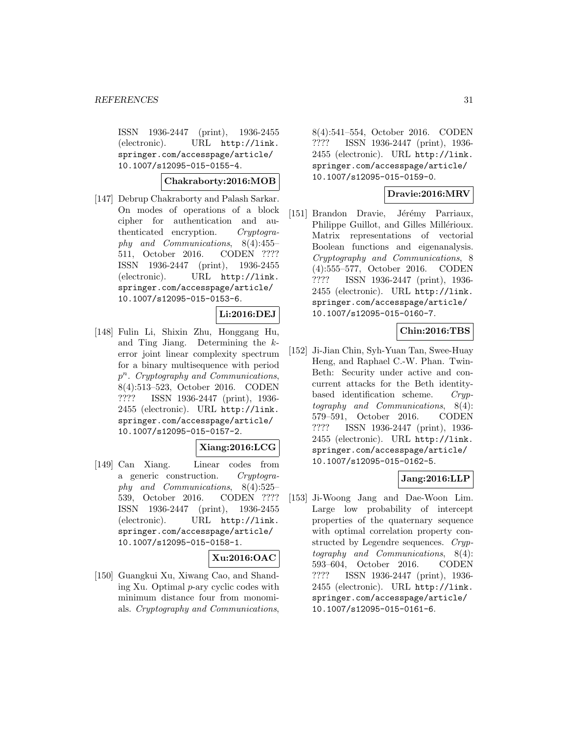ISSN 1936-2447 (print), 1936-2455 (electronic). URL http://link.springer.com/accesspage/article/10.1007/s12095-015-0155-4.

**Chakraborty:2016:MOB**

[147] Debrup Chakraborty and Palash Sarkar. On modes of operations of a block cipher for authentication and authenticated encryption. *Cryptography and Communications*, 8(4):455–511, October 2016. CODEN ???? ISSN 1936-2447 (print), 1936-2455 (electronic). URL http://link.springer.com/accesspage/article/10.1007/s12095-015-0153-6.

**Li:2016:DEJ**

[148] Fulin Li, Shixin Zhu, Honggang Hu, and Ting Jiang. Determining the $k$-error joint linear complexity spectrum for a binary multisequence with period $p^n$. *Cryptography and Communications*, 8(4):513–523, October 2016. CODEN ???? ISSN 1936-2447 (print), 1936-2455 (electronic). URL http://link.springer.com/accesspage/article/10.1007/s12095-015-0157-2.

**Xiang:2016:LCG**

[149] Can Xiang. Linear codes from a generic construction. *Cryptography and Communications*, 8(4):525–539, October 2016. CODEN ???? ISSN 1936-2447 (print), 1936-2455 (electronic). URL http://link.springer.com/accesspage/article/10.1007/s12095-015-0158-1.

**Xu:2016:OAC**

[150] Guangkui Xu, Xiwang Cao, and Shanding Xu. Optimal $p$-ary cyclic codes with minimum distance four from monomials. *Cryptography and Communications*, 8(4):541–554, October 2016. CODEN ???? ISSN 1936-2447 (print), 1936-2455 (electronic). URL http://link.springer.com/accesspage/article/10.1007/s12095-015-0159-0.

**Dravie:2016:MRV**

[151] Brandon Dravie, Jérémy Parriaux, Philippe Guillot, and Gilles Millérioux. Matrix representations of vectorial Boolean functions and eigenanalysis. *Cryptography and Communications*, 8(4):555–577, October 2016. CODEN ???? ISSN 1936-2447 (print), 1936-2455 (electronic). URL http://link.springer.com/accesspage/article/10.1007/s12095-015-0160-7.

**Chin:2016:TBS**

[152] Ji-Jian Chin, Syh-Yuan Tan, Swee-Huay Heng, and Raphael C.-W. Phan. Twin-Beth: Security under active and concurrent attacks for the Beth identity-based identification scheme. *Cryptography and Communications*, 8(4):579–591, October 2016. CODEN ???? ISSN 1936-2447 (print), 1936-2455 (electronic). URL http://link.springer.com/accesspage/article/10.1007/s12095-015-0162-5.

**Jang:2016:LLP**

[153] Ji-Woong Jang and Dae-Woon Lim. Large low probability of intercept properties of the quaternary sequence with optimal correlation property constructed by Legendre sequences. *Cryptography and Communications*, 8(4):593–604, October 2016. CODEN ???? ISSN 1936-2447 (print), 1936-2455 (electronic). URL http://link.springer.com/accesspage/article/10.1007/s12095-015-0161-6.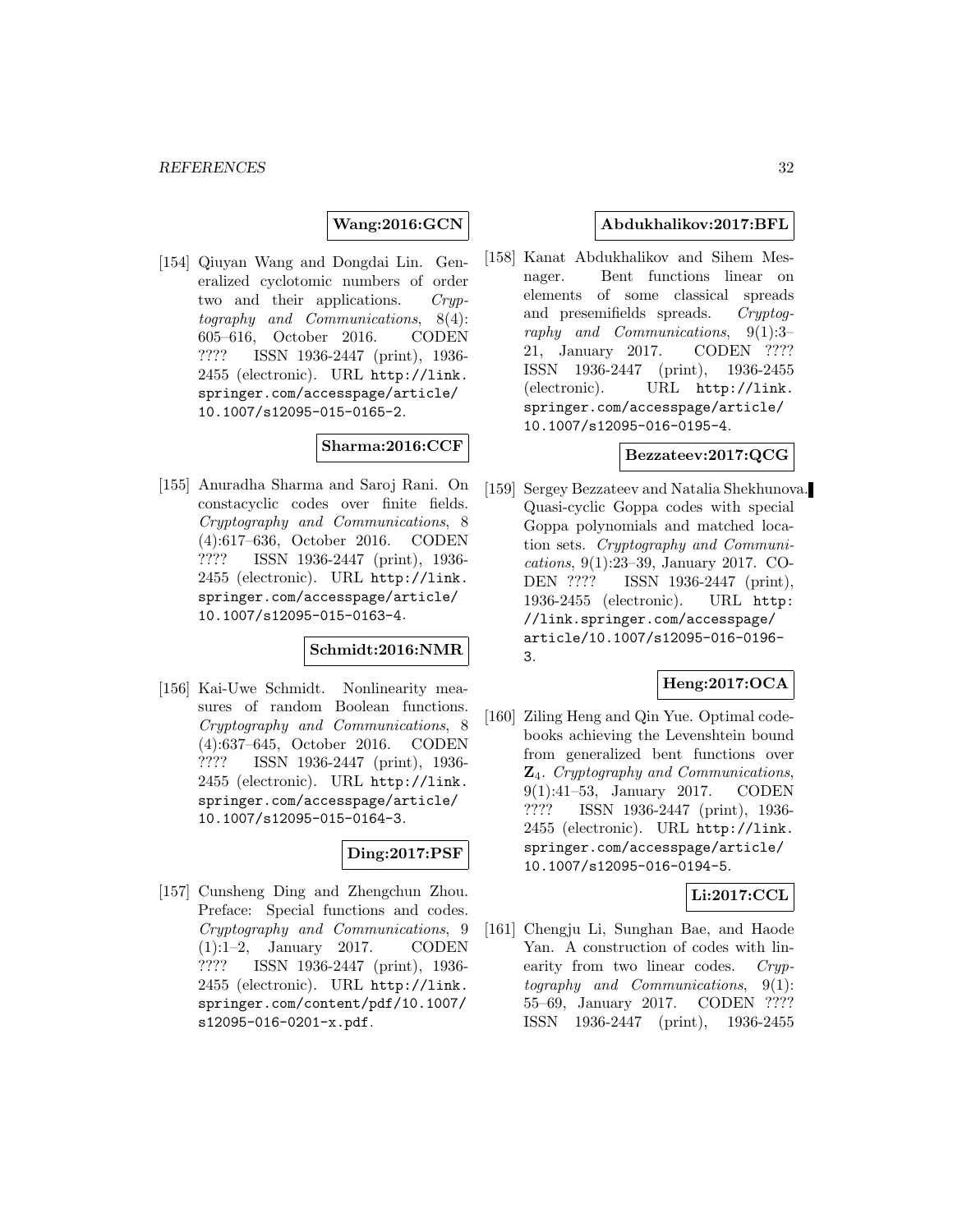**Wang:2016:GCN**

[154] Qiuyan Wang and Dongdai Lin. Generalized cyclotomic numbers of order two and their applications. *Cryptography and Communications*, 8(4): 605–616, October 2016. CODEN ???? ISSN 1936-2447 (print), 1936-2455 (electronic). URL http://link.springer.com/accesspage/article/10.1007/s12095-015-0165-2.

**Sharma:2016:CCF**

[155] Anuradha Sharma and Saroj Rani. On constacyclic codes over finite fields. *Cryptography and Communications*, 8 (4):617–636, October 2016. CODEN ???? ISSN 1936-2447 (print), 1936-2455 (electronic). URL http://link.springer.com/accesspage/article/10.1007/s12095-015-0163-4.

**Schmidt:2016:NMR**

[156] Kai-Uwe Schmidt. Nonlinearity measures of random Boolean functions. *Cryptography and Communications*, 8 (4):637–645, October 2016. CODEN ???? ISSN 1936-2447 (print), 1936-2455 (electronic). URL http://link.springer.com/accesspage/article/10.1007/s12095-015-0164-3.

**Ding:2017:PSF**

[157] Cunsheng Ding and Zhengchun Zhou. Preface: Special functions and codes. *Cryptography and Communications*, 9 (1):1–2, January 2017. CODEN ???? ISSN 1936-2447 (print), 1936-2455 (electronic). URL http://link.springer.com/content/pdf/10.1007/s12095-016-0201-x.pdf.

**Abdukhalikov:2017:BFL**

[158] Kanat Abdukhalikov and Sihem Mesnager. Bent functions linear on elements of some classical spreads and presemifields spreads. *Cryptography and Communications*, 9(1):3–21, January 2017. CODEN ???? ISSN 1936-2447 (print), 1936-2455 (electronic). URL http://link.springer.com/accesspage/article/10.1007/s12095-016-0195-4.

**Bezzateev:2017:QCG**

[159] Sergey Bezzateev and Natalia Shekhunova. Quasi-cyclic Goppa codes with special Goppa polynomials and matched location sets. *Cryptography and Communications*, 9(1):23–39, January 2017. CODEN ???? ISSN 1936-2447 (print), 1936-2455 (electronic). URL http://link.springer.com/accesspage/article/10.1007/s12095-016-0196-3.

**Heng:2017:OCA**

[160] Ziling Heng and Qin Yue. Optimal codebooks achieving the Levenshtein bound from generalized bent functions over $\mathbf{Z}_4$. *Cryptography and Communications*, 9(1):41–53, January 2017. CODEN ???? ISSN 1936-2447 (print), 1936-2455 (electronic). URL http://link.springer.com/accesspage/article/10.1007/s12095-016-0194-5.

**Li:2017:CCL**

[161] Chengju Li, Sunghan Bae, and Haode Yan. A construction of codes with linearity from two linear codes. *Cryptography and Communications*, 9(1): 55–69, January 2017. CODEN ???? ISSN 1936-2447 (print), 1936-2455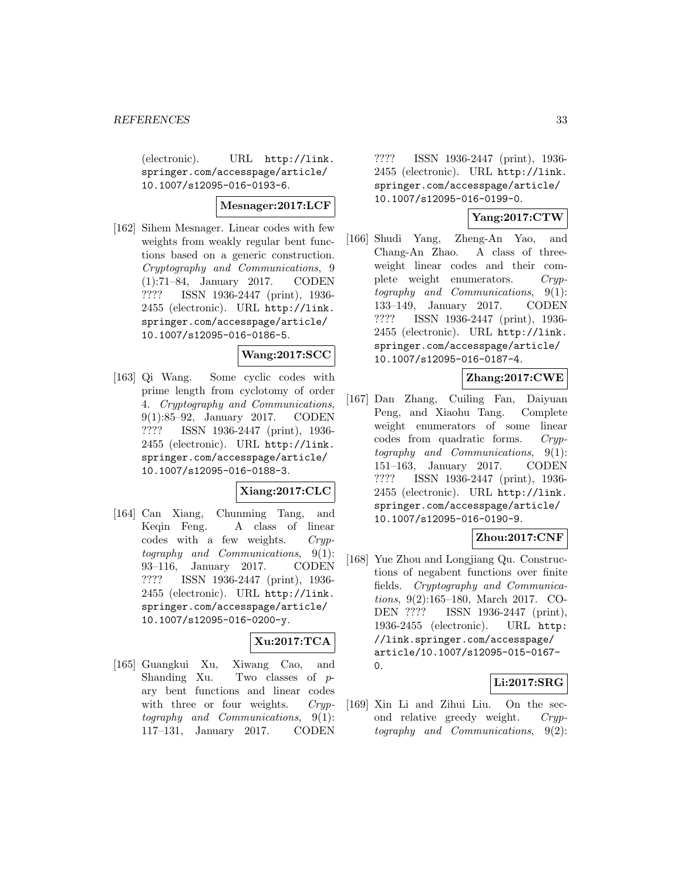(electronic). URL http://link.springer.com/accesspage/article/10.1007/s12095-016-0193-6.

**Mesnager:2017:LCF**

[162] Sihem Mesnager. Linear codes with few weights from weakly regular bent functions based on a generic construction. *Cryptography and Communications*, 9 (1):71–84, January 2017. CODEN ???? ISSN 1936-2447 (print), 1936-2455 (electronic). URL http://link.springer.com/accesspage/article/10.1007/s12095-016-0186-5.

**Wang:2017:SCC**

[163] Qi Wang. Some cyclic codes with prime length from cyclotomy of order 4. *Cryptography and Communications*, 9(1):85–92, January 2017. CODEN ???? ISSN 1936-2447 (print), 1936-2455 (electronic). URL http://link.springer.com/accesspage/article/10.1007/s12095-016-0188-3.

**Xiang:2017:CLC**

[164] Can Xiang, Chunming Tang, and Keqin Feng. A class of linear codes with a few weights. *Cryptography and Communications*, 9(1): 93–116, January 2017. CODEN ???? ISSN 1936-2447 (print), 1936-2455 (electronic). URL http://link.springer.com/accesspage/article/10.1007/s12095-016-0200-y.

**Xu:2017:TCA**

[165] Guangkui Xu, Xiwang Cao, and Shanding Xu. Two classes of $p$-ary bent functions and linear codes with three or four weights. *Cryptography and Communications*, 9(1): 117–131, January 2017. CODEN ???? ISSN 1936-2447 (print), 1936-2455 (electronic). URL http://link.springer.com/accesspage/article/10.1007/s12095-016-0199-0.

**Yang:2017:CTW**

[166] Shudi Yang, Zheng-An Yao, and Chang-An Zhao. A class of three-weight linear codes and their complete weight enumerators. *Cryptography and Communications*, 9(1): 133–149, January 2017. CODEN ???? ISSN 1936-2447 (print), 1936-2455 (electronic). URL http://link.springer.com/accesspage/article/10.1007/s12095-016-0187-4.

**Zhang:2017:CWE**

[167] Dan Zhang, Cuiling Fan, Daiyuan Peng, and Xiaohu Tang. Complete weight enumerators of some linear codes from quadratic forms. *Cryptography and Communications*, 9(1): 151–163, January 2017. CODEN ???? ISSN 1936-2447 (print), 1936-2455 (electronic). URL http://link.springer.com/accesspage/article/10.1007/s12095-016-0190-9.

**Zhou:2017:CNF**

[168] Yue Zhou and Longjiang Qu. Constructions of negabent functions over finite fields. *Cryptography and Communications*, 9(2):165–180, March 2017. CODEN ???? ISSN 1936-2447 (print), 1936-2455 (electronic). URL http://link.springer.com/accesspage/article/10.1007/s12095-015-0167-0.

**Li:2017:SRG**

[169] Xin Li and Zihui Liu. On the second relative greedy weight. *Cryptography and Communications*, 9(2):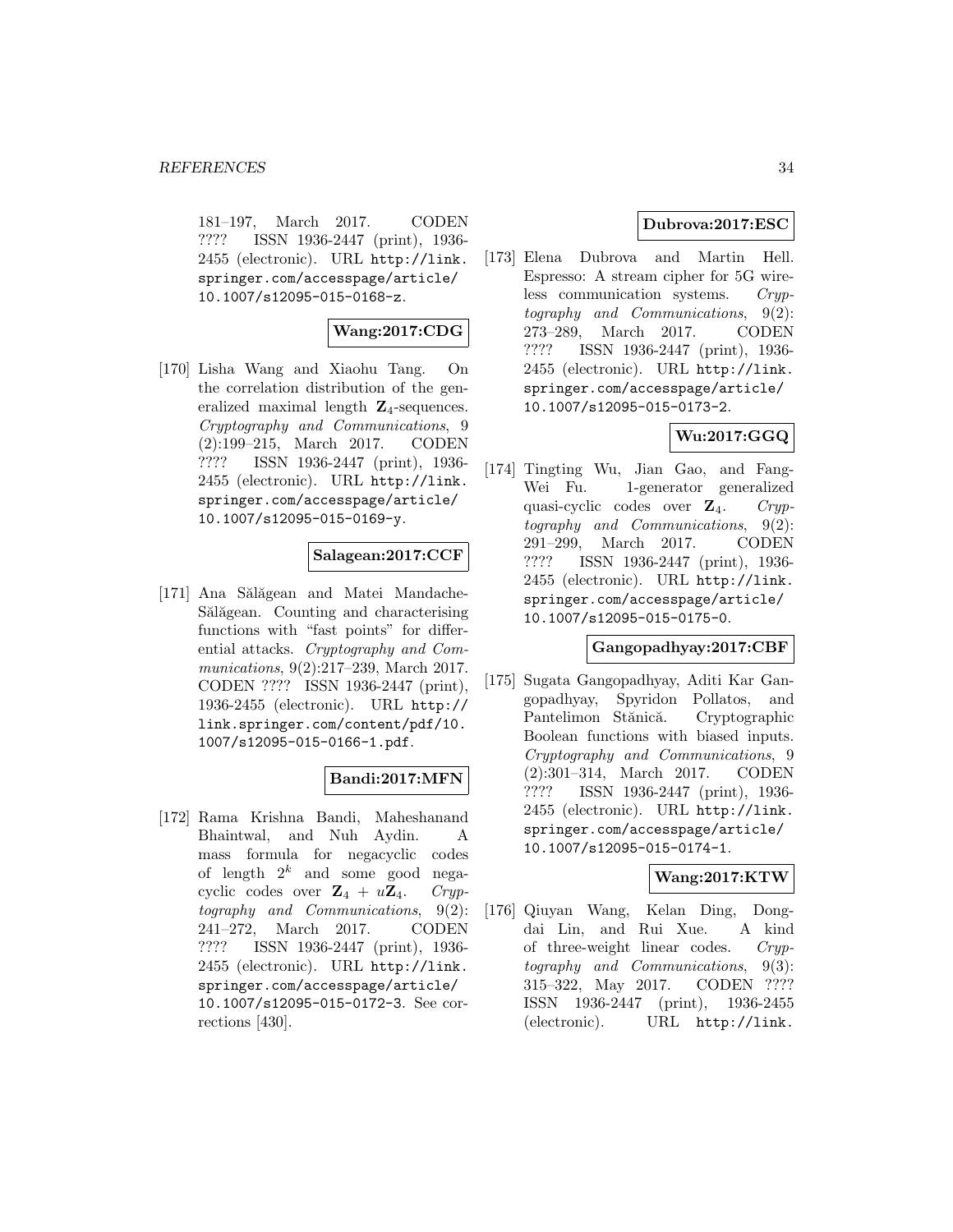181–197, March 2017. CODEN ???? ISSN 1936-2447 (print), 1936-2455 (electronic). URL http://link.springer.com/accesspage/article/10.1007/s12095-015-0168-z.

**Wang:2017:CDG**

[170] Lisha Wang and Xiaohu Tang. On the correlation distribution of the generalized maximal length $\mathbf{Z}_4$-sequences. *Cryptography and Communications*, 9 (2):199–215, March 2017. CODEN ???? ISSN 1936-2447 (print), 1936-2455 (electronic). URL http://link.springer.com/accesspage/article/10.1007/s12095-015-0169-y.

**Salagean:2017:CCF**

[171] Ana Sălăgean and Matei Mandache-Sălăgean. Counting and characterising functions with "fast points" for differential attacks. *Cryptography and Communications*, 9(2):217–239, March 2017. CODEN ???? ISSN 1936-2447 (print), 1936-2455 (electronic). URL http://link.springer.com/content/pdf/10.1007/s12095-015-0166-1.pdf.

**Bandi:2017:MFN**

[172] Rama Krishna Bandi, Maheshanand Bhaintwal, and Nuh Aydin. A mass formula for negacyclic codes of length $2^k$ and some good negacyclic codes over $\mathbf{Z}_4 + u\mathbf{Z}_4$. *Cryptography and Communications*, 9(2): 241–272, March 2017. CODEN ???? ISSN 1936-2447 (print), 1936-2455 (electronic). URL http://link.springer.com/accesspage/article/10.1007/s12095-015-0172-3. See corrections [430].

**Dubrova:2017:ESC**

[173] Elena Dubrova and Martin Hell. Espresso: A stream cipher for 5G wireless communication systems. *Cryptography and Communications*, 9(2): 273–289, March 2017. CODEN ???? ISSN 1936-2447 (print), 1936-2455 (electronic). URL http://link.springer.com/accesspage/article/10.1007/s12095-015-0173-2.

**Wu:2017:GGQ**

[174] Tingting Wu, Jian Gao, and Fang-Wei Fu. 1-generator generalized quasi-cyclic codes over $\mathbf{Z}_4$. *Cryptography and Communications*, 9(2): 291–299, March 2017. CODEN ???? ISSN 1936-2447 (print), 1936-2455 (electronic). URL http://link.springer.com/accesspage/article/10.1007/s12095-015-0175-0.

**Gangopadhyay:2017:CBF**

[175] Sugata Gangopadhyay, Aditi Kar Gangopadhyay, Spyridon Pollatos, and Pantelimon Stănică. Cryptographic Boolean functions with biased inputs. *Cryptography and Communications*, 9 (2):301–314, March 2017. CODEN ???? ISSN 1936-2447 (print), 1936-2455 (electronic). URL http://link.springer.com/accesspage/article/10.1007/s12095-015-0174-1.

**Wang:2017:KTW**

[176] Qiuyan Wang, Kelan Ding, Dongdai Lin, and Rui Xue. A kind of three-weight linear codes. *Cryptography and Communications*, 9(3): 315–322, May 2017. CODEN ???? ISSN 1936-2447 (print), 1936-2455 (electronic). URL http://link.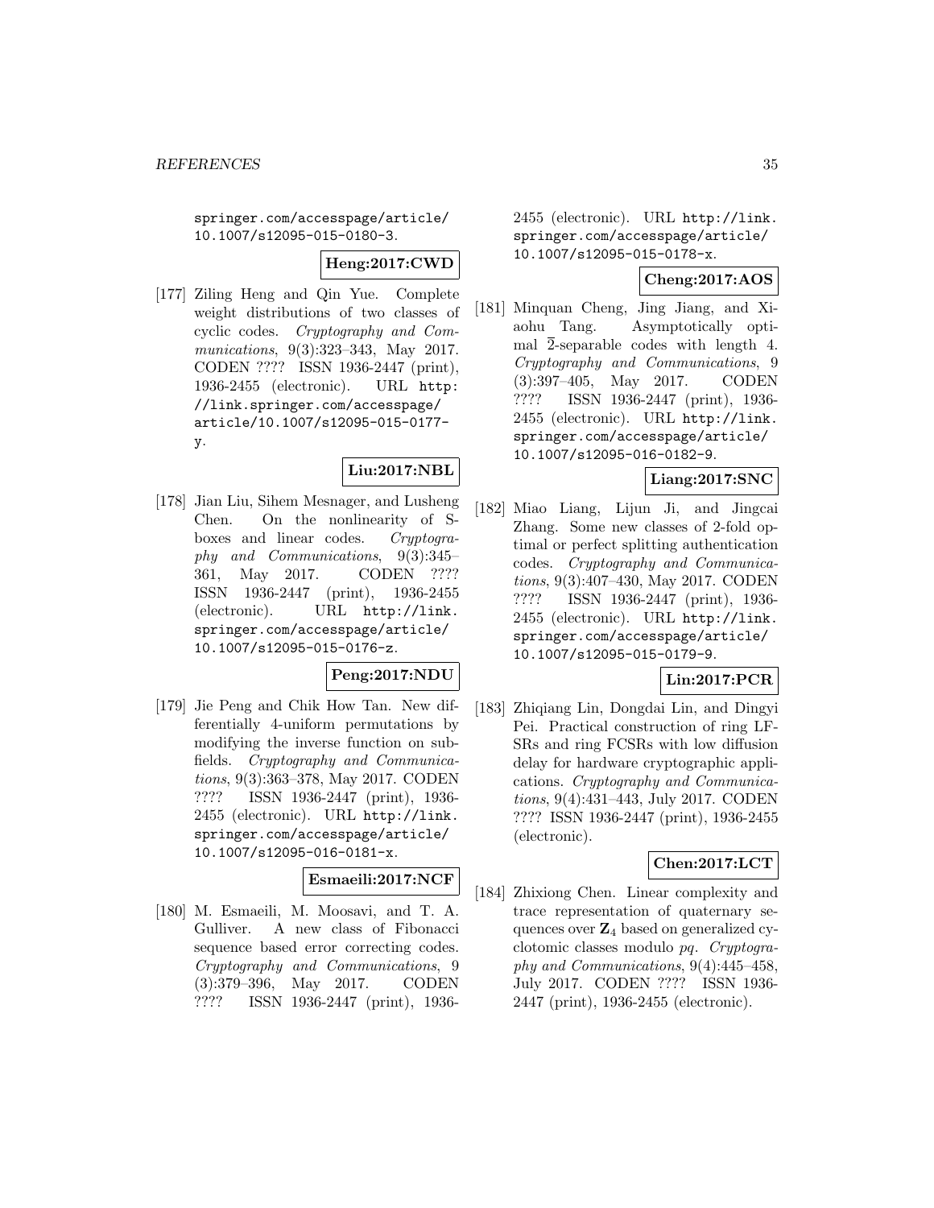springer.com/accesspage/article/10.1007/s12095-015-0180-3.

**Heng:2017:CWD**

[177] Ziling Heng and Qin Yue. Complete weight distributions of two classes of cyclic codes. *Cryptography and Communications*, 9(3):323–343, May 2017. CODEN ???? ISSN 1936-2447 (print), 1936-2455 (electronic). URL http://link.springer.com/accesspage/article/10.1007/s12095-015-0177-y.

**Liu:2017:NBL**

[178] Jian Liu, Sihem Mesnager, and Lusheng Chen. On the nonlinearity of S-boxes and linear codes. *Cryptography and Communications*, 9(3):345–361, May 2017. CODEN ???? ISSN 1936-2447 (print), 1936-2455 (electronic). URL http://link.springer.com/accesspage/article/10.1007/s12095-015-0176-z.

**Peng:2017:NDU**

[179] Jie Peng and Chik How Tan. New differentially 4-uniform permutations by modifying the inverse function on subfields. *Cryptography and Communications*, 9(3):363–378, May 2017. CODEN ???? ISSN 1936-2447 (print), 1936-2455 (electronic). URL http://link.springer.com/accesspage/article/10.1007/s12095-016-0181-x.

**Esmaeili:2017:NCF**

[180] M. Esmaeili, M. Moosavi, and T. A. Gulliver. A new class of Fibonacci sequence based error correcting codes. *Cryptography and Communications*, 9(3):379–396, May 2017. CODEN ???? ISSN 1936-2447 (print), 1936-2455 (electronic). URL http://link.springer.com/accesspage/article/10.1007/s12095-015-0178-x.

**Cheng:2017:AOS**

[181] Minquan Cheng, Jing Jiang, and Xiaohu Tang. Asymptotically optimal $\overline{2}$-separable codes with length 4. *Cryptography and Communications*, 9(3):397–405, May 2017. CODEN ???? ISSN 1936-2447 (print), 1936-2455 (electronic). URL http://link.springer.com/accesspage/article/10.1007/s12095-016-0182-9.

**Liang:2017:SNC**

[182] Miao Liang, Lijun Ji, and Jingcai Zhang. Some new classes of 2-fold optimal or perfect splitting authentication codes. *Cryptography and Communications*, 9(3):407–430, May 2017. CODEN ???? ISSN 1936-2447 (print), 1936-2455 (electronic). URL http://link.springer.com/accesspage/article/10.1007/s12095-015-0179-9.

**Lin:2017:PCR**

[183] Zhiqiang Lin, Dongdai Lin, and Dingyi Pei. Practical construction of ring LFSRs and ring FCSRs with low diffusion delay for hardware cryptographic applications. *Cryptography and Communications*, 9(4):431–443, July 2017. CODEN ???? ISSN 1936-2447 (print), 1936-2455 (electronic).

**Chen:2017:LCT**

[184] Zhixiong Chen. Linear complexity and trace representation of quaternary sequences over $\mathbf{Z}_4$ based on generalized cyclotomic classes modulo $pq$. *Cryptography and Communications*, 9(4):445–458, July 2017. CODEN ???? ISSN 1936-2447 (print), 1936-2455 (electronic).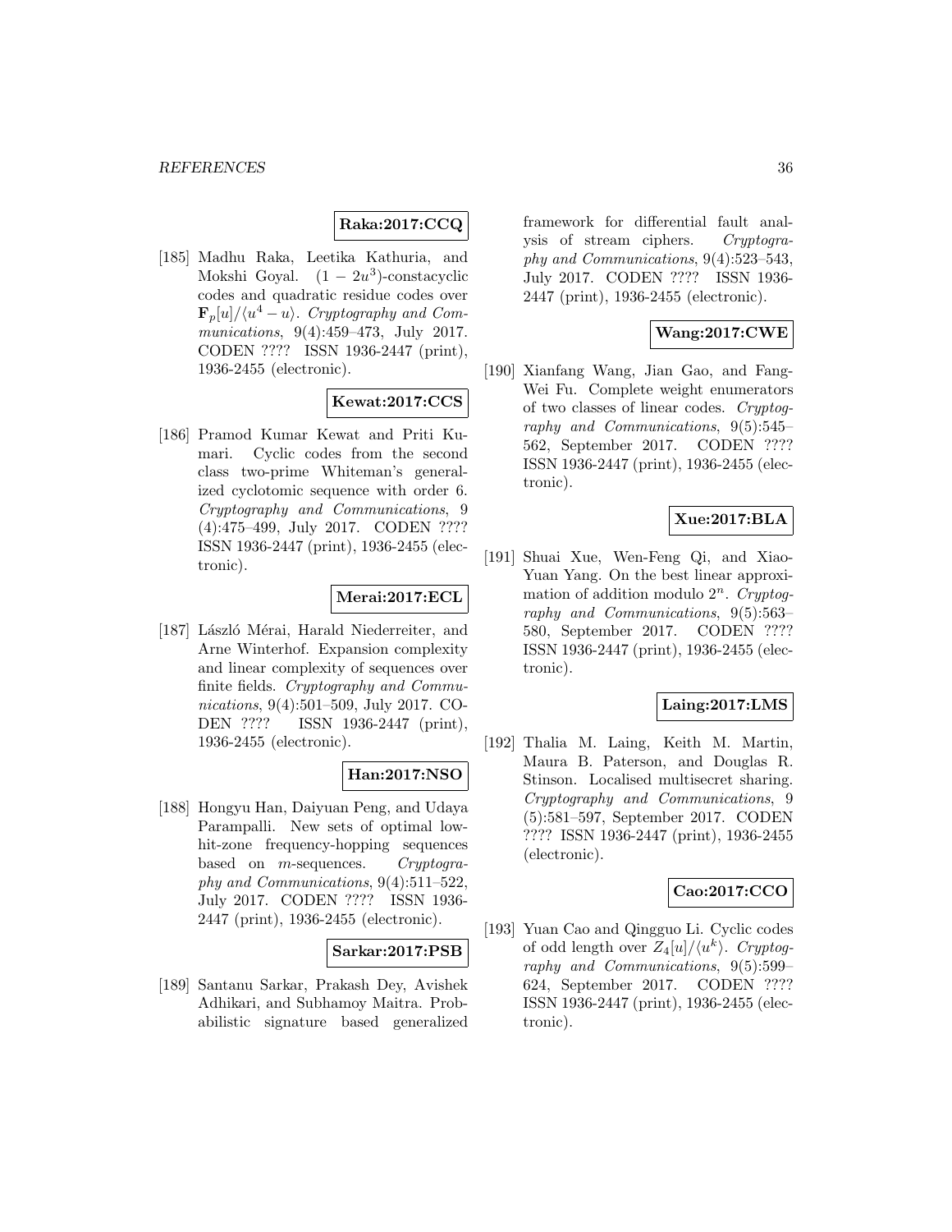**Raka:2017:CCQ**

[185] Madhu Raka, Leetika Kathuria, and Mokshi Goyal. $(1-2u^3)$-constacyclic codes and quadratic residue codes over $\mathbf{F}_p[u]/\langle u^4-u\rangle$. *Cryptography and Communications*, 9(4):459–473, July 2017. CODEN ???? ISSN 1936-2447 (print), 1936-2455 (electronic).

**Kewat:2017:CCS**

[186] Pramod Kumar Kewat and Priti Kumari. Cyclic codes from the second class two-prime Whiteman's generalized cyclotomic sequence with order 6. *Cryptography and Communications*, 9 (4):475–499, July 2017. CODEN ???? ISSN 1936-2447 (print), 1936-2455 (electronic).

**Merai:2017:ECL**

[187] László Mérai, Harald Niederreiter, and Arne Winterhof. Expansion complexity and linear complexity of sequences over finite fields. *Cryptography and Communications*, 9(4):501–509, July 2017. CODEN ???? ISSN 1936-2447 (print), 1936-2455 (electronic).

**Han:2017:NSO**

[188] Hongyu Han, Daiyuan Peng, and Udaya Parampalli. New sets of optimal low-hit-zone frequency-hopping sequences based on $m$-sequences. *Cryptography and Communications*, 9(4):511–522, July 2017. CODEN ???? ISSN 1936-2447 (print), 1936-2455 (electronic).

**Sarkar:2017:PSB**

[189] Santanu Sarkar, Prakash Dey, Avishek Adhikari, and Subhamoy Maitra. Probabilistic signature based generalized framework for differential fault analysis of stream ciphers. *Cryptography and Communications*, 9(4):523–543, July 2017. CODEN ???? ISSN 1936-2447 (print), 1936-2455 (electronic).

**Wang:2017:CWE**

[190] Xianfang Wang, Jian Gao, and Fang-Wei Fu. Complete weight enumerators of two classes of linear codes. *Cryptography and Communications*, 9(5):545–562, September 2017. CODEN ???? ISSN 1936-2447 (print), 1936-2455 (electronic).

**Xue:2017:BLA**

[191] Shuai Xue, Wen-Feng Qi, and Xiao-Yuan Yang. On the best linear approximation of addition modulo $2^n$. *Cryptography and Communications*, 9(5):563–580, September 2017. CODEN ???? ISSN 1936-2447 (print), 1936-2455 (electronic).

**Laing:2017:LMS**

[192] Thalia M. Laing, Keith M. Martin, Maura B. Paterson, and Douglas R. Stinson. Localised multisecret sharing. *Cryptography and Communications*, 9 (5):581–597, September 2017. CODEN ???? ISSN 1936-2447 (print), 1936-2455 (electronic).

**Cao:2017:CCO**

[193] Yuan Cao and Qingguo Li. Cyclic codes of odd length over $Z_4[u]/\langle u^k\rangle$. *Cryptography and Communications*, 9(5):599–624, September 2017. CODEN ???? ISSN 1936-2447 (print), 1936-2455 (electronic).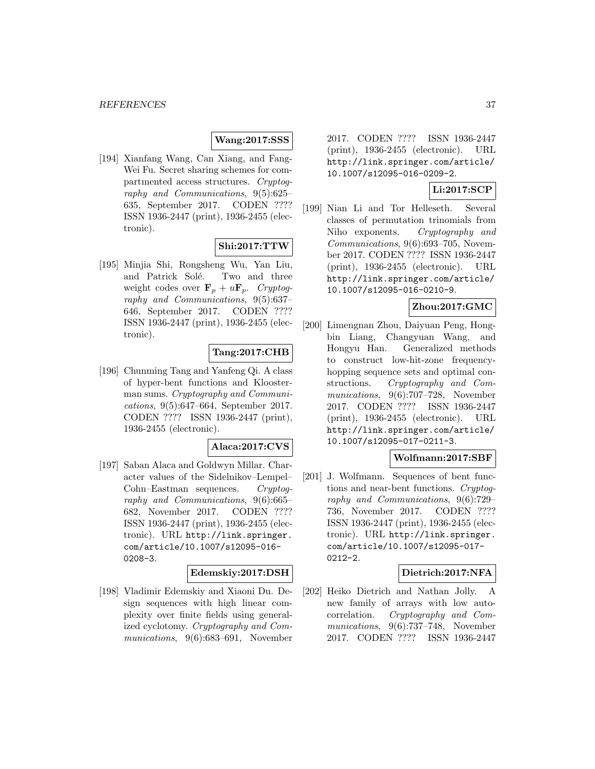**Wang:2017:SSS**

[194] Xianfang Wang, Can Xiang, and Fang-Wei Fu. Secret sharing schemes for compartmented access structures. *Cryptography and Communications*, 9(5):625–635, September 2017. CODEN ???? ISSN 1936-2447 (print), 1936-2455 (electronic).

**Shi:2017:TTW**

[195] Minjia Shi, Rongsheng Wu, Yan Liu, and Patrick Solé. Two and three weight codes over $\mathbf{F}_p + u\mathbf{F}_p$. *Cryptography and Communications*, 9(5):637–646, September 2017. CODEN ???? ISSN 1936-2447 (print), 1936-2455 (electronic).

**Tang:2017:CHB**

[196] Chunming Tang and Yanfeng Qi. A class of hyper-bent functions and Kloosterman sums. *Cryptography and Communications*, 9(5):647–664, September 2017. CODEN ???? ISSN 1936-2447 (print), 1936-2455 (electronic).

**Alaca:2017:CVS**

[197] Saban Alaca and Goldwyn Millar. Character values of the Sidelnikov–Lempel–Cohn–Eastman sequences. *Cryptography and Communications*, 9(6):665–682, November 2017. CODEN ???? ISSN 1936-2447 (print), 1936-2455 (electronic). URL http://link.springer.com/article/10.1007/s12095-016-0208-3.

**Edemskiy:2017:DSH**

[198] Vladimir Edemskiy and Xiaoni Du. Design sequences with high linear complexity over finite fields using generalized cyclotomy. *Cryptography and Communications*, 9(6):683–691, November 2017. CODEN ???? ISSN 1936-2447 (print), 1936-2455 (electronic). URL http://link.springer.com/article/10.1007/s12095-016-0209-2.

**Li:2017:SCP**

[199] Nian Li and Tor Helleseth. Several classes of permutation trinomials from Niho exponents. *Cryptography and Communications*, 9(6):693–705, November 2017. CODEN ???? ISSN 1936-2447 (print), 1936-2455 (electronic). URL http://link.springer.com/article/10.1007/s12095-016-0210-9.

**Zhou:2017:GMC**

[200] Limengnan Zhou, Daiyuan Peng, Hongbin Liang, Changyuan Wang, and Hongyu Han. Generalized methods to construct low-hit-zone frequency-hopping sequence sets and optimal constructions. *Cryptography and Communications*, 9(6):707–728, November 2017. CODEN ???? ISSN 1936-2447 (print), 1936-2455 (electronic). URL http://link.springer.com/article/10.1007/s12095-017-0211-3.

**Wolfmann:2017:SBF**

[201] J. Wolfmann. Sequences of bent functions and near-bent functions. *Cryptography and Communications*, 9(6):729–736, November 2017. CODEN ???? ISSN 1936-2447 (print), 1936-2455 (electronic). URL http://link.springer.com/article/10.1007/s12095-017-0212-2.

**Dietrich:2017:NFA**

[202] Heiko Dietrich and Nathan Jolly. A new family of arrays with low autocorrelation. *Cryptography and Communications*, 9(6):737–748, November 2017. CODEN ???? ISSN 1936-2447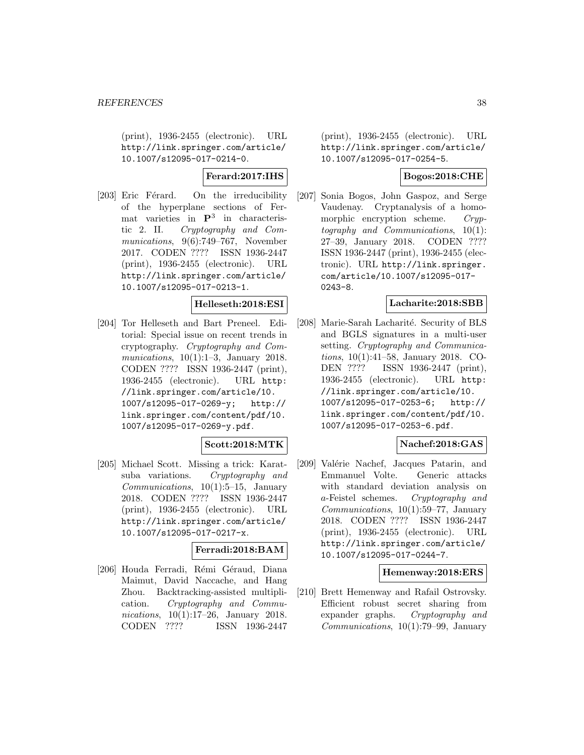(print), 1936-2455 (electronic). URL http://link.springer.com/article/10.1007/s12095-017-0214-0.

**Ferard:2017:IHS**

[203] Eric Férard. On the irreducibility of the hyperplane sections of Fermat varieties in $\mathbf{P}^3$ in characteristic 2. II. *Cryptography and Communications*, 9(6):749–767, November 2017. CODEN ???? ISSN 1936-2447 (print), 1936-2455 (electronic). URL http://link.springer.com/article/10.1007/s12095-017-0213-1.

**Helleseth:2018:ESI**

[204] Tor Helleseth and Bart Preneel. Editorial: Special issue on recent trends in cryptography. *Cryptography and Communications*, 10(1):1–3, January 2018. CODEN ???? ISSN 1936-2447 (print), 1936-2455 (electronic). URL http://link.springer.com/article/10.1007/s12095-017-0269-y; http://link.springer.com/content/pdf/10.1007/s12095-017-0269-y.pdf.

**Scott:2018:MTK**

[205] Michael Scott. Missing a trick: Karatsuba variations. *Cryptography and Communications*, 10(1):5–15, January 2018. CODEN ???? ISSN 1936-2447 (print), 1936-2455 (electronic). URL http://link.springer.com/article/10.1007/s12095-017-0217-x.

**Ferradi:2018:BAM**

[206] Houda Ferradi, Rémi Géraud, Diana Maimut, David Naccache, and Hang Zhou. Backtracking-assisted multiplication. *Cryptography and Communications*, 10(1):17–26, January 2018. CODEN ???? ISSN 1936-2447 (print), 1936-2455 (electronic). URL http://link.springer.com/article/10.1007/s12095-017-0254-5.

**Bogos:2018:CHE**

[207] Sonia Bogos, John Gaspoz, and Serge Vaudenay. Cryptanalysis of a homomorphic encryption scheme. *Cryptography and Communications*, 10(1):27–39, January 2018. CODEN ???? ISSN 1936-2447 (print), 1936-2455 (electronic). URL http://link.springer.com/article/10.1007/s12095-017-0243-8.

**Lacharite:2018:SBB**

[208] Marie-Sarah Lacharité. Security of BLS and BGLS signatures in a multi-user setting. *Cryptography and Communications*, 10(1):41–58, January 2018. CODEN ???? ISSN 1936-2447 (print), 1936-2455 (electronic). URL http://link.springer.com/article/10.1007/s12095-017-0253-6; http://link.springer.com/content/pdf/10.1007/s12095-017-0253-6.pdf.

**Nachef:2018:GAS**

[209] Valérie Nachef, Jacques Patarin, and Emmanuel Volte. Generic attacks with standard deviation analysis on $a$-Feistel schemes. *Cryptography and Communications*, 10(1):59–77, January 2018. CODEN ???? ISSN 1936-2447 (print), 1936-2455 (electronic). URL http://link.springer.com/article/10.1007/s12095-017-0244-7.

**Hemenway:2018:ERS**

[210] Brett Hemenway and Rafail Ostrovsky. Efficient robust secret sharing from expander graphs. *Cryptography and Communications*, 10(1):79–99, January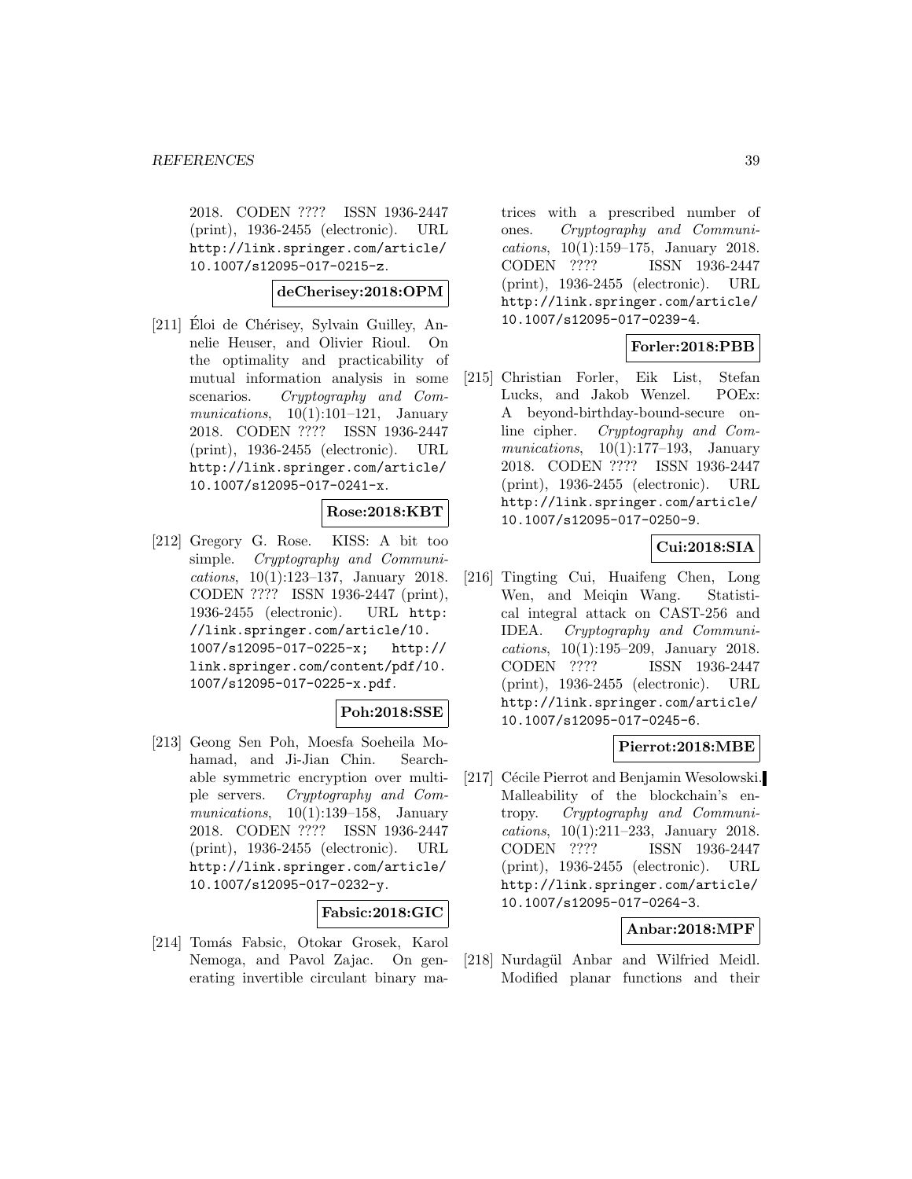2018. CODEN ???? ISSN 1936-2447 (print), 1936-2455 (electronic). URL http://link.springer.com/article/10.1007/s12095-017-0215-z.

**deCherisey:2018:OPM**

[211] Éloi de Chérisey, Sylvain Guilley, Annelie Heuser, and Olivier Rioul. On the optimality and practicability of mutual information analysis in some scenarios. *Cryptography and Communications*, 10(1):101–121, January 2018. CODEN ???? ISSN 1936-2447 (print), 1936-2455 (electronic). URL http://link.springer.com/article/10.1007/s12095-017-0241-x.

**Rose:2018:KBT**

[212] Gregory G. Rose. KISS: A bit too simple. *Cryptography and Communications*, 10(1):123–137, January 2018. CODEN ???? ISSN 1936-2447 (print), 1936-2455 (electronic). URL http://link.springer.com/article/10.1007/s12095-017-0225-x; http://link.springer.com/content/pdf/10.1007/s12095-017-0225-x.pdf.

**Poh:2018:SSE**

[213] Geong Sen Poh, Moesfa Soeheila Mohamad, and Ji-Jian Chin. Searchable symmetric encryption over multiple servers. *Cryptography and Communications*, 10(1):139–158, January 2018. CODEN ???? ISSN 1936-2447 (print), 1936-2455 (electronic). URL http://link.springer.com/article/10.1007/s12095-017-0232-y.

**Fabsic:2018:GIC**

[214] Tomás Fabsic, Otokar Grosek, Karol Nemoga, and Pavol Zajac. On generating invertible circulant binary matrices with a prescribed number of ones. *Cryptography and Communications*, 10(1):159–175, January 2018. CODEN ???? ISSN 1936-2447 (print), 1936-2455 (electronic). URL http://link.springer.com/article/10.1007/s12095-017-0239-4.

**Forler:2018:PBB**

[215] Christian Forler, Eik List, Stefan Lucks, and Jakob Wenzel. POEx: A beyond-birthday-bound-secure online cipher. *Cryptography and Communications*, 10(1):177–193, January 2018. CODEN ???? ISSN 1936-2447 (print), 1936-2455 (electronic). URL http://link.springer.com/article/10.1007/s12095-017-0250-9.

**Cui:2018:SIA**

[216] Tingting Cui, Huaifeng Chen, Long Wen, and Meiqin Wang. Statistical integral attack on CAST-256 and IDEA. *Cryptography and Communications*, 10(1):195–209, January 2018. CODEN ???? ISSN 1936-2447 (print), 1936-2455 (electronic). URL http://link.springer.com/article/10.1007/s12095-017-0245-6.

**Pierrot:2018:MBE**

[217] Cécile Pierrot and Benjamin Wesolowski. Malleability of the blockchain's entropy. *Cryptography and Communications*, 10(1):211–233, January 2018. CODEN ???? ISSN 1936-2447 (print), 1936-2455 (electronic). URL http://link.springer.com/article/10.1007/s12095-017-0264-3.

**Anbar:2018:MPF**

[218] Nurdagül Anbar and Wilfried Meidl. Modified planar functions and their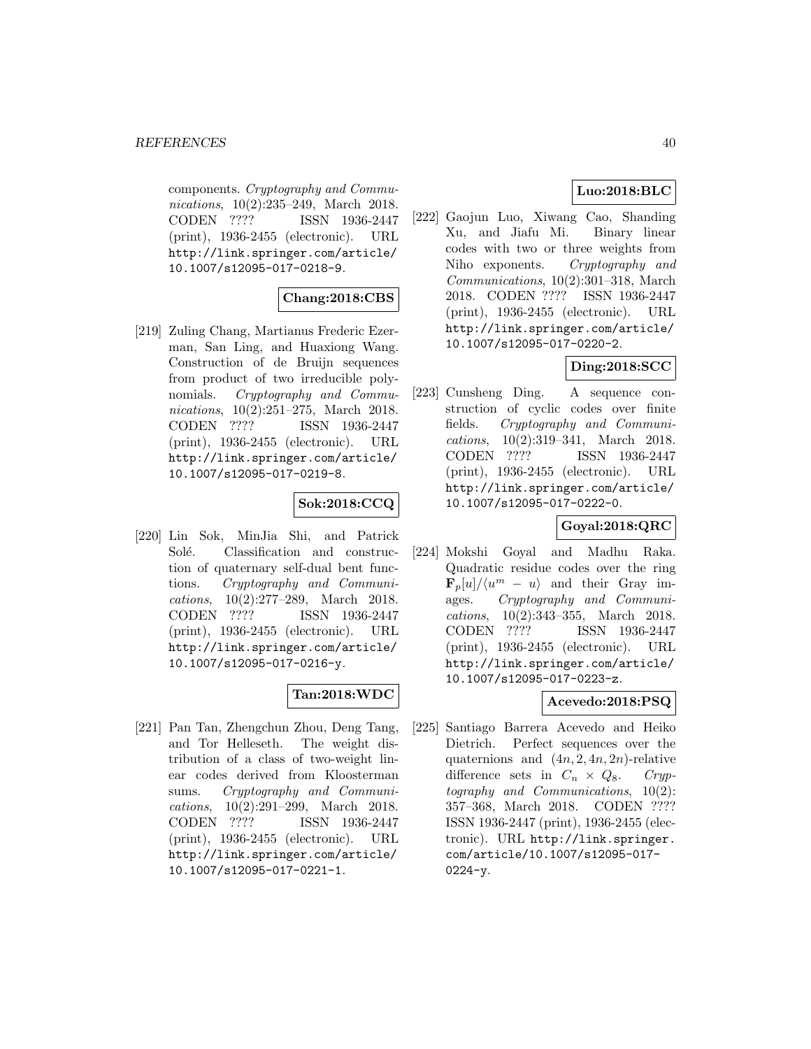components. *Cryptography and Communications*, 10(2):235–249, March 2018. CODEN ???? ISSN 1936-2447 (print), 1936-2455 (electronic). URL http://link.springer.com/article/10.1007/s12095-017-0218-9.

**Chang:2018:CBS**

[219] Zuling Chang, Martianus Frederic Ezerman, San Ling, and Huaxiong Wang. Construction of de Bruijn sequences from product of two irreducible polynomials. *Cryptography and Communications*, 10(2):251–275, March 2018. CODEN ???? ISSN 1936-2447 (print), 1936-2455 (electronic). URL http://link.springer.com/article/10.1007/s12095-017-0219-8.

**Sok:2018:CCQ**

[220] Lin Sok, MinJia Shi, and Patrick Solé. Classification and construction of quaternary self-dual bent functions. *Cryptography and Communications*, 10(2):277–289, March 2018. CODEN ???? ISSN 1936-2447 (print), 1936-2455 (electronic). URL http://link.springer.com/article/10.1007/s12095-017-0216-y.

**Tan:2018:WDC**

[221] Pan Tan, Zhengchun Zhou, Deng Tang, and Tor Helleseth. The weight distribution of a class of two-weight linear codes derived from Kloosterman sums. *Cryptography and Communications*, 10(2):291–299, March 2018. CODEN ???? ISSN 1936-2447 (print), 1936-2455 (electronic). URL http://link.springer.com/article/10.1007/s12095-017-0221-1.

**Luo:2018:BLC**

[222] Gaojun Luo, Xiwang Cao, Shanding Xu, and Jiafu Mi. Binary linear codes with two or three weights from Niho exponents. *Cryptography and Communications*, 10(2):301–318, March 2018. CODEN ???? ISSN 1936-2447 (print), 1936-2455 (electronic). URL http://link.springer.com/article/10.1007/s12095-017-0220-2.

**Ding:2018:SCC**

[223] Cunsheng Ding. A sequence construction of cyclic codes over finite fields. *Cryptography and Communications*, 10(2):319–341, March 2018. CODEN ???? ISSN 1936-2447 (print), 1936-2455 (electronic). URL http://link.springer.com/article/10.1007/s12095-017-0222-0.

**Goyal:2018:QRC**

[224] Mokshi Goyal and Madhu Raka. Quadratic residue codes over the ring $\mathbf{F}_p[u]/\langle u^m - u\rangle$ and their Gray images. *Cryptography and Communications*, 10(2):343–355, March 2018. CODEN ???? ISSN 1936-2447 (print), 1936-2455 (electronic). URL http://link.springer.com/article/10.1007/s12095-017-0223-z.

**Acevedo:2018:PSQ**

[225] Santiago Barrera Acevedo and Heiko Dietrich. Perfect sequences over the quaternions and $(4n, 2, 4n, 2n)$-relative difference sets in $C_n \times Q_8$. *Cryptography and Communications*, 10(2):357–368, March 2018. CODEN ???? ISSN 1936-2447 (print), 1936-2455 (electronic). URL http://link.springer.com/article/10.1007/s12095-017-0224-y.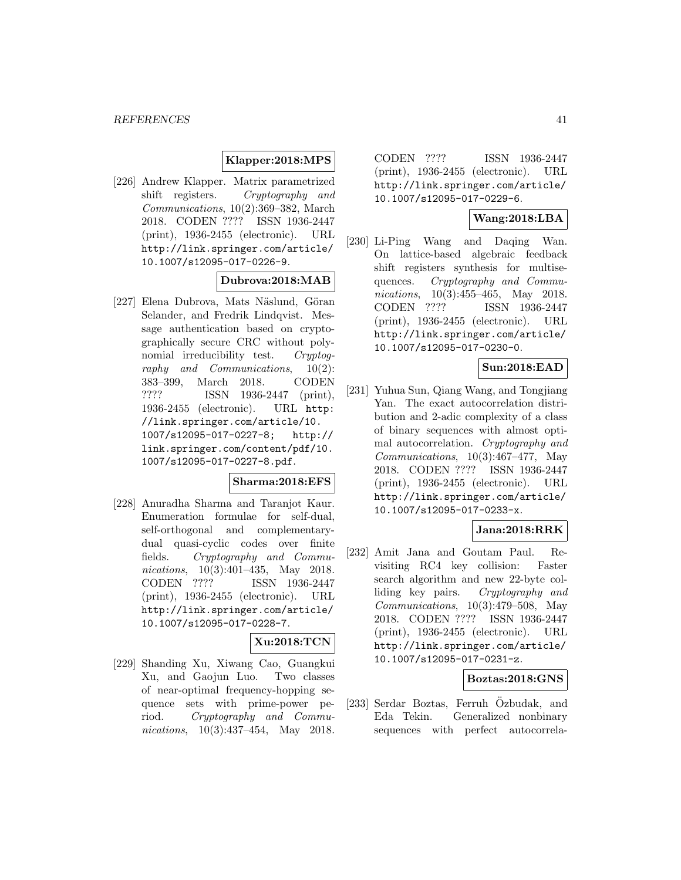**Klapper:2018:MPS**

[226] Andrew Klapper. Matrix parametrized shift registers. *Cryptography and Communications*, 10(2):369–382, March 2018. CODEN ???? ISSN 1936-2447 (print), 1936-2455 (electronic). URL http://link.springer.com/article/10.1007/s12095-017-0226-9.

**Dubrova:2018:MAB**

[227] Elena Dubrova, Mats Näslund, Göran Selander, and Fredrik Lindqvist. Message authentication based on cryptographically secure CRC without polynomial irreducibility test. *Cryptography and Communications*, 10(2): 383–399, March 2018. CODEN ???? ISSN 1936-2447 (print), 1936-2455 (electronic). URL http://link.springer.com/article/10.1007/s12095-017-0227-8; http://link.springer.com/content/pdf/10.1007/s12095-017-0227-8.pdf.

**Sharma:2018:EFS**

[228] Anuradha Sharma and Taranjot Kaur. Enumeration formulae for self-dual, self-orthogonal and complementary-dual quasi-cyclic codes over finite fields. *Cryptography and Communications*, 10(3):401–435, May 2018. CODEN ???? ISSN 1936-2447 (print), 1936-2455 (electronic). URL http://link.springer.com/article/10.1007/s12095-017-0228-7.

**Xu:2018:TCN**

[229] Shanding Xu, Xiwang Cao, Guangkui Xu, and Gaojun Luo. Two classes of near-optimal frequency-hopping sequence sets with prime-power period. *Cryptography and Communications*, 10(3):437–454, May 2018. CODEN ???? ISSN 1936-2447 (print), 1936-2455 (electronic). URL http://link.springer.com/article/10.1007/s12095-017-0229-6.

**Wang:2018:LBA**

[230] Li-Ping Wang and Daqing Wan. On lattice-based algebraic feedback shift registers synthesis for multisequences. *Cryptography and Communications*, 10(3):455–465, May 2018. CODEN ???? ISSN 1936-2447 (print), 1936-2455 (electronic). URL http://link.springer.com/article/10.1007/s12095-017-0230-0.

**Sun:2018:EAD**

[231] Yuhua Sun, Qiang Wang, and Tongjiang Yan. The exact autocorrelation distribution and 2-adic complexity of a class of binary sequences with almost optimal autocorrelation. *Cryptography and Communications*, 10(3):467–477, May 2018. CODEN ???? ISSN 1936-2447 (print), 1936-2455 (electronic). URL http://link.springer.com/article/10.1007/s12095-017-0233-x.

**Jana:2018:RRK**

[232] Amit Jana and Goutam Paul. Revisiting RC4 key collision: Faster search algorithm and new 22-byte colliding key pairs. *Cryptography and Communications*, 10(3):479–508, May 2018. CODEN ???? ISSN 1936-2447 (print), 1936-2455 (electronic). URL http://link.springer.com/article/10.1007/s12095-017-0231-z.

**Boztas:2018:GNS**

[233] Serdar Boztas, Ferruh Özbudak, and Eda Tekin. Generalized nonbinary sequences with perfect autocorrela-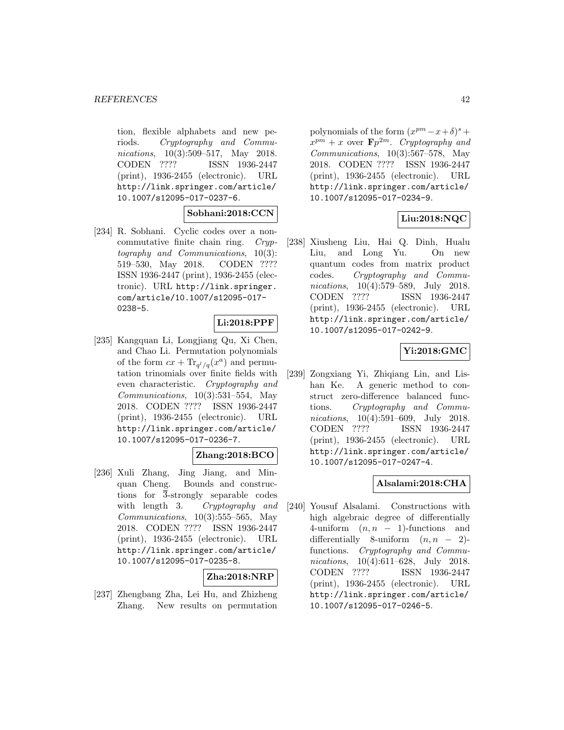tion, flexible alphabets and new periods. *Cryptography and Communications*, 10(3):509–517, May 2018. CODEN ???? ISSN 1936-2447 (print), 1936-2455 (electronic). URL http://link.springer.com/article/10.1007/s12095-017-0237-6.

**Sobhani:2018:CCN**

[234] R. Sobhani. Cyclic codes over a noncommutative finite chain ring. *Cryptography and Communications*, 10(3): 519–530, May 2018. CODEN ???? ISSN 1936-2447 (print), 1936-2455 (electronic). URL http://link.springer.com/article/10.1007/s12095-017-0238-5.

**Li:2018:PPF**

[235] Kangquan Li, Longjiang Qu, Xi Chen, and Chao Li. Permutation polynomials of the form $cx + \mathrm{Tr}_{q^l/q}(x^a)$ and permutation trinomials over finite fields with even characteristic. *Cryptography and Communications*, 10(3):531–554, May 2018. CODEN ???? ISSN 1936-2447 (print), 1936-2455 (electronic). URL http://link.springer.com/article/10.1007/s12095-017-0236-7.

**Zhang:2018:BCO**

[236] Xuli Zhang, Jing Jiang, and Minquan Cheng. Bounds and constructions for $\overline{3}$-strongly separable codes with length 3. *Cryptography and Communications*, 10(3):555–565, May 2018. CODEN ???? ISSN 1936-2447 (print), 1936-2455 (electronic). URL http://link.springer.com/article/10.1007/s12095-017-0235-8.

**Zha:2018:NRP**

[237] Zhengbang Zha, Lei Hu, and Zhizheng Zhang. New results on permutation polynomials of the form $(x^{pm} - x + \delta)^s + x^{pm} + x$ over $\mathbf{F}p^{2m}$. *Cryptography and Communications*, 10(3):567–578, May 2018. CODEN ???? ISSN 1936-2447 (print), 1936-2455 (electronic). URL http://link.springer.com/article/10.1007/s12095-017-0234-9.

**Liu:2018:NQC**

[238] Xiusheng Liu, Hai Q. Dinh, Hualu Liu, and Long Yu. On new quantum codes from matrix product codes. *Cryptography and Communications*, 10(4):579–589, July 2018. CODEN ???? ISSN 1936-2447 (print), 1936-2455 (electronic). URL http://link.springer.com/article/10.1007/s12095-017-0242-9.

**Yi:2018:GMC**

[239] Zongxiang Yi, Zhiqiang Lin, and Lishan Ke. A generic method to construct zero-difference balanced functions. *Cryptography and Communications*, 10(4):591–609, July 2018. CODEN ???? ISSN 1936-2447 (print), 1936-2455 (electronic). URL http://link.springer.com/article/10.1007/s12095-017-0247-4.

**Alsalami:2018:CHA**

[240] Yousuf Alsalami. Constructions with high algebraic degree of differentially 4-uniform $(n, n-1)$-functions and differentially 8-uniform $(n, n-2)$-functions. *Cryptography and Communications*, 10(4):611–628, July 2018. CODEN ???? ISSN 1936-2447 (print), 1936-2455 (electronic). URL http://link.springer.com/article/10.1007/s12095-017-0246-5.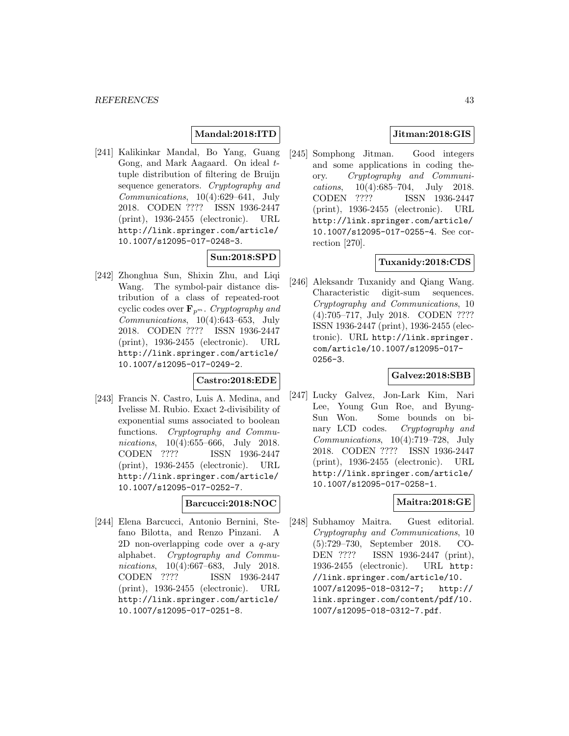**Mandal:2018:ITD**

[241] Kalikinkar Mandal, Bo Yang, Guang Gong, and Mark Aagaard. On ideal $t$-tuple distribution of filtering de Bruijn sequence generators. *Cryptography and Communications*, 10(4):629–641, July 2018. CODEN ???? ISSN 1936-2447 (print), 1936-2455 (electronic). URL http://link.springer.com/article/10.1007/s12095-017-0248-3.

**Sun:2018:SPD**

[242] Zhonghua Sun, Shixin Zhu, and Liqi Wang. The symbol-pair distance distribution of a class of repeated-root cyclic codes over $\mathbf{F}_{p^m}$. *Cryptography and Communications*, 10(4):643–653, July 2018. CODEN ???? ISSN 1936-2447 (print), 1936-2455 (electronic). URL http://link.springer.com/article/10.1007/s12095-017-0249-2.

**Castro:2018:EDE**

[243] Francis N. Castro, Luis A. Medina, and Ivelisse M. Rubio. Exact 2-divisibility of exponential sums associated to boolean functions. *Cryptography and Communications*, 10(4):655–666, July 2018. CODEN ???? ISSN 1936-2447 (print), 1936-2455 (electronic). URL http://link.springer.com/article/10.1007/s12095-017-0252-7.

**Barcucci:2018:NOC**

[244] Elena Barcucci, Antonio Bernini, Stefano Bilotta, and Renzo Pinzani. A 2D non-overlapping code over a $q$-ary alphabet. *Cryptography and Communications*, 10(4):667–683, July 2018. CODEN ???? ISSN 1936-2447 (print), 1936-2455 (electronic). URL http://link.springer.com/article/10.1007/s12095-017-0251-8.

**Jitman:2018:GIS**

[245] Somphong Jitman. Good integers and some applications in coding theory. *Cryptography and Communications*, 10(4):685–704, July 2018. CODEN ???? ISSN 1936-2447 (print), 1936-2455 (electronic). URL http://link.springer.com/article/10.1007/s12095-017-0255-4. See correction [270].

**Tuxanidy:2018:CDS**

[246] Aleksandr Tuxanidy and Qiang Wang. Characteristic digit-sum sequences. *Cryptography and Communications*, 10 (4):705–717, July 2018. CODEN ???? ISSN 1936-2447 (print), 1936-2455 (electronic). URL http://link.springer.com/article/10.1007/s12095-017-0256-3.

**Galvez:2018:SBB**

[247] Lucky Galvez, Jon-Lark Kim, Nari Lee, Young Gun Roe, and Byung-Sun Won. Some bounds on binary LCD codes. *Cryptography and Communications*, 10(4):719–728, July 2018. CODEN ???? ISSN 1936-2447 (print), 1936-2455 (electronic). URL http://link.springer.com/article/10.1007/s12095-017-0258-1.

**Maitra:2018:GE**

[248] Subhamoy Maitra. Guest editorial. *Cryptography and Communications*, 10 (5):729–730, September 2018. CODEN ???? ISSN 1936-2447 (print), 1936-2455 (electronic). URL http://link.springer.com/article/10.1007/s12095-018-0312-7; http://link.springer.com/content/pdf/10.1007/s12095-018-0312-7.pdf.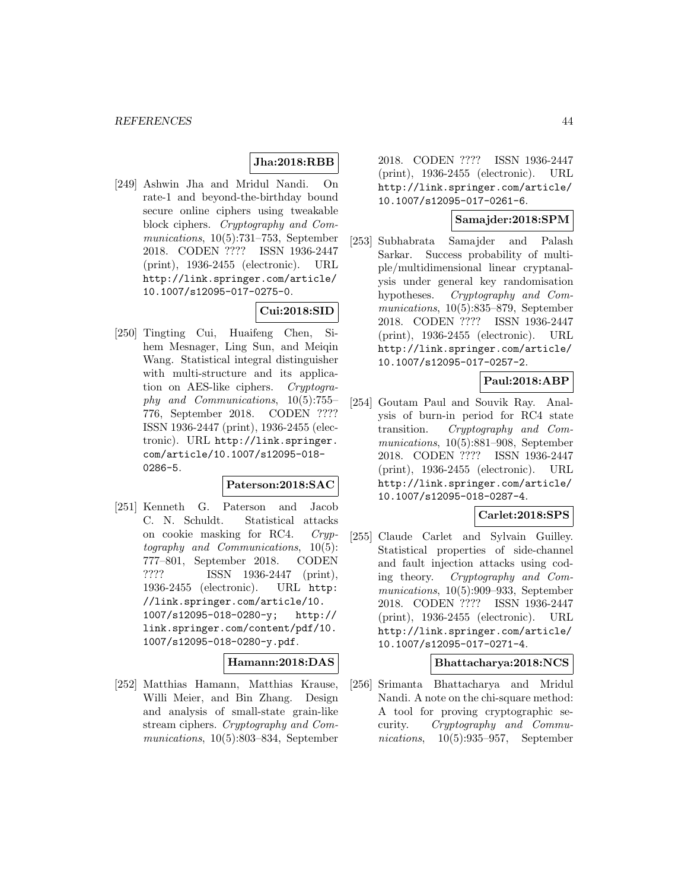**Jha:2018:RBB**

[249] Ashwin Jha and Mridul Nandi. On rate-1 and beyond-the-birthday bound secure online ciphers using tweakable block ciphers. *Cryptography and Communications*, 10(5):731–753, September 2018. CODEN ???? ISSN 1936-2447 (print), 1936-2455 (electronic). URL http://link.springer.com/article/10.1007/s12095-017-0275-0.

**Cui:2018:SID**

[250] Tingting Cui, Huaifeng Chen, Sihem Mesnager, Ling Sun, and Meiqin Wang. Statistical integral distinguisher with multi-structure and its application on AES-like ciphers. *Cryptography and Communications*, 10(5):755–776, September 2018. CODEN ???? ISSN 1936-2447 (print), 1936-2455 (electronic). URL http://link.springer.com/article/10.1007/s12095-018-0286-5.

**Paterson:2018:SAC**

[251] Kenneth G. Paterson and Jacob C. N. Schuldt. Statistical attacks on cookie masking for RC4. *Cryptography and Communications*, 10(5): 777–801, September 2018. CODEN ???? ISSN 1936-2447 (print), 1936-2455 (electronic). URL http://link.springer.com/article/10.1007/s12095-018-0280-y; http://link.springer.com/content/pdf/10.1007/s12095-018-0280-y.pdf.

**Hamann:2018:DAS**

[252] Matthias Hamann, Matthias Krause, Willi Meier, and Bin Zhang. Design and analysis of small-state grain-like stream ciphers. *Cryptography and Communications*, 10(5):803–834, September 2018. CODEN ???? ISSN 1936-2447 (print), 1936-2455 (electronic). URL http://link.springer.com/article/10.1007/s12095-017-0261-6.

**Samajder:2018:SPM**

[253] Subhabrata Samajder and Palash Sarkar. Success probability of multiple/multidimensional linear cryptanalysis under general key randomisation hypotheses. *Cryptography and Communications*, 10(5):835–879, September 2018. CODEN ???? ISSN 1936-2447 (print), 1936-2455 (electronic). URL http://link.springer.com/article/10.1007/s12095-017-0257-2.

**Paul:2018:ABP**

[254] Goutam Paul and Souvik Ray. Analysis of burn-in period for RC4 state transition. *Cryptography and Communications*, 10(5):881–908, September 2018. CODEN ???? ISSN 1936-2447 (print), 1936-2455 (electronic). URL http://link.springer.com/article/10.1007/s12095-018-0287-4.

**Carlet:2018:SPS**

[255] Claude Carlet and Sylvain Guilley. Statistical properties of side-channel and fault injection attacks using coding theory. *Cryptography and Communications*, 10(5):909–933, September 2018. CODEN ???? ISSN 1936-2447 (print), 1936-2455 (electronic). URL http://link.springer.com/article/10.1007/s12095-017-0271-4.

**Bhattacharya:2018:NCS**

[256] Srimanta Bhattacharya and Mridul Nandi. A note on the chi-square method: A tool for proving cryptographic security. *Cryptography and Communications*, 10(5):935–957, September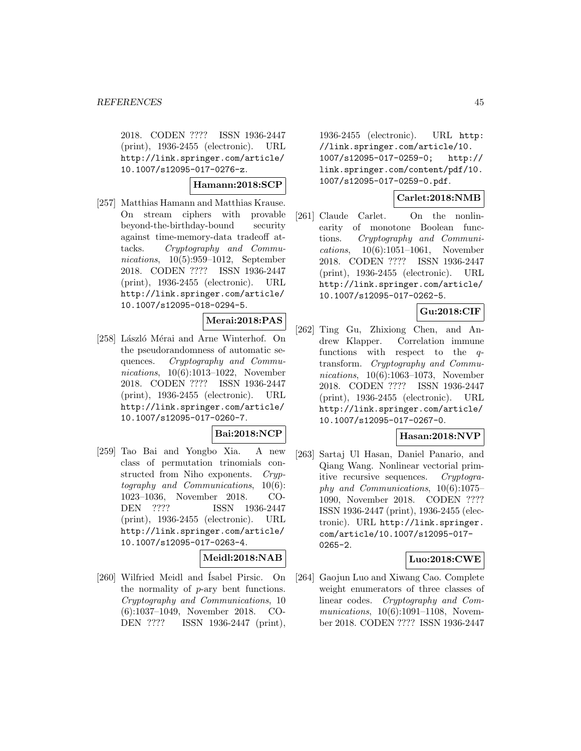2018. CODEN ???? ISSN 1936-2447 (print), 1936-2455 (electronic). URL http://link.springer.com/article/10.1007/s12095-017-0276-z.

**Hamann:2018:SCP**

[257] Matthias Hamann and Matthias Krause. On stream ciphers with provable beyond-the-birthday-bound security against time-memory-data tradeoff attacks. *Cryptography and Communications*, 10(5):959–1012, September 2018. CODEN ???? ISSN 1936-2447 (print), 1936-2455 (electronic). URL http://link.springer.com/article/10.1007/s12095-018-0294-5.

**Merai:2018:PAS**

[258] László Mérai and Arne Winterhof. On the pseudorandomness of automatic sequences. *Cryptography and Communications*, 10(6):1013–1022, November 2018. CODEN ???? ISSN 1936-2447 (print), 1936-2455 (electronic). URL http://link.springer.com/article/10.1007/s12095-017-0260-7.

**Bai:2018:NCP**

[259] Tao Bai and Yongbo Xia. A new class of permutation trinomials constructed from Niho exponents. *Cryptography and Communications*, 10(6): 1023–1036, November 2018. CODEN ???? ISSN 1936-2447 (print), 1936-2455 (electronic). URL http://link.springer.com/article/10.1007/s12095-017-0263-4.

**Meidl:2018:NAB**

[260] Wilfried Meidl and Ísabel Pirsic. On the normality of $p$-ary bent functions. *Cryptography and Communications*, 10 (6):1037–1049, November 2018. CODEN ???? ISSN 1936-2447 (print), 1936-2455 (electronic). URL http://link.springer.com/article/10.1007/s12095-017-0259-0; http://link.springer.com/content/pdf/10.1007/s12095-017-0259-0.pdf.

**Carlet:2018:NMB**

[261] Claude Carlet. On the nonlinearity of monotone Boolean functions. *Cryptography and Communications*, 10(6):1051–1061, November 2018. CODEN ???? ISSN 1936-2447 (print), 1936-2455 (electronic). URL http://link.springer.com/article/10.1007/s12095-017-0262-5.

**Gu:2018:CIF**

[262] Ting Gu, Zhixiong Chen, and Andrew Klapper. Correlation immune functions with respect to the $q$-transform. *Cryptography and Communications*, 10(6):1063–1073, November 2018. CODEN ???? ISSN 1936-2447 (print), 1936-2455 (electronic). URL http://link.springer.com/article/10.1007/s12095-017-0267-0.

**Hasan:2018:NVP**

[263] Sartaj Ul Hasan, Daniel Panario, and Qiang Wang. Nonlinear vectorial primitive recursive sequences. *Cryptography and Communications*, 10(6):1075–1090, November 2018. CODEN ???? ISSN 1936-2447 (print), 1936-2455 (electronic). URL http://link.springer.com/article/10.1007/s12095-017-0265-2.

**Luo:2018:CWE**

[264] Gaojun Luo and Xiwang Cao. Complete weight enumerators of three classes of linear codes. *Cryptography and Communications*, 10(6):1091–1108, November 2018. CODEN ???? ISSN 1936-2447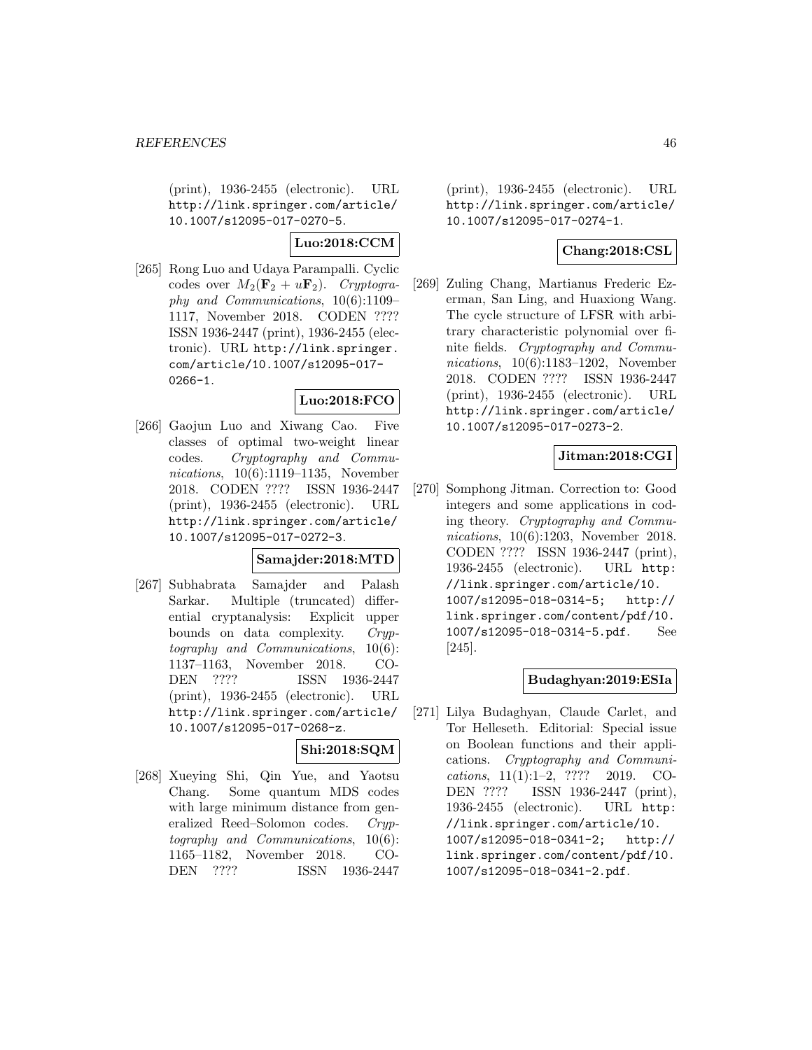(print), 1936-2455 (electronic). URL http://link.springer.com/article/10.1007/s12095-017-0270-5.

**Luo:2018:CCM**

[265] Rong Luo and Udaya Parampalli. Cyclic codes over $M_2(\mathbf{F}_2 + u\mathbf{F}_2)$. *Cryptography and Communications*, 10(6):1109–1117, November 2018. CODEN ???? ISSN 1936-2447 (print), 1936-2455 (electronic). URL http://link.springer.com/article/10.1007/s12095-017-0266-1.

**Luo:2018:FCO**

[266] Gaojun Luo and Xiwang Cao. Five classes of optimal two-weight linear codes. *Cryptography and Communications*, 10(6):1119–1135, November 2018. CODEN ???? ISSN 1936-2447 (print), 1936-2455 (electronic). URL http://link.springer.com/article/10.1007/s12095-017-0272-3.

**Samajder:2018:MTD**

[267] Subhabrata Samajder and Palash Sarkar. Multiple (truncated) differential cryptanalysis: Explicit upper bounds on data complexity. *Cryptography and Communications*, 10(6):1137–1163, November 2018. CODEN ???? ISSN 1936-2447 (print), 1936-2455 (electronic). URL http://link.springer.com/article/10.1007/s12095-017-0268-z.

**Shi:2018:SQM**

[268] Xueying Shi, Qin Yue, and Yaotsu Chang. Some quantum MDS codes with large minimum distance from generalized Reed–Solomon codes. *Cryptography and Communications*, 10(6):1165–1182, November 2018. CODEN ???? ISSN 1936-2447 (print), 1936-2455 (electronic). URL http://link.springer.com/article/10.1007/s12095-017-0274-1.

**Chang:2018:CSL**

[269] Zuling Chang, Martianus Frederic Ezerman, San Ling, and Huaxiong Wang. The cycle structure of LFSR with arbitrary characteristic polynomial over finite fields. *Cryptography and Communications*, 10(6):1183–1202, November 2018. CODEN ???? ISSN 1936-2447 (print), 1936-2455 (electronic). URL http://link.springer.com/article/10.1007/s12095-017-0273-2.

**Jitman:2018:CGI**

[270] Somphong Jitman. Correction to: Good integers and some applications in coding theory. *Cryptography and Communications*, 10(6):1203, November 2018. CODEN ???? ISSN 1936-2447 (print), 1936-2455 (electronic). URL http://link.springer.com/article/10.1007/s12095-018-0314-5; http://link.springer.com/content/pdf/10.1007/s12095-018-0314-5.pdf. See [245].

**Budaghyan:2019:ESIa**

[271] Lilya Budaghyan, Claude Carlet, and Tor Helleseth. Editorial: Special issue on Boolean functions and their applications. *Cryptography and Communications*, 11(1):1–2, ???? 2019. CODEN ???? ISSN 1936-2447 (print), 1936-2455 (electronic). URL http://link.springer.com/article/10.1007/s12095-018-0341-2; http://link.springer.com/content/pdf/10.1007/s12095-018-0341-2.pdf.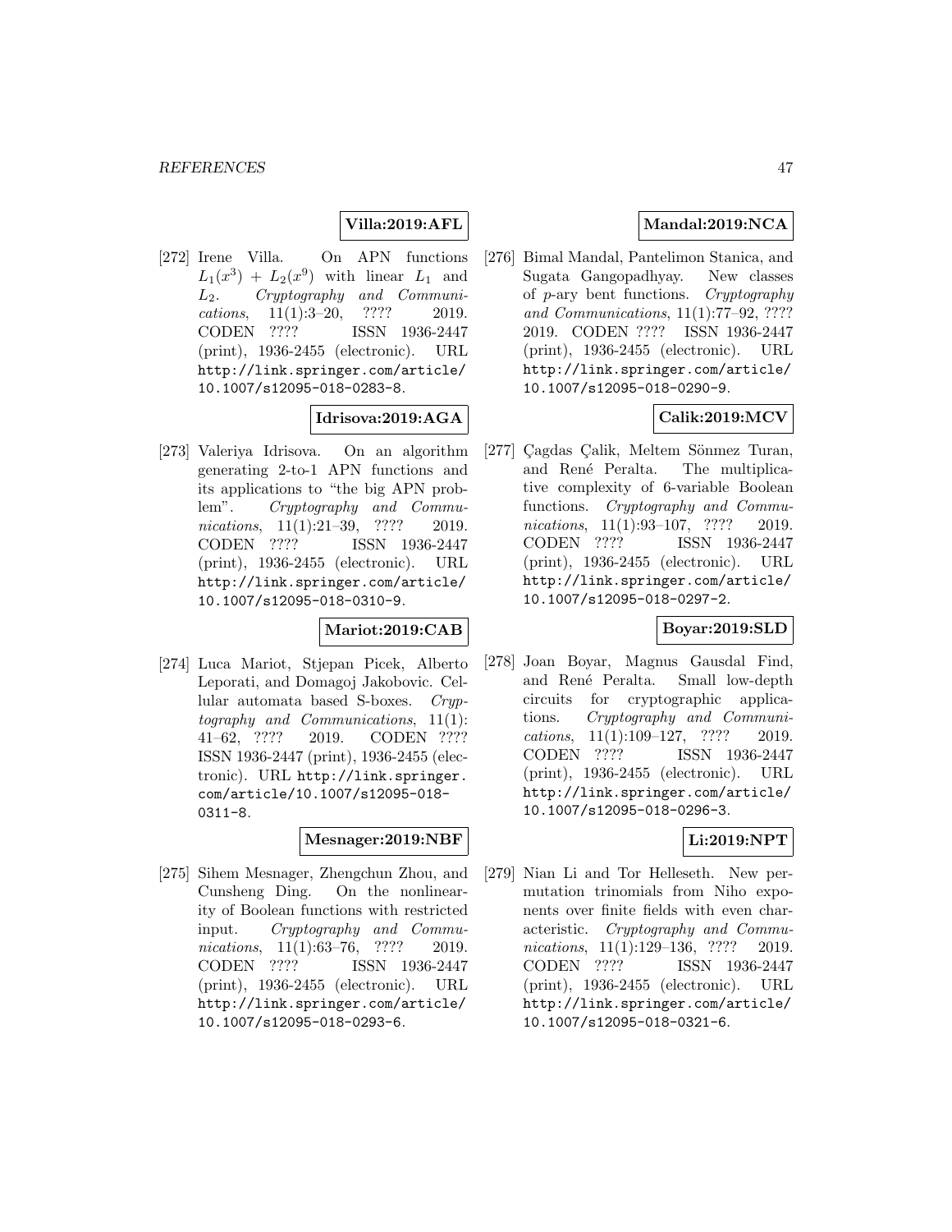**Villa:2019:AFL**

[272] Irene Villa. On APN functions $L_1(x^3) + L_2(x^9)$ with linear $L_1$ and $L_2$. *Cryptography and Communications*, 11(1):3–20, ???? 2019. CODEN ???? ISSN 1936-2447 (print), 1936-2455 (electronic). URL http://link.springer.com/article/10.1007/s12095-018-0283-8.

**Idrisova:2019:AGA**

[273] Valeriya Idrisova. On an algorithm generating 2-to-1 APN functions and its applications to "the big APN problem". *Cryptography and Communications*, 11(1):21–39, ???? 2019. CODEN ???? ISSN 1936-2447 (print), 1936-2455 (electronic). URL http://link.springer.com/article/10.1007/s12095-018-0310-9.

**Mariot:2019:CAB**

[274] Luca Mariot, Stjepan Picek, Alberto Leporati, and Domagoj Jakobovic. Cellular automata based S-boxes. *Cryptography and Communications*, 11(1): 41–62, ???? 2019. CODEN ???? ISSN 1936-2447 (print), 1936-2455 (electronic). URL http://link.springer.com/article/10.1007/s12095-018-0311-8.

**Mesnager:2019:NBF**

[275] Sihem Mesnager, Zhengchun Zhou, and Cunsheng Ding. On the nonlinearity of Boolean functions with restricted input. *Cryptography and Communications*, 11(1):63–76, ???? 2019. CODEN ???? ISSN 1936-2447 (print), 1936-2455 (electronic). URL http://link.springer.com/article/10.1007/s12095-018-0293-6.

**Mandal:2019:NCA**

[276] Bimal Mandal, Pantelimon Stanica, and Sugata Gangopadhyay. New classes of $p$-ary bent functions. *Cryptography and Communications*, 11(1):77–92, ???? 2019. CODEN ???? ISSN 1936-2447 (print), 1936-2455 (electronic). URL http://link.springer.com/article/10.1007/s12095-018-0290-9.

**Calik:2019:MCV**

[277] Çagdas Çalik, Meltem Sönmez Turan, and René Peralta. The multiplicative complexity of 6-variable Boolean functions. *Cryptography and Communications*, 11(1):93–107, ???? 2019. CODEN ???? ISSN 1936-2447 (print), 1936-2455 (electronic). URL http://link.springer.com/article/10.1007/s12095-018-0297-2.

**Boyar:2019:SLD**

[278] Joan Boyar, Magnus Gausdal Find, and René Peralta. Small low-depth circuits for cryptographic applications. *Cryptography and Communications*, 11(1):109–127, ???? 2019. CODEN ???? ISSN 1936-2447 (print), 1936-2455 (electronic). URL http://link.springer.com/article/10.1007/s12095-018-0296-3.

**Li:2019:NPT**

[279] Nian Li and Tor Helleseth. New permutation trinomials from Niho exponents over finite fields with even characteristic. *Cryptography and Communications*, 11(1):129–136, ???? 2019. CODEN ???? ISSN 1936-2447 (print), 1936-2455 (electronic). URL http://link.springer.com/article/10.1007/s12095-018-0321-6.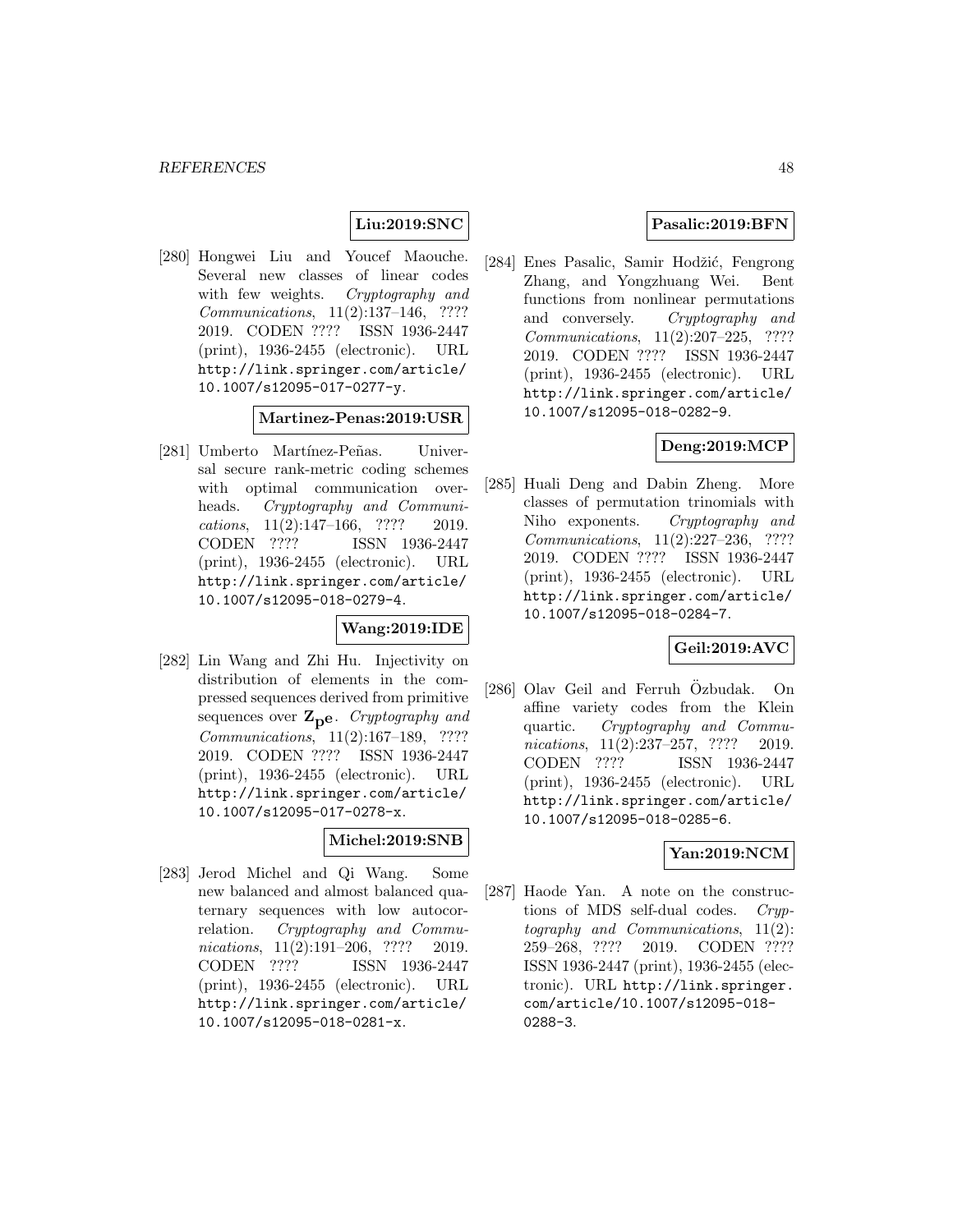**Liu:2019:SNC**

[280] Hongwei Liu and Youcef Maouche. Several new classes of linear codes with few weights. *Cryptography and Communications*, 11(2):137–146, ???? 2019. CODEN ???? ISSN 1936-2447 (print), 1936-2455 (electronic). URL http://link.springer.com/article/10.1007/s12095-017-0277-y.

**Martinez-Penas:2019:USR**

[281] Umberto Martínez-Peñas. Universal secure rank-metric coding schemes with optimal communication overheads. *Cryptography and Communications*, 11(2):147–166, ???? 2019. CODEN ???? ISSN 1936-2447 (print), 1936-2455 (electronic). URL http://link.springer.com/article/10.1007/s12095-018-0279-4.

**Wang:2019:IDE**

[282] Lin Wang and Zhi Hu. Injectivity on distribution of elements in the compressed sequences derived from primitive sequences over $\mathbf{Z_{p^e}}$. *Cryptography and Communications*, 11(2):167–189, ???? 2019. CODEN ???? ISSN 1936-2447 (print), 1936-2455 (electronic). URL http://link.springer.com/article/10.1007/s12095-017-0278-x.

**Michel:2019:SNB**

[283] Jerod Michel and Qi Wang. Some new balanced and almost balanced quaternary sequences with low autocorrelation. *Cryptography and Communications*, 11(2):191–206, ???? 2019. CODEN ???? ISSN 1936-2447 (print), 1936-2455 (electronic). URL http://link.springer.com/article/10.1007/s12095-018-0281-x.

**Pasalic:2019:BFN**

[284] Enes Pasalic, Samir Hodžić, Fengrong Zhang, and Yongzhuang Wei. Bent functions from nonlinear permutations and conversely. *Cryptography and Communications*, 11(2):207–225, ???? 2019. CODEN ???? ISSN 1936-2447 (print), 1936-2455 (electronic). URL http://link.springer.com/article/10.1007/s12095-018-0282-9.

**Deng:2019:MCP**

[285] Huali Deng and Dabin Zheng. More classes of permutation trinomials with Niho exponents. *Cryptography and Communications*, 11(2):227–236, ???? 2019. CODEN ???? ISSN 1936-2447 (print), 1936-2455 (electronic). URL http://link.springer.com/article/10.1007/s12095-018-0284-7.

**Geil:2019:AVC**

[286] Olav Geil and Ferruh Özbudak. On affine variety codes from the Klein quartic. *Cryptography and Communications*, 11(2):237–257, ???? 2019. CODEN ???? ISSN 1936-2447 (print), 1936-2455 (electronic). URL http://link.springer.com/article/10.1007/s12095-018-0285-6.

**Yan:2019:NCM**

[287] Haode Yan. A note on the constructions of MDS self-dual codes. *Cryptography and Communications*, 11(2): 259–268, ???? 2019. CODEN ???? ISSN 1936-2447 (print), 1936-2455 (electronic). URL http://link.springer.com/article/10.1007/s12095-018-0288-3.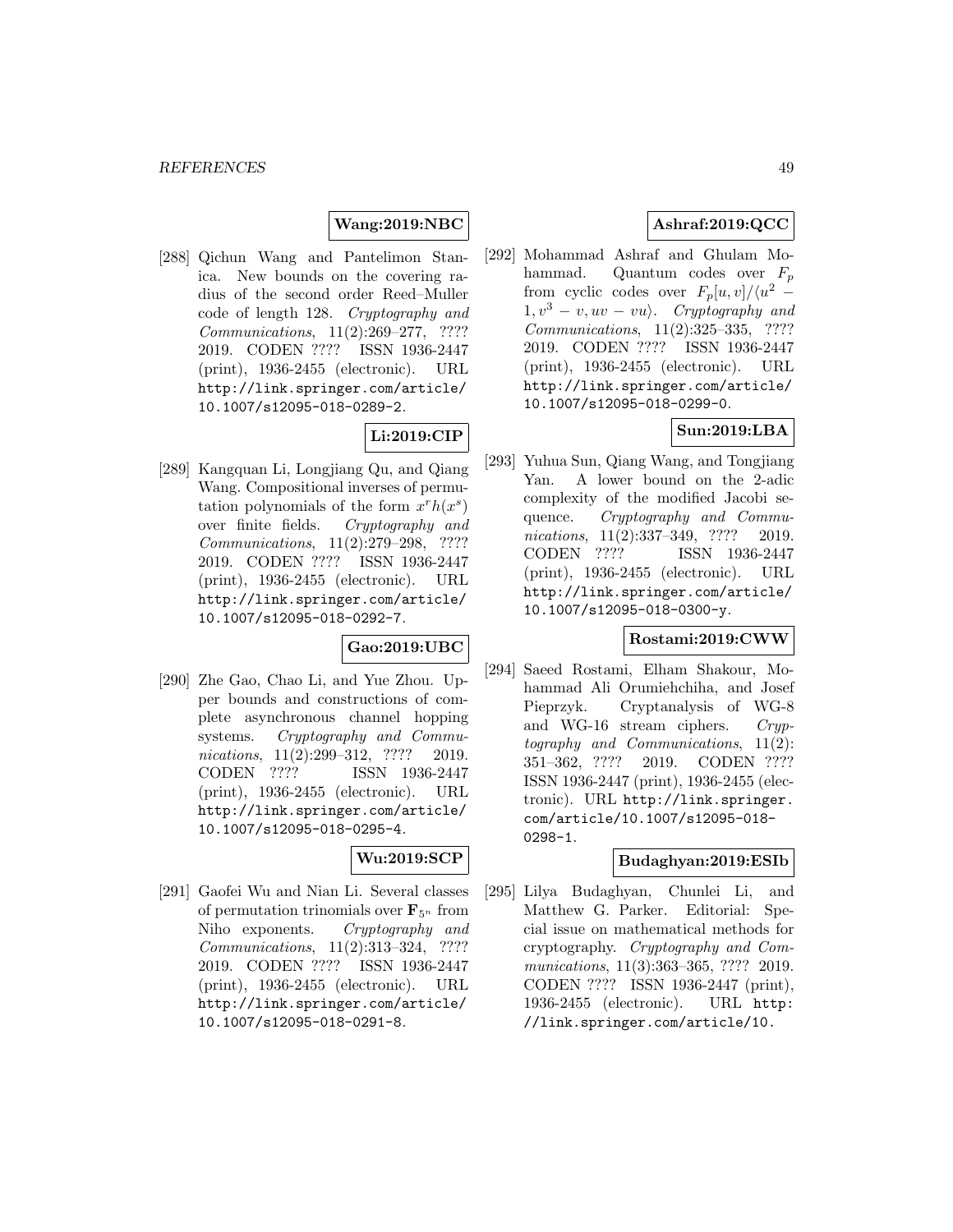**Wang:2019:NBC**

[288] Qichun Wang and Pantelimon Stanica. New bounds on the covering radius of the second order Reed–Muller code of length 128. *Cryptography and Communications*, 11(2):269–277, ???? 2019. CODEN ???? ISSN 1936-2447 (print), 1936-2455 (electronic). URL http://link.springer.com/article/10.1007/s12095-018-0289-2.

**Li:2019:CIP**

[289] Kangquan Li, Longjiang Qu, and Qiang Wang. Compositional inverses of permutation polynomials of the form $x^r h(x^s)$ over finite fields. *Cryptography and Communications*, 11(2):279–298, ???? 2019. CODEN ???? ISSN 1936-2447 (print), 1936-2455 (electronic). URL http://link.springer.com/article/10.1007/s12095-018-0292-7.

**Gao:2019:UBC**

[290] Zhe Gao, Chao Li, and Yue Zhou. Upper bounds and constructions of complete asynchronous channel hopping systems. *Cryptography and Communications*, 11(2):299–312, ???? 2019. CODEN ???? ISSN 1936-2447 (print), 1936-2455 (electronic). URL http://link.springer.com/article/10.1007/s12095-018-0295-4.

**Wu:2019:SCP**

[291] Gaofei Wu and Nian Li. Several classes of permutation trinomials over $\mathbf{F}_{5^n}$ from Niho exponents. *Cryptography and Communications*, 11(2):313–324, ???? 2019. CODEN ???? ISSN 1936-2447 (print), 1936-2455 (electronic). URL http://link.springer.com/article/10.1007/s12095-018-0291-8.

**Ashraf:2019:QCC**

[292] Mohammad Ashraf and Ghulam Mohammad. Quantum codes over $F_p$ from cyclic codes over $F_p[u, v]/\langle u^2 - 1, v^3 - v, uv - vu\rangle$. *Cryptography and Communications*, 11(2):325–335, ???? 2019. CODEN ???? ISSN 1936-2447 (print), 1936-2455 (electronic). URL http://link.springer.com/article/10.1007/s12095-018-0299-0.

**Sun:2019:LBA**

[293] Yuhua Sun, Qiang Wang, and Tongjiang Yan. A lower bound on the 2-adic complexity of the modified Jacobi sequence. *Cryptography and Communications*, 11(2):337–349, ???? 2019. CODEN ???? ISSN 1936-2447 (print), 1936-2455 (electronic). URL http://link.springer.com/article/10.1007/s12095-018-0300-y.

**Rostami:2019:CWW**

[294] Saeed Rostami, Elham Shakour, Mohammad Ali Orumiehchiha, and Josef Pieprzyk. Cryptanalysis of WG-8 and WG-16 stream ciphers. *Cryptography and Communications*, 11(2):351–362, ???? 2019. CODEN ???? ISSN 1936-2447 (print), 1936-2455 (electronic). URL http://link.springer.com/article/10.1007/s12095-018-0298-1.

**Budaghyan:2019:ESIb**

[295] Lilya Budaghyan, Chunlei Li, and Matthew G. Parker. Editorial: Special issue on mathematical methods for cryptography. *Cryptography and Communications*, 11(3):363–365, ???? 2019. CODEN ???? ISSN 1936-2447 (print), 1936-2455 (electronic). URL http://link.springer.com/article/10.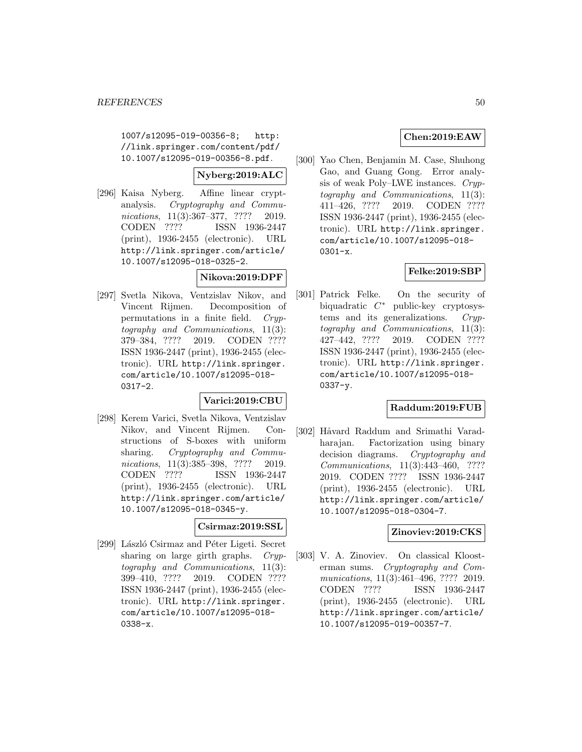1007/s12095-019-00356-8; http://link.springer.com/content/pdf/10.1007/s12095-019-00356-8.pdf.

**Nyberg:2019:ALC**

[296] Kaisa Nyberg. Affine linear cryptanalysis. *Cryptography and Communications*, 11(3):367–377, ???? 2019. CODEN ???? ISSN 1936-2447 (print), 1936-2455 (electronic). URL http://link.springer.com/article/10.1007/s12095-018-0325-2.

**Nikova:2019:DPF**

[297] Svetla Nikova, Ventzislav Nikov, and Vincent Rijmen. Decomposition of permutations in a finite field. *Cryptography and Communications*, 11(3):379–384, ???? 2019. CODEN ???? ISSN 1936-2447 (print), 1936-2455 (electronic). URL http://link.springer.com/article/10.1007/s12095-018-0317-2.

**Varici:2019:CBU**

[298] Kerem Varici, Svetla Nikova, Ventzislav Nikov, and Vincent Rijmen. Constructions of S-boxes with uniform sharing. *Cryptography and Communications*, 11(3):385–398, ???? 2019. CODEN ???? ISSN 1936-2447 (print), 1936-2455 (electronic). URL http://link.springer.com/article/10.1007/s12095-018-0345-y.

**Csirmaz:2019:SSL**

[299] László Csirmaz and Péter Ligeti. Secret sharing on large girth graphs. *Cryptography and Communications*, 11(3):399–410, ???? 2019. CODEN ???? ISSN 1936-2447 (print), 1936-2455 (electronic). URL http://link.springer.com/article/10.1007/s12095-018-0338-x.

**Chen:2019:EAW**

[300] Yao Chen, Benjamin M. Case, Shuhong Gao, and Guang Gong. Error analysis of weak Poly–LWE instances. *Cryptography and Communications*, 11(3):411–426, ???? 2019. CODEN ???? ISSN 1936-2447 (print), 1936-2455 (electronic). URL http://link.springer.com/article/10.1007/s12095-018-0301-x.

**Felke:2019:SBP**

[301] Patrick Felke. On the security of biquadratic $C^*$ public-key cryptosystems and its generalizations. *Cryptography and Communications*, 11(3):427–442, ???? 2019. CODEN ???? ISSN 1936-2447 (print), 1936-2455 (electronic). URL http://link.springer.com/article/10.1007/s12095-018-0337-y.

**Raddum:2019:FUB**

[302] Håvard Raddum and Srimathi Varadharajan. Factorization using binary decision diagrams. *Cryptography and Communications*, 11(3):443–460, ???? 2019. CODEN ???? ISSN 1936-2447 (print), 1936-2455 (electronic). URL http://link.springer.com/article/10.1007/s12095-018-0304-7.

**Zinoviev:2019:CKS**

[303] V. A. Zinoviev. On classical Kloosterman sums. *Cryptography and Communications*, 11(3):461–496, ???? 2019. CODEN ???? ISSN 1936-2447 (print), 1936-2455 (electronic). URL http://link.springer.com/article/10.1007/s12095-019-00357-7.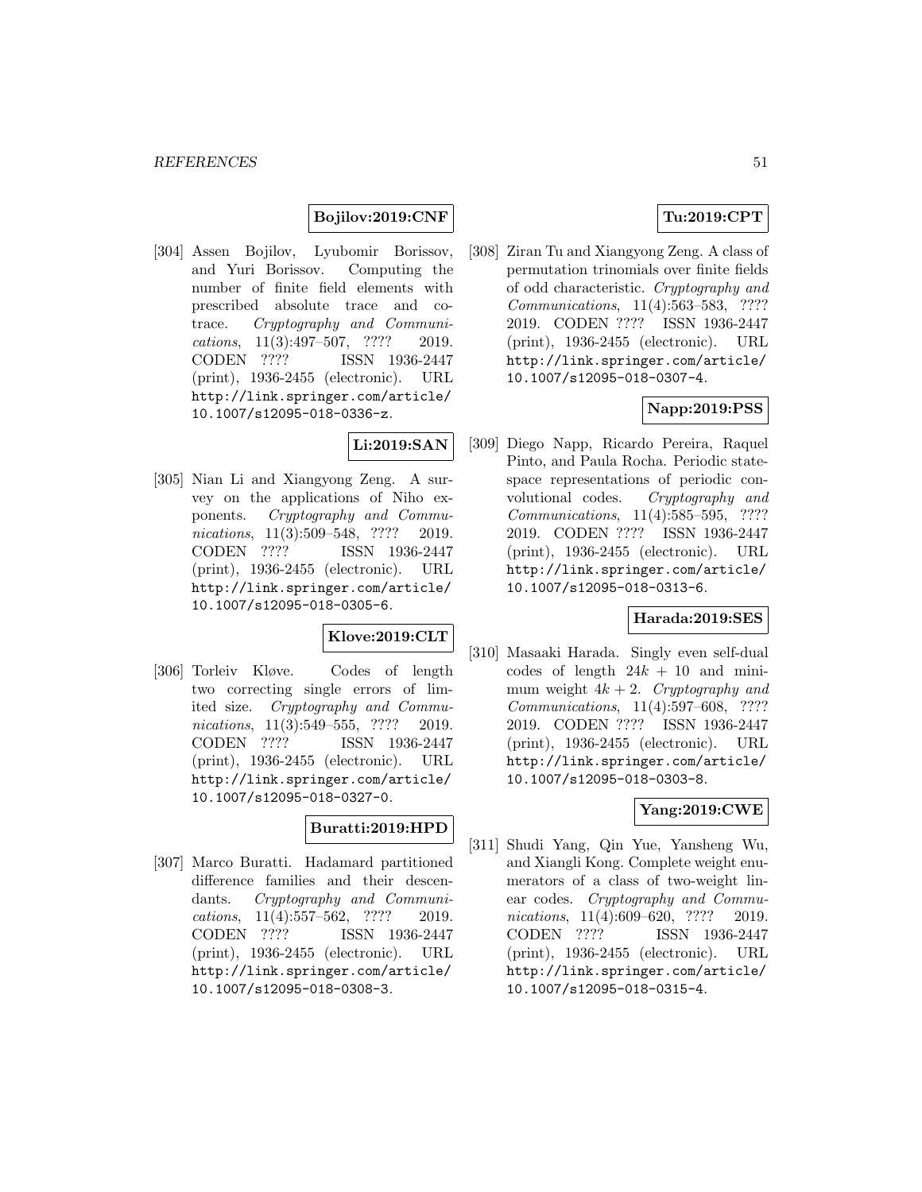**Bojilov:2019:CNF**

[304] Assen Bojilov, Lyubomir Borissov, and Yuri Borissov. Computing the number of finite field elements with prescribed absolute trace and co-trace. *Cryptography and Communications*, 11(3):497–507, ???? 2019. CODEN ???? ISSN 1936-2447 (print), 1936-2455 (electronic). URL http://link.springer.com/article/10.1007/s12095-018-0336-z.

**Li:2019:SAN**

[305] Nian Li and Xiangyong Zeng. A survey on the applications of Niho exponents. *Cryptography and Communications*, 11(3):509–548, ???? 2019. CODEN ???? ISSN 1936-2447 (print), 1936-2455 (electronic). URL http://link.springer.com/article/10.1007/s12095-018-0305-6.

**Klove:2019:CLT**

[306] Torleiv Kløve. Codes of length two correcting single errors of limited size. *Cryptography and Communications*, 11(3):549–555, ???? 2019. CODEN ???? ISSN 1936-2447 (print), 1936-2455 (electronic). URL http://link.springer.com/article/10.1007/s12095-018-0327-0.

**Buratti:2019:HPD**

[307] Marco Buratti. Hadamard partitioned difference families and their descendants. *Cryptography and Communications*, 11(4):557–562, ???? 2019. CODEN ???? ISSN 1936-2447 (print), 1936-2455 (electronic). URL http://link.springer.com/article/10.1007/s12095-018-0308-3.

**Tu:2019:CPT**

[308] Ziran Tu and Xiangyong Zeng. A class of permutation trinomials over finite fields of odd characteristic. *Cryptography and Communications*, 11(4):563–583, ???? 2019. CODEN ???? ISSN 1936-2447 (print), 1936-2455 (electronic). URL http://link.springer.com/article/10.1007/s12095-018-0307-4.

**Napp:2019:PSS**

[309] Diego Napp, Ricardo Pereira, Raquel Pinto, and Paula Rocha. Periodic state-space representations of periodic convolutional codes. *Cryptography and Communications*, 11(4):585–595, ???? 2019. CODEN ???? ISSN 1936-2447 (print), 1936-2455 (electronic). URL http://link.springer.com/article/10.1007/s12095-018-0313-6.

**Harada:2019:SES**

[310] Masaaki Harada. Singly even self-dual codes of length $24k + 10$ and minimum weight $4k + 2$. *Cryptography and Communications*, 11(4):597–608, ???? 2019. CODEN ???? ISSN 1936-2447 (print), 1936-2455 (electronic). URL http://link.springer.com/article/10.1007/s12095-018-0303-8.

**Yang:2019:CWE**

[311] Shudi Yang, Qin Yue, Yansheng Wu, and Xiangli Kong. Complete weight enumerators of a class of two-weight linear codes. *Cryptography and Communications*, 11(4):609–620, ???? 2019. CODEN ???? ISSN 1936-2447 (print), 1936-2455 (electronic). URL http://link.springer.com/article/10.1007/s12095-018-0315-4.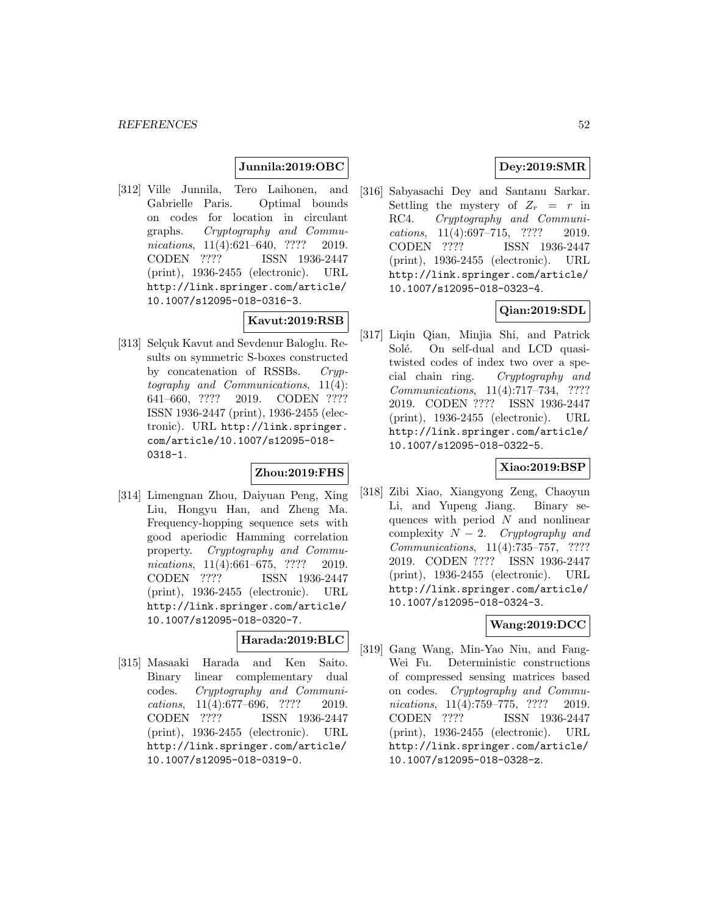**Junnila:2019:OBC**

[312] Ville Junnila, Tero Laihonen, and Gabrielle Paris. Optimal bounds on codes for location in circulant graphs. *Cryptography and Communications*, 11(4):621–640, ???? 2019. CODEN ???? ISSN 1936-2447 (print), 1936-2455 (electronic). URL http://link.springer.com/article/10.1007/s12095-018-0316-3.

**Kavut:2019:RSB**

[313] Selçuk Kavut and Sevdenur Baloglu. Results on symmetric S-boxes constructed by concatenation of RSSBs. *Cryptography and Communications*, 11(4): 641–660, ???? 2019. CODEN ???? ISSN 1936-2447 (print), 1936-2455 (electronic). URL http://link.springer.com/article/10.1007/s12095-018-0318-1.

**Zhou:2019:FHS**

[314] Limengnan Zhou, Daiyuan Peng, Xing Liu, Hongyu Han, and Zheng Ma. Frequency-hopping sequence sets with good aperiodic Hamming correlation property. *Cryptography and Communications*, 11(4):661–675, ???? 2019. CODEN ???? ISSN 1936-2447 (print), 1936-2455 (electronic). URL http://link.springer.com/article/10.1007/s12095-018-0320-7.

**Harada:2019:BLC**

[315] Masaaki Harada and Ken Saito. Binary linear complementary dual codes. *Cryptography and Communications*, 11(4):677–696, ???? 2019. CODEN ???? ISSN 1936-2447 (print), 1936-2455 (electronic). URL http://link.springer.com/article/10.1007/s12095-018-0319-0.

**Dey:2019:SMR**

[316] Sabyasachi Dey and Santanu Sarkar. Settling the mystery of $Z_r = r$ in RC4. *Cryptography and Communications*, 11(4):697–715, ???? 2019. CODEN ???? ISSN 1936-2447 (print), 1936-2455 (electronic). URL http://link.springer.com/article/10.1007/s12095-018-0323-4.

**Qian:2019:SDL**

[317] Liqin Qian, Minjia Shi, and Patrick Solé. On self-dual and LCD quasi-twisted codes of index two over a special chain ring. *Cryptography and Communications*, 11(4):717–734, ???? 2019. CODEN ???? ISSN 1936-2447 (print), 1936-2455 (electronic). URL http://link.springer.com/article/10.1007/s12095-018-0322-5.

**Xiao:2019:BSP**

[318] Zibi Xiao, Xiangyong Zeng, Chaoyun Li, and Yupeng Jiang. Binary sequences with period $N$ and nonlinear complexity $N - 2$. *Cryptography and Communications*, 11(4):735–757, ???? 2019. CODEN ???? ISSN 1936-2447 (print), 1936-2455 (electronic). URL http://link.springer.com/article/10.1007/s12095-018-0324-3.

**Wang:2019:DCC**

[319] Gang Wang, Min-Yao Niu, and Fang-Wei Fu. Deterministic constructions of compressed sensing matrices based on codes. *Cryptography and Communications*, 11(4):759–775, ???? 2019. CODEN ???? ISSN 1936-2447 (print), 1936-2455 (electronic). URL http://link.springer.com/article/10.1007/s12095-018-0328-z.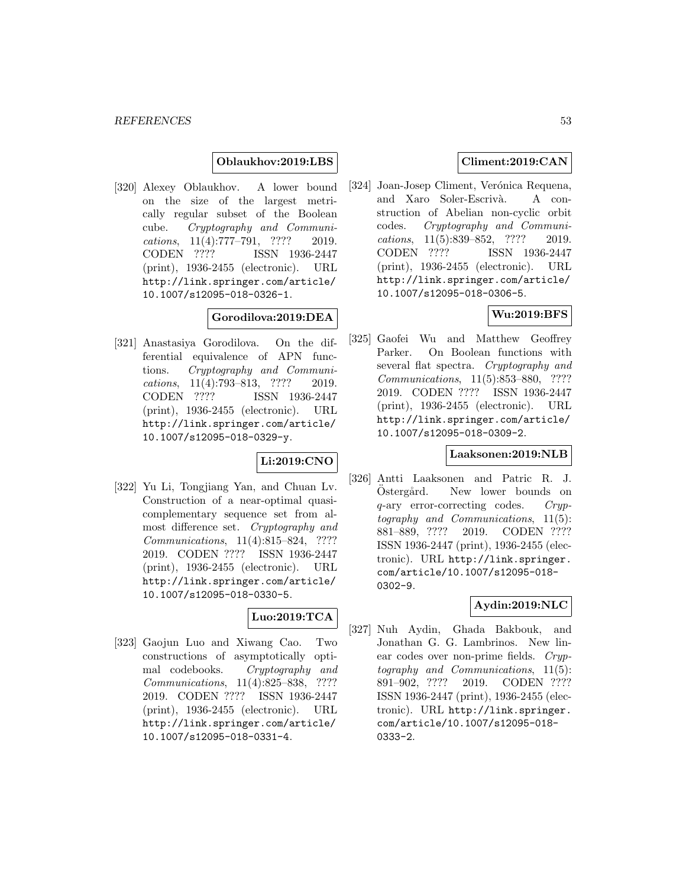**Oblaukhov:2019:LBS**

[320] Alexey Oblaukhov. A lower bound on the size of the largest metrically regular subset of the Boolean cube. *Cryptography and Communications*, 11(4):777–791, ???? 2019. CODEN ???? ISSN 1936-2447 (print), 1936-2455 (electronic). URL http://link.springer.com/article/10.1007/s12095-018-0326-1.

**Gorodilova:2019:DEA**

[321] Anastasiya Gorodilova. On the differential equivalence of APN functions. *Cryptography and Communications*, 11(4):793–813, ???? 2019. CODEN ???? ISSN 1936-2447 (print), 1936-2455 (electronic). URL http://link.springer.com/article/10.1007/s12095-018-0329-y.

**Li:2019:CNO**

[322] Yu Li, Tongjiang Yan, and Chuan Lv. Construction of a near-optimal quasi-complementary sequence set from almost difference set. *Cryptography and Communications*, 11(4):815–824, ???? 2019. CODEN ???? ISSN 1936-2447 (print), 1936-2455 (electronic). URL http://link.springer.com/article/10.1007/s12095-018-0330-5.

**Luo:2019:TCA**

[323] Gaojun Luo and Xiwang Cao. Two constructions of asymptotically optimal codebooks. *Cryptography and Communications*, 11(4):825–838, ???? 2019. CODEN ???? ISSN 1936-2447 (print), 1936-2455 (electronic). URL http://link.springer.com/article/10.1007/s12095-018-0331-4.

**Climent:2019:CAN**

[324] Joan-Josep Climent, Verónica Requena, and Xaro Soler-Escrivà. A construction of Abelian non-cyclic orbit codes. *Cryptography and Communications*, 11(5):839–852, ???? 2019. CODEN ???? ISSN 1936-2447 (print), 1936-2455 (electronic). URL http://link.springer.com/article/10.1007/s12095-018-0306-5.

**Wu:2019:BFS**

[325] Gaofei Wu and Matthew Geoffrey Parker. On Boolean functions with several flat spectra. *Cryptography and Communications*, 11(5):853–880, ???? 2019. CODEN ???? ISSN 1936-2447 (print), 1936-2455 (electronic). URL http://link.springer.com/article/10.1007/s12095-018-0309-2.

**Laaksonen:2019:NLB**

[326] Antti Laaksonen and Patric R. J. Östergård. New lower bounds on $q$-ary error-correcting codes. *Cryptography and Communications*, 11(5): 881–889, ???? 2019. CODEN ???? ISSN 1936-2447 (print), 1936-2455 (electronic). URL http://link.springer.com/article/10.1007/s12095-018-0302-9.

**Aydin:2019:NLC**

[327] Nuh Aydin, Ghada Bakbouk, and Jonathan G. G. Lambrinos. New linear codes over non-prime fields. *Cryptography and Communications*, 11(5): 891–902, ???? 2019. CODEN ???? ISSN 1936-2447 (print), 1936-2455 (electronic). URL http://link.springer.com/article/10.1007/s12095-018-0333-2.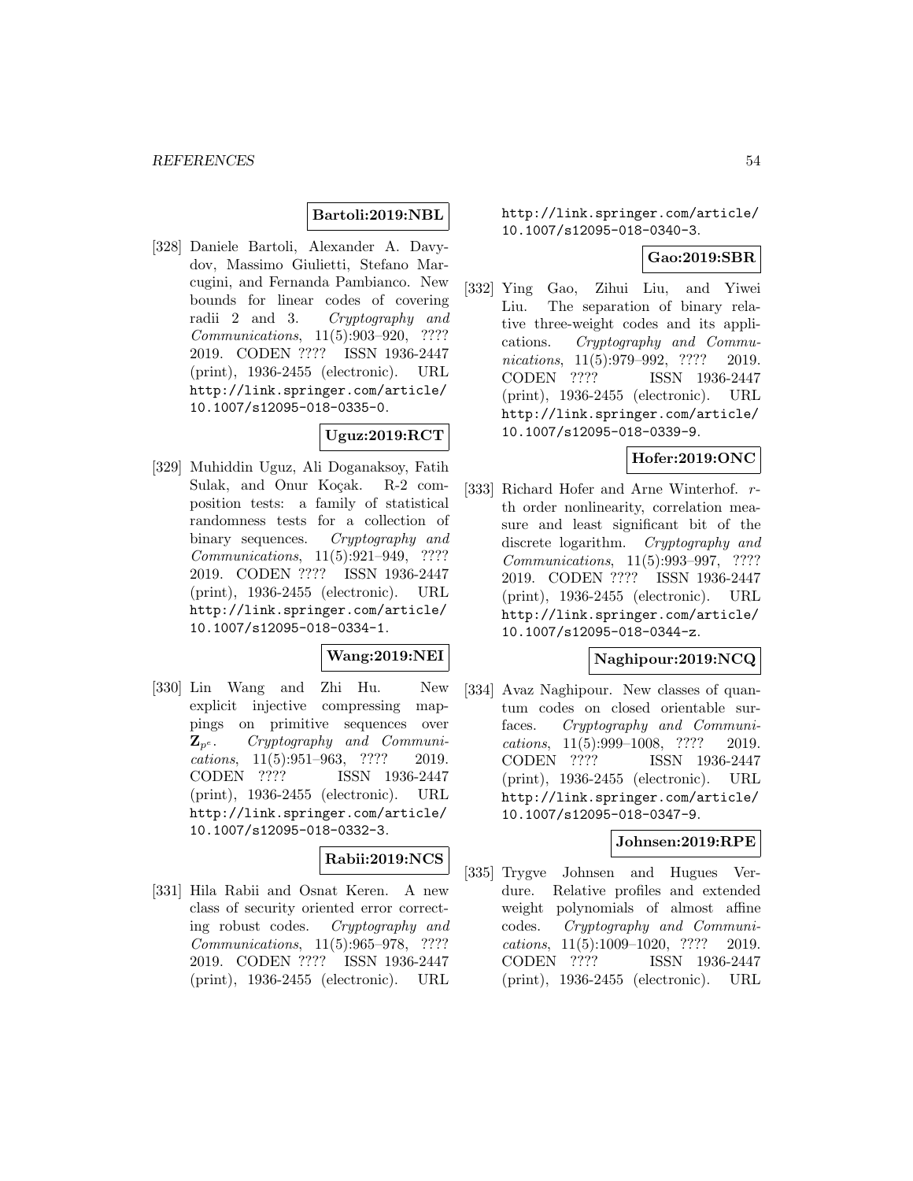**Bartoli:2019:NBL**

[328] Daniele Bartoli, Alexander A. Davydov, Massimo Giulietti, Stefano Marcugini, and Fernanda Pambianco. New bounds for linear codes of covering radii 2 and 3. *Cryptography and Communications*, 11(5):903–920, ???? 2019. CODEN ???? ISSN 1936-2447 (print), 1936-2455 (electronic). URL http://link.springer.com/article/10.1007/s12095-018-0335-0.

**Uguz:2019:RCT**

[329] Muhiddin Uguz, Ali Doganaksoy, Fatih Sulak, and Onur Koçak. R-2 composition tests: a family of statistical randomness tests for a collection of binary sequences. *Cryptography and Communications*, 11(5):921–949, ???? 2019. CODEN ???? ISSN 1936-2447 (print), 1936-2455 (electronic). URL http://link.springer.com/article/10.1007/s12095-018-0334-1.

**Wang:2019:NEI**

[330] Lin Wang and Zhi Hu. New explicit injective compressing mappings on primitive sequences over $\mathbf{Z}_{p^e}$. *Cryptography and Communications*, 11(5):951–963, ???? 2019. CODEN ???? ISSN 1936-2447 (print), 1936-2455 (electronic). URL http://link.springer.com/article/10.1007/s12095-018-0332-3.

**Rabii:2019:NCS**

[331] Hila Rabii and Osnat Keren. A new class of security oriented error correcting robust codes. *Cryptography and Communications*, 11(5):965–978, ???? 2019. CODEN ???? ISSN 1936-2447 (print), 1936-2455 (electronic). URL http://link.springer.com/article/10.1007/s12095-018-0340-3.

**Gao:2019:SBR**

[332] Ying Gao, Zihui Liu, and Yiwei Liu. The separation of binary relative three-weight codes and its applications. *Cryptography and Communications*, 11(5):979–992, ???? 2019. CODEN ???? ISSN 1936-2447 (print), 1936-2455 (electronic). URL http://link.springer.com/article/10.1007/s12095-018-0339-9.

**Hofer:2019:ONC**

[333] Richard Hofer and Arne Winterhof. $r$-th order nonlinearity, correlation measure and least significant bit of the discrete logarithm. *Cryptography and Communications*, 11(5):993–997, ???? 2019. CODEN ???? ISSN 1936-2447 (print), 1936-2455 (electronic). URL http://link.springer.com/article/10.1007/s12095-018-0344-z.

**Naghipour:2019:NCQ**

[334] Avaz Naghipour. New classes of quantum codes on closed orientable surfaces. *Cryptography and Communications*, 11(5):999–1008, ???? 2019. CODEN ???? ISSN 1936-2447 (print), 1936-2455 (electronic). URL http://link.springer.com/article/10.1007/s12095-018-0347-9.

**Johnsen:2019:RPE**

[335] Trygve Johnsen and Hugues Verdure. Relative profiles and extended weight polynomials of almost affine codes. *Cryptography and Communications*, 11(5):1009–1020, ???? 2019. CODEN ???? ISSN 1936-2447 (print), 1936-2455 (electronic). URL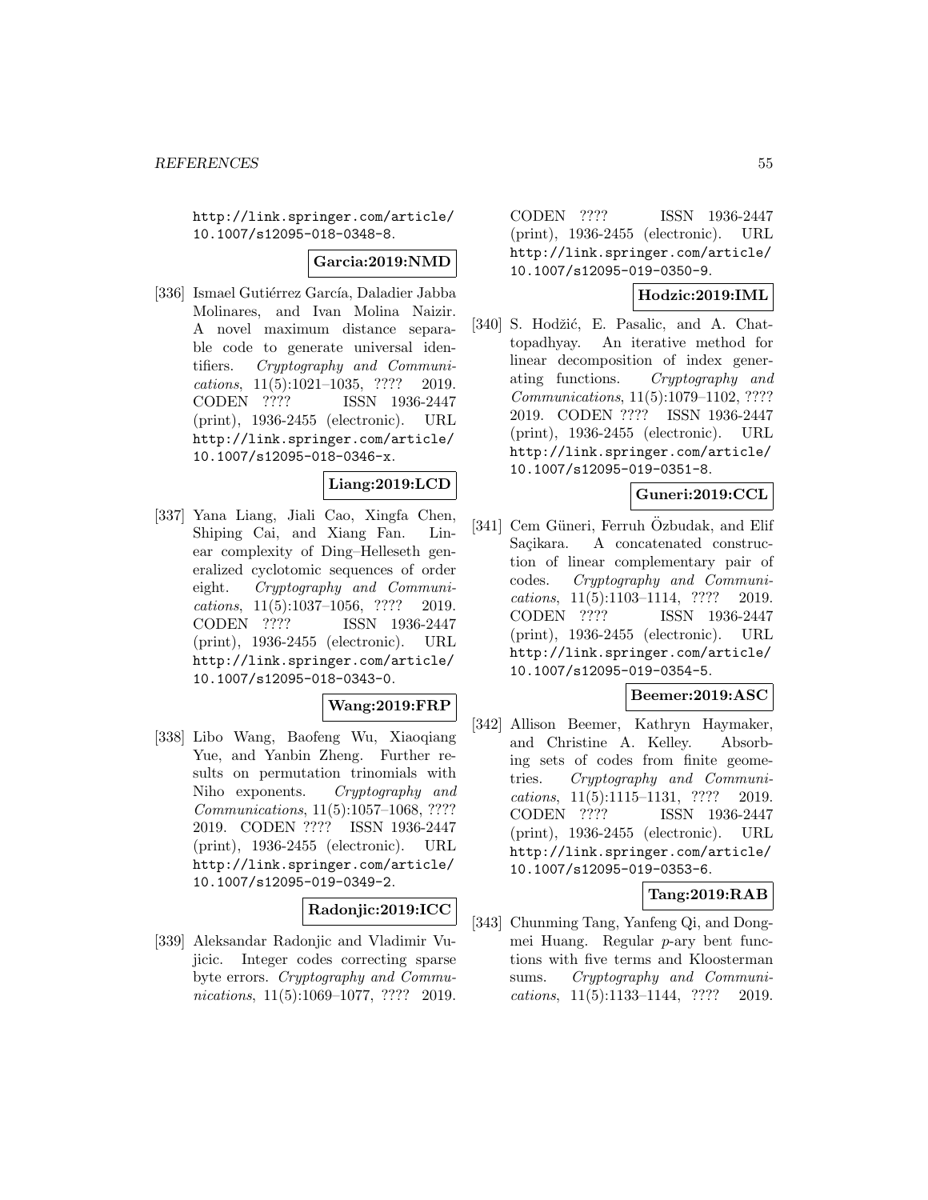http://link.springer.com/article/10.1007/s12095-018-0348-8.

**Garcia:2019:NMD**

[336] Ismael Gutiérrez García, Daladier Jabba Molinares, and Ivan Molina Naizir. A novel maximum distance separable code to generate universal identifiers. *Cryptography and Communications*, 11(5):1021–1035, ???? 2019. CODEN ???? ISSN 1936-2447 (print), 1936-2455 (electronic). URL http://link.springer.com/article/10.1007/s12095-018-0346-x.

**Liang:2019:LCD**

[337] Yana Liang, Jiali Cao, Xingfa Chen, Shiping Cai, and Xiang Fan. Linear complexity of Ding–Helleseth generalized cyclotomic sequences of order eight. *Cryptography and Communications*, 11(5):1037–1056, ???? 2019. CODEN ???? ISSN 1936-2447 (print), 1936-2455 (electronic). URL http://link.springer.com/article/10.1007/s12095-018-0343-0.

**Wang:2019:FRP**

[338] Libo Wang, Baofeng Wu, Xiaoqiang Yue, and Yanbin Zheng. Further results on permutation trinomials with Niho exponents. *Cryptography and Communications*, 11(5):1057–1068, ???? 2019. CODEN ???? ISSN 1936-2447 (print), 1936-2455 (electronic). URL http://link.springer.com/article/10.1007/s12095-019-0349-2.

**Radonjic:2019:ICC**

[339] Aleksandar Radonjic and Vladimir Vujicic. Integer codes correcting sparse byte errors. *Cryptography and Communications*, 11(5):1069–1077, ???? 2019. CODEN ???? ISSN 1936-2447 (print), 1936-2455 (electronic). URL http://link.springer.com/article/10.1007/s12095-019-0350-9.

**Hodzic:2019:IML**

[340] S. Hodžić, E. Pasalic, and A. Chattopadhyay. An iterative method for linear decomposition of index generating functions. *Cryptography and Communications*, 11(5):1079–1102, ???? 2019. CODEN ???? ISSN 1936-2447 (print), 1936-2455 (electronic). URL http://link.springer.com/article/10.1007/s12095-019-0351-8.

**Guneri:2019:CCL**

[341] Cem Güneri, Ferruh Özbudak, and Elif Saçikara. A concatenated construction of linear complementary pair of codes. *Cryptography and Communications*, 11(5):1103–1114, ???? 2019. CODEN ???? ISSN 1936-2447 (print), 1936-2455 (electronic). URL http://link.springer.com/article/10.1007/s12095-019-0354-5.

**Beemer:2019:ASC**

[342] Allison Beemer, Kathryn Haymaker, and Christine A. Kelley. Absorbing sets of codes from finite geometries. *Cryptography and Communications*, 11(5):1115–1131, ???? 2019. CODEN ???? ISSN 1936-2447 (print), 1936-2455 (electronic). URL http://link.springer.com/article/10.1007/s12095-019-0353-6.

**Tang:2019:RAB**

[343] Chunming Tang, Yanfeng Qi, and Dongmei Huang. Regular $p$-ary bent functions with five terms and Kloosterman sums. *Cryptography and Communications*, 11(5):1133–1144, ???? 2019.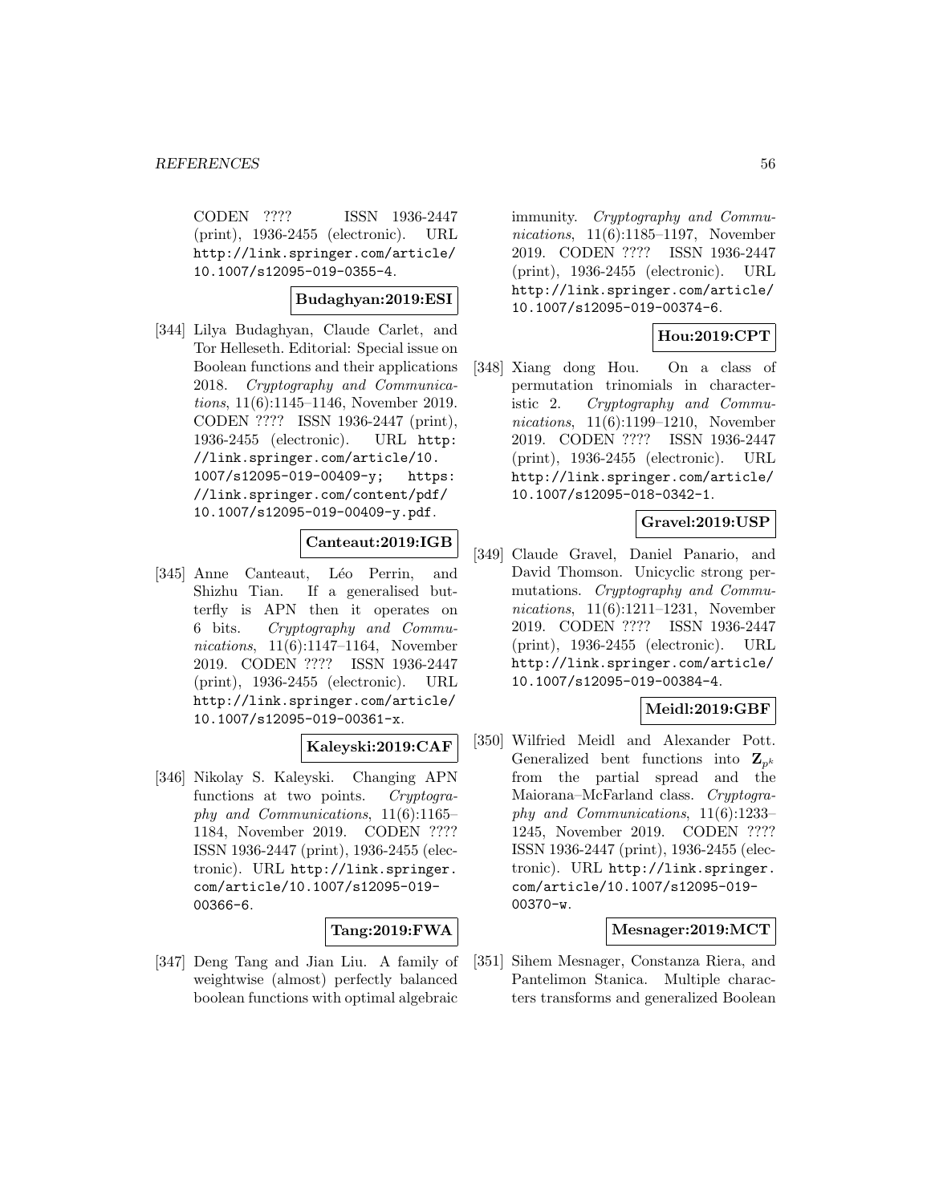CODEN ???? ISSN 1936-2447 (print), 1936-2455 (electronic). URL http://link.springer.com/article/10.1007/s12095-019-0355-4.

**Budaghyan:2019:ESI**

[344] Lilya Budaghyan, Claude Carlet, and Tor Helleseth. Editorial: Special issue on Boolean functions and their applications 2018. *Cryptography and Communications*, 11(6):1145–1146, November 2019. CODEN ???? ISSN 1936-2447 (print), 1936-2455 (electronic). URL http://link.springer.com/article/10.1007/s12095-019-00409-y; https://link.springer.com/content/pdf/10.1007/s12095-019-00409-y.pdf.

**Canteaut:2019:IGB**

[345] Anne Canteaut, Léo Perrin, and Shizhu Tian. If a generalised butterfly is APN then it operates on 6 bits. *Cryptography and Communications*, 11(6):1147–1164, November 2019. CODEN ???? ISSN 1936-2447 (print), 1936-2455 (electronic). URL http://link.springer.com/article/10.1007/s12095-019-00361-x.

**Kaleyski:2019:CAF**

[346] Nikolay S. Kaleyski. Changing APN functions at two points. *Cryptography and Communications*, 11(6):1165–1184, November 2019. CODEN ???? ISSN 1936-2447 (print), 1936-2455 (electronic). URL http://link.springer.com/article/10.1007/s12095-019-00366-6.

**Tang:2019:FWA**

[347] Deng Tang and Jian Liu. A family of weightwise (almost) perfectly balanced boolean functions with optimal algebraic immunity. *Cryptography and Communications*, 11(6):1185–1197, November 2019. CODEN ???? ISSN 1936-2447 (print), 1936-2455 (electronic). URL http://link.springer.com/article/10.1007/s12095-019-00374-6.

**Hou:2019:CPT**

[348] Xiang dong Hou. On a class of permutation trinomials in characteristic 2. *Cryptography and Communications*, 11(6):1199–1210, November 2019. CODEN ???? ISSN 1936-2447 (print), 1936-2455 (electronic). URL http://link.springer.com/article/10.1007/s12095-018-0342-1.

**Gravel:2019:USP**

[349] Claude Gravel, Daniel Panario, and David Thomson. Unicyclic strong permutations. *Cryptography and Communications*, 11(6):1211–1231, November 2019. CODEN ???? ISSN 1936-2447 (print), 1936-2455 (electronic). URL http://link.springer.com/article/10.1007/s12095-019-00384-4.

**Meidl:2019:GBF**

[350] Wilfried Meidl and Alexander Pott. Generalized bent functions into $\mathbf{Z}_{p^k}$ from the partial spread and the Maiorana–McFarland class. *Cryptography and Communications*, 11(6):1233–1245, November 2019. CODEN ???? ISSN 1936-2447 (print), 1936-2455 (electronic). URL http://link.springer.com/article/10.1007/s12095-019-00370-w.

**Mesnager:2019:MCT**

[351] Sihem Mesnager, Constanza Riera, and Pantelimon Stanica. Multiple characters transforms and generalized Boolean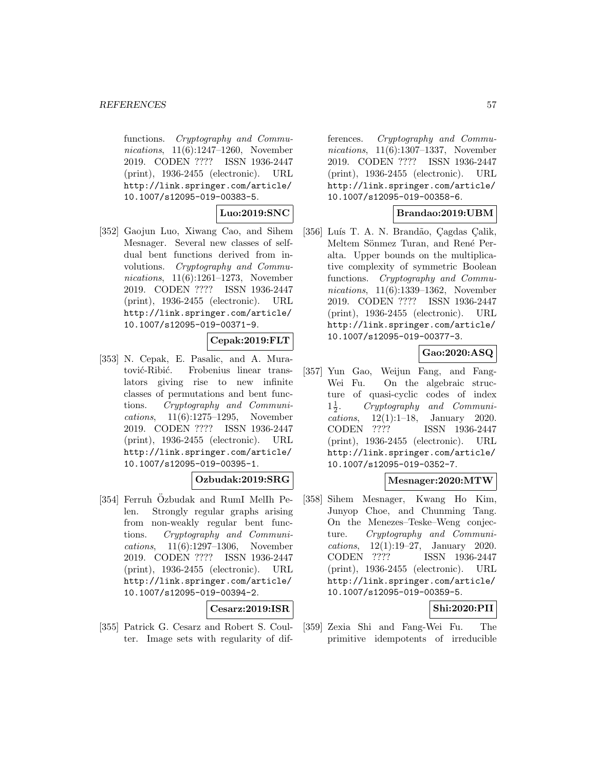functions. *Cryptography and Communications*, 11(6):1247–1260, November 2019. CODEN ???? ISSN 1936-2447 (print), 1936-2455 (electronic). URL http://link.springer.com/article/10.1007/s12095-019-00383-5.

**Luo:2019:SNC**

[352] Gaojun Luo, Xiwang Cao, and Sihem Mesnager. Several new classes of self-dual bent functions derived from involutions. *Cryptography and Communications*, 11(6):1261–1273, November 2019. CODEN ???? ISSN 1936-2447 (print), 1936-2455 (electronic). URL http://link.springer.com/article/10.1007/s12095-019-00371-9.

**Cepak:2019:FLT**

[353] N. Cepak, E. Pasalic, and A. Muratović-Ribić. Frobenius linear translators giving rise to new infinite classes of permutations and bent functions. *Cryptography and Communications*, 11(6):1275–1295, November 2019. CODEN ???? ISSN 1936-2447 (print), 1936-2455 (electronic). URL http://link.springer.com/article/10.1007/s12095-019-00395-1.

**Ozbudak:2019:SRG**

[354] Ferruh Özbudak and RumI MelIh Pelen. Strongly regular graphs arising from non-weakly regular bent functions. *Cryptography and Communications*, 11(6):1297–1306, November 2019. CODEN ???? ISSN 1936-2447 (print), 1936-2455 (electronic). URL http://link.springer.com/article/10.1007/s12095-019-00394-2.

**Cesarz:2019:ISR**

[355] Patrick G. Cesarz and Robert S. Coulter. Image sets with regularity of differences. *Cryptography and Communications*, 11(6):1307–1337, November 2019. CODEN ???? ISSN 1936-2447 (print), 1936-2455 (electronic). URL http://link.springer.com/article/10.1007/s12095-019-00358-6.

**Brandao:2019:UBM**

[356] Luís T. A. N. Brandão, Çagdas Çalik, Meltem Sönmez Turan, and René Peralta. Upper bounds on the multiplicative complexity of symmetric Boolean functions. *Cryptography and Communications*, 11(6):1339–1362, November 2019. CODEN ???? ISSN 1936-2447 (print), 1936-2455 (electronic). URL http://link.springer.com/article/10.1007/s12095-019-00377-3.

**Gao:2020:ASQ**

[357] Yun Gao, Weijun Fang, and Fang-Wei Fu. On the algebraic structure of quasi-cyclic codes of index $1\frac{1}{2}$. *Cryptography and Communications*, 12(1):1–18, January 2020. CODEN ???? ISSN 1936-2447 (print), 1936-2455 (electronic). URL http://link.springer.com/article/10.1007/s12095-019-0352-7.

**Mesnager:2020:MTW**

[358] Sihem Mesnager, Kwang Ho Kim, Junyop Choe, and Chunming Tang. On the Menezes–Teske–Weng conjecture. *Cryptography and Communications*, 12(1):19–27, January 2020. CODEN ???? ISSN 1936-2447 (print), 1936-2455 (electronic). URL http://link.springer.com/article/10.1007/s12095-019-00359-5.

**Shi:2020:PII**

[359] Zexia Shi and Fang-Wei Fu. The primitive idempotents of irreducible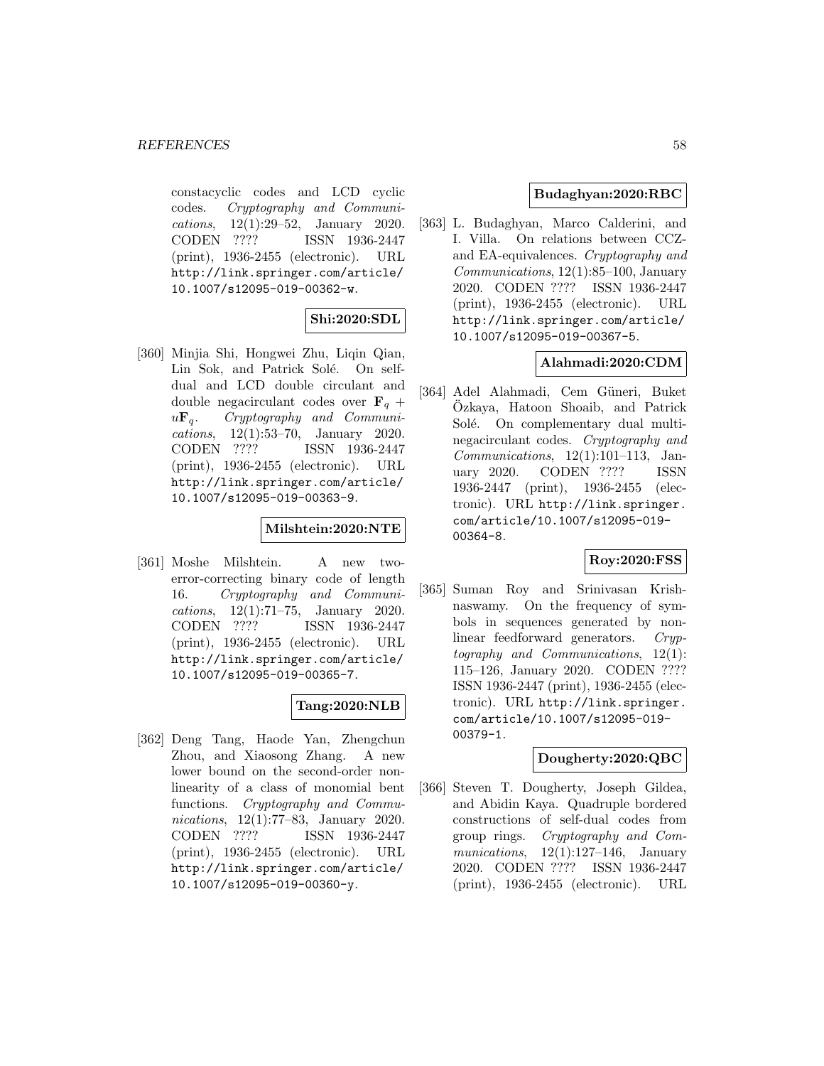constacyclic codes and LCD cyclic codes. *Cryptography and Communications*, 12(1):29–52, January 2020. CODEN ???? ISSN 1936-2447 (print), 1936-2455 (electronic). URL http://link.springer.com/article/10.1007/s12095-019-00362-w.

**Shi:2020:SDL**

[360] Minjia Shi, Hongwei Zhu, Liqin Qian, Lin Sok, and Patrick Solé. On self-dual and LCD double circulant and double negacirculant codes over $\mathbf{F}_q + u\mathbf{F}_q$. *Cryptography and Communications*, 12(1):53–70, January 2020. CODEN ???? ISSN 1936-2447 (print), 1936-2455 (electronic). URL http://link.springer.com/article/10.1007/s12095-019-00363-9.

**Milshtein:2020:NTE**

[361] Moshe Milshtein. A new two-error-correcting binary code of length 16. *Cryptography and Communications*, 12(1):71–75, January 2020. CODEN ???? ISSN 1936-2447 (print), 1936-2455 (electronic). URL http://link.springer.com/article/10.1007/s12095-019-00365-7.

**Tang:2020:NLB**

[362] Deng Tang, Haode Yan, Zhengchun Zhou, and Xiaosong Zhang. A new lower bound on the second-order nonlinearity of a class of monomial bent functions. *Cryptography and Communications*, 12(1):77–83, January 2020. CODEN ???? ISSN 1936-2447 (print), 1936-2455 (electronic). URL http://link.springer.com/article/10.1007/s12095-019-00360-y.

**Budaghyan:2020:RBC**

[363] L. Budaghyan, Marco Calderini, and I. Villa. On relations between CCZ- and EA-equivalences. *Cryptography and Communications*, 12(1):85–100, January 2020. CODEN ???? ISSN 1936-2447 (print), 1936-2455 (electronic). URL http://link.springer.com/article/10.1007/s12095-019-00367-5.

**Alahmadi:2020:CDM**

[364] Adel Alahmadi, Cem Güneri, Buket Özkaya, Hatoon Shoaib, and Patrick Solé. On complementary dual multinegacirculant codes. *Cryptography and Communications*, 12(1):101–113, January 2020. CODEN ???? ISSN 1936-2447 (print), 1936-2455 (electronic). URL http://link.springer.com/article/10.1007/s12095-019-00364-8.

**Roy:2020:FSS**

[365] Suman Roy and Srinivasan Krishnaswamy. On the frequency of symbols in sequences generated by nonlinear feedforward generators. *Cryptography and Communications*, 12(1):115–126, January 2020. CODEN ???? ISSN 1936-2447 (print), 1936-2455 (electronic). URL http://link.springer.com/article/10.1007/s12095-019-00379-1.

**Dougherty:2020:QBC**

[366] Steven T. Dougherty, Joseph Gildea, and Abidin Kaya. Quadruple bordered constructions of self-dual codes from group rings. *Cryptography and Communications*, 12(1):127–146, January 2020. CODEN ???? ISSN 1936-2447 (print), 1936-2455 (electronic). URL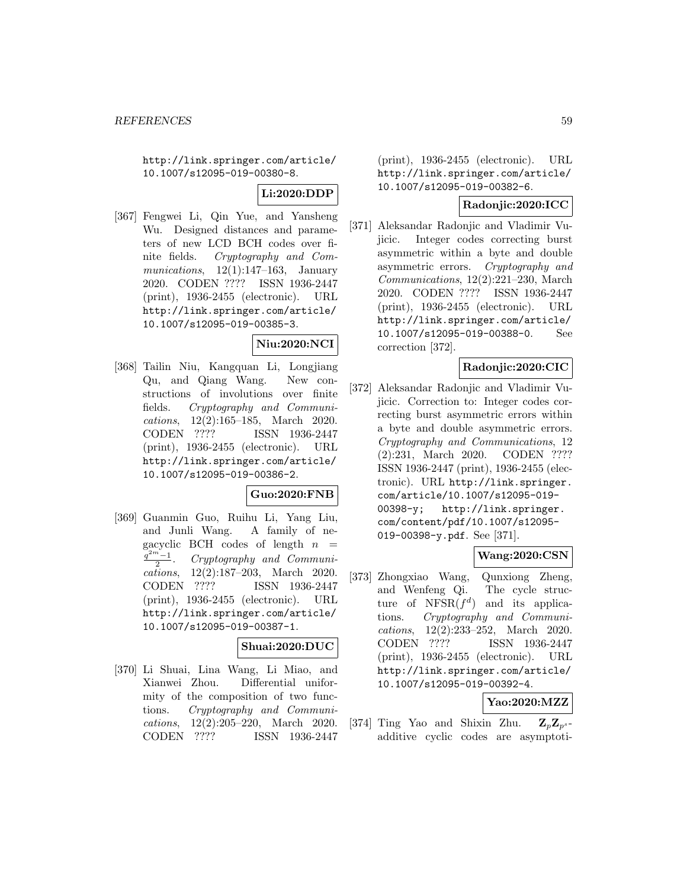http://link.springer.com/article/10.1007/s12095-019-00380-8.

**Li:2020:DDP**

[367] Fengwei Li, Qin Yue, and Yansheng Wu. Designed distances and parameters of new LCD BCH codes over finite fields. *Cryptography and Communications*, 12(1):147–163, January 2020. CODEN ???? ISSN 1936-2447 (print), 1936-2455 (electronic). URL http://link.springer.com/article/10.1007/s12095-019-00385-3.

**Niu:2020:NCI**

[368] Tailin Niu, Kangquan Li, Longjiang Qu, and Qiang Wang. New constructions of involutions over finite fields. *Cryptography and Communications*, 12(2):165–185, March 2020. CODEN ???? ISSN 1936-2447 (print), 1936-2455 (electronic). URL http://link.springer.com/article/10.1007/s12095-019-00386-2.

**Guo:2020:FNB**

[369] Guanmin Guo, Ruihu Li, Yang Liu, and Junli Wang. A family of negacyclic BCH codes of length $n = \frac{q^{2m}-1}{2}$. *Cryptography and Communications*, 12(2):187–203, March 2020. CODEN ???? ISSN 1936-2447 (print), 1936-2455 (electronic). URL http://link.springer.com/article/10.1007/s12095-019-00387-1.

**Shuai:2020:DUC**

[370] Li Shuai, Lina Wang, Li Miao, and Xianwei Zhou. Differential uniformity of the composition of two functions. *Cryptography and Communications*, 12(2):205–220, March 2020. CODEN ???? ISSN 1936-2447 (print), 1936-2455 (electronic). URL http://link.springer.com/article/10.1007/s12095-019-00382-6.

**Radonjic:2020:ICC**

[371] Aleksandar Radonjic and Vladimir Vujicic. Integer codes correcting burst asymmetric within a byte and double asymmetric errors. *Cryptography and Communications*, 12(2):221–230, March 2020. CODEN ???? ISSN 1936-2447 (print), 1936-2455 (electronic). URL http://link.springer.com/article/10.1007/s12095-019-00388-0. See correction [372].

**Radonjic:2020:CIC**

[372] Aleksandar Radonjic and Vladimir Vujicic. Correction to: Integer codes correcting burst asymmetric errors within a byte and double asymmetric errors. *Cryptography and Communications*, 12 (2):231, March 2020. CODEN ???? ISSN 1936-2447 (print), 1936-2455 (electronic). URL http://link.springer.com/article/10.1007/s12095-019-00398-y; http://link.springer.com/content/pdf/10.1007/s12095-019-00398-y.pdf. See [371].

**Wang:2020:CSN**

[373] Zhongxiao Wang, Qunxiong Zheng, and Wenfeng Qi. The cycle structure of NFSR($f^d$) and its applications. *Cryptography and Communications*, 12(2):233–252, March 2020. CODEN ???? ISSN 1936-2447 (print), 1936-2455 (electronic). URL http://link.springer.com/article/10.1007/s12095-019-00392-4.

**Yao:2020:MZZ**

[374] Ting Yao and Shixin Zhu. $\mathbf{Z}_p\mathbf{Z}_{p^s}$-additive cyclic codes are asymptoti-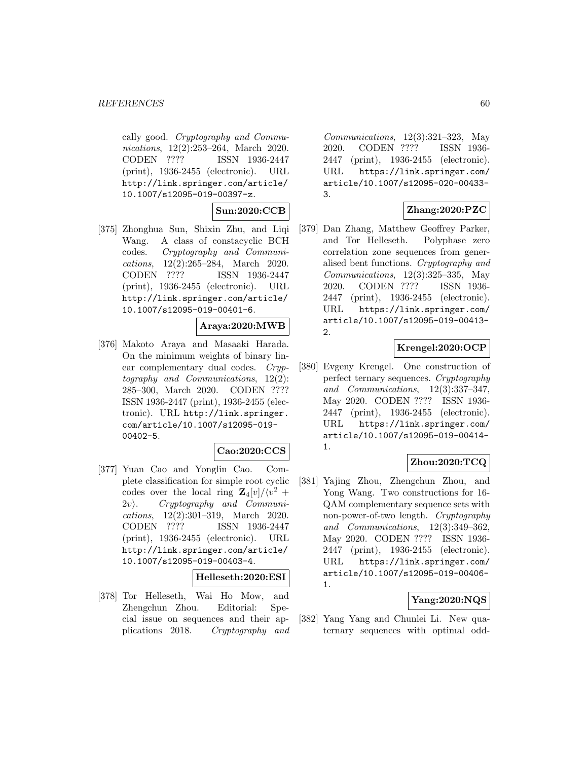cally good. *Cryptography and Communications*, 12(2):253–264, March 2020. CODEN ???? ISSN 1936-2447 (print), 1936-2455 (electronic). URL http://link.springer.com/article/10.1007/s12095-019-00397-z.

**Sun:2020:CCB**

[375] Zhonghua Sun, Shixin Zhu, and Liqi Wang. A class of constacyclic BCH codes. *Cryptography and Communications*, 12(2):265–284, March 2020. CODEN ???? ISSN 1936-2447 (print), 1936-2455 (electronic). URL http://link.springer.com/article/10.1007/s12095-019-00401-6.

**Araya:2020:MWB**

[376] Makoto Araya and Masaaki Harada. On the minimum weights of binary linear complementary dual codes. *Cryptography and Communications*, 12(2):285–300, March 2020. CODEN ???? ISSN 1936-2447 (print), 1936-2455 (electronic). URL http://link.springer.com/article/10.1007/s12095-019-00402-5.

**Cao:2020:CCS**

[377] Yuan Cao and Yonglin Cao. Complete classification for simple root cyclic codes over the local ring $\mathbf{Z}_4[v]/\langle v^2 + 2v\rangle$. *Cryptography and Communications*, 12(2):301–319, March 2020. CODEN ???? ISSN 1936-2447 (print), 1936-2455 (electronic). URL http://link.springer.com/article/10.1007/s12095-019-00403-4.

**Helleseth:2020:ESI**

[378] Tor Helleseth, Wai Ho Mow, and Zhengchun Zhou. Editorial: Special issue on sequences and their applications 2018. *Cryptography and Communications*, 12(3):321–323, May 2020. CODEN ???? ISSN 1936-2447 (print), 1936-2455 (electronic). URL https://link.springer.com/article/10.1007/s12095-020-00433-3.

**Zhang:2020:PZC**

[379] Dan Zhang, Matthew Geoffrey Parker, and Tor Helleseth. Polyphase zero correlation zone sequences from generalised bent functions. *Cryptography and Communications*, 12(3):325–335, May 2020. CODEN ???? ISSN 1936-2447 (print), 1936-2455 (electronic). URL https://link.springer.com/article/10.1007/s12095-019-00413-2.

**Krengel:2020:OCP**

[380] Evgeny Krengel. One construction of perfect ternary sequences. *Cryptography and Communications*, 12(3):337–347, May 2020. CODEN ???? ISSN 1936-2447 (print), 1936-2455 (electronic). URL https://link.springer.com/article/10.1007/s12095-019-00414-1.

**Zhou:2020:TCQ**

[381] Yajing Zhou, Zhengchun Zhou, and Yong Wang. Two constructions for 16-QAM complementary sequence sets with non-power-of-two length. *Cryptography and Communications*, 12(3):349–362, May 2020. CODEN ???? ISSN 1936-2447 (print), 1936-2455 (electronic). URL https://link.springer.com/article/10.1007/s12095-019-00406-1.

**Yang:2020:NQS**

[382] Yang Yang and Chunlei Li. New quaternary sequences with optimal odd-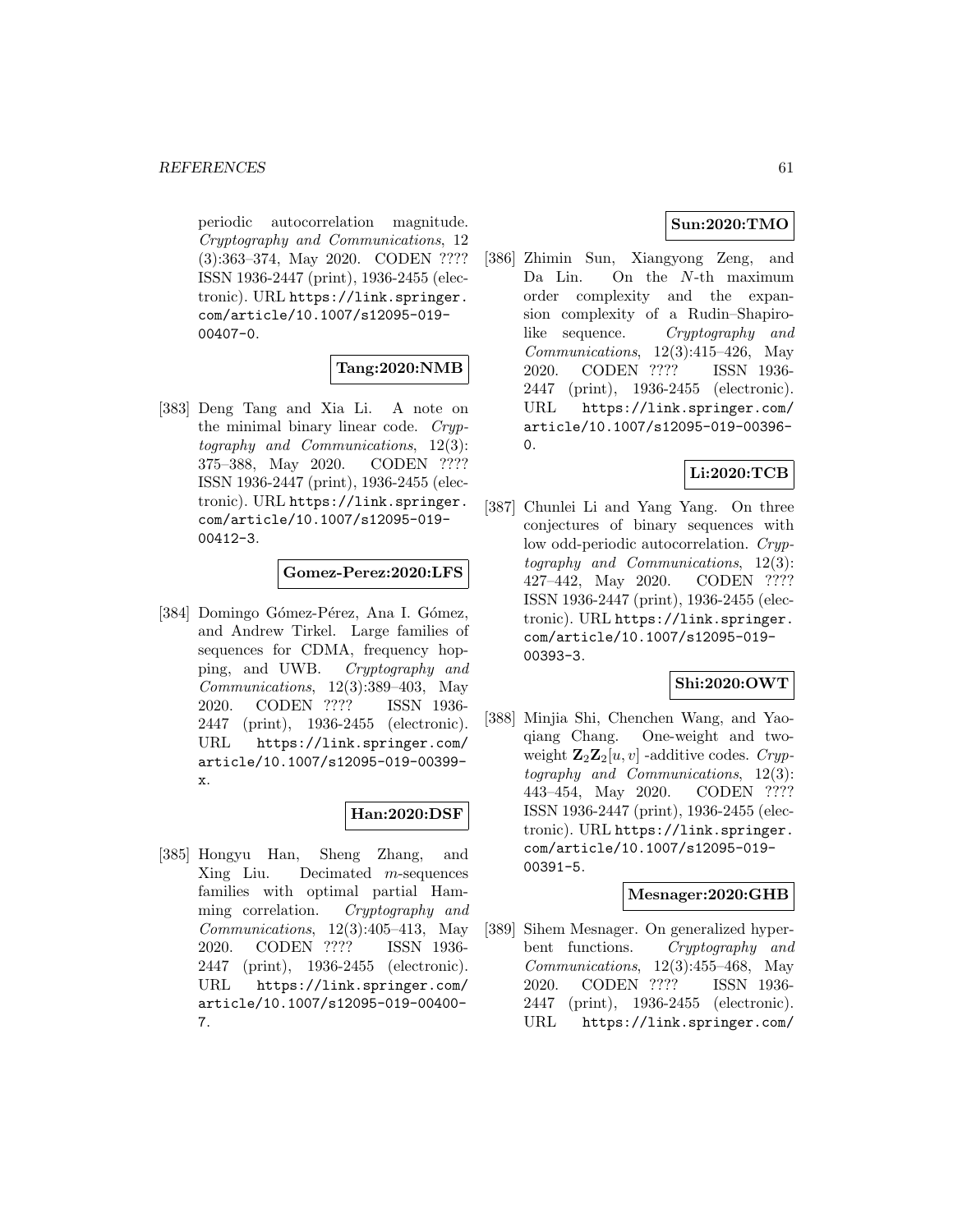periodic autocorrelation magnitude. *Cryptography and Communications*, 12 (3):363–374, May 2020. CODEN ???? ISSN 1936-2447 (print), 1936-2455 (electronic). URL https://link.springer.com/article/10.1007/s12095-019-00407-0.

**Tang:2020:NMB**

[383] Deng Tang and Xia Li. A note on the minimal binary linear code. *Cryptography and Communications*, 12(3): 375–388, May 2020. CODEN ???? ISSN 1936-2447 (print), 1936-2455 (electronic). URL https://link.springer.com/article/10.1007/s12095-019-00412-3.

**Gomez-Perez:2020:LFS**

[384] Domingo Gómez-Pérez, Ana I. Gómez, and Andrew Tirkel. Large families of sequences for CDMA, frequency hopping, and UWB. *Cryptography and Communications*, 12(3):389–403, May 2020. CODEN ???? ISSN 1936-2447 (print), 1936-2455 (electronic). URL https://link.springer.com/article/10.1007/s12095-019-00399-x.

**Han:2020:DSF**

[385] Hongyu Han, Sheng Zhang, and Xing Liu. Decimated $m$-sequences families with optimal partial Hamming correlation. *Cryptography and Communications*, 12(3):405–413, May 2020. CODEN ???? ISSN 1936-2447 (print), 1936-2455 (electronic). URL https://link.springer.com/article/10.1007/s12095-019-00400-7.

**Sun:2020:TMO**

[386] Zhimin Sun, Xiangyong Zeng, and Da Lin. On the $N$-th maximum order complexity and the expansion complexity of a Rudin–Shapiro-like sequence. *Cryptography and Communications*, 12(3):415–426, May 2020. CODEN ???? ISSN 1936-2447 (print), 1936-2455 (electronic). URL https://link.springer.com/article/10.1007/s12095-019-00396-0.

**Li:2020:TCB**

[387] Chunlei Li and Yang Yang. On three conjectures of binary sequences with low odd-periodic autocorrelation. *Cryptography and Communications*, 12(3): 427–442, May 2020. CODEN ???? ISSN 1936-2447 (print), 1936-2455 (electronic). URL https://link.springer.com/article/10.1007/s12095-019-00393-3.

**Shi:2020:OWT**

[388] Minjia Shi, Chenchen Wang, and Yaoqiang Chang. One-weight and two-weight $\mathbf{Z}_2\mathbf{Z}_2[u,v]$ -additive codes. *Cryptography and Communications*, 12(3): 443–454, May 2020. CODEN ???? ISSN 1936-2447 (print), 1936-2455 (electronic). URL https://link.springer.com/article/10.1007/s12095-019-00391-5.

**Mesnager:2020:GHB**

[389] Sihem Mesnager. On generalized hyperbent functions. *Cryptography and Communications*, 12(3):455–468, May 2020. CODEN ???? ISSN 1936-2447 (print), 1936-2455 (electronic). URL https://link.springer.com/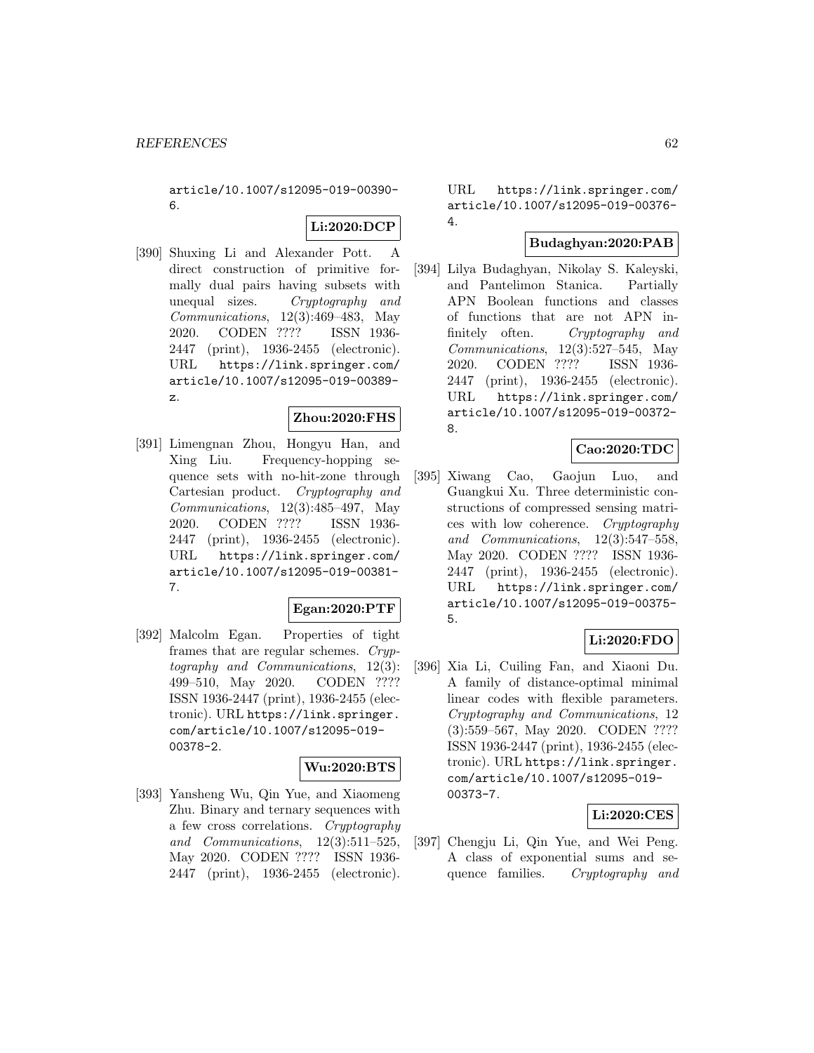article/10.1007/s12095-019-00390-6.

**Li:2020:DCP**

[390] Shuxing Li and Alexander Pott. A direct construction of primitive formally dual pairs having subsets with unequal sizes. *Cryptography and Communications*, 12(3):469–483, May 2020. CODEN ???? ISSN 1936-2447 (print), 1936-2455 (electronic). URL https://link.springer.com/article/10.1007/s12095-019-00389-z.

**Zhou:2020:FHS**

[391] Limengnan Zhou, Hongyu Han, and Xing Liu. Frequency-hopping sequence sets with no-hit-zone through Cartesian product. *Cryptography and Communications*, 12(3):485–497, May 2020. CODEN ???? ISSN 1936-2447 (print), 1936-2455 (electronic). URL https://link.springer.com/article/10.1007/s12095-019-00381-7.

**Egan:2020:PTF**

[392] Malcolm Egan. Properties of tight frames that are regular schemes. *Cryptography and Communications*, 12(3): 499–510, May 2020. CODEN ???? ISSN 1936-2447 (print), 1936-2455 (electronic). URL https://link.springer.com/article/10.1007/s12095-019-00378-2.

**Wu:2020:BTS**

[393] Yansheng Wu, Qin Yue, and Xiaomeng Zhu. Binary and ternary sequences with a few cross correlations. *Cryptography and Communications*, 12(3):511–525, May 2020. CODEN ???? ISSN 1936-2447 (print), 1936-2455 (electronic). URL https://link.springer.com/article/10.1007/s12095-019-00376-4.

**Budaghyan:2020:PAB**

[394] Lilya Budaghyan, Nikolay S. Kaleyski, and Pantelimon Stanica. Partially APN Boolean functions and classes of functions that are not APN infinitely often. *Cryptography and Communications*, 12(3):527–545, May 2020. CODEN ???? ISSN 1936-2447 (print), 1936-2455 (electronic). URL https://link.springer.com/article/10.1007/s12095-019-00372-8.

**Cao:2020:TDC**

[395] Xiwang Cao, Gaojun Luo, and Guangkui Xu. Three deterministic constructions of compressed sensing matrices with low coherence. *Cryptography and Communications*, 12(3):547–558, May 2020. CODEN ???? ISSN 1936-2447 (print), 1936-2455 (electronic). URL https://link.springer.com/article/10.1007/s12095-019-00375-5.

**Li:2020:FDO**

[396] Xia Li, Cuiling Fan, and Xiaoni Du. A family of distance-optimal minimal linear codes with flexible parameters. *Cryptography and Communications*, 12 (3):559–567, May 2020. CODEN ???? ISSN 1936-2447 (print), 1936-2455 (electronic). URL https://link.springer.com/article/10.1007/s12095-019-00373-7.

**Li:2020:CES**

[397] Chengju Li, Qin Yue, and Wei Peng. A class of exponential sums and sequence families. *Cryptography and*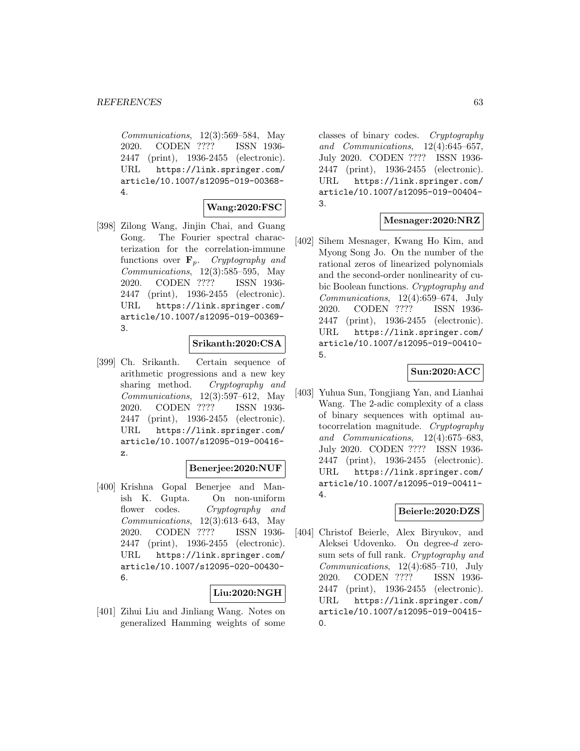*Communications*, 12(3):569–584, May 2020. CODEN ???? ISSN 1936-2447 (print), 1936-2455 (electronic). URL https://link.springer.com/article/10.1007/s12095-019-00368-4.

**Wang:2020:FSC**

[398] Zilong Wang, Jinjin Chai, and Guang Gong. The Fourier spectral characterization for the correlation-immune functions over $\mathbf{F}_p$. *Cryptography and Communications*, 12(3):585–595, May 2020. CODEN ???? ISSN 1936-2447 (print), 1936-2455 (electronic). URL https://link.springer.com/article/10.1007/s12095-019-00369-3.

**Srikanth:2020:CSA**

[399] Ch. Srikanth. Certain sequence of arithmetic progressions and a new key sharing method. *Cryptography and Communications*, 12(3):597–612, May 2020. CODEN ???? ISSN 1936-2447 (print), 1936-2455 (electronic). URL https://link.springer.com/article/10.1007/s12095-019-00416-z.

**Benerjee:2020:NUF**

[400] Krishna Gopal Benerjee and Manish K. Gupta. On non-uniform flower codes. *Cryptography and Communications*, 12(3):613–643, May 2020. CODEN ???? ISSN 1936-2447 (print), 1936-2455 (electronic). URL https://link.springer.com/article/10.1007/s12095-020-00430-6.

**Liu:2020:NGH**

[401] Zihui Liu and Jinliang Wang. Notes on generalized Hamming weights of some classes of binary codes. *Cryptography and Communications*, 12(4):645–657, July 2020. CODEN ???? ISSN 1936-2447 (print), 1936-2455 (electronic). URL https://link.springer.com/article/10.1007/s12095-019-00404-3.

**Mesnager:2020:NRZ**

[402] Sihem Mesnager, Kwang Ho Kim, and Myong Song Jo. On the number of the rational zeros of linearized polynomials and the second-order nonlinearity of cubic Boolean functions. *Cryptography and Communications*, 12(4):659–674, July 2020. CODEN ???? ISSN 1936-2447 (print), 1936-2455 (electronic). URL https://link.springer.com/article/10.1007/s12095-019-00410-5.

**Sun:2020:ACC**

[403] Yuhua Sun, Tongjiang Yan, and Lianhai Wang. The 2-adic complexity of a class of binary sequences with optimal autocorrelation magnitude. *Cryptography and Communications*, 12(4):675–683, July 2020. CODEN ???? ISSN 1936-2447 (print), 1936-2455 (electronic). URL https://link.springer.com/article/10.1007/s12095-019-00411-4.

**Beierle:2020:DZS**

[404] Christof Beierle, Alex Biryukov, and Aleksei Udovenko. On degree-$d$ zero-sum sets of full rank. *Cryptography and Communications*, 12(4):685–710, July 2020. CODEN ???? ISSN 1936-2447 (print), 1936-2455 (electronic). URL https://link.springer.com/article/10.1007/s12095-019-00415-0.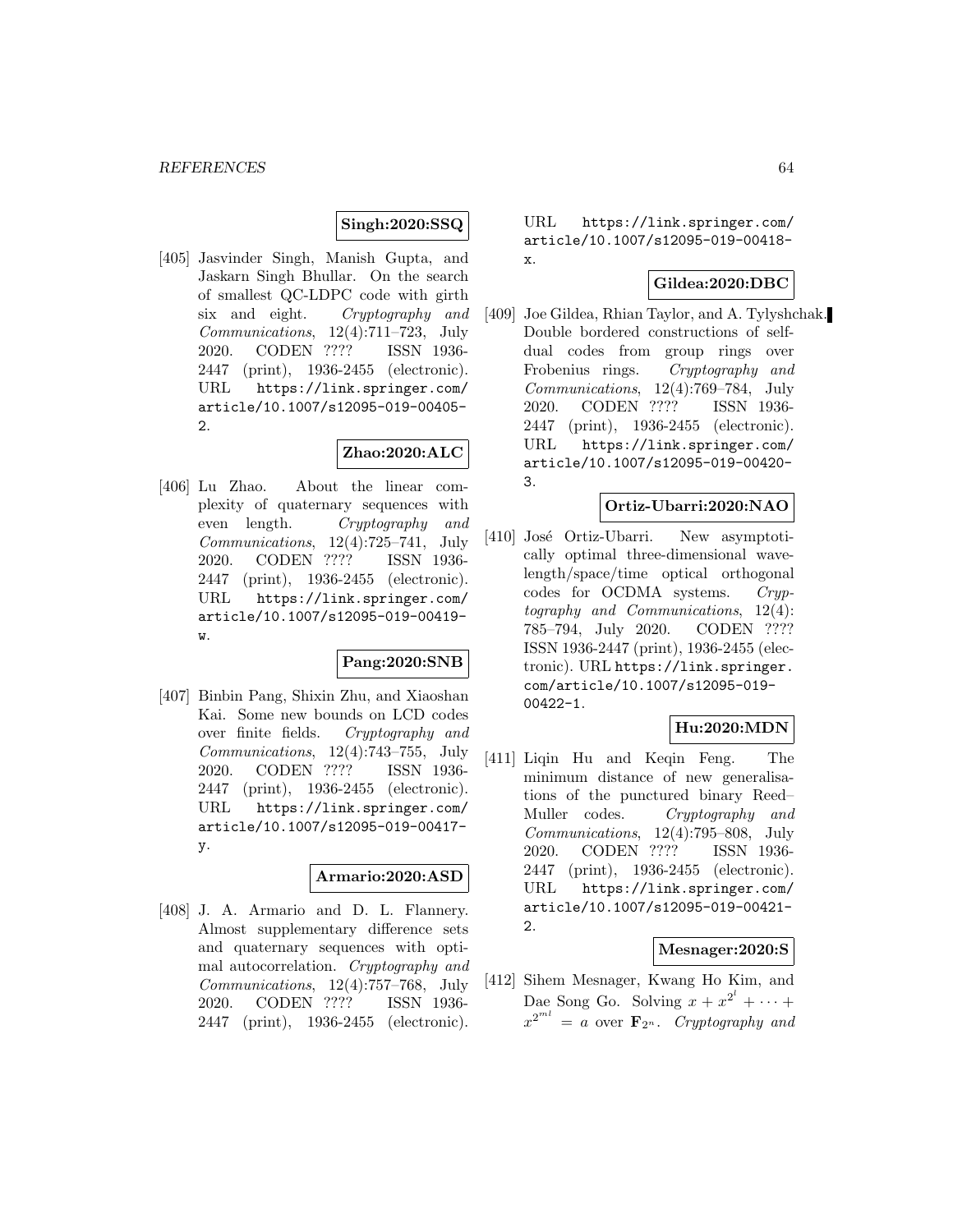**Singh:2020:SSQ**

[405] Jasvinder Singh, Manish Gupta, and Jaskarn Singh Bhullar. On the search of smallest QC-LDPC code with girth six and eight. *Cryptography and Communications*, 12(4):711–723, July 2020. CODEN ???? ISSN 1936-2447 (print), 1936-2455 (electronic). URL https://link.springer.com/article/10.1007/s12095-019-00405-2.

**Zhao:2020:ALC**

[406] Lu Zhao. About the linear complexity of quaternary sequences with even length. *Cryptography and Communications*, 12(4):725–741, July 2020. CODEN ???? ISSN 1936-2447 (print), 1936-2455 (electronic). URL https://link.springer.com/article/10.1007/s12095-019-00419-w.

**Pang:2020:SNB**

[407] Binbin Pang, Shixin Zhu, and Xiaoshan Kai. Some new bounds on LCD codes over finite fields. *Cryptography and Communications*, 12(4):743–755, July 2020. CODEN ???? ISSN 1936-2447 (print), 1936-2455 (electronic). URL https://link.springer.com/article/10.1007/s12095-019-00417-y.

**Armario:2020:ASD**

[408] J. A. Armario and D. L. Flannery. Almost supplementary difference sets and quaternary sequences with optimal autocorrelation. *Cryptography and Communications*, 12(4):757–768, July 2020. CODEN ???? ISSN 1936-2447 (print), 1936-2455 (electronic). URL https://link.springer.com/article/10.1007/s12095-019-00418-x.

**Gildea:2020:DBC**

[409] Joe Gildea, Rhian Taylor, and A. Tylyshchak. Double bordered constructions of self-dual codes from group rings over Frobenius rings. *Cryptography and Communications*, 12(4):769–784, July 2020. CODEN ???? ISSN 1936-2447 (print), 1936-2455 (electronic). URL https://link.springer.com/article/10.1007/s12095-019-00420-3.

**Ortiz-Ubarri:2020:NAO**

[410] José Ortiz-Ubarri. New asymptotically optimal three-dimensional wavelength/space/time optical orthogonal codes for OCDMA systems. *Cryptography and Communications*, 12(4): 785–794, July 2020. CODEN ???? ISSN 1936-2447 (print), 1936-2455 (electronic). URL https://link.springer.com/article/10.1007/s12095-019-00422-1.

**Hu:2020:MDN**

[411] Liqin Hu and Keqin Feng. The minimum distance of new generalisations of the punctured binary Reed–Muller codes. *Cryptography and Communications*, 12(4):795–808, July 2020. CODEN ???? ISSN 1936-2447 (print), 1936-2455 (electronic). URL https://link.springer.com/article/10.1007/s12095-019-00421-2.

**Mesnager:2020:S**

[412] Sihem Mesnager, Kwang Ho Kim, and Dae Song Go. Solving $x + x^{2^l} + \cdots + x^{2^{ml}} = a$ over $\mathbf{F}_{2^n}$. *Cryptography and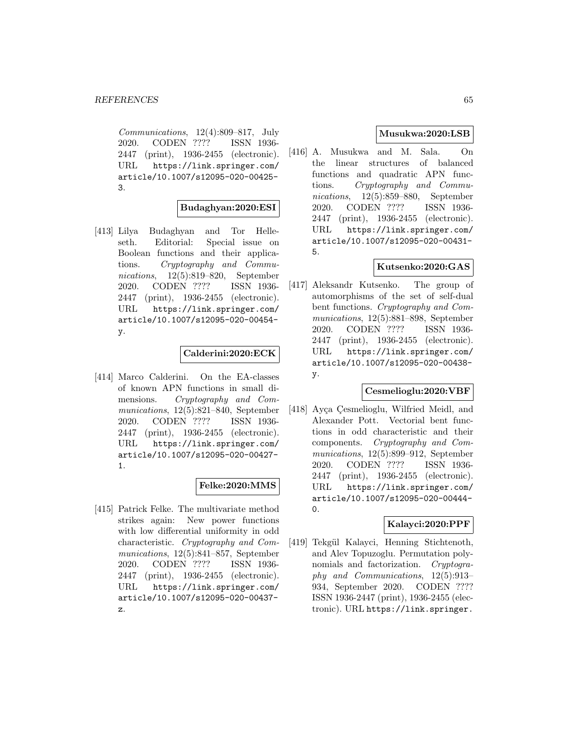*Communications*, 12(4):809–817, July 2020. CODEN ???? ISSN 1936-2447 (print), 1936-2455 (electronic). URL https://link.springer.com/article/10.1007/s12095-020-00425-3.

**Budaghyan:2020:ESI**

[413] Lilya Budaghyan and Tor Helleseth. Editorial: Special issue on Boolean functions and their applications. *Cryptography and Communications*, 12(5):819–820, September 2020. CODEN ???? ISSN 1936-2447 (print), 1936-2455 (electronic). URL https://link.springer.com/article/10.1007/s12095-020-00454-y.

**Calderini:2020:ECK**

[414] Marco Calderini. On the EA-classes of known APN functions in small dimensions. *Cryptography and Communications*, 12(5):821–840, September 2020. CODEN ???? ISSN 1936-2447 (print), 1936-2455 (electronic). URL https://link.springer.com/article/10.1007/s12095-020-00427-1.

**Felke:2020:MMS**

[415] Patrick Felke. The multivariate method strikes again: New power functions with low differential uniformity in odd characteristic. *Cryptography and Communications*, 12(5):841–857, September 2020. CODEN ???? ISSN 1936-2447 (print), 1936-2455 (electronic). URL https://link.springer.com/article/10.1007/s12095-020-00437-z.

**Musukwa:2020:LSB**

[416] A. Musukwa and M. Sala. On the linear structures of balanced functions and quadratic APN functions. *Cryptography and Communications*, 12(5):859–880, September 2020. CODEN ???? ISSN 1936-2447 (print), 1936-2455 (electronic). URL https://link.springer.com/article/10.1007/s12095-020-00431-5.

**Kutsenko:2020:GAS**

[417] Aleksandr Kutsenko. The group of automorphisms of the set of self-dual bent functions. *Cryptography and Communications*, 12(5):881–898, September 2020. CODEN ???? ISSN 1936-2447 (print), 1936-2455 (electronic). URL https://link.springer.com/article/10.1007/s12095-020-00438-y.

**Cesmelioglu:2020:VBF**

[418] Ayça Çesmelioglu, Wilfried Meidl, and Alexander Pott. Vectorial bent functions in odd characteristic and their components. *Cryptography and Communications*, 12(5):899–912, September 2020. CODEN ???? ISSN 1936-2447 (print), 1936-2455 (electronic). URL https://link.springer.com/article/10.1007/s12095-020-00444-0.

**Kalayci:2020:PPF**

[419] Tekgül Kalayci, Henning Stichtenoth, and Alev Topuzoglu. Permutation polynomials and factorization. *Cryptography and Communications*, 12(5):913–934, September 2020. CODEN ???? ISSN 1936-2447 (print), 1936-2455 (electronic). URL https://link.springer.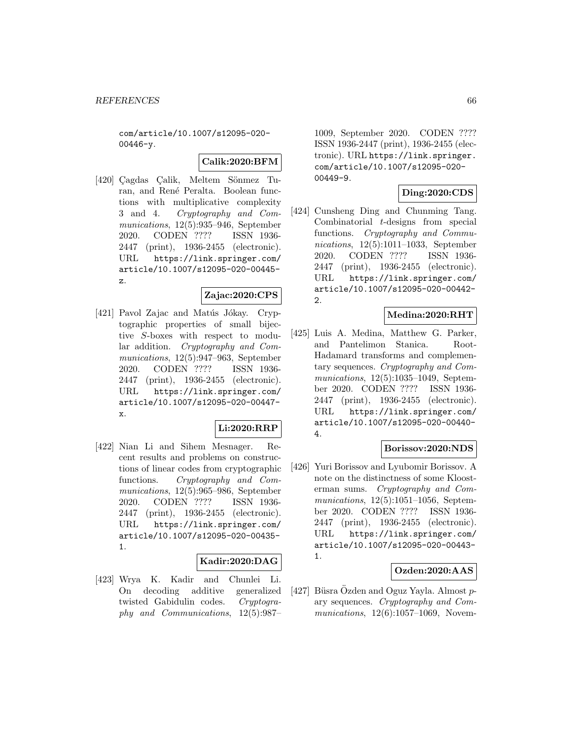com/article/10.1007/s12095-020-00446-y.

**Calik:2020:BFM**

[420] Çagdas Çalik, Meltem Sönmez Turan, and René Peralta. Boolean functions with multiplicative complexity 3 and 4. *Cryptography and Communications*, 12(5):935–946, September 2020. CODEN ???? ISSN 1936-2447 (print), 1936-2455 (electronic). URL https://link.springer.com/article/10.1007/s12095-020-00445-z.

**Zajac:2020:CPS**

[421] Pavol Zajac and Matús Jókay. Cryptographic properties of small bijective $S$-boxes with respect to modular addition. *Cryptography and Communications*, 12(5):947–963, September 2020. CODEN ???? ISSN 1936-2447 (print), 1936-2455 (electronic). URL https://link.springer.com/article/10.1007/s12095-020-00447-x.

**Li:2020:RRP**

[422] Nian Li and Sihem Mesnager. Recent results and problems on constructions of linear codes from cryptographic functions. *Cryptography and Communications*, 12(5):965–986, September 2020. CODEN ???? ISSN 1936-2447 (print), 1936-2455 (electronic). URL https://link.springer.com/article/10.1007/s12095-020-00435-1.

**Kadir:2020:DAG**

[423] Wrya K. Kadir and Chunlei Li. On decoding additive generalized twisted Gabidulin codes. *Cryptography and Communications*, 12(5):987–1009, September 2020. CODEN ???? ISSN 1936-2447 (print), 1936-2455 (electronic). URL https://link.springer.com/article/10.1007/s12095-020-00449-9.

**Ding:2020:CDS**

[424] Cunsheng Ding and Chunming Tang. Combinatorial $t$-designs from special functions. *Cryptography and Communications*, 12(5):1011–1033, September 2020. CODEN ???? ISSN 1936-2447 (print), 1936-2455 (electronic). URL https://link.springer.com/article/10.1007/s12095-020-00442-2.

**Medina:2020:RHT**

[425] Luis A. Medina, Matthew G. Parker, and Pantelimon Stanica. Root-Hadamard transforms and complementary sequences. *Cryptography and Communications*, 12(5):1035–1049, September 2020. CODEN ???? ISSN 1936-2447 (print), 1936-2455 (electronic). URL https://link.springer.com/article/10.1007/s12095-020-00440-4.

**Borissov:2020:NDS**

[426] Yuri Borissov and Lyubomir Borissov. A note on the distinctness of some Kloosterman sums. *Cryptography and Communications*, 12(5):1051–1056, September 2020. CODEN ???? ISSN 1936-2447 (print), 1936-2455 (electronic). URL https://link.springer.com/article/10.1007/s12095-020-00443-1.

**Ozden:2020:AAS**

[427] Büsra Özden and Oguz Yayla. Almost $p$-ary sequences. *Cryptography and Communications*, 12(6):1057–1069, Novem-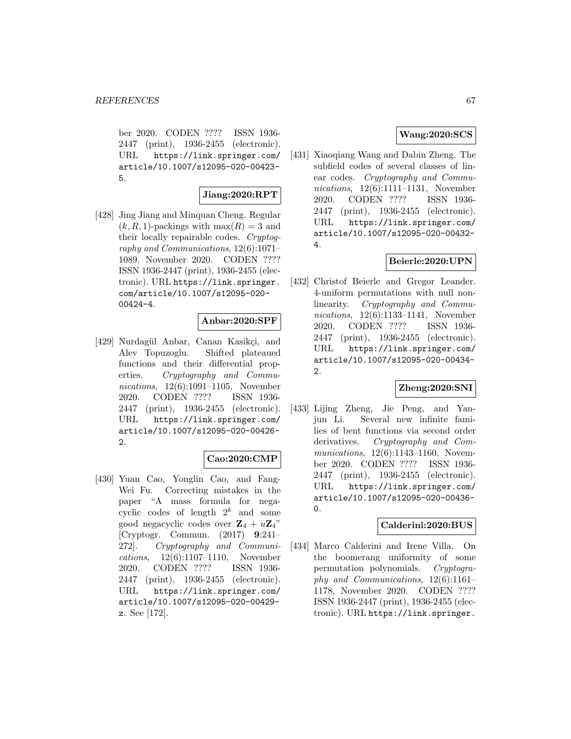ber 2020. CODEN ???? ISSN 1936-2447 (print), 1936-2455 (electronic). URL https://link.springer.com/article/10.1007/s12095-020-00423-5.

**Jiang:2020:RPT**

[428] Jing Jiang and Minquan Cheng. Regular $(k, R, 1)$-packings with $\max(R) = 3$ and their locally repairable codes. *Cryptography and Communications*, 12(6):1071–1089, November 2020. CODEN ???? ISSN 1936-2447 (print), 1936-2455 (electronic). URL https://link.springer.com/article/10.1007/s12095-020-00424-4.

**Anbar:2020:SPF**

[429] Nurdagül Anbar, Canan Kasikçi, and Alev Topuzoglu. Shifted plateaued functions and their differential properties. *Cryptography and Communications*, 12(6):1091–1105, November 2020. CODEN ???? ISSN 1936-2447 (print), 1936-2455 (electronic). URL https://link.springer.com/article/10.1007/s12095-020-00426-2.

**Cao:2020:CMP**

[430] Yuan Cao, Yonglin Cao, and Fang-Wei Fu. Correcting mistakes in the paper "A mass formula for negacyclic codes of length $2^k$ and some good negacyclic codes over $\mathbf{Z}_4 + u\mathbf{Z}_4$" [Cryptogr. Commun. (2017) **9**:241–272]. *Cryptography and Communications*, 12(6):1107–1110, November 2020. CODEN ???? ISSN 1936-2447 (print), 1936-2455 (electronic). URL https://link.springer.com/article/10.1007/s12095-020-00429-z. See [172].

**Wang:2020:SCS**

[431] Xiaoqiang Wang and Dabin Zheng. The subfield codes of several classes of linear codes. *Cryptography and Communications*, 12(6):1111–1131, November 2020. CODEN ???? ISSN 1936-2447 (print), 1936-2455 (electronic). URL https://link.springer.com/article/10.1007/s12095-020-00432-4.

**Beierle:2020:UPN**

[432] Christof Beierle and Gregor Leander. 4-uniform permutations with null nonlinearity. *Cryptography and Communications*, 12(6):1133–1141, November 2020. CODEN ???? ISSN 1936-2447 (print), 1936-2455 (electronic). URL https://link.springer.com/article/10.1007/s12095-020-00434-2.

**Zheng:2020:SNI**

[433] Lijing Zheng, Jie Peng, and Yanjun Li. Several new infinite families of bent functions via second order derivatives. *Cryptography and Communications*, 12(6):1143–1160, November 2020. CODEN ???? ISSN 1936-2447 (print), 1936-2455 (electronic). URL https://link.springer.com/article/10.1007/s12095-020-00436-0.

**Calderini:2020:BUS**

[434] Marco Calderini and Irene Villa. On the boomerang uniformity of some permutation polynomials. *Cryptography and Communications*, 12(6):1161–1178, November 2020. CODEN ???? ISSN 1936-2447 (print), 1936-2455 (electronic). URL https://link.springer.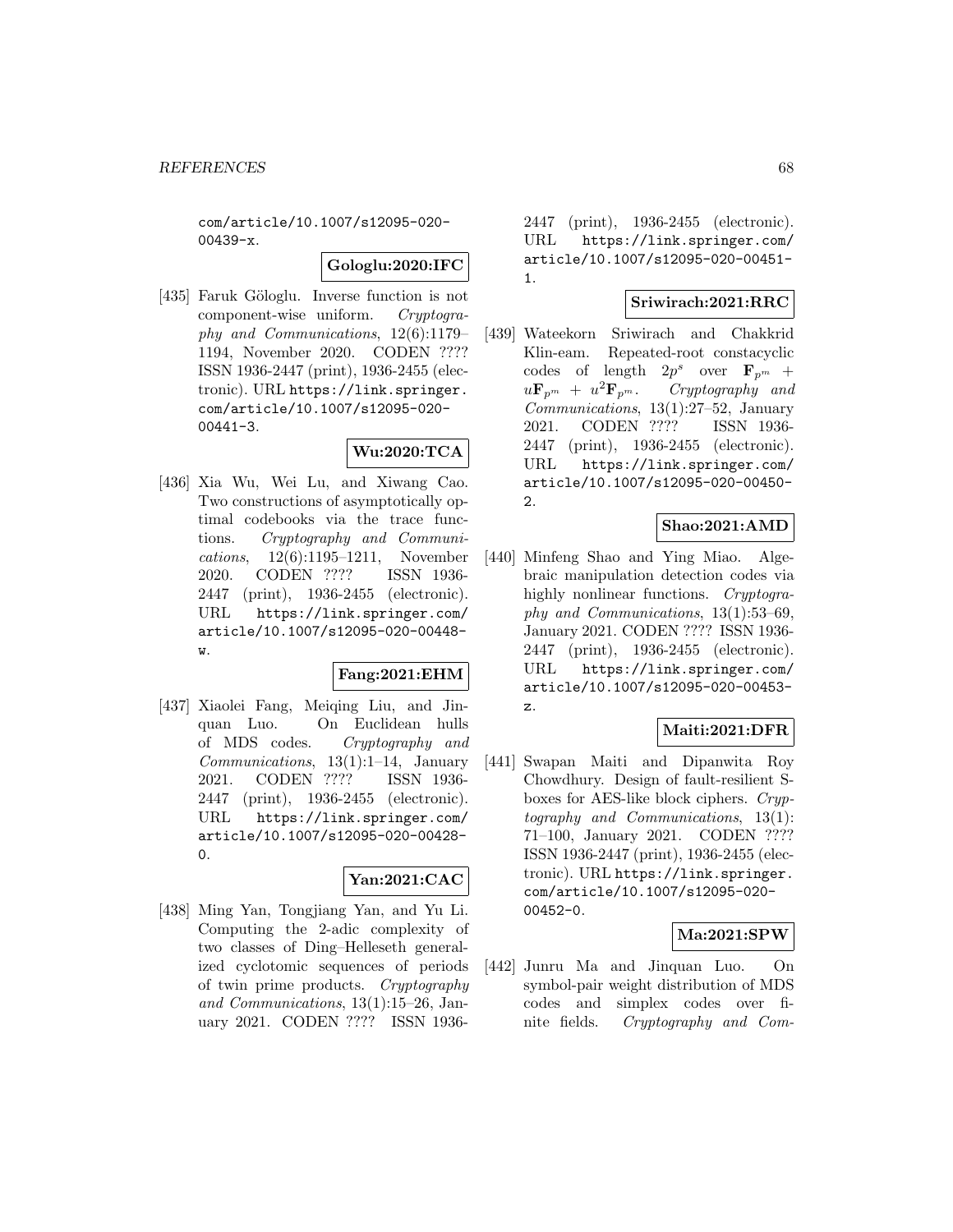com/article/10.1007/s12095-020-00439-x.

**Gologlu:2020:IFC**

[435] Faruk Göloglu. Inverse function is not component-wise uniform. *Cryptography and Communications*, 12(6):1179–1194, November 2020. CODEN ???? ISSN 1936-2447 (print), 1936-2455 (electronic). URL https://link.springer.com/article/10.1007/s12095-020-00441-3.

**Wu:2020:TCA**

[436] Xia Wu, Wei Lu, and Xiwang Cao. Two constructions of asymptotically optimal codebooks via the trace functions. *Cryptography and Communications*, 12(6):1195–1211, November 2020. CODEN ???? ISSN 1936-2447 (print), 1936-2455 (electronic). URL https://link.springer.com/article/10.1007/s12095-020-00448-w.

**Fang:2021:EHM**

[437] Xiaolei Fang, Meiqing Liu, and Jinquan Luo. On Euclidean hulls of MDS codes. *Cryptography and Communications*, 13(1):1–14, January 2021. CODEN ???? ISSN 1936-2447 (print), 1936-2455 (electronic). URL https://link.springer.com/article/10.1007/s12095-020-00428-0.

**Yan:2021:CAC**

[438] Ming Yan, Tongjiang Yan, and Yu Li. Computing the 2-adic complexity of two classes of Ding–Helleseth generalized cyclotomic sequences of periods of twin prime products. *Cryptography and Communications*, 13(1):15–26, January 2021. CODEN ???? ISSN 1936-2447 (print), 1936-2455 (electronic). URL https://link.springer.com/article/10.1007/s12095-020-00451-1.

**Sriwirach:2021:RRC**

[439] Wateekorn Sriwirach and Chakkrid Klin-eam. Repeated-root constacyclic codes of length $2p^s$ over $\mathbf{F}_{p^m} + u\mathbf{F}_{p^m} + u^2\mathbf{F}_{p^m}$. *Cryptography and Communications*, 13(1):27–52, January 2021. CODEN ???? ISSN 1936-2447 (print), 1936-2455 (electronic). URL https://link.springer.com/article/10.1007/s12095-020-00450-2.

**Shao:2021:AMD**

[440] Minfeng Shao and Ying Miao. Algebraic manipulation detection codes via highly nonlinear functions. *Cryptography and Communications*, 13(1):53–69, January 2021. CODEN ???? ISSN 1936-2447 (print), 1936-2455 (electronic). URL https://link.springer.com/article/10.1007/s12095-020-00453-z.

**Maiti:2021:DFR**

[441] Swapan Maiti and Dipanwita Roy Chowdhury. Design of fault-resilient S-boxes for AES-like block ciphers. *Cryptography and Communications*, 13(1):71–100, January 2021. CODEN ???? ISSN 1936-2447 (print), 1936-2455 (electronic). URL https://link.springer.com/article/10.1007/s12095-020-00452-0.

**Ma:2021:SPW**

[442] Junru Ma and Jinquan Luo. On symbol-pair weight distribution of MDS codes and simplex codes over finite fields. *Cryptography and Com-*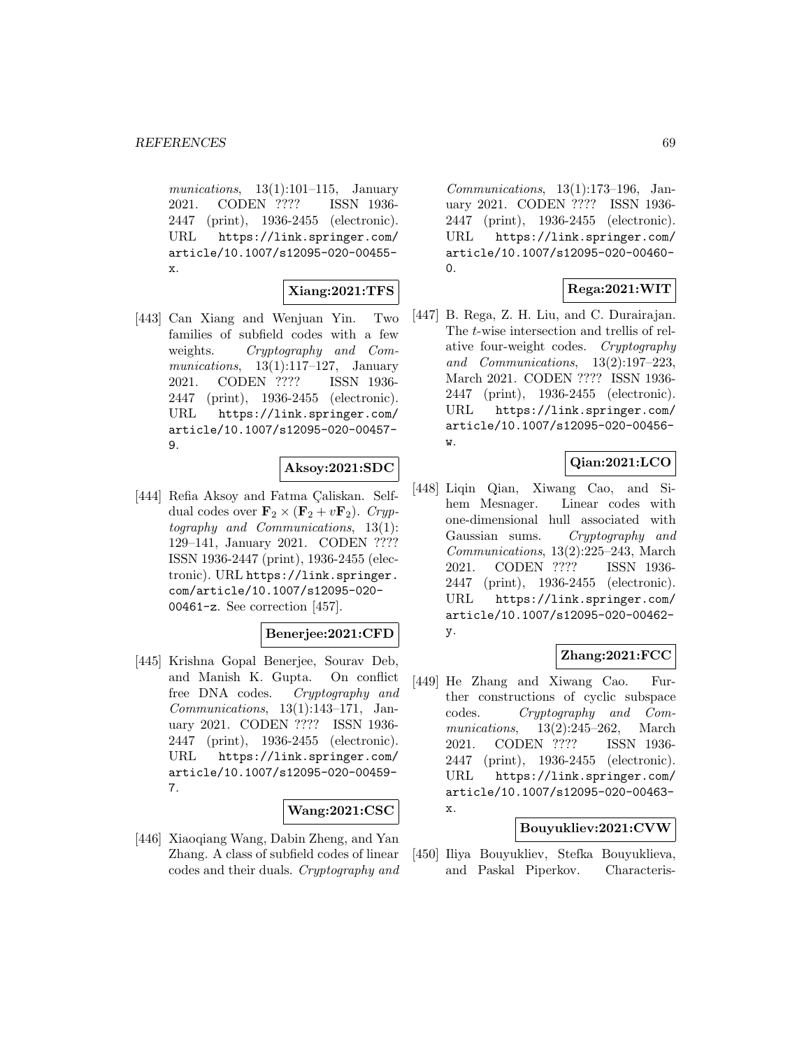*munications*, 13(1):101–115, January 2021. CODEN ???? ISSN 1936-2447 (print), 1936-2455 (electronic). URL https://link.springer.com/article/10.1007/s12095-020-00455-x.

**Xiang:2021:TFS**

[443] Can Xiang and Wenjuan Yin. Two families of subfield codes with a few weights. *Cryptography and Communications*, 13(1):117–127, January 2021. CODEN ???? ISSN 1936-2447 (print), 1936-2455 (electronic). URL https://link.springer.com/article/10.1007/s12095-020-00457-9.

**Aksoy:2021:SDC**

[444] Refia Aksoy and Fatma Çaliskan. Self-dual codes over $\mathbf{F}_2 \times (\mathbf{F}_2 + v\mathbf{F}_2)$. *Cryptography and Communications*, 13(1): 129–141, January 2021. CODEN ???? ISSN 1936-2447 (print), 1936-2455 (electronic). URL https://link.springer.com/article/10.1007/s12095-020-00461-z. See correction [457].

**Benerjee:2021:CFD**

[445] Krishna Gopal Benerjee, Sourav Deb, and Manish K. Gupta. On conflict free DNA codes. *Cryptography and Communications*, 13(1):143–171, January 2021. CODEN ???? ISSN 1936-2447 (print), 1936-2455 (electronic). URL https://link.springer.com/article/10.1007/s12095-020-00459-7.

**Wang:2021:CSC**

[446] Xiaoqiang Wang, Dabin Zheng, and Yan Zhang. A class of subfield codes of linear codes and their duals. *Cryptography and Communications*, 13(1):173–196, January 2021. CODEN ???? ISSN 1936-2447 (print), 1936-2455 (electronic). URL https://link.springer.com/article/10.1007/s12095-020-00460-0.

**Rega:2021:WIT**

[447] B. Rega, Z. H. Liu, and C. Durairajan. The $t$-wise intersection and trellis of relative four-weight codes. *Cryptography and Communications*, 13(2):197–223, March 2021. CODEN ???? ISSN 1936-2447 (print), 1936-2455 (electronic). URL https://link.springer.com/article/10.1007/s12095-020-00456-w.

**Qian:2021:LCO**

[448] Liqin Qian, Xiwang Cao, and Sihem Mesnager. Linear codes with one-dimensional hull associated with Gaussian sums. *Cryptography and Communications*, 13(2):225–243, March 2021. CODEN ???? ISSN 1936-2447 (print), 1936-2455 (electronic). URL https://link.springer.com/article/10.1007/s12095-020-00462-y.

**Zhang:2021:FCC**

[449] He Zhang and Xiwang Cao. Further constructions of cyclic subspace codes. *Cryptography and Communications*, 13(2):245–262, March 2021. CODEN ???? ISSN 1936-2447 (print), 1936-2455 (electronic). URL https://link.springer.com/article/10.1007/s12095-020-00463-x.

**Bouyukliev:2021:CVW**

[450] Iliya Bouyukliev, Stefka Bouyuklieva, and Paskal Piperkov. Characteris-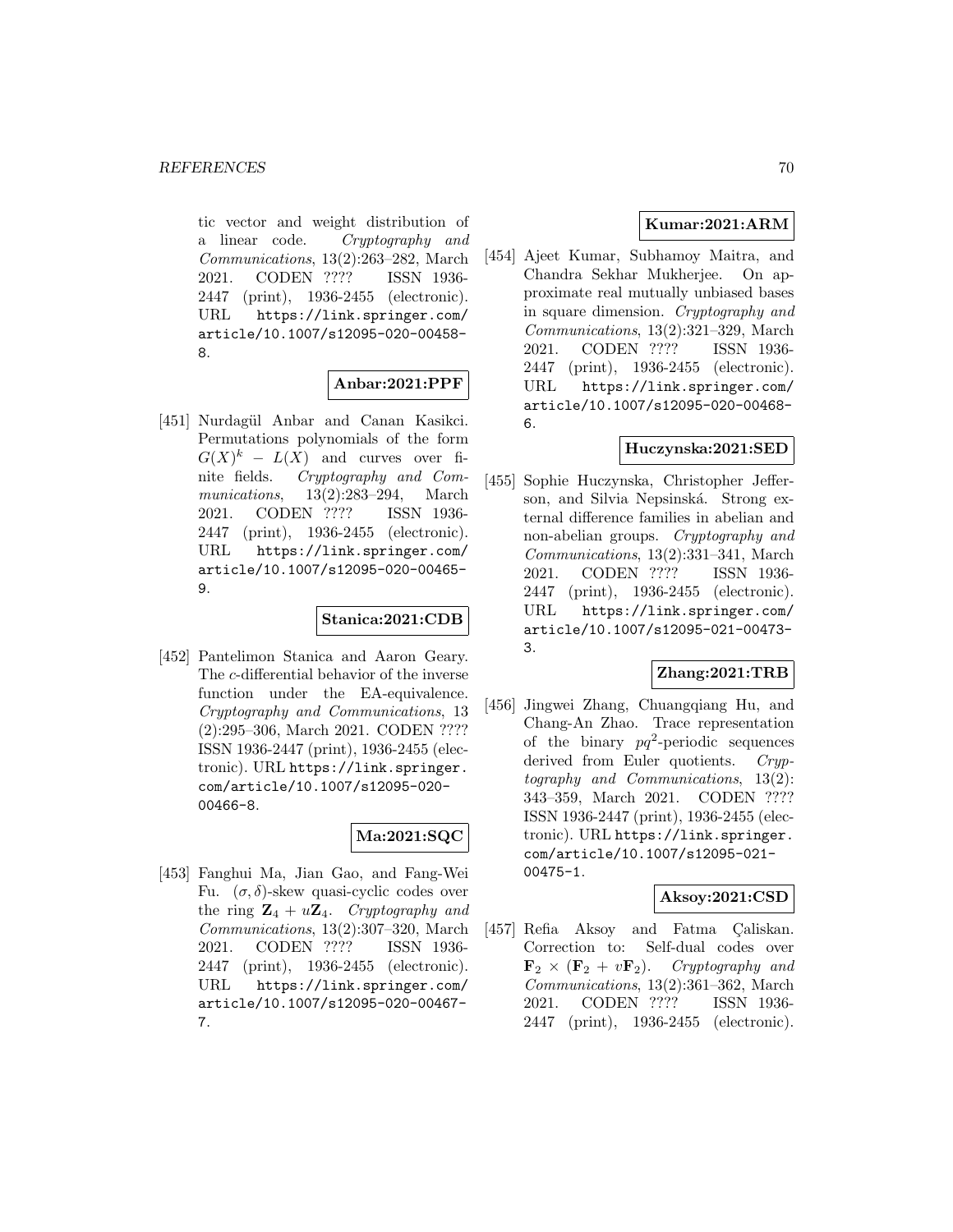tic vector and weight distribution of a linear code. *Cryptography and Communications*, 13(2):263–282, March 2021. CODEN ???? ISSN 1936-2447 (print), 1936-2455 (electronic). URL https://link.springer.com/article/10.1007/s12095-020-00458-8.

**Anbar:2021:PPF**

[451] Nurdagül Anbar and Canan Kasikci. Permutations polynomials of the form $G(X)^k - L(X)$ and curves over finite fields. *Cryptography and Communications*, 13(2):283–294, March 2021. CODEN ???? ISSN 1936-2447 (print), 1936-2455 (electronic). URL https://link.springer.com/article/10.1007/s12095-020-00465-9.

**Stanica:2021:CDB**

[452] Pantelimon Stanica and Aaron Geary. The $c$-differential behavior of the inverse function under the EA-equivalence. *Cryptography and Communications*, 13 (2):295–306, March 2021. CODEN ???? ISSN 1936-2447 (print), 1936-2455 (electronic). URL https://link.springer.com/article/10.1007/s12095-020-00466-8.

**Ma:2021:SQC**

[453] Fanghui Ma, Jian Gao, and Fang-Wei Fu. $(\sigma, \delta)$-skew quasi-cyclic codes over the ring $\mathbf{Z}_4 + u\mathbf{Z}_4$. *Cryptography and Communications*, 13(2):307–320, March 2021. CODEN ???? ISSN 1936-2447 (print), 1936-2455 (electronic). URL https://link.springer.com/article/10.1007/s12095-020-00467-7.

**Kumar:2021:ARM**

[454] Ajeet Kumar, Subhamoy Maitra, and Chandra Sekhar Mukherjee. On approximate real mutually unbiased bases in square dimension. *Cryptography and Communications*, 13(2):321–329, March 2021. CODEN ???? ISSN 1936-2447 (print), 1936-2455 (electronic). URL https://link.springer.com/article/10.1007/s12095-020-00468-6.

**Huczynska:2021:SED**

[455] Sophie Huczynska, Christopher Jefferson, and Silvia Nepsinská. Strong external difference families in abelian and non-abelian groups. *Cryptography and Communications*, 13(2):331–341, March 2021. CODEN ???? ISSN 1936-2447 (print), 1936-2455 (electronic). URL https://link.springer.com/article/10.1007/s12095-021-00473-3.

**Zhang:2021:TRB**

[456] Jingwei Zhang, Chuangqiang Hu, and Chang-An Zhao. Trace representation of the binary $pq^2$-periodic sequences derived from Euler quotients. *Cryptography and Communications*, 13(2): 343–359, March 2021. CODEN ???? ISSN 1936-2447 (print), 1936-2455 (electronic). URL https://link.springer.com/article/10.1007/s12095-021-00475-1.

**Aksoy:2021:CSD**

[457] Refia Aksoy and Fatma Çaliskan. Correction to: Self-dual codes over $\mathbf{F}_2 \times (\mathbf{F}_2 + v\mathbf{F}_2)$. *Cryptography and Communications*, 13(2):361–362, March 2021. CODEN ???? ISSN 1936-2447 (print), 1936-2455 (electronic).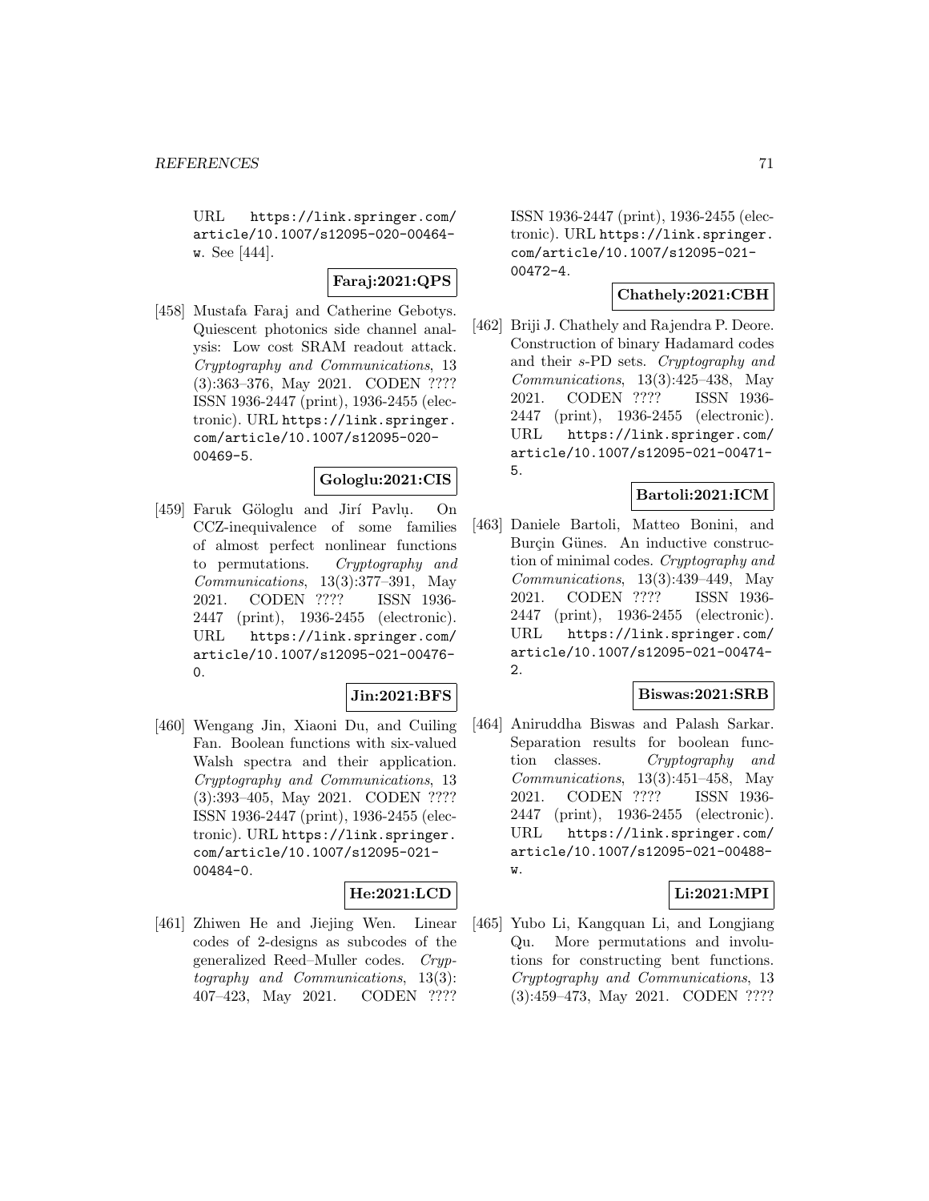URL https://link.springer.com/article/10.1007/s12095-020-00464-w. See [444].

**Faraj:2021:QPS**

[458] Mustafa Faraj and Catherine Gebotys. Quiescent photonics side channel analysis: Low cost SRAM readout attack. *Cryptography and Communications*, 13 (3):363–376, May 2021. CODEN ???? ISSN 1936-2447 (print), 1936-2455 (electronic). URL https://link.springer.com/article/10.1007/s12095-020-00469-5.

**Gologlu:2021:CIS**

[459] Faruk Göloglu and Jirí Pavlụ. On CCZ-inequivalence of some families of almost perfect nonlinear functions to permutations. *Cryptography and Communications*, 13(3):377–391, May 2021. CODEN ???? ISSN 1936-2447 (print), 1936-2455 (electronic). URL https://link.springer.com/article/10.1007/s12095-021-00476-0.

**Jin:2021:BFS**

[460] Wengang Jin, Xiaoni Du, and Cuiling Fan. Boolean functions with six-valued Walsh spectra and their application. *Cryptography and Communications*, 13 (3):393–405, May 2021. CODEN ???? ISSN 1936-2447 (print), 1936-2455 (electronic). URL https://link.springer.com/article/10.1007/s12095-021-00484-0.

**He:2021:LCD**

[461] Zhiwen He and Jiejing Wen. Linear codes of 2-designs as subcodes of the generalized Reed–Muller codes. *Cryptography and Communications*, 13(3): 407–423, May 2021. CODEN ???? ISSN 1936-2447 (print), 1936-2455 (electronic). URL https://link.springer.com/article/10.1007/s12095-021-00472-4.

**Chathely:2021:CBH**

[462] Briji J. Chathely and Rajendra P. Deore. Construction of binary Hadamard codes and their $s$-PD sets. *Cryptography and Communications*, 13(3):425–438, May 2021. CODEN ???? ISSN 1936-2447 (print), 1936-2455 (electronic). URL https://link.springer.com/article/10.1007/s12095-021-00471-5.

**Bartoli:2021:ICM**

[463] Daniele Bartoli, Matteo Bonini, and Burçin Günes. An inductive construction of minimal codes. *Cryptography and Communications*, 13(3):439–449, May 2021. CODEN ???? ISSN 1936-2447 (print), 1936-2455 (electronic). URL https://link.springer.com/article/10.1007/s12095-021-00474-2.

**Biswas:2021:SRB**

[464] Aniruddha Biswas and Palash Sarkar. Separation results for boolean function classes. *Cryptography and Communications*, 13(3):451–458, May 2021. CODEN ???? ISSN 1936-2447 (print), 1936-2455 (electronic). URL https://link.springer.com/article/10.1007/s12095-021-00488-w.

**Li:2021:MPI**

[465] Yubo Li, Kangquan Li, and Longjiang Qu. More permutations and involutions for constructing bent functions. *Cryptography and Communications*, 13 (3):459–473, May 2021. CODEN ????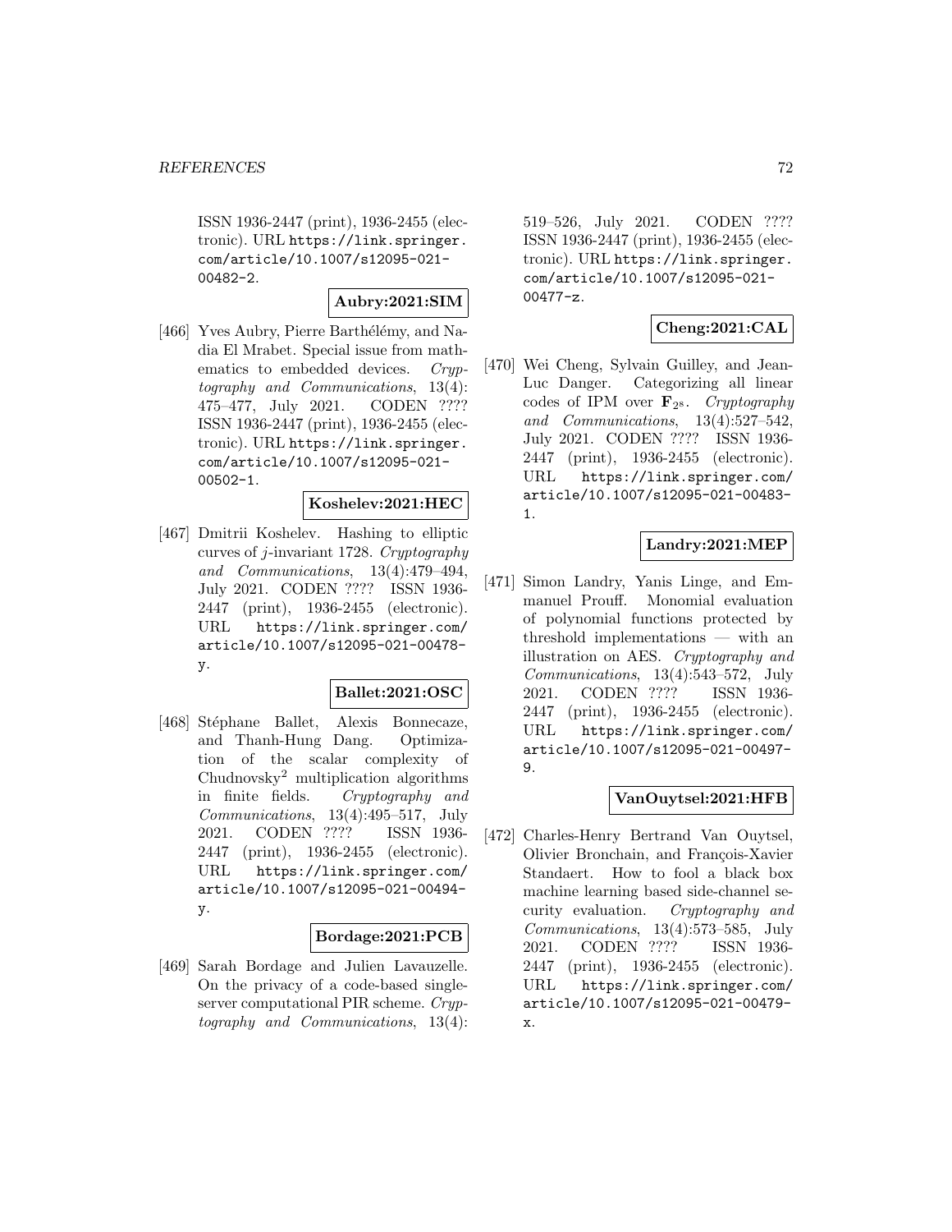ISSN 1936-2447 (print), 1936-2455 (electronic). URL https://link.springer.com/article/10.1007/s12095-021-00482-2.

**Aubry:2021:SIM**

[466] Yves Aubry, Pierre Barthélémy, and Nadia El Mrabet. Special issue from mathematics to embedded devices. *Cryptography and Communications*, 13(4): 475–477, July 2021. CODEN ???? ISSN 1936-2447 (print), 1936-2455 (electronic). URL https://link.springer.com/article/10.1007/s12095-021-00502-1.

**Koshelev:2021:HEC**

[467] Dmitrii Koshelev. Hashing to elliptic curves of $j$-invariant 1728. *Cryptography and Communications*, 13(4):479–494, July 2021. CODEN ???? ISSN 1936-2447 (print), 1936-2455 (electronic). URL https://link.springer.com/article/10.1007/s12095-021-00478-y.

**Ballet:2021:OSC**

[468] Stéphane Ballet, Alexis Bonnecaze, and Thanh-Hung Dang. Optimization of the scalar complexity of Chudnovsky$^2$ multiplication algorithms in finite fields. *Cryptography and Communications*, 13(4):495–517, July 2021. CODEN ???? ISSN 1936-2447 (print), 1936-2455 (electronic). URL https://link.springer.com/article/10.1007/s12095-021-00494-y.

**Bordage:2021:PCB**

[469] Sarah Bordage and Julien Lavauzelle. On the privacy of a code-based single-server computational PIR scheme. *Cryptography and Communications*, 13(4): 519–526, July 2021. CODEN ???? ISSN 1936-2447 (print), 1936-2455 (electronic). URL https://link.springer.com/article/10.1007/s12095-021-00477-z.

**Cheng:2021:CAL**

[470] Wei Cheng, Sylvain Guilley, and Jean-Luc Danger. Categorizing all linear codes of IPM over $\mathbf{F}_{2^8}$. *Cryptography and Communications*, 13(4):527–542, July 2021. CODEN ???? ISSN 1936-2447 (print), 1936-2455 (electronic). URL https://link.springer.com/article/10.1007/s12095-021-00483-1.

**Landry:2021:MEP**

[471] Simon Landry, Yanis Linge, and Emmanuel Prouff. Monomial evaluation of polynomial functions protected by threshold implementations — with an illustration on AES. *Cryptography and Communications*, 13(4):543–572, July 2021. CODEN ???? ISSN 1936-2447 (print), 1936-2455 (electronic). URL https://link.springer.com/article/10.1007/s12095-021-00497-9.

**VanOuytsel:2021:HFB**

[472] Charles-Henry Bertrand Van Ouytsel, Olivier Bronchain, and François-Xavier Standaert. How to fool a black box machine learning based side-channel security evaluation. *Cryptography and Communications*, 13(4):573–585, July 2021. CODEN ???? ISSN 1936-2447 (print), 1936-2455 (electronic). URL https://link.springer.com/article/10.1007/s12095-021-00479-x.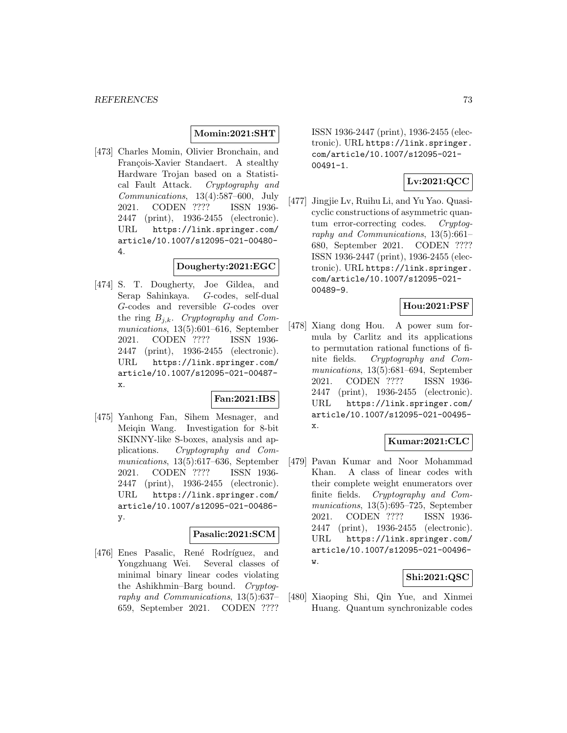**Momin:2021:SHT**

[473] Charles Momin, Olivier Bronchain, and François-Xavier Standaert. A stealthy Hardware Trojan based on a Statistical Fault Attack. *Cryptography and Communications*, 13(4):587–600, July 2021. CODEN ???? ISSN 1936-2447 (print), 1936-2455 (electronic). URL `https://link.springer.com/article/10.1007/s12095-021-00480-4`.

**Dougherty:2021:EGC**

[474] S. T. Dougherty, Joe Gildea, and Serap Sahinkaya. $G$-codes, self-dual $G$-codes and reversible $G$-codes over the ring $B_{j,k}$. *Cryptography and Communications*, 13(5):601–616, September 2021. CODEN ???? ISSN 1936-2447 (print), 1936-2455 (electronic). URL `https://link.springer.com/article/10.1007/s12095-021-00487-x`.

**Fan:2021:IBS**

[475] Yanhong Fan, Sihem Mesnager, and Meiqin Wang. Investigation for 8-bit SKINNY-like S-boxes, analysis and applications. *Cryptography and Communications*, 13(5):617–636, September 2021. CODEN ???? ISSN 1936-2447 (print), 1936-2455 (electronic). URL `https://link.springer.com/article/10.1007/s12095-021-00486-y`.

**Pasalic:2021:SCM**

[476] Enes Pasalic, René Rodríguez, and Yongzhuang Wei. Several classes of minimal binary linear codes violating the Ashikhmin–Barg bound. *Cryptography and Communications*, 13(5):637–659, September 2021. CODEN ???? ISSN 1936-2447 (print), 1936-2455 (electronic). URL `https://link.springer.com/article/10.1007/s12095-021-00491-1`.

**Lv:2021:QCC**

[477] Jingjie Lv, Ruihu Li, and Yu Yao. Quasi-cyclic constructions of asymmetric quantum error-correcting codes. *Cryptography and Communications*, 13(5):661–680, September 2021. CODEN ???? ISSN 1936-2447 (print), 1936-2455 (electronic). URL `https://link.springer.com/article/10.1007/s12095-021-00489-9`.

**Hou:2021:PSF**

[478] Xiang dong Hou. A power sum formula by Carlitz and its applications to permutation rational functions of finite fields. *Cryptography and Communications*, 13(5):681–694, September 2021. CODEN ???? ISSN 1936-2447 (print), 1936-2455 (electronic). URL `https://link.springer.com/article/10.1007/s12095-021-00495-x`.

**Kumar:2021:CLC**

[479] Pavan Kumar and Noor Mohammad Khan. A class of linear codes with their complete weight enumerators over finite fields. *Cryptography and Communications*, 13(5):695–725, September 2021. CODEN ???? ISSN 1936-2447 (print), 1936-2455 (electronic). URL `https://link.springer.com/article/10.1007/s12095-021-00496-w`.

**Shi:2021:QSC**

[480] Xiaoping Shi, Qin Yue, and Xinmei Huang. Quantum synchronizable codes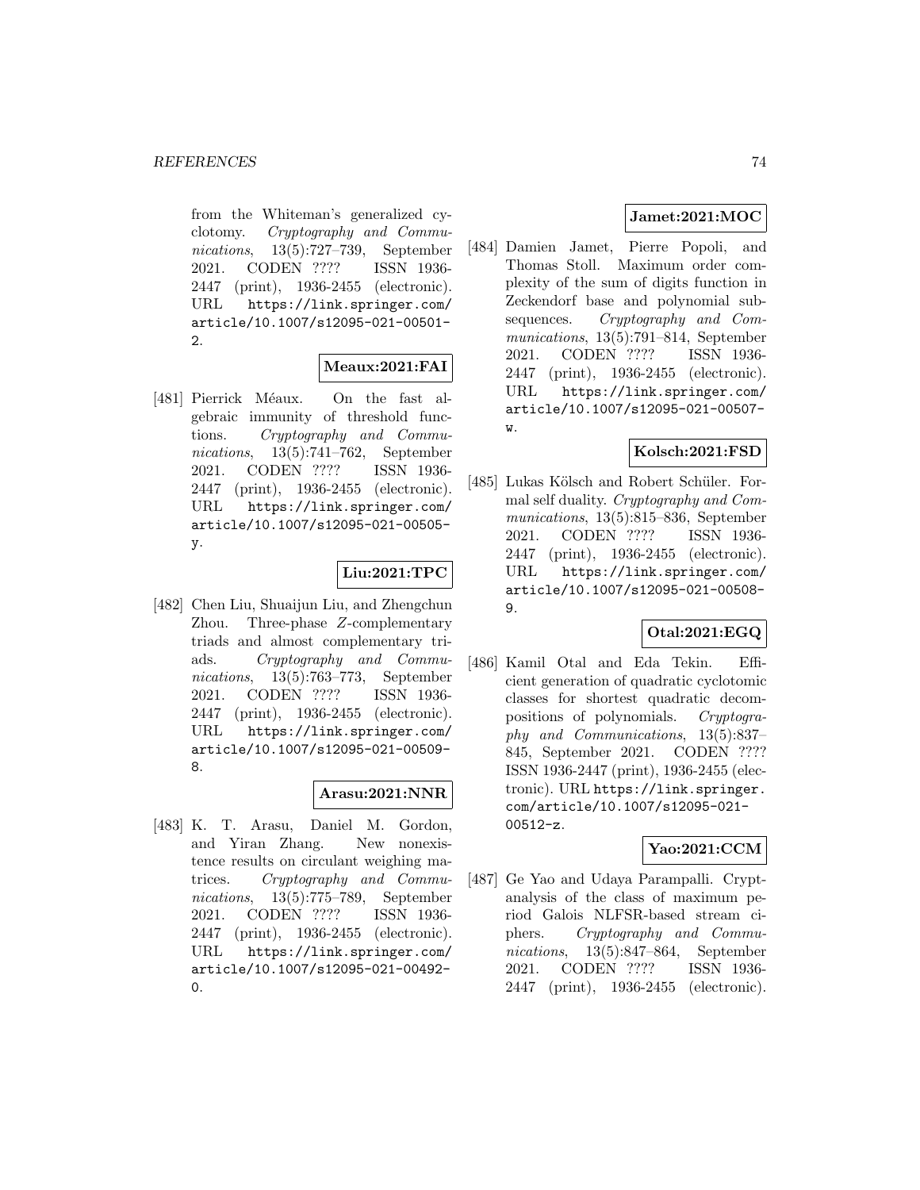from the Whiteman's generalized cyclotomy. *Cryptography and Communications*, 13(5):727–739, September 2021. CODEN ???? ISSN 1936-2447 (print), 1936-2455 (electronic). URL https://link.springer.com/article/10.1007/s12095-021-00501-2.

**Meaux:2021:FAI**

[481] Pierrick Méaux. On the fast algebraic immunity of threshold functions. *Cryptography and Communications*, 13(5):741–762, September 2021. CODEN ???? ISSN 1936-2447 (print), 1936-2455 (electronic). URL https://link.springer.com/article/10.1007/s12095-021-00505-y.

**Liu:2021:TPC**

[482] Chen Liu, Shuaijun Liu, and Zhengchun Zhou. Three-phase $Z$-complementary triads and almost complementary triads. *Cryptography and Communications*, 13(5):763–773, September 2021. CODEN ???? ISSN 1936-2447 (print), 1936-2455 (electronic). URL https://link.springer.com/article/10.1007/s12095-021-00509-8.

**Arasu:2021:NNR**

[483] K. T. Arasu, Daniel M. Gordon, and Yiran Zhang. New nonexistence results on circulant weighing matrices. *Cryptography and Communications*, 13(5):775–789, September 2021. CODEN ???? ISSN 1936-2447 (print), 1936-2455 (electronic). URL https://link.springer.com/article/10.1007/s12095-021-00492-0.

**Jamet:2021:MOC**

[484] Damien Jamet, Pierre Popoli, and Thomas Stoll. Maximum order complexity of the sum of digits function in Zeckendorf base and polynomial subsequences. *Cryptography and Communications*, 13(5):791–814, September 2021. CODEN ???? ISSN 1936-2447 (print), 1936-2455 (electronic). URL https://link.springer.com/article/10.1007/s12095-021-00507-w.

**Kolsch:2021:FSD**

[485] Lukas Kölsch and Robert Schüler. Formal self duality. *Cryptography and Communications*, 13(5):815–836, September 2021. CODEN ???? ISSN 1936-2447 (print), 1936-2455 (electronic). URL https://link.springer.com/article/10.1007/s12095-021-00508-9.

**Otal:2021:EGQ**

[486] Kamil Otal and Eda Tekin. Efficient generation of quadratic cyclotomic classes for shortest quadratic decompositions of polynomials. *Cryptography and Communications*, 13(5):837–845, September 2021. CODEN ???? ISSN 1936-2447 (print), 1936-2455 (electronic). URL https://link.springer.com/article/10.1007/s12095-021-00512-z.

**Yao:2021:CCM**

[487] Ge Yao and Udaya Parampalli. Cryptanalysis of the class of maximum period Galois NLFSR-based stream ciphers. *Cryptography and Communications*, 13(5):847–864, September 2021. CODEN ???? ISSN 1936-2447 (print), 1936-2455 (electronic).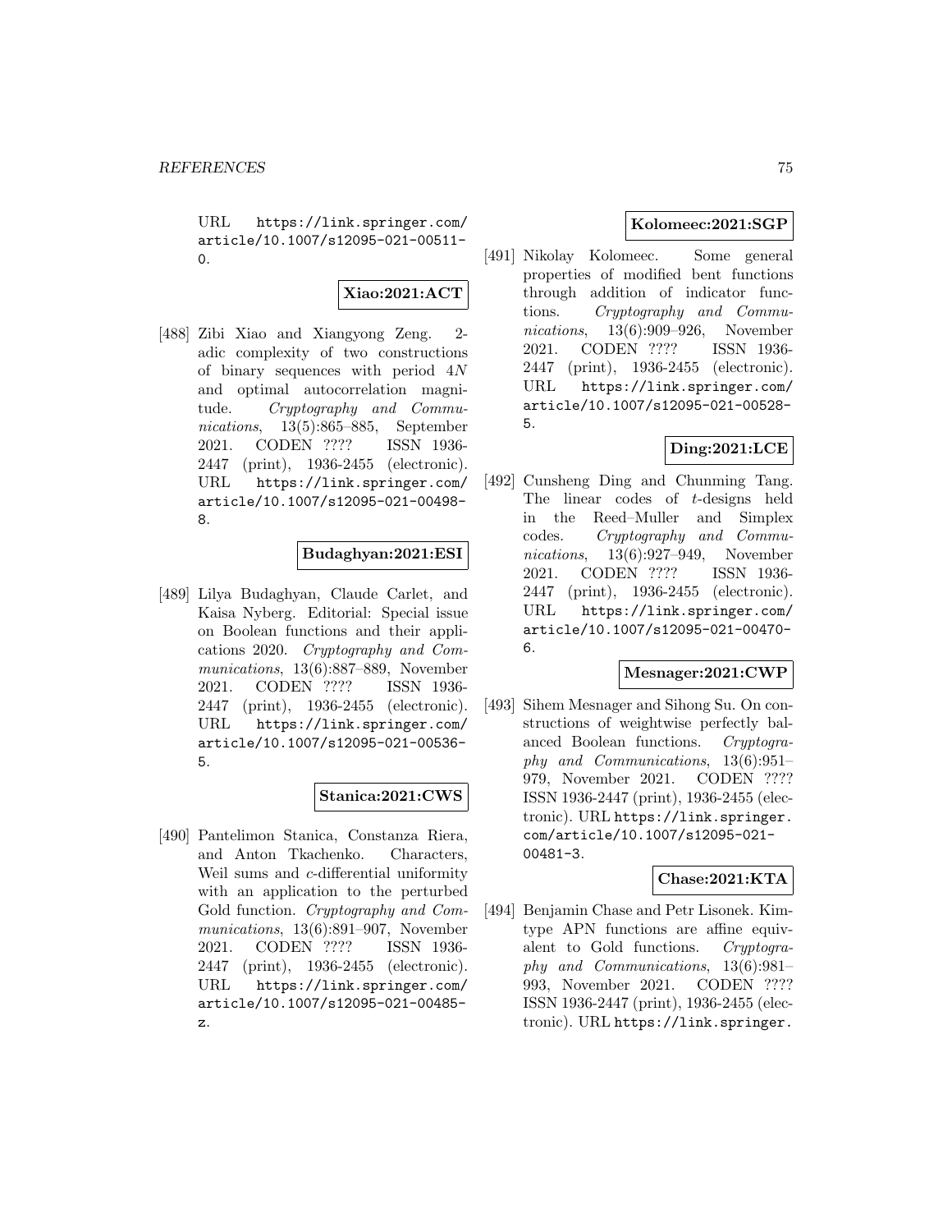URL https://link.springer.com/article/10.1007/s12095-021-00511-0.

**Xiao:2021:ACT**

[488] Zibi Xiao and Xiangyong Zeng. 2-adic complexity of two constructions of binary sequences with period $4N$ and optimal autocorrelation magnitude. *Cryptography and Communications*, 13(5):865–885, September 2021. CODEN ???? ISSN 1936-2447 (print), 1936-2455 (electronic). URL https://link.springer.com/article/10.1007/s12095-021-00498-8.

**Budaghyan:2021:ESI**

[489] Lilya Budaghyan, Claude Carlet, and Kaisa Nyberg. Editorial: Special issue on Boolean functions and their applications 2020. *Cryptography and Communications*, 13(6):887–889, November 2021. CODEN ???? ISSN 1936-2447 (print), 1936-2455 (electronic). URL https://link.springer.com/article/10.1007/s12095-021-00536-5.

**Stanica:2021:CWS**

[490] Pantelimon Stanica, Constanza Riera, and Anton Tkachenko. Characters, Weil sums and $c$-differential uniformity with an application to the perturbed Gold function. *Cryptography and Communications*, 13(6):891–907, November 2021. CODEN ???? ISSN 1936-2447 (print), 1936-2455 (electronic). URL https://link.springer.com/article/10.1007/s12095-021-00485-z.

**Kolomeec:2021:SGP**

[491] Nikolay Kolomeec. Some general properties of modified bent functions through addition of indicator functions. *Cryptography and Communications*, 13(6):909–926, November 2021. CODEN ???? ISSN 1936-2447 (print), 1936-2455 (electronic). URL https://link.springer.com/article/10.1007/s12095-021-00528-5.

**Ding:2021:LCE**

[492] Cunsheng Ding and Chunming Tang. The linear codes of $t$-designs held in the Reed–Muller and Simplex codes. *Cryptography and Communications*, 13(6):927–949, November 2021. CODEN ???? ISSN 1936-2447 (print), 1936-2455 (electronic). URL https://link.springer.com/article/10.1007/s12095-021-00470-6.

**Mesnager:2021:CWP**

[493] Sihem Mesnager and Sihong Su. On constructions of weightwise perfectly balanced Boolean functions. *Cryptography and Communications*, 13(6):951–979, November 2021. CODEN ???? ISSN 1936-2447 (print), 1936-2455 (electronic). URL https://link.springer.com/article/10.1007/s12095-021-00481-3.

**Chase:2021:KTA**

[494] Benjamin Chase and Petr Lisonek. Kim-type APN functions are affine equivalent to Gold functions. *Cryptography and Communications*, 13(6):981–993, November 2021. CODEN ???? ISSN 1936-2447 (print), 1936-2455 (electronic). URL https://link.springer.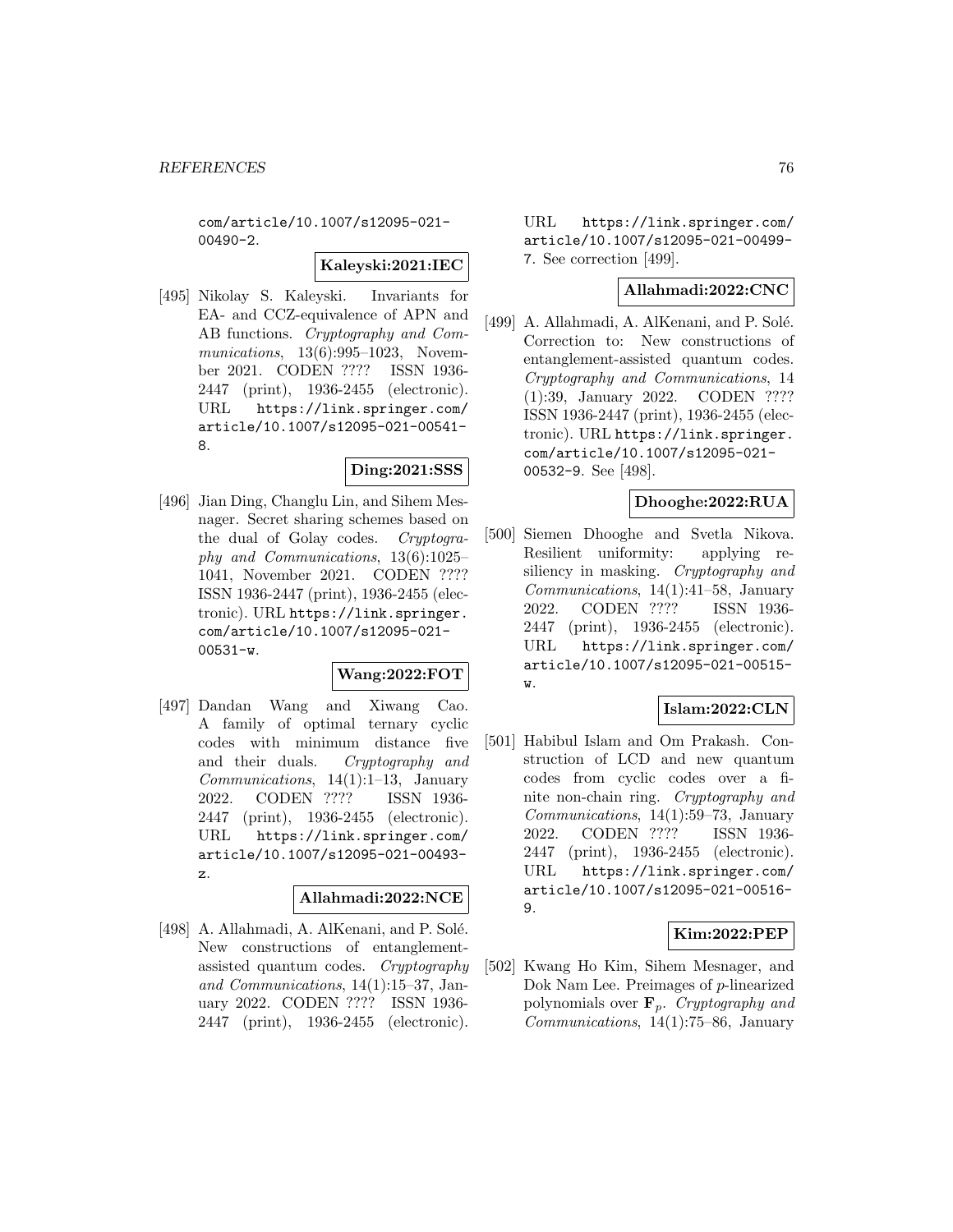com/article/10.1007/s12095-021-00490-2.

**Kaleyski:2021:IEC**

[495] Nikolay S. Kaleyski. Invariants for EA- and CCZ-equivalence of APN and AB functions. *Cryptography and Communications*, 13(6):995–1023, November 2021. CODEN ???? ISSN 1936-2447 (print), 1936-2455 (electronic). URL https://link.springer.com/article/10.1007/s12095-021-00541-8.

**Ding:2021:SSS**

[496] Jian Ding, Changlu Lin, and Sihem Mesnager. Secret sharing schemes based on the dual of Golay codes. *Cryptography and Communications*, 13(6):1025–1041, November 2021. CODEN ???? ISSN 1936-2447 (print), 1936-2455 (electronic). URL https://link.springer.com/article/10.1007/s12095-021-00531-w.

**Wang:2022:FOT**

[497] Dandan Wang and Xiwang Cao. A family of optimal ternary cyclic codes with minimum distance five and their duals. *Cryptography and Communications*, 14(1):1–13, January 2022. CODEN ???? ISSN 1936-2447 (print), 1936-2455 (electronic). URL https://link.springer.com/article/10.1007/s12095-021-00493-z.

**Allahmadi:2022:NCE**

[498] A. Allahmadi, A. AlKenani, and P. Solé. New constructions of entanglement-assisted quantum codes. *Cryptography and Communications*, 14(1):15–37, January 2022. CODEN ???? ISSN 1936-2447 (print), 1936-2455 (electronic). URL https://link.springer.com/article/10.1007/s12095-021-00499-7. See correction [499].

**Allahmadi:2022:CNC**

[499] A. Allahmadi, A. AlKenani, and P. Solé. Correction to: New constructions of entanglement-assisted quantum codes. *Cryptography and Communications*, 14(1):39, January 2022. CODEN ???? ISSN 1936-2447 (print), 1936-2455 (electronic). URL https://link.springer.com/article/10.1007/s12095-021-00532-9. See [498].

**Dhooghe:2022:RUA**

[500] Siemen Dhooghe and Svetla Nikova. Resilient uniformity: applying resiliency in masking. *Cryptography and Communications*, 14(1):41–58, January 2022. CODEN ???? ISSN 1936-2447 (print), 1936-2455 (electronic). URL https://link.springer.com/article/10.1007/s12095-021-00515-w.

**Islam:2022:CLN**

[501] Habibul Islam and Om Prakash. Construction of LCD and new quantum codes from cyclic codes over a finite non-chain ring. *Cryptography and Communications*, 14(1):59–73, January 2022. CODEN ???? ISSN 1936-2447 (print), 1936-2455 (electronic). URL https://link.springer.com/article/10.1007/s12095-021-00516-9.

**Kim:2022:PEP**

[502] Kwang Ho Kim, Sihem Mesnager, and Dok Nam Lee. Preimages of $p$-linearized polynomials over $\mathbf{F}_p$. *Cryptography and Communications*, 14(1):75–86, January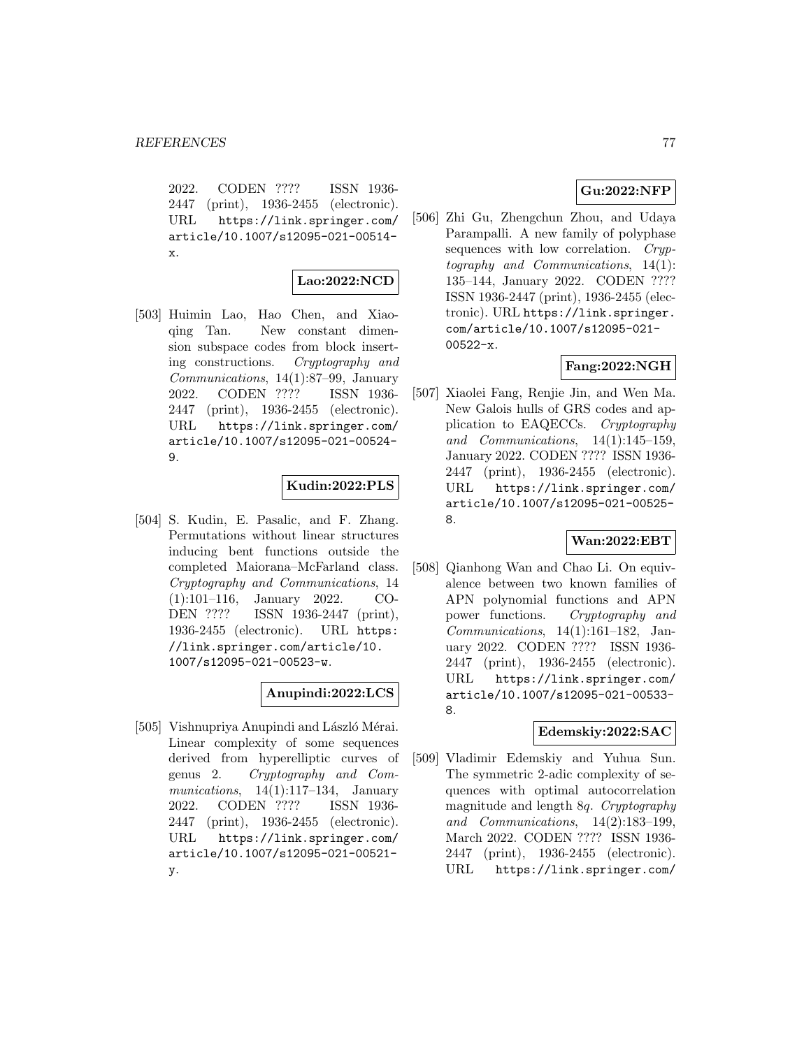2022. CODEN ???? ISSN 1936-2447 (print), 1936-2455 (electronic). URL https://link.springer.com/article/10.1007/s12095-021-00514-x.

**Lao:2022:NCD**

[503] Huimin Lao, Hao Chen, and Xiaoqing Tan. New constant dimension subspace codes from block inserting constructions. *Cryptography and Communications*, 14(1):87–99, January 2022. CODEN ???? ISSN 1936-2447 (print), 1936-2455 (electronic). URL https://link.springer.com/article/10.1007/s12095-021-00524-9.

**Kudin:2022:PLS**

[504] S. Kudin, E. Pasalic, and F. Zhang. Permutations without linear structures inducing bent functions outside the completed Maiorana–McFarland class. *Cryptography and Communications*, 14(1):101–116, January 2022. CODEN ???? ISSN 1936-2447 (print), 1936-2455 (electronic). URL https://link.springer.com/article/10.1007/s12095-021-00523-w.

**Anupindi:2022:LCS**

[505] Vishnupriya Anupindi and László Mérai. Linear complexity of some sequences derived from hyperelliptic curves of genus 2. *Cryptography and Communications*, 14(1):117–134, January 2022. CODEN ???? ISSN 1936-2447 (print), 1936-2455 (electronic). URL https://link.springer.com/article/10.1007/s12095-021-00521-y.

**Gu:2022:NFP**

[506] Zhi Gu, Zhengchun Zhou, and Udaya Parampalli. A new family of polyphase sequences with low correlation. *Cryptography and Communications*, 14(1):135–144, January 2022. CODEN ???? ISSN 1936-2447 (print), 1936-2455 (electronic). URL https://link.springer.com/article/10.1007/s12095-021-00522-x.

**Fang:2022:NGH**

[507] Xiaolei Fang, Renjie Jin, and Wen Ma. New Galois hulls of GRS codes and application to EAQECCs. *Cryptography and Communications*, 14(1):145–159, January 2022. CODEN ???? ISSN 1936-2447 (print), 1936-2455 (electronic). URL https://link.springer.com/article/10.1007/s12095-021-00525-8.

**Wan:2022:EBT**

[508] Qianhong Wan and Chao Li. On equivalence between two known families of APN polynomial functions and APN power functions. *Cryptography and Communications*, 14(1):161–182, January 2022. CODEN ???? ISSN 1936-2447 (print), 1936-2455 (electronic). URL https://link.springer.com/article/10.1007/s12095-021-00533-8.

**Edemskiy:2022:SAC**

[509] Vladimir Edemskiy and Yuhua Sun. The symmetric 2-adic complexity of sequences with optimal autocorrelation magnitude and length $8q$. *Cryptography and Communications*, 14(2):183–199, March 2022. CODEN ???? ISSN 1936-2447 (print), 1936-2455 (electronic). URL https://link.springer.com/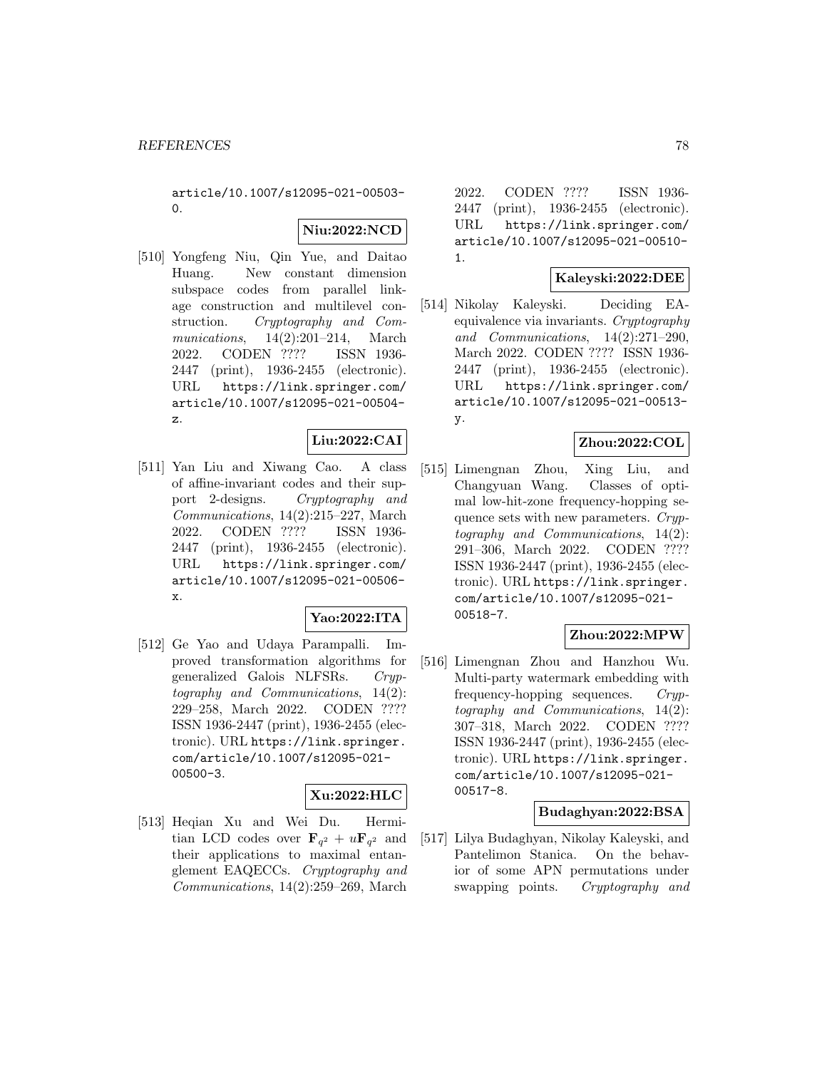article/10.1007/s12095-021-00503-0.

**Niu:2022:NCD**

[510] Yongfeng Niu, Qin Yue, and Daitao Huang. New constant dimension subspace codes from parallel linkage construction and multilevel construction. *Cryptography and Communications*, 14(2):201–214, March 2022. CODEN ???? ISSN 1936-2447 (print), 1936-2455 (electronic). URL https://link.springer.com/article/10.1007/s12095-021-00504-z.

**Liu:2022:CAI**

[511] Yan Liu and Xiwang Cao. A class of affine-invariant codes and their support 2-designs. *Cryptography and Communications*, 14(2):215–227, March 2022. CODEN ???? ISSN 1936-2447 (print), 1936-2455 (electronic). URL https://link.springer.com/article/10.1007/s12095-021-00506-x.

**Yao:2022:ITA**

[512] Ge Yao and Udaya Parampalli. Improved transformation algorithms for generalized Galois NLFSRs. *Cryptography and Communications*, 14(2):229–258, March 2022. CODEN ???? ISSN 1936-2447 (print), 1936-2455 (electronic). URL https://link.springer.com/article/10.1007/s12095-021-00500-3.

**Xu:2022:HLC**

[513] Heqian Xu and Wei Du. Hermitian LCD codes over $\mathbf{F}_{q^2} + u\mathbf{F}_{q^2}$ and their applications to maximal entanglement EAQECCs. *Cryptography and Communications*, 14(2):259–269, March 2022. CODEN ???? ISSN 1936-2447 (print), 1936-2455 (electronic). URL https://link.springer.com/article/10.1007/s12095-021-00510-1.

**Kaleyski:2022:DEE**

[514] Nikolay Kaleyski. Deciding EA-equivalence via invariants. *Cryptography and Communications*, 14(2):271–290, March 2022. CODEN ???? ISSN 1936-2447 (print), 1936-2455 (electronic). URL https://link.springer.com/article/10.1007/s12095-021-00513-y.

**Zhou:2022:COL**

[515] Limengnan Zhou, Xing Liu, and Changyuan Wang. Classes of optimal low-hit-zone frequency-hopping sequence sets with new parameters. *Cryptography and Communications*, 14(2):291–306, March 2022. CODEN ???? ISSN 1936-2447 (print), 1936-2455 (electronic). URL https://link.springer.com/article/10.1007/s12095-021-00518-7.

**Zhou:2022:MPW**

[516] Limengnan Zhou and Hanzhou Wu. Multi-party watermark embedding with frequency-hopping sequences. *Cryptography and Communications*, 14(2):307–318, March 2022. CODEN ???? ISSN 1936-2447 (print), 1936-2455 (electronic). URL https://link.springer.com/article/10.1007/s12095-021-00517-8.

**Budaghyan:2022:BSA**

[517] Lilya Budaghyan, Nikolay Kaleyski, and Pantelimon Stanica. On the behavior of some APN permutations under swapping points. *Cryptography and*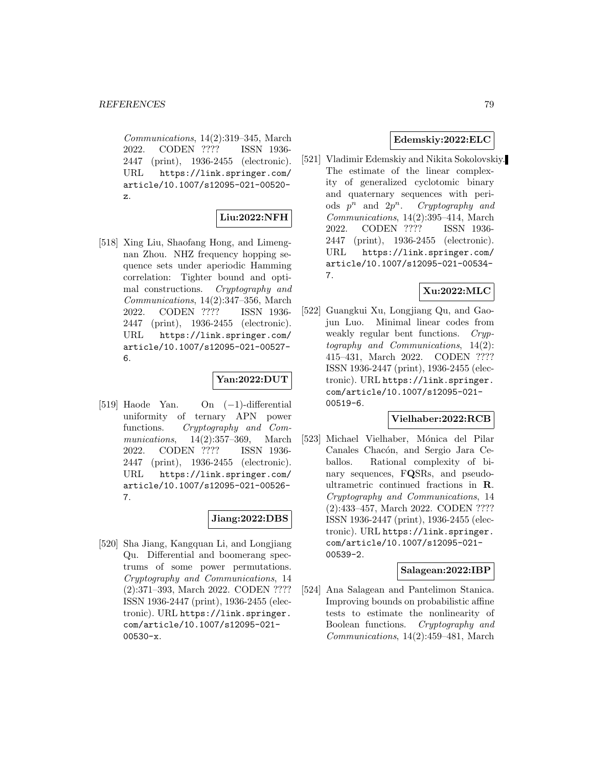*Communications*, 14(2):319–345, March 2022. CODEN ???? ISSN 1936-2447 (print), 1936-2455 (electronic). URL https://link.springer.com/article/10.1007/s12095-021-00520-z.

**Liu:2022:NFH**

[518] Xing Liu, Shaofang Hong, and Limengnan Zhou. NHZ frequency hopping sequence sets under aperiodic Hamming correlation: Tighter bound and optimal constructions. *Cryptography and Communications*, 14(2):347–356, March 2022. CODEN ???? ISSN 1936-2447 (print), 1936-2455 (electronic). URL https://link.springer.com/article/10.1007/s12095-021-00527-6.

**Yan:2022:DUT**

[519] Haode Yan. On $(-1)$-differential uniformity of ternary APN power functions. *Cryptography and Communications*, 14(2):357–369, March 2022. CODEN ???? ISSN 1936-2447 (print), 1936-2455 (electronic). URL https://link.springer.com/article/10.1007/s12095-021-00526-7.

**Jiang:2022:DBS**

[520] Sha Jiang, Kangquan Li, and Longjiang Qu. Differential and boomerang spectrums of some power permutations. *Cryptography and Communications*, 14 (2):371–393, March 2022. CODEN ???? ISSN 1936-2447 (print), 1936-2455 (electronic). URL https://link.springer.com/article/10.1007/s12095-021-00530-x.

**Edemskiy:2022:ELC**

[521] Vladimir Edemskiy and Nikita Sokolovskiy. The estimate of the linear complexity of generalized cyclotomic binary and quaternary sequences with periods $p^n$ and $2p^n$. *Cryptography and Communications*, 14(2):395–414, March 2022. CODEN ???? ISSN 1936-2447 (print), 1936-2455 (electronic). URL https://link.springer.com/article/10.1007/s12095-021-00534-7.

**Xu:2022:MLC**

[522] Guangkui Xu, Longjiang Qu, and Gaojun Luo. Minimal linear codes from weakly regular bent functions. *Cryptography and Communications*, 14(2): 415–431, March 2022. CODEN ???? ISSN 1936-2447 (print), 1936-2455 (electronic). URL https://link.springer.com/article/10.1007/s12095-021-00519-6.

**Vielhaber:2022:RCB**

[523] Michael Vielhaber, Mónica del Pilar Canales Chacón, and Sergio Jara Ceballos. Rational complexity of binary sequences, F**Q**SRs, and pseudo-ultrametric continued fractions in **R**. *Cryptography and Communications*, 14 (2):433–457, March 2022. CODEN ???? ISSN 1936-2447 (print), 1936-2455 (electronic). URL https://link.springer.com/article/10.1007/s12095-021-00539-2.

**Salagean:2022:IBP**

[524] Ana Salagean and Pantelimon Stanica. Improving bounds on probabilistic affine tests to estimate the nonlinearity of Boolean functions. *Cryptography and Communications*, 14(2):459–481, March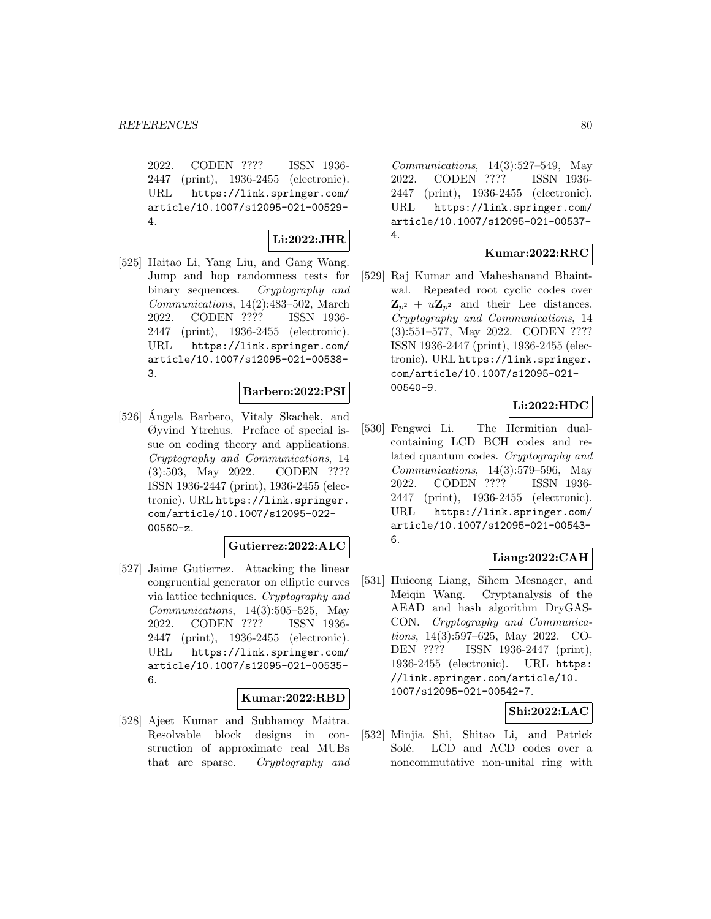2022. CODEN ???? ISSN 1936-2447 (print), 1936-2455 (electronic). URL https://link.springer.com/article/10.1007/s12095-021-00529-4.

**Li:2022:JHR**

[525] Haitao Li, Yang Liu, and Gang Wang. Jump and hop randomness tests for binary sequences. *Cryptography and Communications*, 14(2):483–502, March 2022. CODEN ???? ISSN 1936-2447 (print), 1936-2455 (electronic). URL https://link.springer.com/article/10.1007/s12095-021-00538-3.

**Barbero:2022:PSI**

[526] Ángela Barbero, Vitaly Skachek, and Øyvind Ytrehus. Preface of special issue on coding theory and applications. *Cryptography and Communications*, 14 (3):503, May 2022. CODEN ???? ISSN 1936-2447 (print), 1936-2455 (electronic). URL https://link.springer.com/article/10.1007/s12095-022-00560-z.

**Gutierrez:2022:ALC**

[527] Jaime Gutierrez. Attacking the linear congruential generator on elliptic curves via lattice techniques. *Cryptography and Communications*, 14(3):505–525, May 2022. CODEN ???? ISSN 1936-2447 (print), 1936-2455 (electronic). URL https://link.springer.com/article/10.1007/s12095-021-00535-6.

**Kumar:2022:RBD**

[528] Ajeet Kumar and Subhamoy Maitra. Resolvable block designs in construction of approximate real MUBs that are sparse. *Cryptography and Communications*, 14(3):527–549, May 2022. CODEN ???? ISSN 1936-2447 (print), 1936-2455 (electronic). URL https://link.springer.com/article/10.1007/s12095-021-00537-4.

**Kumar:2022:RRC**

[529] Raj Kumar and Maheshanand Bhaintwal. Repeated root cyclic codes over $\mathbf{Z}_{p^2} + u\mathbf{Z}_{p^2}$ and their Lee distances. *Cryptography and Communications*, 14 (3):551–577, May 2022. CODEN ???? ISSN 1936-2447 (print), 1936-2455 (electronic). URL https://link.springer.com/article/10.1007/s12095-021-00540-9.

**Li:2022:HDC**

[530] Fengwei Li. The Hermitian dual-containing LCD BCH codes and related quantum codes. *Cryptography and Communications*, 14(3):579–596, May 2022. CODEN ???? ISSN 1936-2447 (print), 1936-2455 (electronic). URL https://link.springer.com/article/10.1007/s12095-021-00543-6.

**Liang:2022:CAH**

[531] Huicong Liang, Sihem Mesnager, and Meiqin Wang. Cryptanalysis of the AEAD and hash algorithm DryGASCON. *Cryptography and Communications*, 14(3):597–625, May 2022. CODEN ???? ISSN 1936-2447 (print), 1936-2455 (electronic). URL https://link.springer.com/article/10.1007/s12095-021-00542-7.

**Shi:2022:LAC**

[532] Minjia Shi, Shitao Li, and Patrick Solé. LCD and ACD codes over a noncommutative non-unital ring with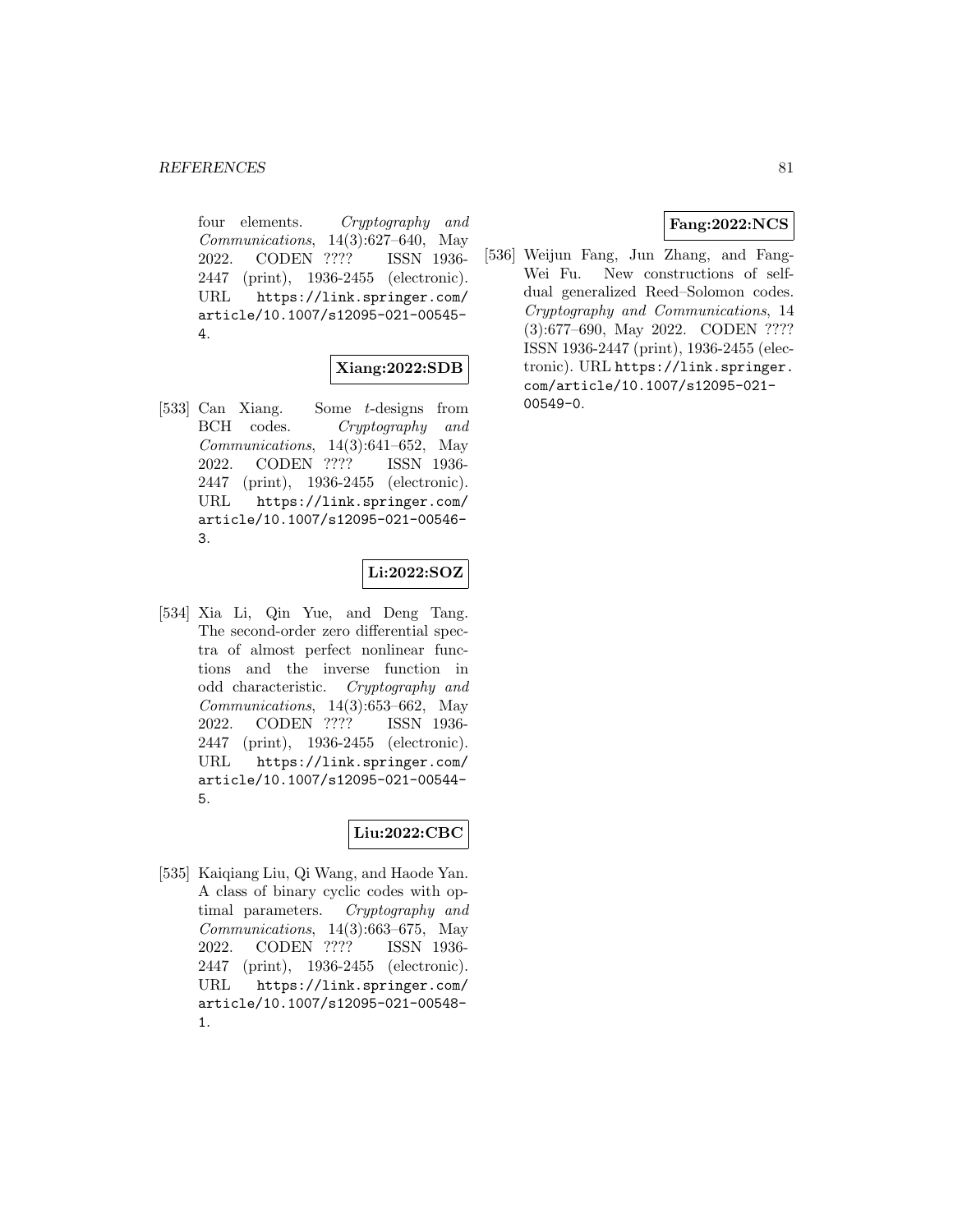four elements. *Cryptography and Communications*, 14(3):627–640, May 2022. CODEN ???? ISSN 1936-2447 (print), 1936-2455 (electronic). URL https://link.springer.com/article/10.1007/s12095-021-00545-4.

**Xiang:2022:SDB**

[533] Can Xiang. Some $t$-designs from BCH codes. *Cryptography and Communications*, 14(3):641–652, May 2022. CODEN ???? ISSN 1936-2447 (print), 1936-2455 (electronic). URL https://link.springer.com/article/10.1007/s12095-021-00546-3.

**Li:2022:SOZ**

[534] Xia Li, Qin Yue, and Deng Tang. The second-order zero differential spectra of almost perfect nonlinear functions and the inverse function in odd characteristic. *Cryptography and Communications*, 14(3):653–662, May 2022. CODEN ???? ISSN 1936-2447 (print), 1936-2455 (electronic). URL https://link.springer.com/article/10.1007/s12095-021-00544-5.

**Liu:2022:CBC**

[535] Kaiqiang Liu, Qi Wang, and Haode Yan. A class of binary cyclic codes with optimal parameters. *Cryptography and Communications*, 14(3):663–675, May 2022. CODEN ???? ISSN 1936-2447 (print), 1936-2455 (electronic). URL https://link.springer.com/article/10.1007/s12095-021-00548-1.

**Fang:2022:NCS**

[536] Weijun Fang, Jun Zhang, and Fang-Wei Fu. New constructions of self-dual generalized Reed–Solomon codes. *Cryptography and Communications*, 14 (3):677–690, May 2022. CODEN ???? ISSN 1936-2447 (print), 1936-2455 (electronic). URL https://link.springer.com/article/10.1007/s12095-021-00549-0.